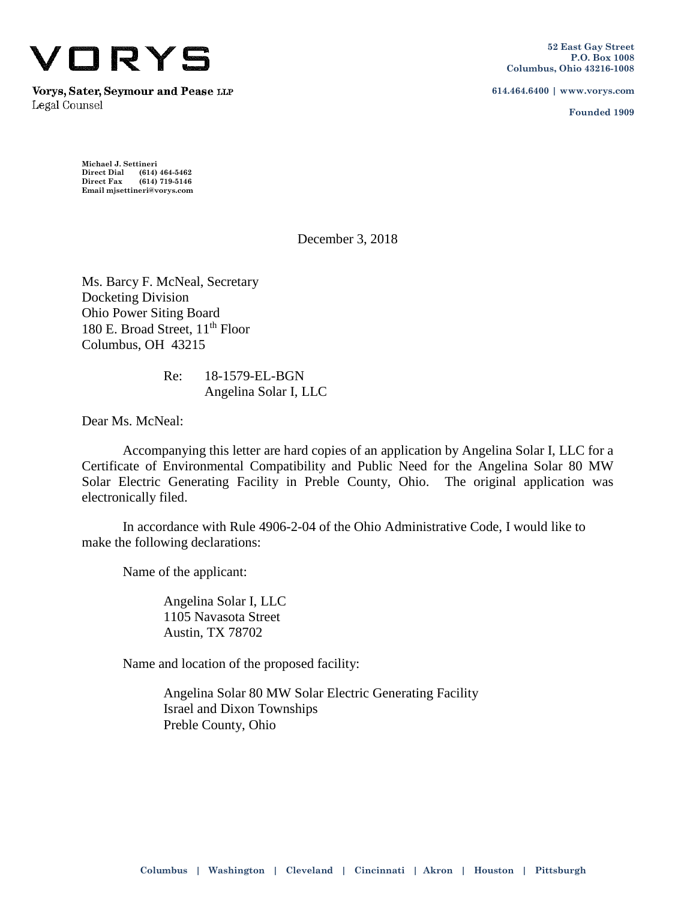**VORYS**

**Vorys, Sater, Seymour and Pease LLP**
Legal Counsel

**52 East Gay Street**
**P.O. Box 1008**
**Columbus, Ohio 43216-1008**

**614.464.6400 | www.vorys.com**

**Founded 1909**

**Michael J. Settineri**
**Direct Dial (614) 464-5462**
**Direct Fax (614) 719-5146**
**Email mjsettineri@vorys.com**

December 3, 2018

Ms. Barcy F. McNeal, Secretary
Docketing Division
Ohio Power Siting Board
180 E. Broad Street, 11th Floor
Columbus, OH 43215

Re: 18-1579-EL-BGN
Angelina Solar I, LLC

Dear Ms. McNeal:

Accompanying this letter are hard copies of an application by Angelina Solar I, LLC for a Certificate of Environmental Compatibility and Public Need for the Angelina Solar 80 MW Solar Electric Generating Facility in Preble County, Ohio. The original application was electronically filed.

In accordance with Rule 4906-2-04 of the Ohio Administrative Code, I would like to make the following declarations:

Name of the applicant:

Angelina Solar I, LLC
1105 Navasota Street
Austin, TX 78702

Name and location of the proposed facility:

Angelina Solar 80 MW Solar Electric Generating Facility
Israel and Dixon Townships
Preble County, Ohio

**Columbus | Washington | Cleveland | Cincinnati | Akron | Houston | Pittsburgh**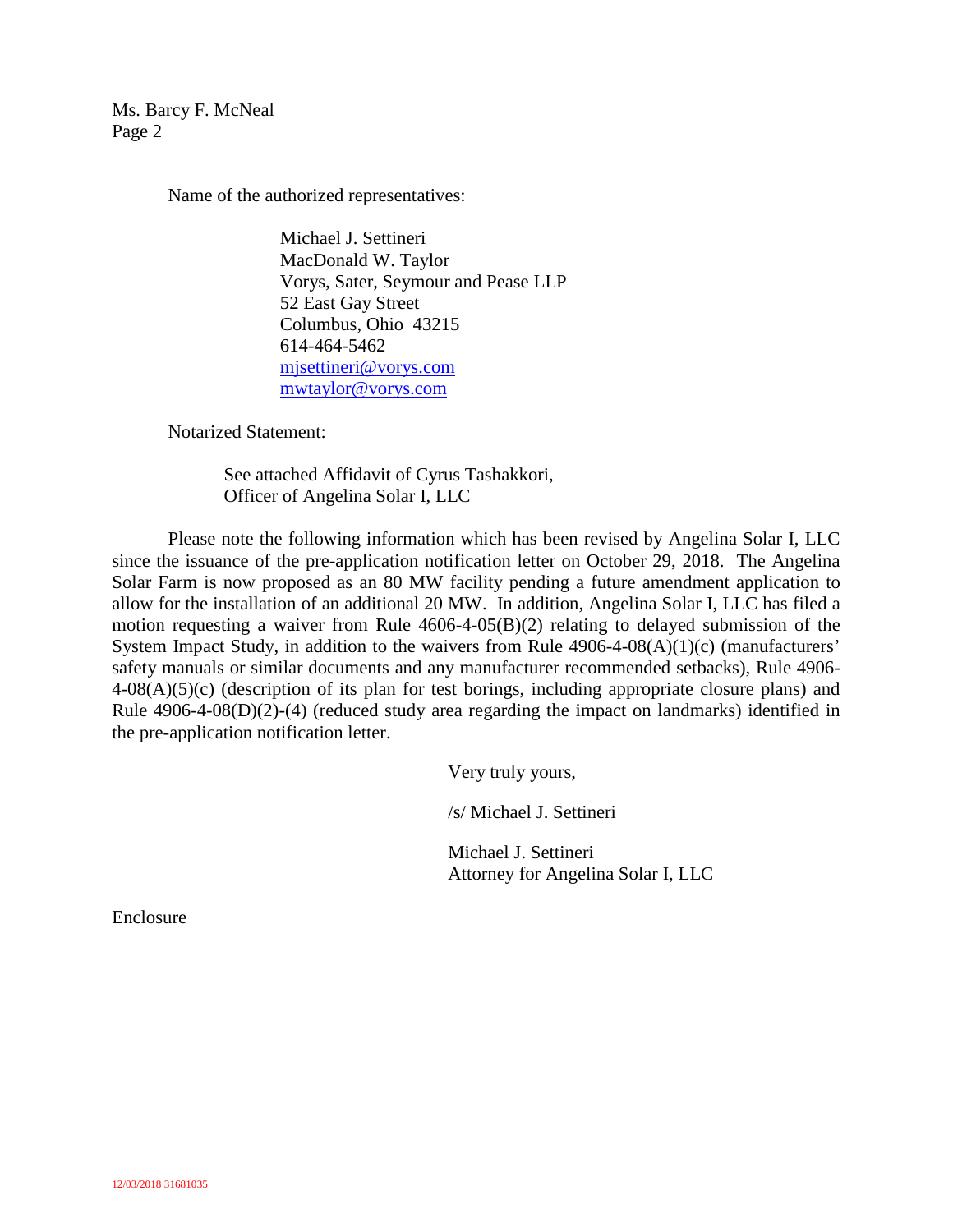Ms. Barcy F. McNeal

Name of the authorized representatives:

Michael J. Settineri
MacDonald W. Taylor
Vorys, Sater, Seymour and Pease LLP
52 East Gay Street
Columbus, Ohio 43215
614-464-5462
mjsettineri@vorys.com
mwtaylor@vorys.com

Notarized Statement:

See attached Affidavit of Cyrus Tashakkori,
Officer of Angelina Solar I, LLC

Please note the following information which has been revised by Angelina Solar I, LLC since the issuance of the pre-application notification letter on October 29, 2018. The Angelina Solar Farm is now proposed as an 80 MW facility pending a future amendment application to allow for the installation of an additional 20 MW. In addition, Angelina Solar I, LLC has filed a motion requesting a waiver from Rule 4606-4-05(B)(2) relating to delayed submission of the System Impact Study, in addition to the waivers from Rule 4906-4-08(A)(1)(c) (manufacturers' safety manuals or similar documents and any manufacturer recommended setbacks), Rule 4906-4-08(A)(5)(c) (description of its plan for test borings, including appropriate closure plans) and Rule 4906-4-08(D)(2)-(4) (reduced study area regarding the impact on landmarks) identified in the pre-application notification letter.

Very truly yours,

/s/ Michael J. Settineri

Michael J. Settineri
Attorney for Angelina Solar I, LLC

Enclosure

12/03/2018 31681035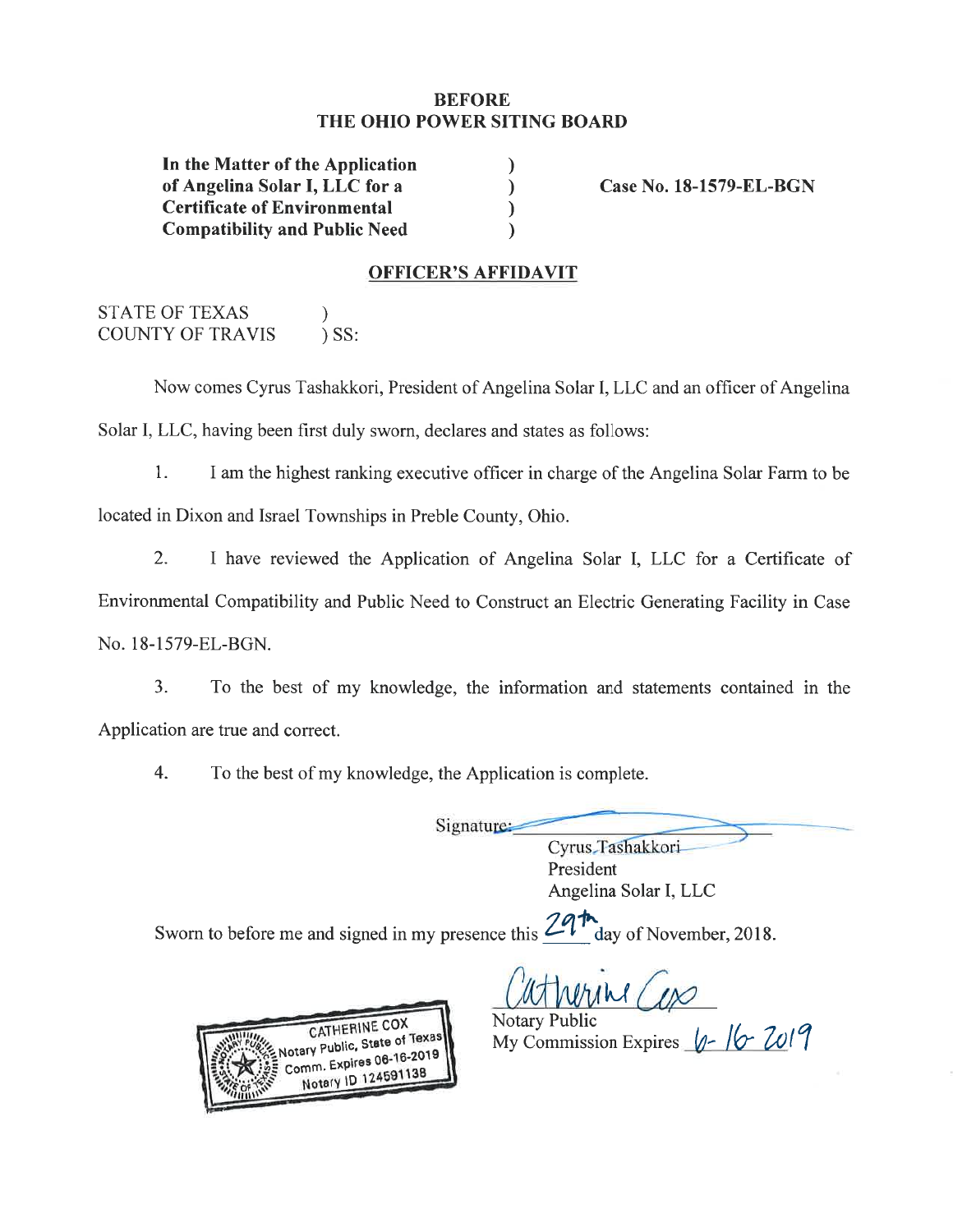**BEFORE**
**THE OHIO POWER SITING BOARD**

| | | |
|---|---|---|
| **In the Matter of the Application of Angelina Solar I, LLC for a Certificate of Environmental Compatibility and Public Need** | ) ) ) ) | **Case No. 18-1579-EL-BGN** |

**OFFICER'S AFFIDAVIT**

STATE OF TEXAS )
COUNTY OF TRAVIS ) SS:

Now comes Cyrus Tashakkori, President of Angelina Solar I, LLC and an officer of Angelina Solar I, LLC, having been first duly sworn, declares and states as follows:

1. I am the highest ranking executive officer in charge of the Angelina Solar Farm to be located in Dixon and Israel Townships in Preble County, Ohio.

2. I have reviewed the Application of Angelina Solar I, LLC for a Certificate of Environmental Compatibility and Public Need to Construct an Electric Generating Facility in Case No. 18-1579-EL-BGN.

3. To the best of my knowledge, the information and statements contained in the Application are true and correct.

4. To the best of my knowledge, the Application is complete.

Signature: [signature]
Cyrus Tashakkori
President
Angelina Solar I, LLC

Sworn to before me and signed in my presence this 29th day of November, 2018.

[signature: Catherine Cox]
Notary Public
My Commission Expires 6-16-2019

CATHERINE COX
Notary Public, State of Texas
Comm. Expires 06-16-2019
Notary ID 124591138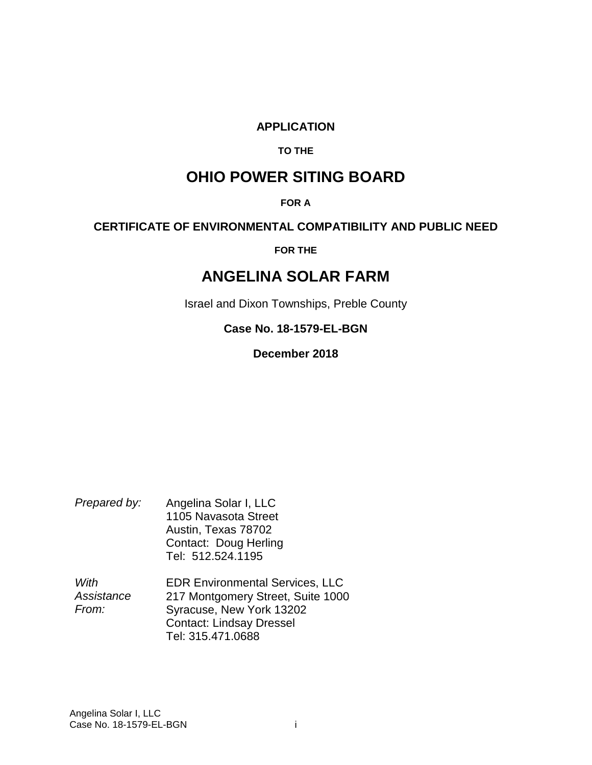**APPLICATION**

**TO THE**

# OHIO POWER SITING BOARD

**FOR A**

**CERTIFICATE OF ENVIRONMENTAL COMPATIBILITY AND PUBLIC NEED**

**FOR THE**

# ANGELINA SOLAR FARM

Israel and Dixon Townships, Preble County

**Case No. 18-1579-EL-BGN**

**December 2018**

*Prepared by:*
Angelina Solar I, LLC
1105 Navasota Street
Austin, Texas 78702
Contact: Doug Herling
Tel: 512.524.1195

*With Assistance From:*
EDR Environmental Services, LLC
217 Montgomery Street, Suite 1000
Syracuse, New York 13202
Contact: Lindsay Dressel
Tel: 315.471.0688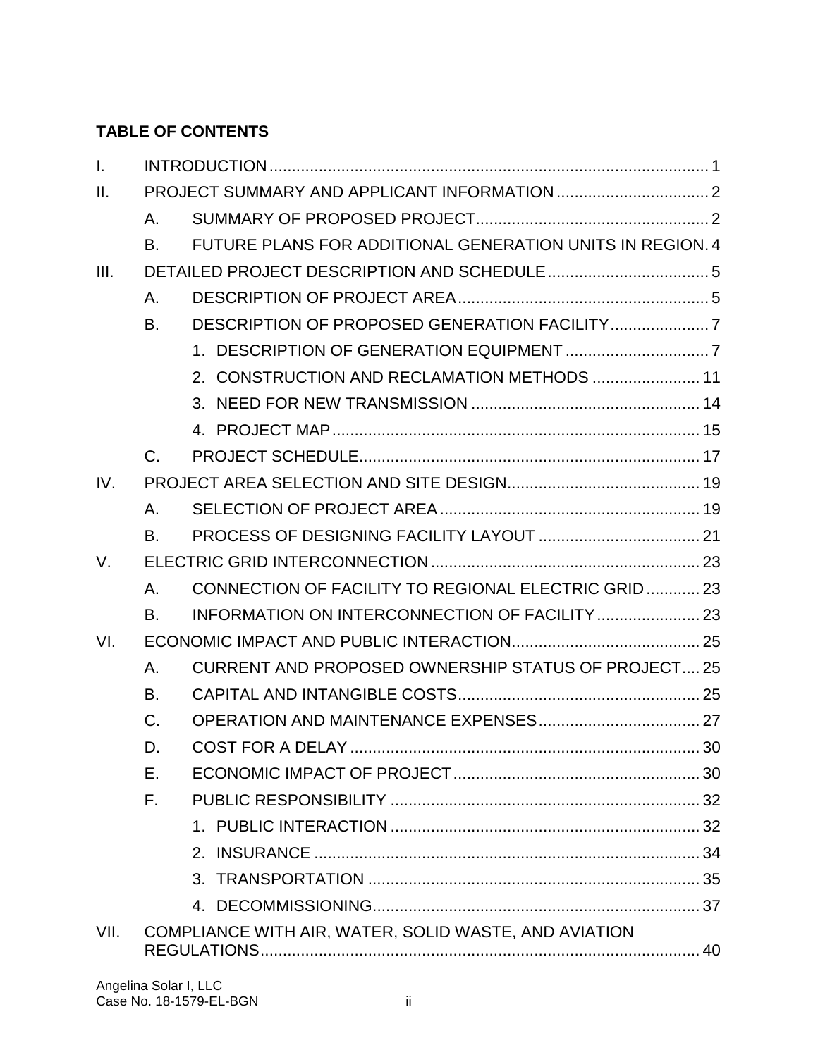**TABLE OF CONTENTS**

| | | |
|---|---|---|
| I. | INTRODUCTION | 1 |
| II. | PROJECT SUMMARY AND APPLICANT INFORMATION | 2 |
| | A. SUMMARY OF PROPOSED PROJECT | 2 |
| | B. FUTURE PLANS FOR ADDITIONAL GENERATION UNITS IN REGION | 4 |
| III. | DETAILED PROJECT DESCRIPTION AND SCHEDULE | 5 |
| | A. DESCRIPTION OF PROJECT AREA | 5 |
| | B. DESCRIPTION OF PROPOSED GENERATION FACILITY | 7 |
| | 1. DESCRIPTION OF GENERATION EQUIPMENT | 7 |
| | 2. CONSTRUCTION AND RECLAMATION METHODS | 11 |
| | 3. NEED FOR NEW TRANSMISSION | 14 |
| | 4. PROJECT MAP | 15 |
| | C. PROJECT SCHEDULE | 17 |
| IV. | PROJECT AREA SELECTION AND SITE DESIGN | 19 |
| | A. SELECTION OF PROJECT AREA | 19 |
| | B. PROCESS OF DESIGNING FACILITY LAYOUT | 21 |
| V. | ELECTRIC GRID INTERCONNECTION | 23 |
| | A. CONNECTION OF FACILITY TO REGIONAL ELECTRIC GRID | 23 |
| | B. INFORMATION ON INTERCONNECTION OF FACILITY | 23 |
| VI. | ECONOMIC IMPACT AND PUBLIC INTERACTION | 25 |
| | A. CURRENT AND PROPOSED OWNERSHIP STATUS OF PROJECT | 25 |
| | B. CAPITAL AND INTANGIBLE COSTS | 25 |
| | C. OPERATION AND MAINTENANCE EXPENSES | 27 |
| | D. COST FOR A DELAY | 30 |
| | E. ECONOMIC IMPACT OF PROJECT | 30 |
| | F. PUBLIC RESPONSIBILITY | 32 |
| | 1. PUBLIC INTERACTION | 32 |
| | 2. INSURANCE | 34 |
| | 3. TRANSPORTATION | 35 |
| | 4. DECOMMISSIONING | 37 |
| VII. | COMPLIANCE WITH AIR, WATER, SOLID WASTE, AND AVIATION REGULATIONS | 40 |

Angelina Solar I, LLC
Case No. 18-1579-EL-BGN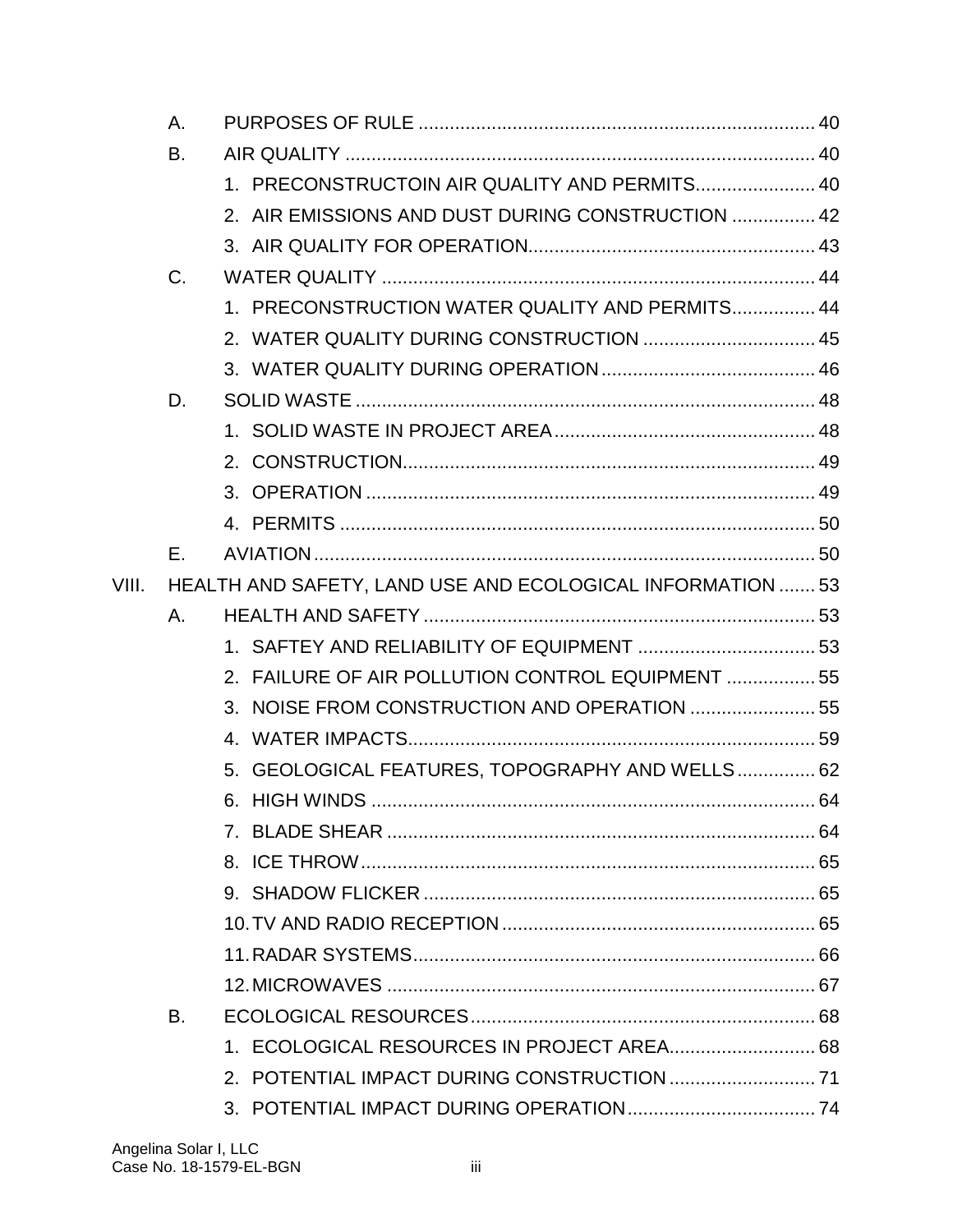| | | | |
|---|---|---|---|
| | A. | PURPOSES OF RULE | 40 |
| | B. | AIR QUALITY | 40 |
| | | 1. PRECONSTRUCTOIN AIR QUALITY AND PERMITS | 40 |
| | | 2. AIR EMISSIONS AND DUST DURING CONSTRUCTION | 42 |
| | | 3. AIR QUALITY FOR OPERATION | 43 |
| | C. | WATER QUALITY | 44 |
| | | 1. PRECONSTRUCTION WATER QUALITY AND PERMITS | 44 |
| | | 2. WATER QUALITY DURING CONSTRUCTION | 45 |
| | | 3. WATER QUALITY DURING OPERATION | 46 |
| | D. | SOLID WASTE | 48 |
| | | 1. SOLID WASTE IN PROJECT AREA | 48 |
| | | 2. CONSTRUCTION | 49 |
| | | 3. OPERATION | 49 |
| | | 4. PERMITS | 50 |
| | E. | AVIATION | 50 |
| VIII. | HEALTH AND SAFETY, LAND USE AND ECOLOGICAL INFORMATION | | 53 |
| | A. | HEALTH AND SAFETY | 53 |
| | | 1. SAFTEY AND RELIABILITY OF EQUIPMENT | 53 |
| | | 2. FAILURE OF AIR POLLUTION CONTROL EQUIPMENT | 55 |
| | | 3. NOISE FROM CONSTRUCTION AND OPERATION | 55 |
| | | 4. WATER IMPACTS | 59 |
| | | 5. GEOLOGICAL FEATURES, TOPOGRAPHY AND WELLS | 62 |
| | | 6. HIGH WINDS | 64 |
| | | 7. BLADE SHEAR | 64 |
| | | 8. ICE THROW | 65 |
| | | 9. SHADOW FLICKER | 65 |
| | | 10. TV AND RADIO RECEPTION | 65 |
| | | 11. RADAR SYSTEMS | 66 |
| | | 12. MICROWAVES | 67 |
| | B. | ECOLOGICAL RESOURCES | 68 |
| | | 1. ECOLOGICAL RESOURCES IN PROJECT AREA | 68 |
| | | 2. POTENTIAL IMPACT DURING CONSTRUCTION | 71 |
| | | 3. POTENTIAL IMPACT DURING OPERATION | 74 |

Angelina Solar I, LLC
Case No. 18-1579-EL-BGN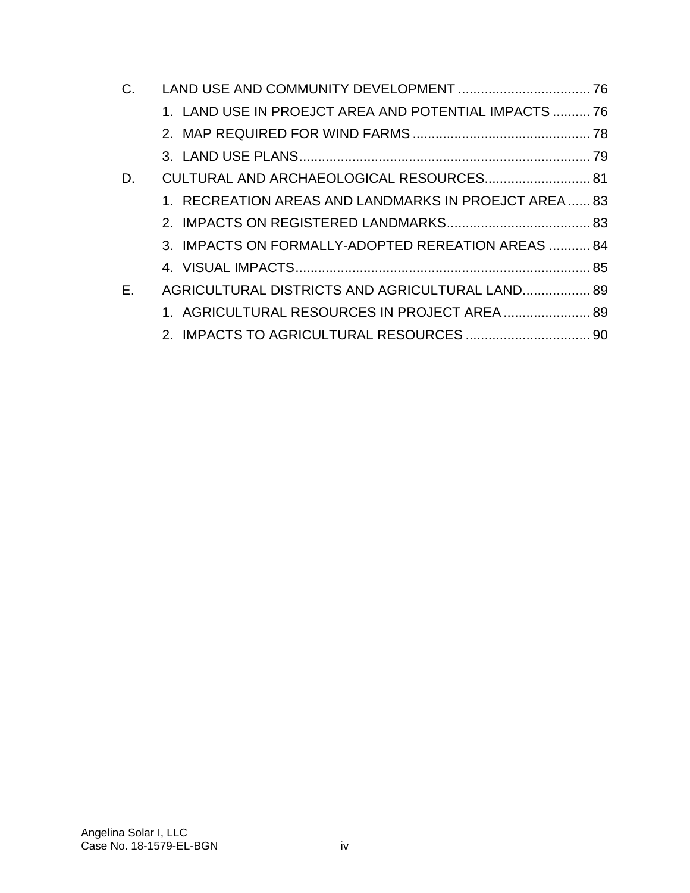C. LAND USE AND COMMUNITY DEVELOPMENT .................................. 76

1. LAND USE IN PROEJCT AREA AND POTENTIAL IMPACTS .......... 76
2. MAP REQUIRED FOR WIND FARMS .............................................. 78
3. LAND USE PLANS ............................................................................ 79

D. CULTURAL AND ARCHAEOLOGICAL RESOURCES ............................ 81

1. RECREATION AREAS AND LANDMARKS IN PROEJCT AREA ...... 83
2. IMPACTS ON REGISTERED LANDMARKS ...................................... 83
3. IMPACTS ON FORMALLY-ADOPTED REREATION AREAS ........... 84
4. VISUAL IMPACTS ............................................................................. 85

E. AGRICULTURAL DISTRICTS AND AGRICULTURAL LAND .................. 89

1. AGRICULTURAL RESOURCES IN PROJECT AREA ....................... 89
2. IMPACTS TO AGRICULTURAL RESOURCES ................................. 90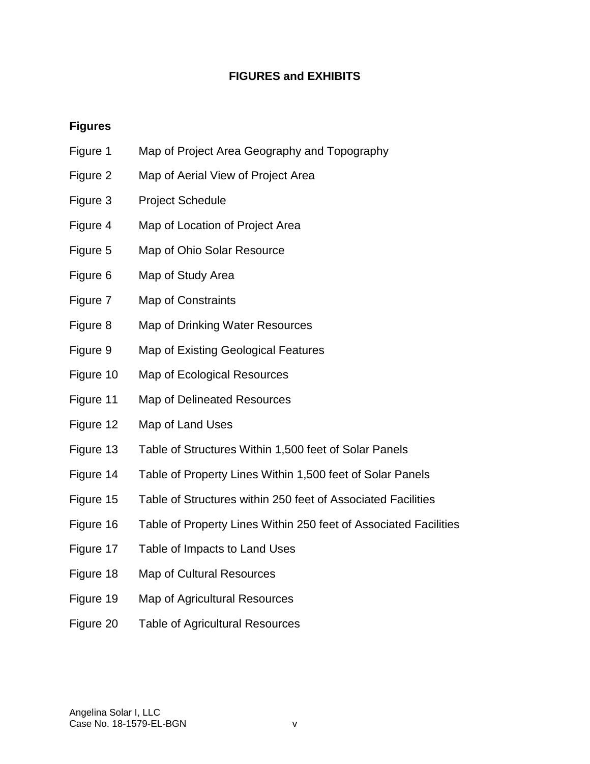# FIGURES and EXHIBITS

## Figures

| | |
|---|---|
| Figure 1 | Map of Project Area Geography and Topography |
| Figure 2 | Map of Aerial View of Project Area |
| Figure 3 | Project Schedule |
| Figure 4 | Map of Location of Project Area |
| Figure 5 | Map of Ohio Solar Resource |
| Figure 6 | Map of Study Area |
| Figure 7 | Map of Constraints |
| Figure 8 | Map of Drinking Water Resources |
| Figure 9 | Map of Existing Geological Features |
| Figure 10 | Map of Ecological Resources |
| Figure 11 | Map of Delineated Resources |
| Figure 12 | Map of Land Uses |
| Figure 13 | Table of Structures Within 1,500 feet of Solar Panels |
| Figure 14 | Table of Property Lines Within 1,500 feet of Solar Panels |
| Figure 15 | Table of Structures within 250 feet of Associated Facilities |
| Figure 16 | Table of Property Lines Within 250 feet of Associated Facilities |
| Figure 17 | Table of Impacts to Land Uses |
| Figure 18 | Map of Cultural Resources |
| Figure 19 | Map of Agricultural Resources |
| Figure 20 | Table of Agricultural Resources |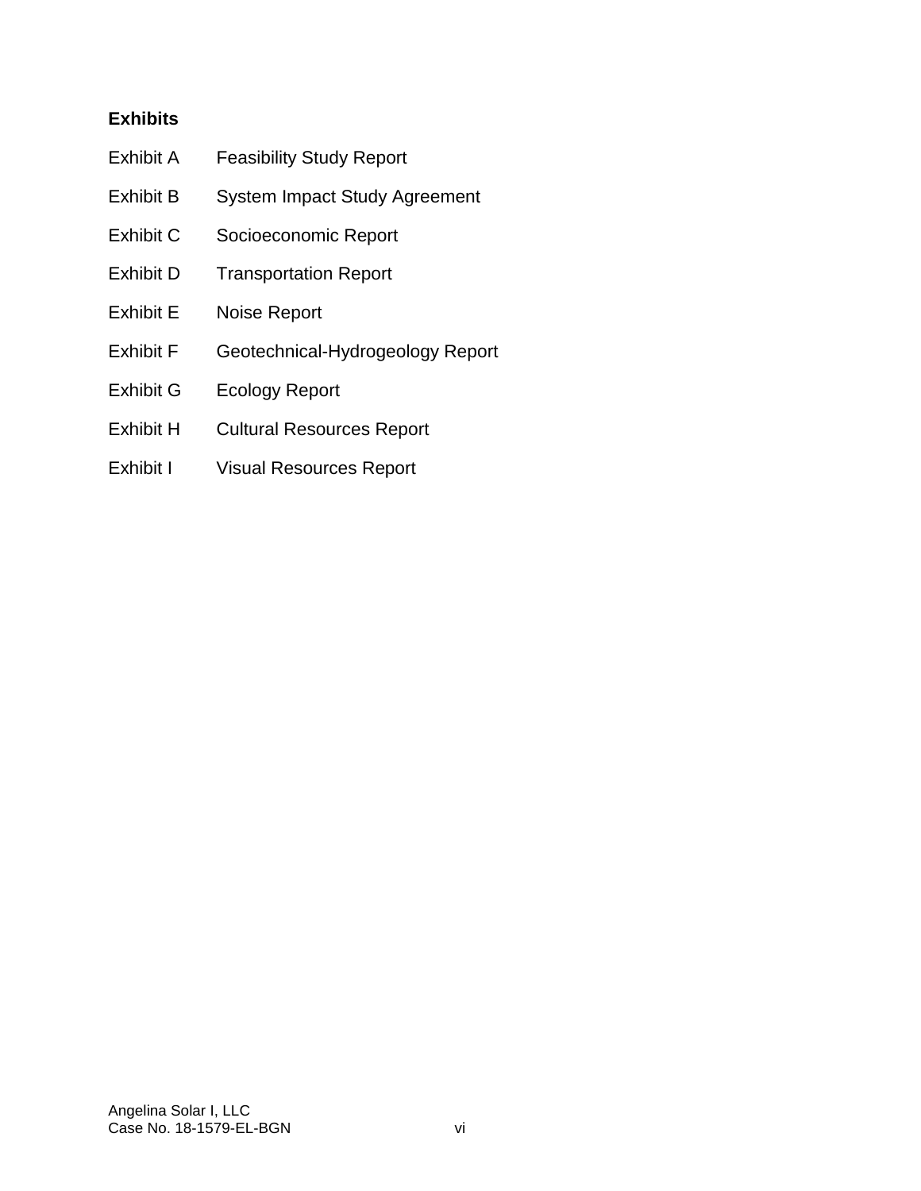**Exhibits**

Exhibit A Feasibility Study Report

Exhibit B System Impact Study Agreement

Exhibit C Socioeconomic Report

Exhibit D Transportation Report

Exhibit E Noise Report

Exhibit F Geotechnical-Hydrogeology Report

Exhibit G Ecology Report

Exhibit H Cultural Resources Report

Exhibit I Visual Resources Report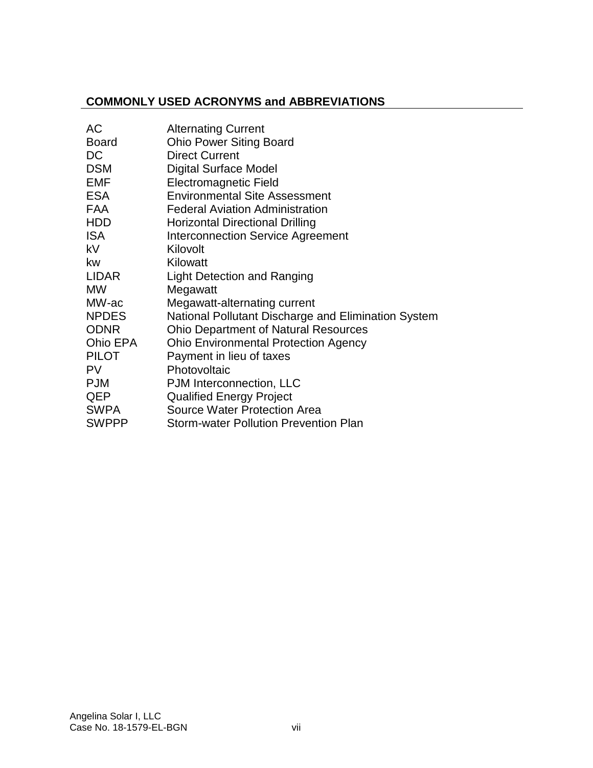## COMMONLY USED ACRONYMS and ABBREVIATIONS

| | |
|---|---|
| AC | Alternating Current |
| Board | Ohio Power Siting Board |
| DC | Direct Current |
| DSM | Digital Surface Model |
| EMF | Electromagnetic Field |
| ESA | Environmental Site Assessment |
| FAA | Federal Aviation Administration |
| HDD | Horizontal Directional Drilling |
| ISA | Interconnection Service Agreement |
| kV | Kilovolt |
| kw | Kilowatt |
| LIDAR | Light Detection and Ranging |
| MW | Megawatt |
| MW-ac | Megawatt-alternating current |
| NPDES | National Pollutant Discharge and Elimination System |
| ODNR | Ohio Department of Natural Resources |
| Ohio EPA | Ohio Environmental Protection Agency |
| PILOT | Payment in lieu of taxes |
| PV | Photovoltaic |
| PJM | PJM Interconnection, LLC |
| QEP | Qualified Energy Project |
| SWPA | Source Water Protection Area |
| SWPPP | Storm-water Pollution Prevention Plan |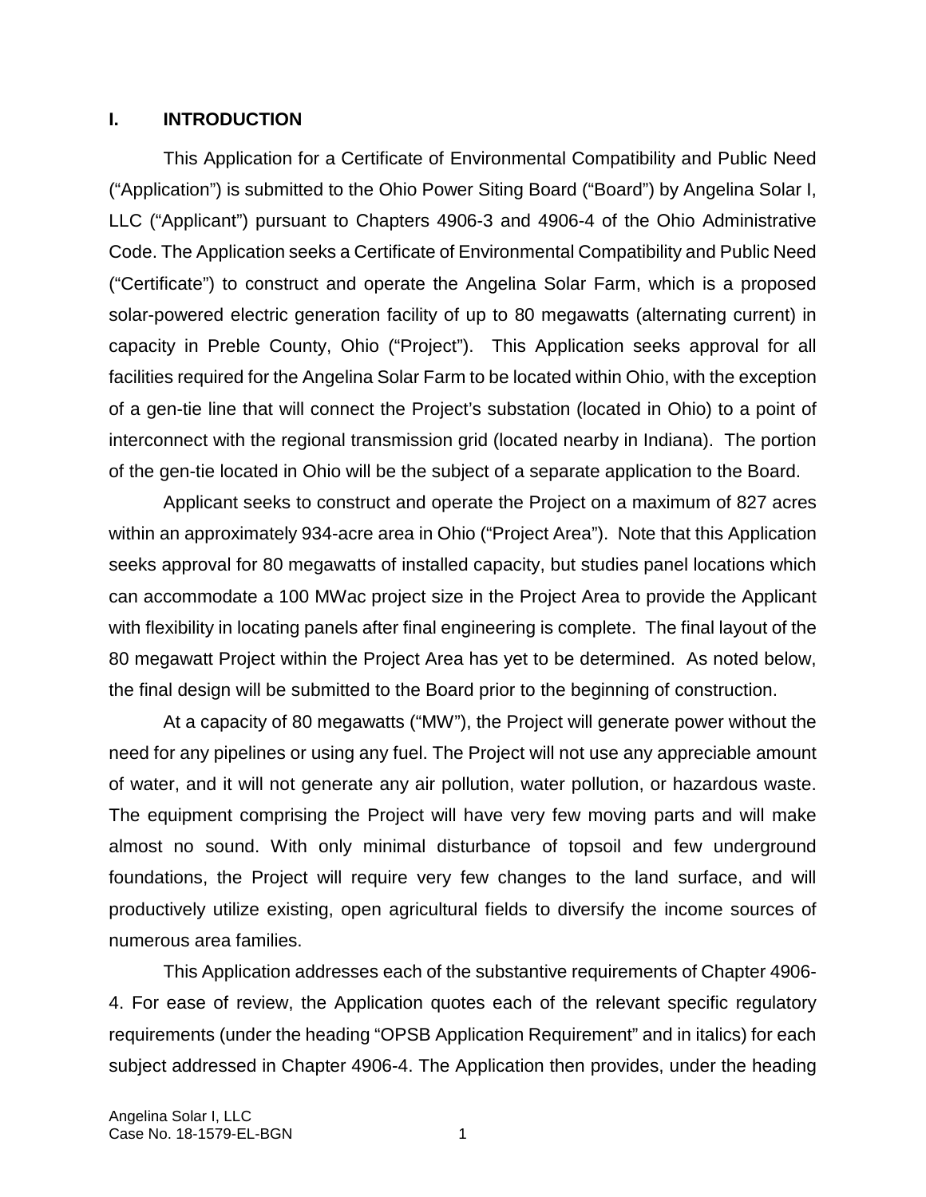## I. INTRODUCTION

This Application for a Certificate of Environmental Compatibility and Public Need ("Application") is submitted to the Ohio Power Siting Board ("Board") by Angelina Solar I, LLC ("Applicant") pursuant to Chapters 4906-3 and 4906-4 of the Ohio Administrative Code. The Application seeks a Certificate of Environmental Compatibility and Public Need ("Certificate") to construct and operate the Angelina Solar Farm, which is a proposed solar-powered electric generation facility of up to 80 megawatts (alternating current) in capacity in Preble County, Ohio ("Project"). This Application seeks approval for all facilities required for the Angelina Solar Farm to be located within Ohio, with the exception of a gen-tie line that will connect the Project's substation (located in Ohio) to a point of interconnect with the regional transmission grid (located nearby in Indiana). The portion of the gen-tie located in Ohio will be the subject of a separate application to the Board.

Applicant seeks to construct and operate the Project on a maximum of 827 acres within an approximately 934-acre area in Ohio ("Project Area"). Note that this Application seeks approval for 80 megawatts of installed capacity, but studies panel locations which can accommodate a 100 MWac project size in the Project Area to provide the Applicant with flexibility in locating panels after final engineering is complete. The final layout of the 80 megawatt Project within the Project Area has yet to be determined. As noted below, the final design will be submitted to the Board prior to the beginning of construction.

At a capacity of 80 megawatts ("MW"), the Project will generate power without the need for any pipelines or using any fuel. The Project will not use any appreciable amount of water, and it will not generate any air pollution, water pollution, or hazardous waste. The equipment comprising the Project will have very few moving parts and will make almost no sound. With only minimal disturbance of topsoil and few underground foundations, the Project will require very few changes to the land surface, and will productively utilize existing, open agricultural fields to diversify the income sources of numerous area families.

This Application addresses each of the substantive requirements of Chapter 4906-4. For ease of review, the Application quotes each of the relevant specific regulatory requirements (under the heading "OPSB Application Requirement" and in italics) for each subject addressed in Chapter 4906-4. The Application then provides, under the heading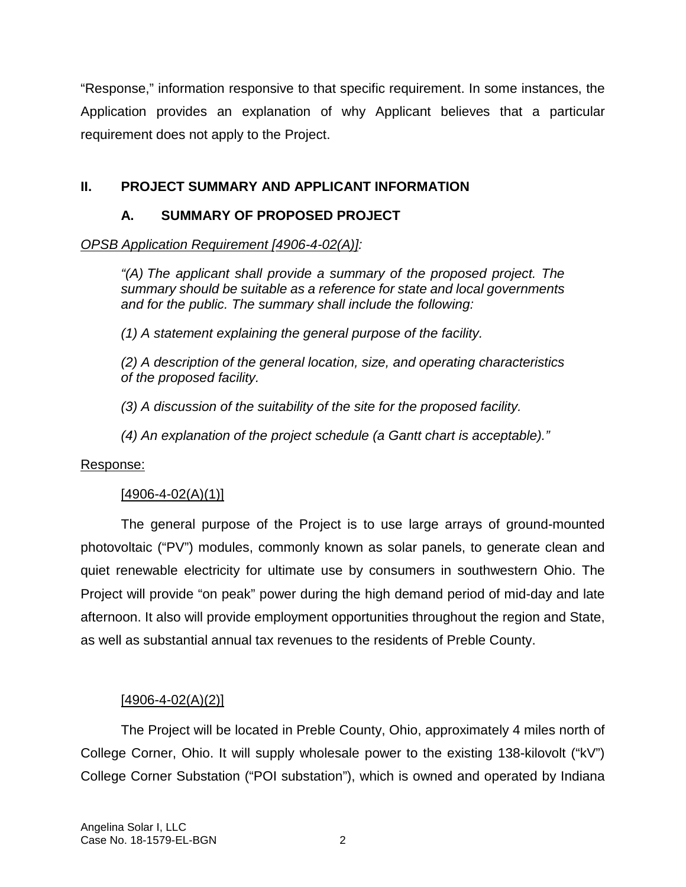"Response," information responsive to that specific requirement. In some instances, the Application provides an explanation of why Applicant believes that a particular requirement does not apply to the Project.

## II. PROJECT SUMMARY AND APPLICANT INFORMATION

### A. SUMMARY OF PROPOSED PROJECT

_OPSB Application Requirement [4906-4-02(A)]:_

> *"(A) The applicant shall provide a summary of the proposed project. The summary should be suitable as a reference for state and local governments and for the public. The summary shall include the following:*
>
> *(1) A statement explaining the general purpose of the facility.*
>
> *(2) A description of the general location, size, and operating characteristics of the proposed facility.*
>
> *(3) A discussion of the suitability of the site for the proposed facility.*
>
> *(4) An explanation of the project schedule (a Gantt chart is acceptable)."*

Response:

[4906-4-02(A)(1)]

The general purpose of the Project is to use large arrays of ground-mounted photovoltaic ("PV") modules, commonly known as solar panels, to generate clean and quiet renewable electricity for ultimate use by consumers in southwestern Ohio. The Project will provide "on peak" power during the high demand period of mid-day and late afternoon. It also will provide employment opportunities throughout the region and State, as well as substantial annual tax revenues to the residents of Preble County.

[4906-4-02(A)(2)]

The Project will be located in Preble County, Ohio, approximately 4 miles north of College Corner, Ohio. It will supply wholesale power to the existing 138-kilovolt ("kV") College Corner Substation ("POI substation"), which is owned and operated by Indiana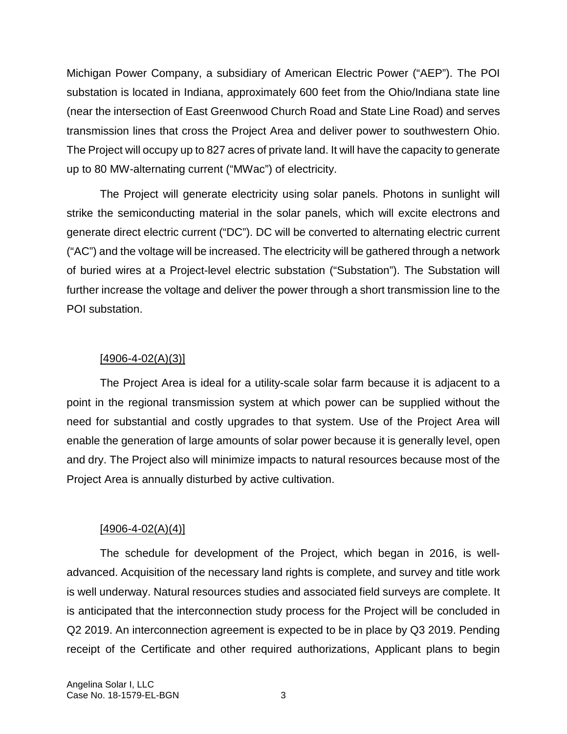Michigan Power Company, a subsidiary of American Electric Power ("AEP"). The POI substation is located in Indiana, approximately 600 feet from the Ohio/Indiana state line (near the intersection of East Greenwood Church Road and State Line Road) and serves transmission lines that cross the Project Area and deliver power to southwestern Ohio. The Project will occupy up to 827 acres of private land. It will have the capacity to generate up to 80 MW-alternating current ("MWac") of electricity.

The Project will generate electricity using solar panels. Photons in sunlight will strike the semiconducting material in the solar panels, which will excite electrons and generate direct electric current ("DC"). DC will be converted to alternating electric current ("AC") and the voltage will be increased. The electricity will be gathered through a network of buried wires at a Project-level electric substation ("Substation"). The Substation will further increase the voltage and deliver the power through a short transmission line to the POI substation.

[4906-4-02(A)(3)]

The Project Area is ideal for a utility-scale solar farm because it is adjacent to a point in the regional transmission system at which power can be supplied without the need for substantial and costly upgrades to that system. Use of the Project Area will enable the generation of large amounts of solar power because it is generally level, open and dry. The Project also will minimize impacts to natural resources because most of the Project Area is annually disturbed by active cultivation.

[4906-4-02(A)(4)]

The schedule for development of the Project, which began in 2016, is well-advanced. Acquisition of the necessary land rights is complete, and survey and title work is well underway. Natural resources studies and associated field surveys are complete. It is anticipated that the interconnection study process for the Project will be concluded in Q2 2019. An interconnection agreement is expected to be in place by Q3 2019. Pending receipt of the Certificate and other required authorizations, Applicant plans to begin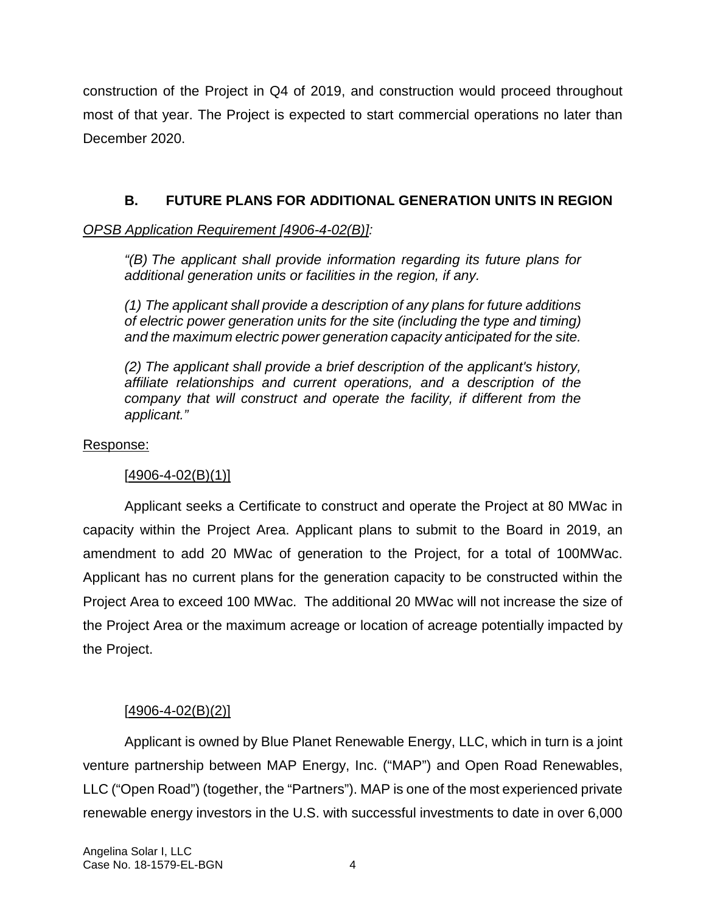construction of the Project in Q4 of 2019, and construction would proceed throughout most of that year. The Project is expected to start commercial operations no later than December 2020.

## B. FUTURE PLANS FOR ADDITIONAL GENERATION UNITS IN REGION

*OPSB Application Requirement [4906-4-02(B)]:*

> *"(B) The applicant shall provide information regarding its future plans for additional generation units or facilities in the region, if any.*
>
> *(1) The applicant shall provide a description of any plans for future additions of electric power generation units for the site (including the type and timing) and the maximum electric power generation capacity anticipated for the site.*
>
> *(2) The applicant shall provide a brief description of the applicant's history, affiliate relationships and current operations, and a description of the company that will construct and operate the facility, if different from the applicant."*

Response:

[4906-4-02(B)(1)]

Applicant seeks a Certificate to construct and operate the Project at 80 MWac in capacity within the Project Area. Applicant plans to submit to the Board in 2019, an amendment to add 20 MWac of generation to the Project, for a total of 100MWac. Applicant has no current plans for the generation capacity to be constructed within the Project Area to exceed 100 MWac. The additional 20 MWac will not increase the size of the Project Area or the maximum acreage or location of acreage potentially impacted by the Project.

[4906-4-02(B)(2)]

Applicant is owned by Blue Planet Renewable Energy, LLC, which in turn is a joint venture partnership between MAP Energy, Inc. ("MAP") and Open Road Renewables, LLC ("Open Road") (together, the "Partners"). MAP is one of the most experienced private renewable energy investors in the U.S. with successful investments to date in over 6,000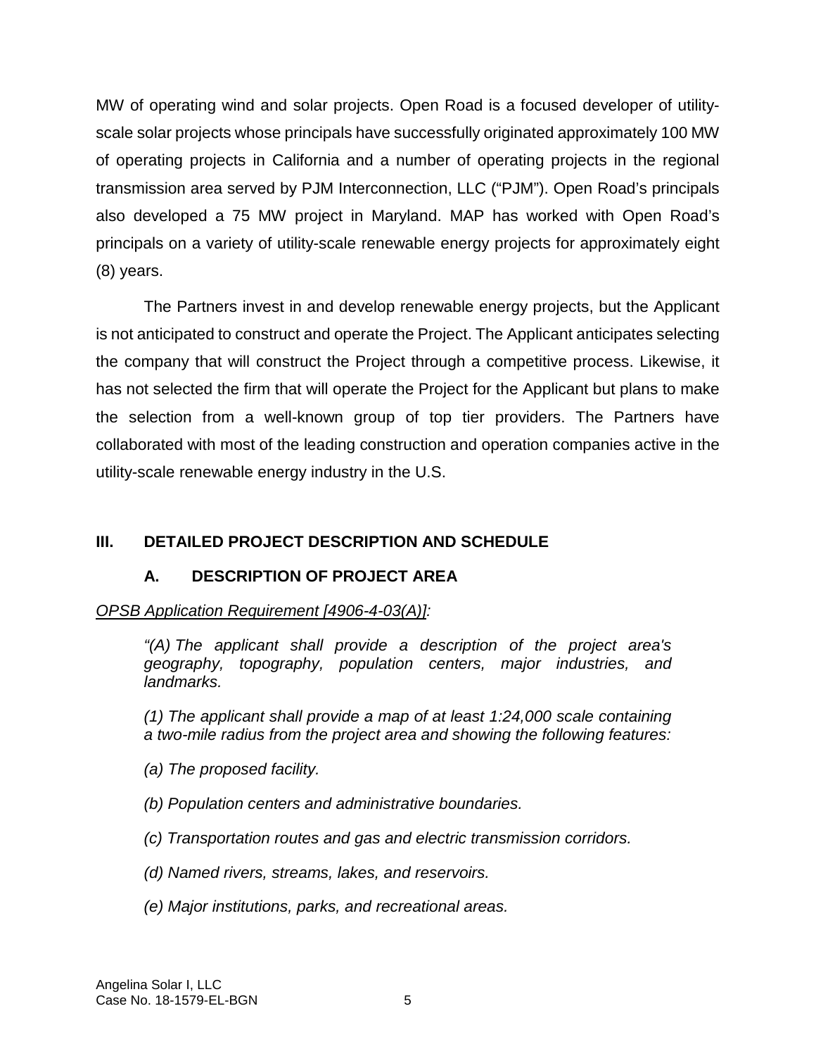MW of operating wind and solar projects. Open Road is a focused developer of utility-scale solar projects whose principals have successfully originated approximately 100 MW of operating projects in California and a number of operating projects in the regional transmission area served by PJM Interconnection, LLC ("PJM"). Open Road's principals also developed a 75 MW project in Maryland. MAP has worked with Open Road's principals on a variety of utility-scale renewable energy projects for approximately eight (8) years.

The Partners invest in and develop renewable energy projects, but the Applicant is not anticipated to construct and operate the Project. The Applicant anticipates selecting the company that will construct the Project through a competitive process. Likewise, it has not selected the firm that will operate the Project for the Applicant but plans to make the selection from a well-known group of top tier providers. The Partners have collaborated with most of the leading construction and operation companies active in the utility-scale renewable energy industry in the U.S.

## III. DETAILED PROJECT DESCRIPTION AND SCHEDULE

### A. DESCRIPTION OF PROJECT AREA

*OPSB Application Requirement [4906-4-03(A)]:*

> *"(A) The applicant shall provide a description of the project area's geography, topography, population centers, major industries, and landmarks.*
>
> *(1) The applicant shall provide a map of at least 1:24,000 scale containing a two-mile radius from the project area and showing the following features:*
>
> *(a) The proposed facility.*
>
> *(b) Population centers and administrative boundaries.*
>
> *(c) Transportation routes and gas and electric transmission corridors.*
>
> *(d) Named rivers, streams, lakes, and reservoirs.*
>
> *(e) Major institutions, parks, and recreational areas.*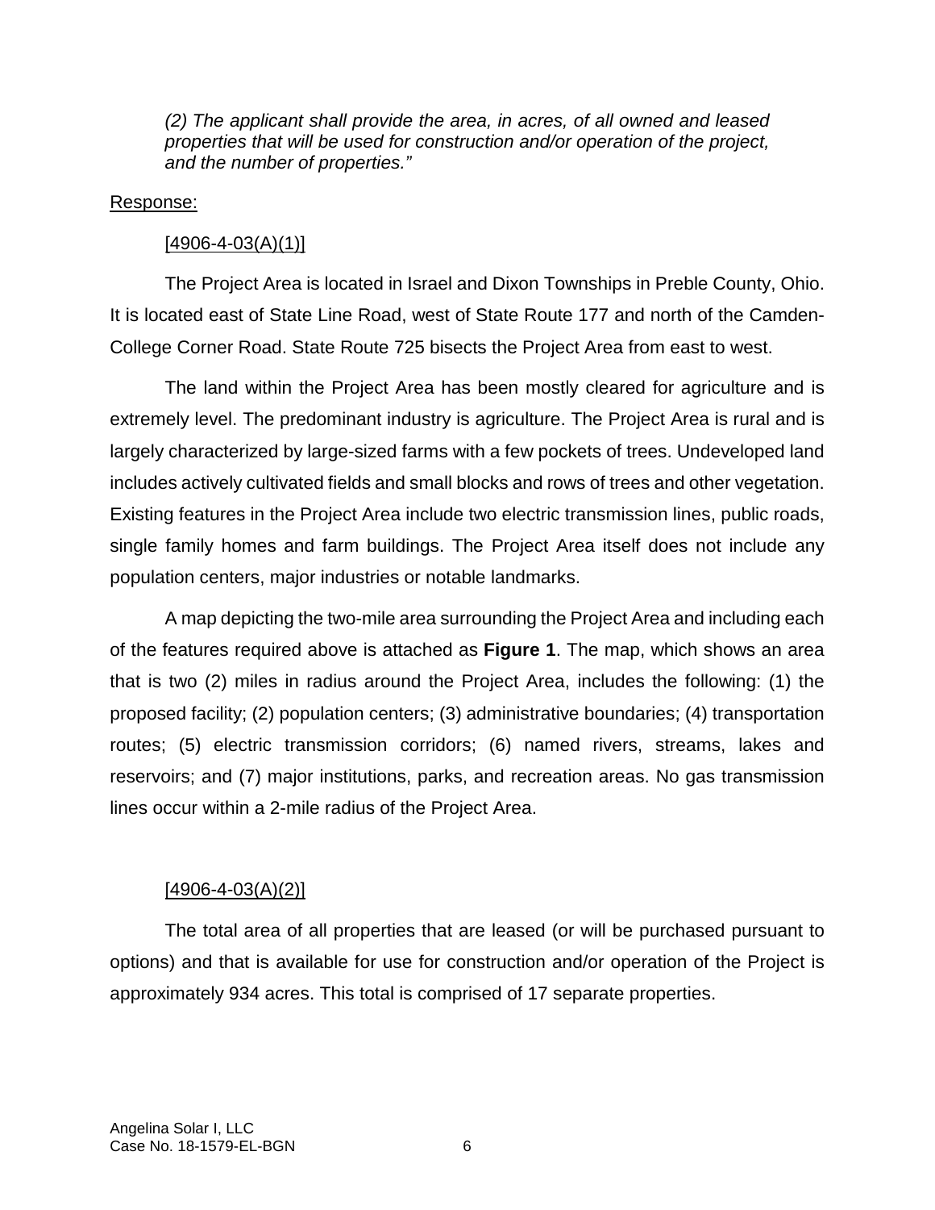*(2) The applicant shall provide the area, in acres, of all owned and leased properties that will be used for construction and/or operation of the project, and the number of properties."*

Response:

[4906-4-03(A)(1)]

The Project Area is located in Israel and Dixon Townships in Preble County, Ohio. It is located east of State Line Road, west of State Route 177 and north of the Camden-College Corner Road. State Route 725 bisects the Project Area from east to west.

The land within the Project Area has been mostly cleared for agriculture and is extremely level. The predominant industry is agriculture. The Project Area is rural and is largely characterized by large-sized farms with a few pockets of trees. Undeveloped land includes actively cultivated fields and small blocks and rows of trees and other vegetation. Existing features in the Project Area include two electric transmission lines, public roads, single family homes and farm buildings. The Project Area itself does not include any population centers, major industries or notable landmarks.

A map depicting the two-mile area surrounding the Project Area and including each of the features required above is attached as **Figure 1**. The map, which shows an area that is two (2) miles in radius around the Project Area, includes the following: (1) the proposed facility; (2) population centers; (3) administrative boundaries; (4) transportation routes; (5) electric transmission corridors; (6) named rivers, streams, lakes and reservoirs; and (7) major institutions, parks, and recreation areas. No gas transmission lines occur within a 2-mile radius of the Project Area.

[4906-4-03(A)(2)]

The total area of all properties that are leased (or will be purchased pursuant to options) and that is available for use for construction and/or operation of the Project is approximately 934 acres. This total is comprised of 17 separate properties.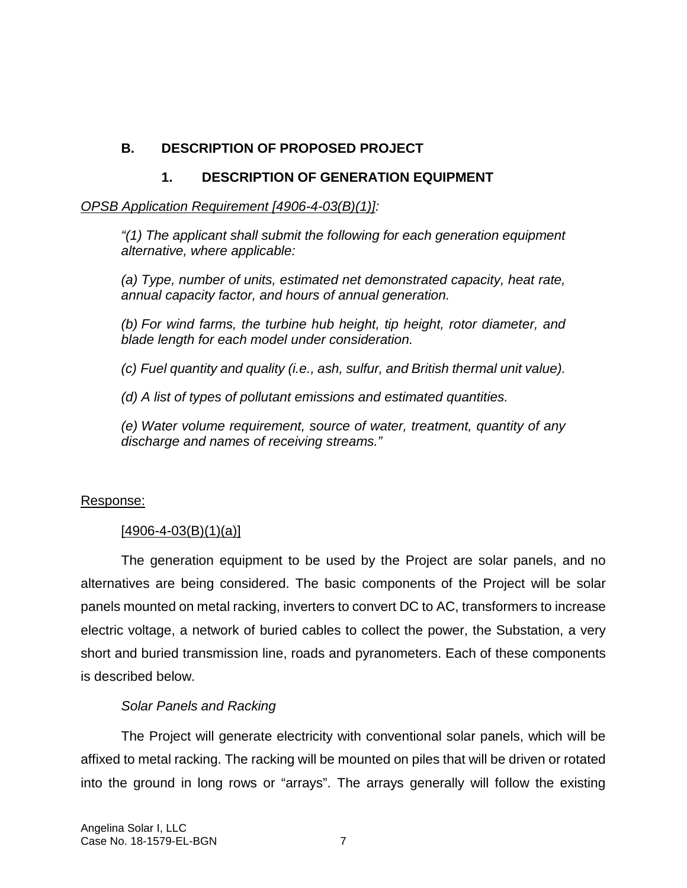## B. DESCRIPTION OF PROPOSED PROJECT

### 1. DESCRIPTION OF GENERATION EQUIPMENT

*OPSB Application Requirement [4906-4-03(B)(1)]:*

> *"(1) The applicant shall submit the following for each generation equipment alternative, where applicable:*
>
> *(a) Type, number of units, estimated net demonstrated capacity, heat rate, annual capacity factor, and hours of annual generation.*
>
> *(b) For wind farms, the turbine hub height, tip height, rotor diameter, and blade length for each model under consideration.*
>
> *(c) Fuel quantity and quality (i.e., ash, sulfur, and British thermal unit value).*
>
> *(d) A list of types of pollutant emissions and estimated quantities.*
>
> *(e) Water volume requirement, source of water, treatment, quantity of any discharge and names of receiving streams."*

Response:

[4906-4-03(B)(1)(a)]

The generation equipment to be used by the Project are solar panels, and no alternatives are being considered. The basic components of the Project will be solar panels mounted on metal racking, inverters to convert DC to AC, transformers to increase electric voltage, a network of buried cables to collect the power, the Substation, a very short and buried transmission line, roads and pyranometers. Each of these components is described below.

*Solar Panels and Racking*

The Project will generate electricity with conventional solar panels, which will be affixed to metal racking. The racking will be mounted on piles that will be driven or rotated into the ground in long rows or "arrays". The arrays generally will follow the existing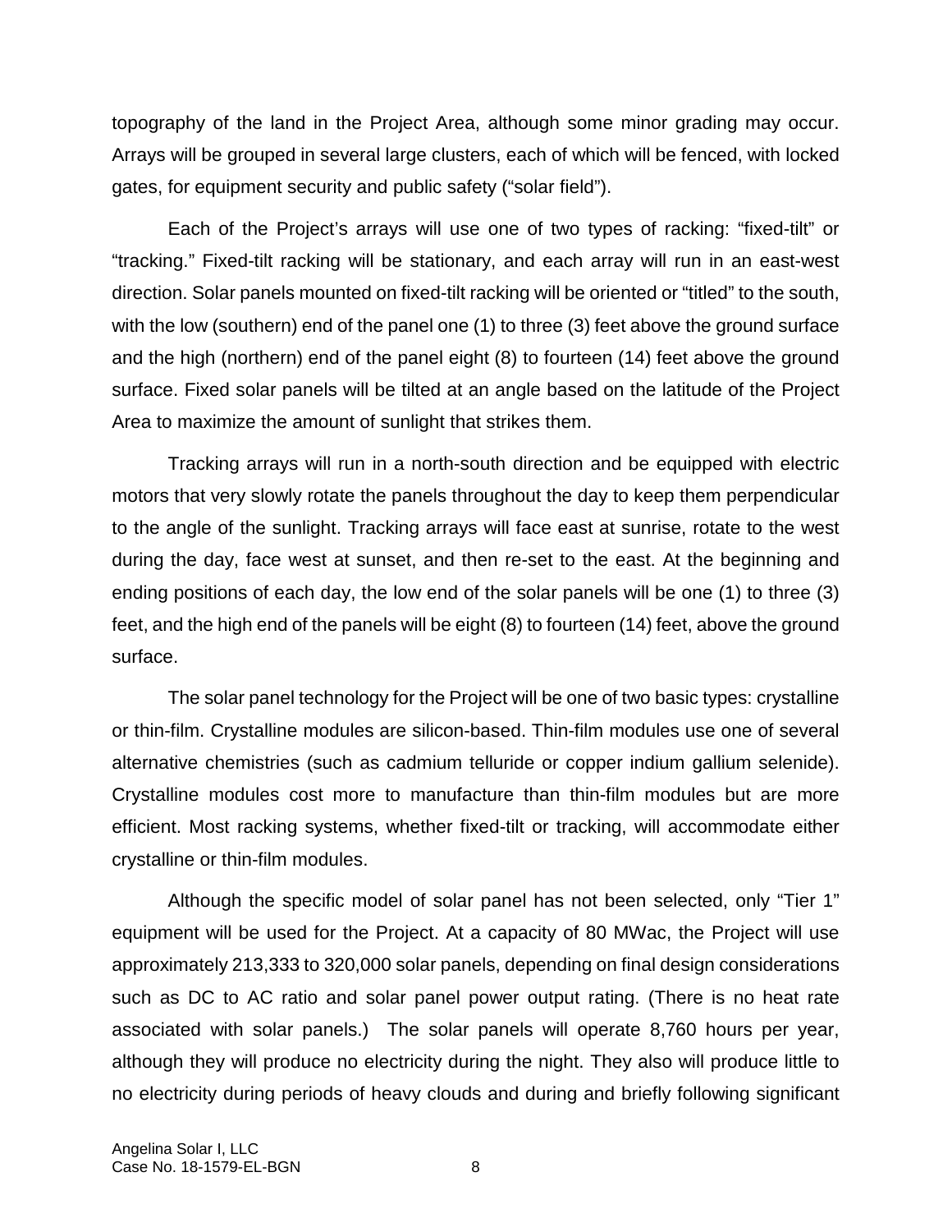topography of the land in the Project Area, although some minor grading may occur. Arrays will be grouped in several large clusters, each of which will be fenced, with locked gates, for equipment security and public safety ("solar field").

Each of the Project's arrays will use one of two types of racking: "fixed-tilt" or "tracking." Fixed-tilt racking will be stationary, and each array will run in an east-west direction. Solar panels mounted on fixed-tilt racking will be oriented or "titled" to the south, with the low (southern) end of the panel one (1) to three (3) feet above the ground surface and the high (northern) end of the panel eight (8) to fourteen (14) feet above the ground surface. Fixed solar panels will be tilted at an angle based on the latitude of the Project Area to maximize the amount of sunlight that strikes them.

Tracking arrays will run in a north-south direction and be equipped with electric motors that very slowly rotate the panels throughout the day to keep them perpendicular to the angle of the sunlight. Tracking arrays will face east at sunrise, rotate to the west during the day, face west at sunset, and then re-set to the east. At the beginning and ending positions of each day, the low end of the solar panels will be one (1) to three (3) feet, and the high end of the panels will be eight (8) to fourteen (14) feet, above the ground surface.

The solar panel technology for the Project will be one of two basic types: crystalline or thin-film. Crystalline modules are silicon-based. Thin-film modules use one of several alternative chemistries (such as cadmium telluride or copper indium gallium selenide). Crystalline modules cost more to manufacture than thin-film modules but are more efficient. Most racking systems, whether fixed-tilt or tracking, will accommodate either crystalline or thin-film modules.

Although the specific model of solar panel has not been selected, only "Tier 1" equipment will be used for the Project. At a capacity of 80 MWac, the Project will use approximately 213,333 to 320,000 solar panels, depending on final design considerations such as DC to AC ratio and solar panel power output rating. (There is no heat rate associated with solar panels.) The solar panels will operate 8,760 hours per year, although they will produce no electricity during the night. They also will produce little to no electricity during periods of heavy clouds and during and briefly following significant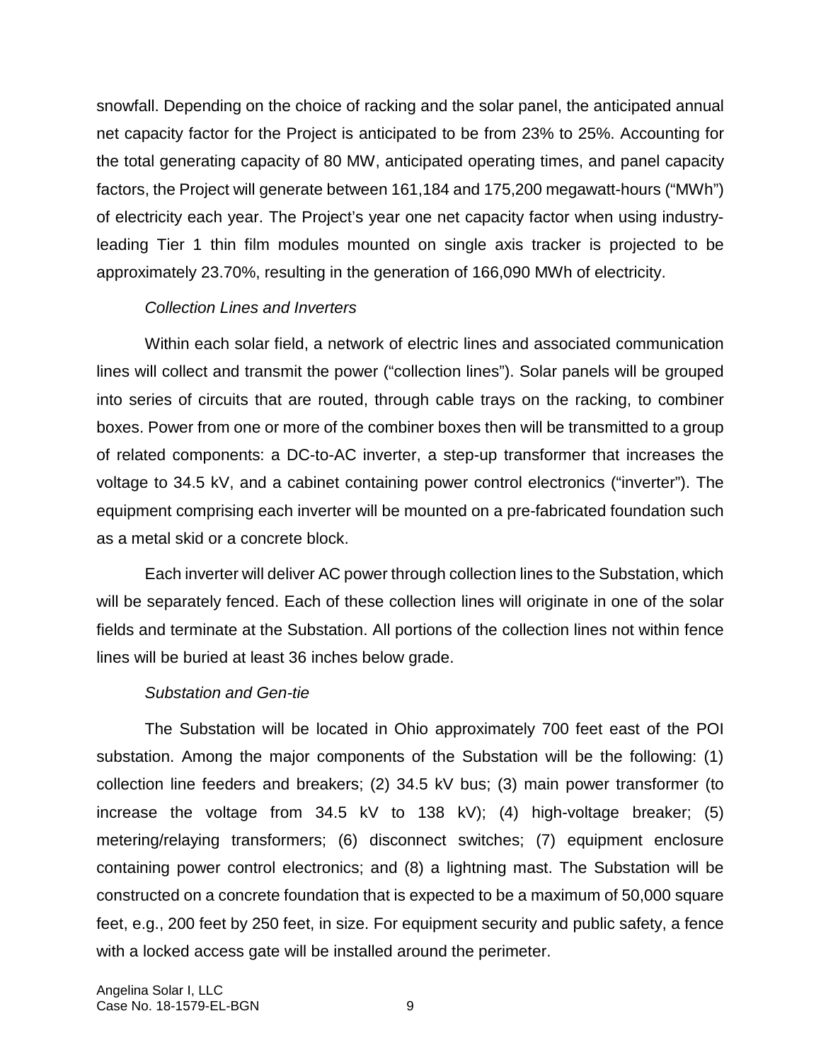snowfall. Depending on the choice of racking and the solar panel, the anticipated annual net capacity factor for the Project is anticipated to be from 23% to 25%. Accounting for the total generating capacity of 80 MW, anticipated operating times, and panel capacity factors, the Project will generate between 161,184 and 175,200 megawatt-hours ("MWh") of electricity each year. The Project's year one net capacity factor when using industry-leading Tier 1 thin film modules mounted on single axis tracker is projected to be approximately 23.70%, resulting in the generation of 166,090 MWh of electricity.

*Collection Lines and Inverters*

Within each solar field, a network of electric lines and associated communication lines will collect and transmit the power ("collection lines"). Solar panels will be grouped into series of circuits that are routed, through cable trays on the racking, to combiner boxes. Power from one or more of the combiner boxes then will be transmitted to a group of related components: a DC-to-AC inverter, a step-up transformer that increases the voltage to 34.5 kV, and a cabinet containing power control electronics ("inverter"). The equipment comprising each inverter will be mounted on a pre-fabricated foundation such as a metal skid or a concrete block.

Each inverter will deliver AC power through collection lines to the Substation, which will be separately fenced. Each of these collection lines will originate in one of the solar fields and terminate at the Substation. All portions of the collection lines not within fence lines will be buried at least 36 inches below grade.

*Substation and Gen-tie*

The Substation will be located in Ohio approximately 700 feet east of the POI substation. Among the major components of the Substation will be the following: (1) collection line feeders and breakers; (2) 34.5 kV bus; (3) main power transformer (to increase the voltage from 34.5 kV to 138 kV); (4) high-voltage breaker; (5) metering/relaying transformers; (6) disconnect switches; (7) equipment enclosure containing power control electronics; and (8) a lightning mast. The Substation will be constructed on a concrete foundation that is expected to be a maximum of 50,000 square feet, e.g., 200 feet by 250 feet, in size. For equipment security and public safety, a fence with a locked access gate will be installed around the perimeter.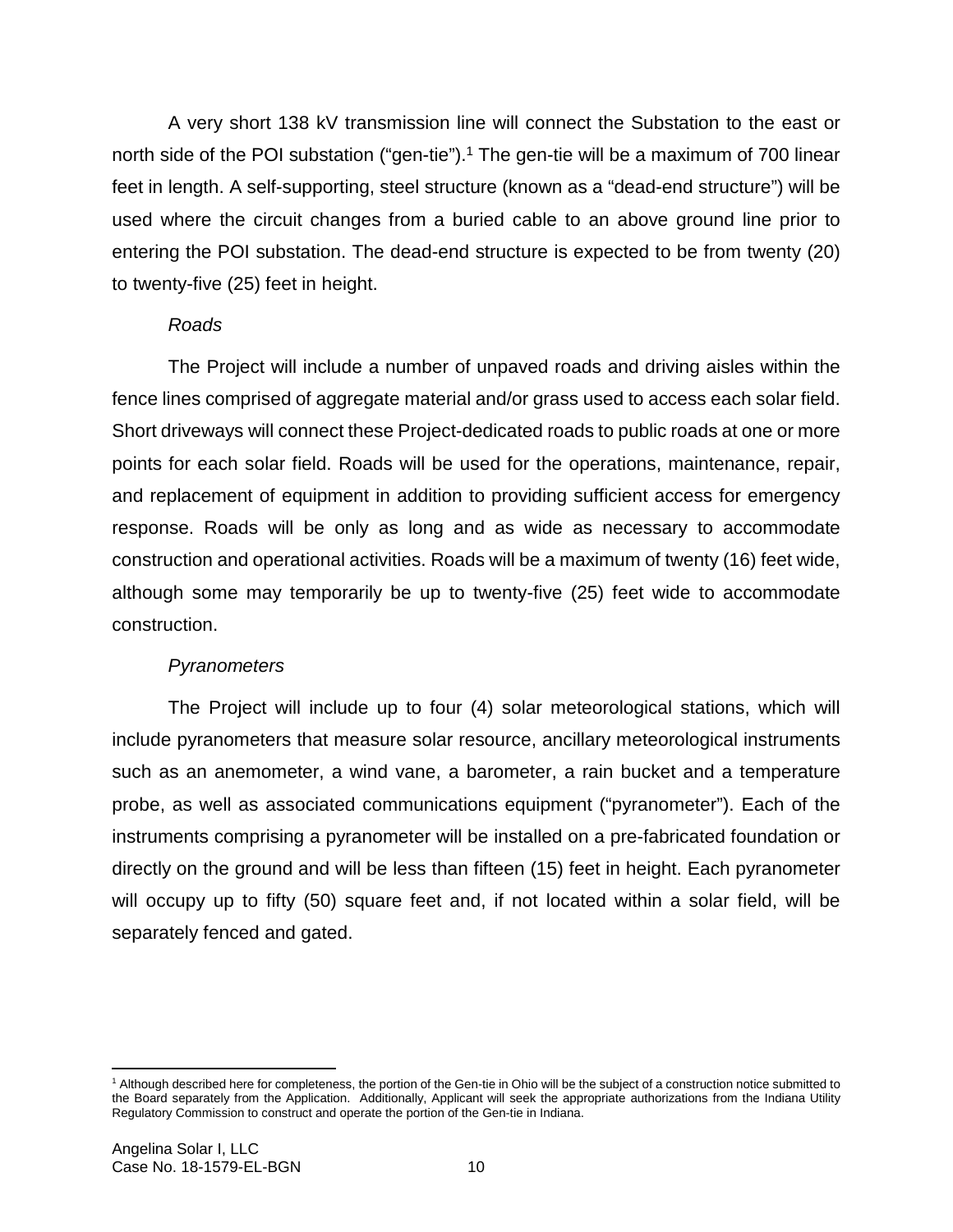A very short 138 kV transmission line will connect the Substation to the east or north side of the POI substation ("gen-tie").[1] The gen-tie will be a maximum of 700 linear feet in length. A self-supporting, steel structure (known as a "dead-end structure") will be used where the circuit changes from a buried cable to an above ground line prior to entering the POI substation. The dead-end structure is expected to be from twenty (20) to twenty-five (25) feet in height.

*Roads*

The Project will include a number of unpaved roads and driving aisles within the fence lines comprised of aggregate material and/or grass used to access each solar field. Short driveways will connect these Project-dedicated roads to public roads at one or more points for each solar field. Roads will be used for the operations, maintenance, repair, and replacement of equipment in addition to providing sufficient access for emergency response. Roads will be only as long and as wide as necessary to accommodate construction and operational activities. Roads will be a maximum of twenty (16) feet wide, although some may temporarily be up to twenty-five (25) feet wide to accommodate construction.

*Pyranometers*

The Project will include up to four (4) solar meteorological stations, which will include pyranometers that measure solar resource, ancillary meteorological instruments such as an anemometer, a wind vane, a barometer, a rain bucket and a temperature probe, as well as associated communications equipment ("pyranometer"). Each of the instruments comprising a pyranometer will be installed on a pre-fabricated foundation or directly on the ground and will be less than fifteen (15) feet in height. Each pyranometer will occupy up to fifty (50) square feet and, if not located within a solar field, will be separately fenced and gated.

---

[1] Although described here for completeness, the portion of the Gen-tie in Ohio will be the subject of a construction notice submitted to the Board separately from the Application. Additionally, Applicant will seek the appropriate authorizations from the Indiana Utility Regulatory Commission to construct and operate the portion of the Gen-tie in Indiana.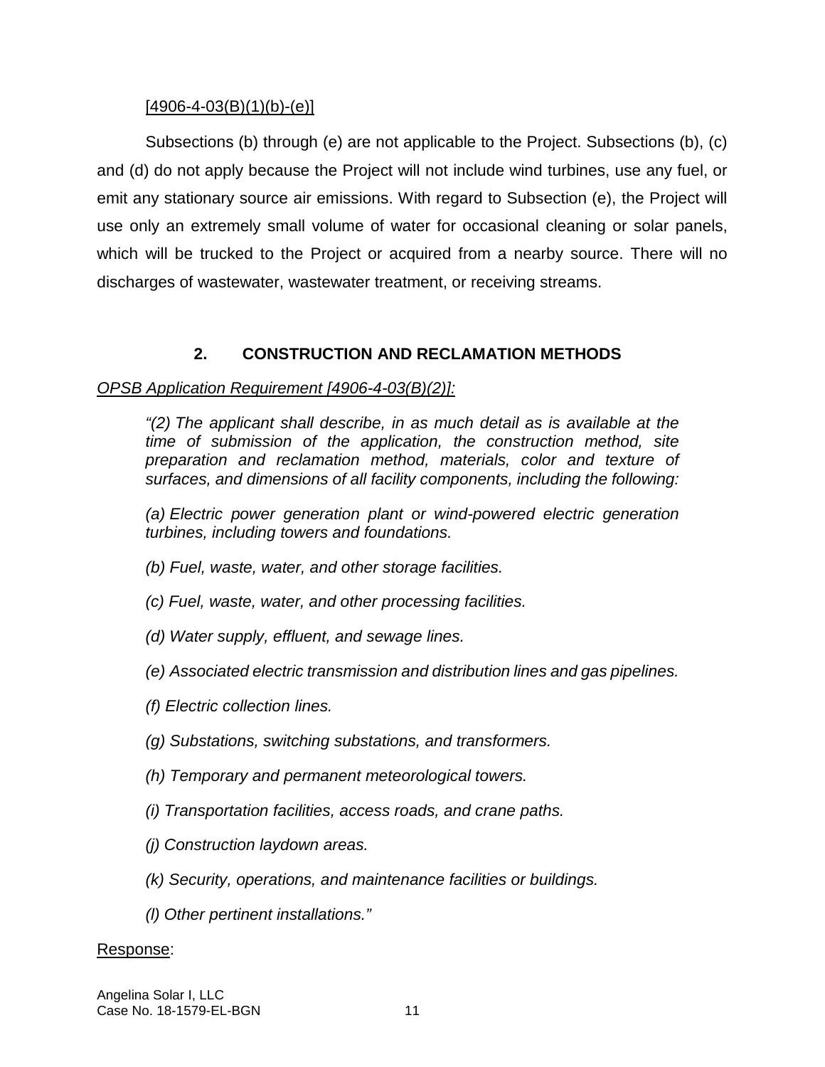[4906-4-03(B)(1)(b)-(e)]

Subsections (b) through (e) are not applicable to the Project. Subsections (b), (c) and (d) do not apply because the Project will not include wind turbines, use any fuel, or emit any stationary source air emissions. With regard to Subsection (e), the Project will use only an extremely small volume of water for occasional cleaning or solar panels, which will be trucked to the Project or acquired from a nearby source. There will no discharges of wastewater, wastewater treatment, or receiving streams.

## 2. CONSTRUCTION AND RECLAMATION METHODS

*OPSB Application Requirement [4906-4-03(B)(2)]:*

> *"(2) The applicant shall describe, in as much detail as is available at the time of submission of the application, the construction method, site preparation and reclamation method, materials, color and texture of surfaces, and dimensions of all facility components, including the following:*
>
> *(a) Electric power generation plant or wind-powered electric generation turbines, including towers and foundations.*
>
> *(b) Fuel, waste, water, and other storage facilities.*
>
> *(c) Fuel, waste, water, and other processing facilities.*
>
> *(d) Water supply, effluent, and sewage lines.*
>
> *(e) Associated electric transmission and distribution lines and gas pipelines.*
>
> *(f) Electric collection lines.*
>
> *(g) Substations, switching substations, and transformers.*
>
> *(h) Temporary and permanent meteorological towers.*
>
> *(i) Transportation facilities, access roads, and crane paths.*
>
> *(j) Construction laydown areas.*
>
> *(k) Security, operations, and maintenance facilities or buildings.*
>
> *(l) Other pertinent installations."*

Response: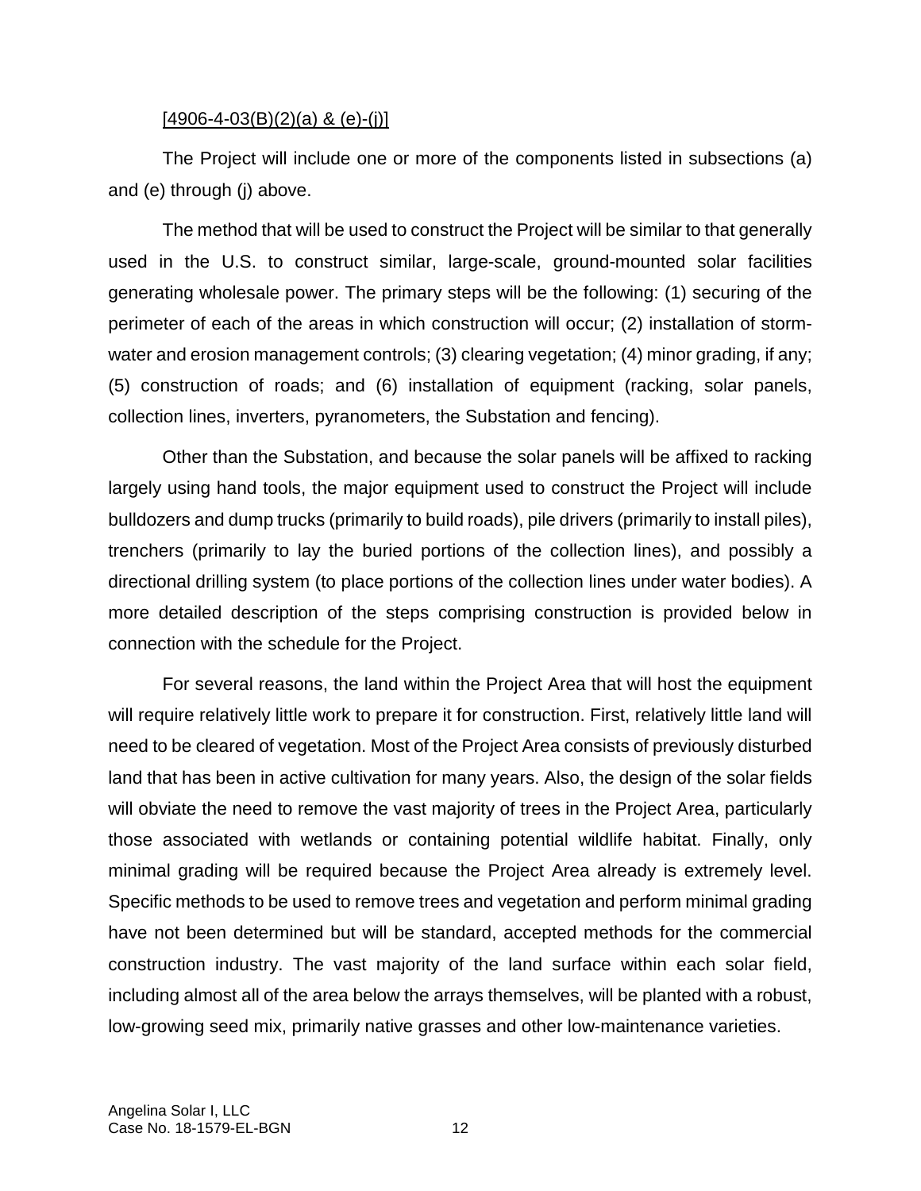[4906-4-03(B)(2)(a) & (e)-(j)]

The Project will include one or more of the components listed in subsections (a) and (e) through (j) above.

The method that will be used to construct the Project will be similar to that generally used in the U.S. to construct similar, large-scale, ground-mounted solar facilities generating wholesale power. The primary steps will be the following: (1) securing of the perimeter of each of the areas in which construction will occur; (2) installation of storm-water and erosion management controls; (3) clearing vegetation; (4) minor grading, if any; (5) construction of roads; and (6) installation of equipment (racking, solar panels, collection lines, inverters, pyranometers, the Substation and fencing).

Other than the Substation, and because the solar panels will be affixed to racking largely using hand tools, the major equipment used to construct the Project will include bulldozers and dump trucks (primarily to build roads), pile drivers (primarily to install piles), trenchers (primarily to lay the buried portions of the collection lines), and possibly a directional drilling system (to place portions of the collection lines under water bodies). A more detailed description of the steps comprising construction is provided below in connection with the schedule for the Project.

For several reasons, the land within the Project Area that will host the equipment will require relatively little work to prepare it for construction. First, relatively little land will need to be cleared of vegetation. Most of the Project Area consists of previously disturbed land that has been in active cultivation for many years. Also, the design of the solar fields will obviate the need to remove the vast majority of trees in the Project Area, particularly those associated with wetlands or containing potential wildlife habitat. Finally, only minimal grading will be required because the Project Area already is extremely level. Specific methods to be used to remove trees and vegetation and perform minimal grading have not been determined but will be standard, accepted methods for the commercial construction industry. The vast majority of the land surface within each solar field, including almost all of the area below the arrays themselves, will be planted with a robust, low-growing seed mix, primarily native grasses and other low-maintenance varieties.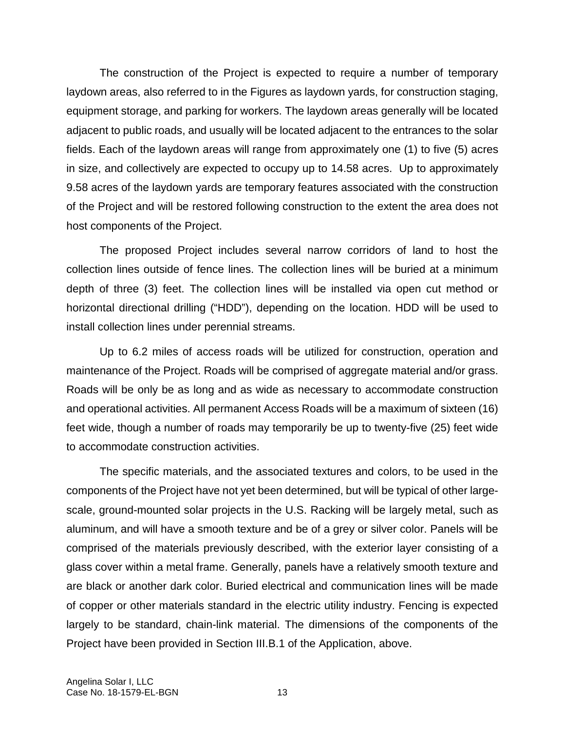The construction of the Project is expected to require a number of temporary laydown areas, also referred to in the Figures as laydown yards, for construction staging, equipment storage, and parking for workers. The laydown areas generally will be located adjacent to public roads, and usually will be located adjacent to the entrances to the solar fields. Each of the laydown areas will range from approximately one (1) to five (5) acres in size, and collectively are expected to occupy up to 14.58 acres. Up to approximately 9.58 acres of the laydown yards are temporary features associated with the construction of the Project and will be restored following construction to the extent the area does not host components of the Project.

The proposed Project includes several narrow corridors of land to host the collection lines outside of fence lines. The collection lines will be buried at a minimum depth of three (3) feet. The collection lines will be installed via open cut method or horizontal directional drilling ("HDD"), depending on the location. HDD will be used to install collection lines under perennial streams.

Up to 6.2 miles of access roads will be utilized for construction, operation and maintenance of the Project. Roads will be comprised of aggregate material and/or grass. Roads will be only be as long and as wide as necessary to accommodate construction and operational activities. All permanent Access Roads will be a maximum of sixteen (16) feet wide, though a number of roads may temporarily be up to twenty-five (25) feet wide to accommodate construction activities.

The specific materials, and the associated textures and colors, to be used in the components of the Project have not yet been determined, but will be typical of other large-scale, ground-mounted solar projects in the U.S. Racking will be largely metal, such as aluminum, and will have a smooth texture and be of a grey or silver color. Panels will be comprised of the materials previously described, with the exterior layer consisting of a glass cover within a metal frame. Generally, panels have a relatively smooth texture and are black or another dark color. Buried electrical and communication lines will be made of copper or other materials standard in the electric utility industry. Fencing is expected largely to be standard, chain-link material. The dimensions of the components of the Project have been provided in Section III.B.1 of the Application, above.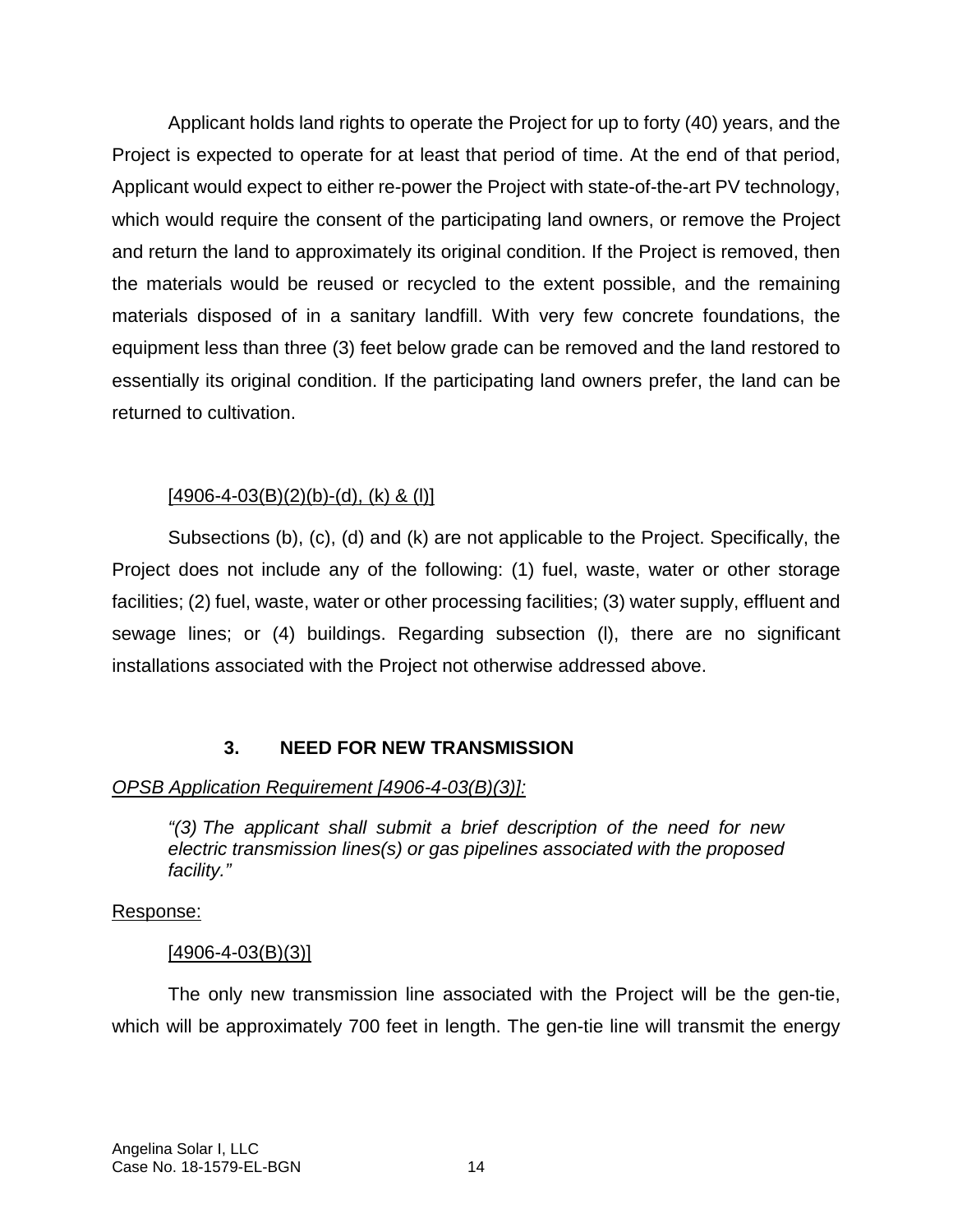Applicant holds land rights to operate the Project for up to forty (40) years, and the Project is expected to operate for at least that period of time. At the end of that period, Applicant would expect to either re-power the Project with state-of-the-art PV technology, which would require the consent of the participating land owners, or remove the Project and return the land to approximately its original condition. If the Project is removed, then the materials would be reused or recycled to the extent possible, and the remaining materials disposed of in a sanitary landfill. With very few concrete foundations, the equipment less than three (3) feet below grade can be removed and the land restored to essentially its original condition. If the participating land owners prefer, the land can be returned to cultivation.

[4906-4-03(B)(2)(b)-(d), (k) & (l)]

Subsections (b), (c), (d) and (k) are not applicable to the Project. Specifically, the Project does not include any of the following: (1) fuel, waste, water or other storage facilities; (2) fuel, waste, water or other processing facilities; (3) water supply, effluent and sewage lines; or (4) buildings. Regarding subsection (l), there are no significant installations associated with the Project not otherwise addressed above.

### 3. NEED FOR NEW TRANSMISSION

*OPSB Application Requirement [4906-4-03(B)(3)]:*

> *"(3) The applicant shall submit a brief description of the need for new electric transmission lines(s) or gas pipelines associated with the proposed facility."*

Response:

[4906-4-03(B)(3)]

The only new transmission line associated with the Project will be the gen-tie, which will be approximately 700 feet in length. The gen-tie line will transmit the energy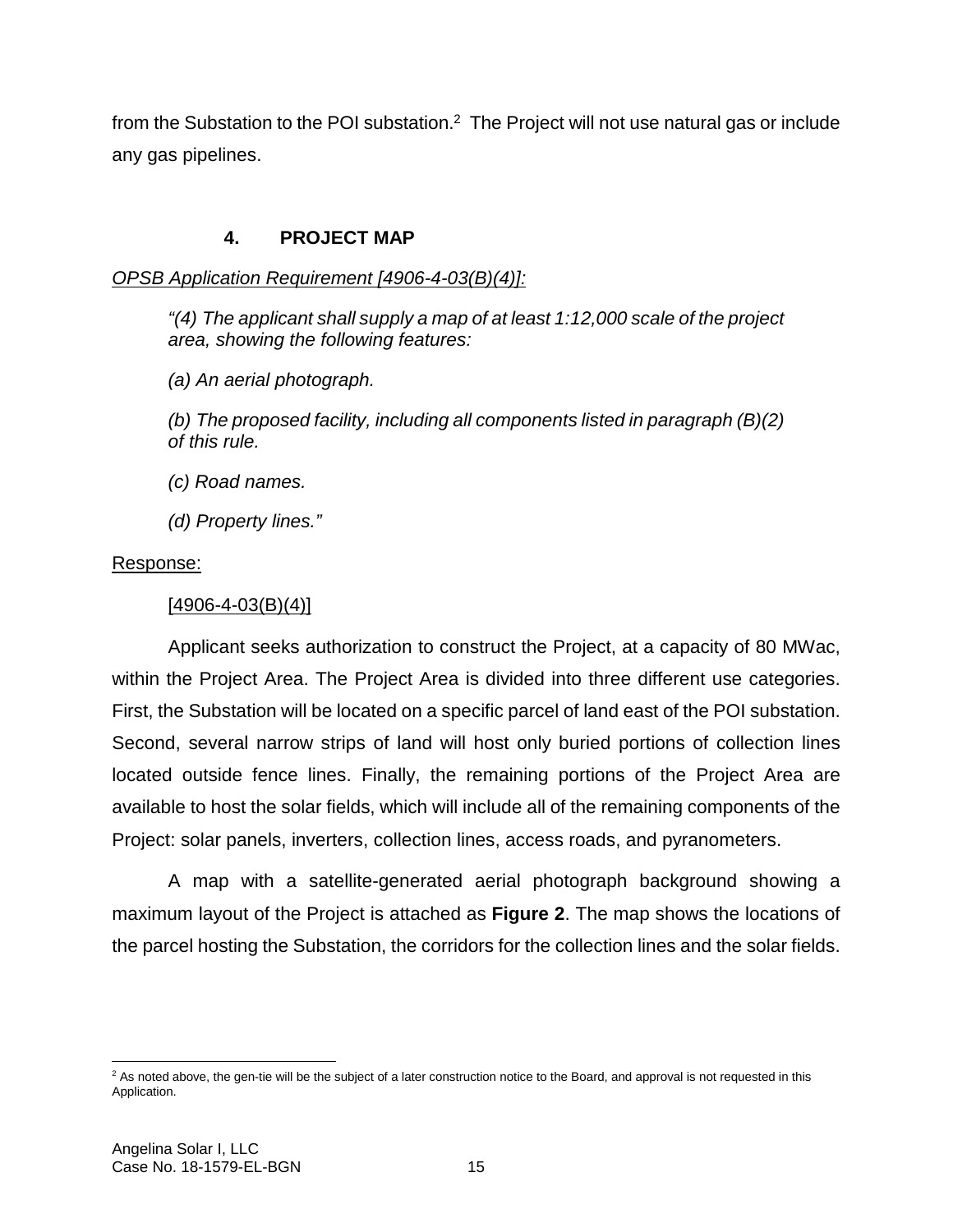from the Substation to the POI substation.[2] The Project will not use natural gas or include any gas pipelines.

### 4. PROJECT MAP

*OPSB Application Requirement [4906-4-03(B)(4)]:*

> *"(4) The applicant shall supply a map of at least 1:12,000 scale of the project area, showing the following features:*
>
> *(a) An aerial photograph.*
>
> *(b) The proposed facility, including all components listed in paragraph (B)(2) of this rule.*
>
> *(c) Road names.*
>
> *(d) Property lines."*

Response:

[4906-4-03(B)(4)]

Applicant seeks authorization to construct the Project, at a capacity of 80 MWac, within the Project Area. The Project Area is divided into three different use categories. First, the Substation will be located on a specific parcel of land east of the POI substation. Second, several narrow strips of land will host only buried portions of collection lines located outside fence lines. Finally, the remaining portions of the Project Area are available to host the solar fields, which will include all of the remaining components of the Project: solar panels, inverters, collection lines, access roads, and pyranometers.

A map with a satellite-generated aerial photograph background showing a maximum layout of the Project is attached as **Figure 2**. The map shows the locations of the parcel hosting the Substation, the corridors for the collection lines and the solar fields.

[2] As noted above, the gen-tie will be the subject of a later construction notice to the Board, and approval is not requested in this Application.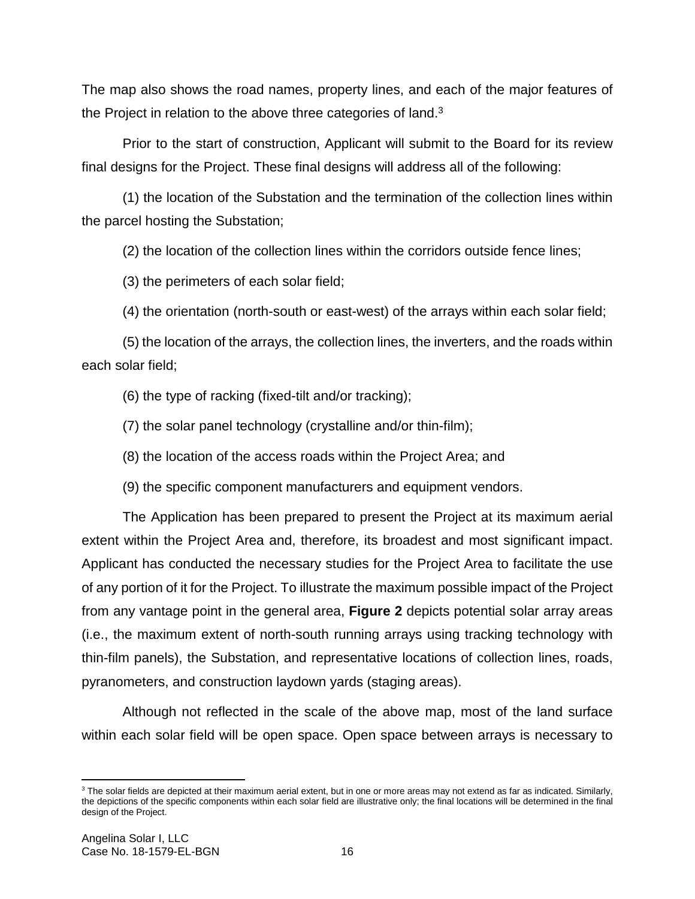The map also shows the road names, property lines, and each of the major features of the Project in relation to the above three categories of land.[3]

Prior to the start of construction, Applicant will submit to the Board for its review final designs for the Project. These final designs will address all of the following:

(1) the location of the Substation and the termination of the collection lines within the parcel hosting the Substation;

(2) the location of the collection lines within the corridors outside fence lines;

(3) the perimeters of each solar field;

(4) the orientation (north-south or east-west) of the arrays within each solar field;

(5) the location of the arrays, the collection lines, the inverters, and the roads within each solar field;

(6) the type of racking (fixed-tilt and/or tracking);

(7) the solar panel technology (crystalline and/or thin-film);

(8) the location of the access roads within the Project Area; and

(9) the specific component manufacturers and equipment vendors.

The Application has been prepared to present the Project at its maximum aerial extent within the Project Area and, therefore, its broadest and most significant impact. Applicant has conducted the necessary studies for the Project Area to facilitate the use of any portion of it for the Project. To illustrate the maximum possible impact of the Project from any vantage point in the general area, **Figure 2** depicts potential solar array areas (i.e., the maximum extent of north-south running arrays using tracking technology with thin-film panels), the Substation, and representative locations of collection lines, roads, pyranometers, and construction laydown yards (staging areas).

Although not reflected in the scale of the above map, most of the land surface within each solar field will be open space. Open space between arrays is necessary to

[3] The solar fields are depicted at their maximum aerial extent, but in one or more areas may not extend as far as indicated. Similarly, the depictions of the specific components within each solar field are illustrative only; the final locations will be determined in the final design of the Project.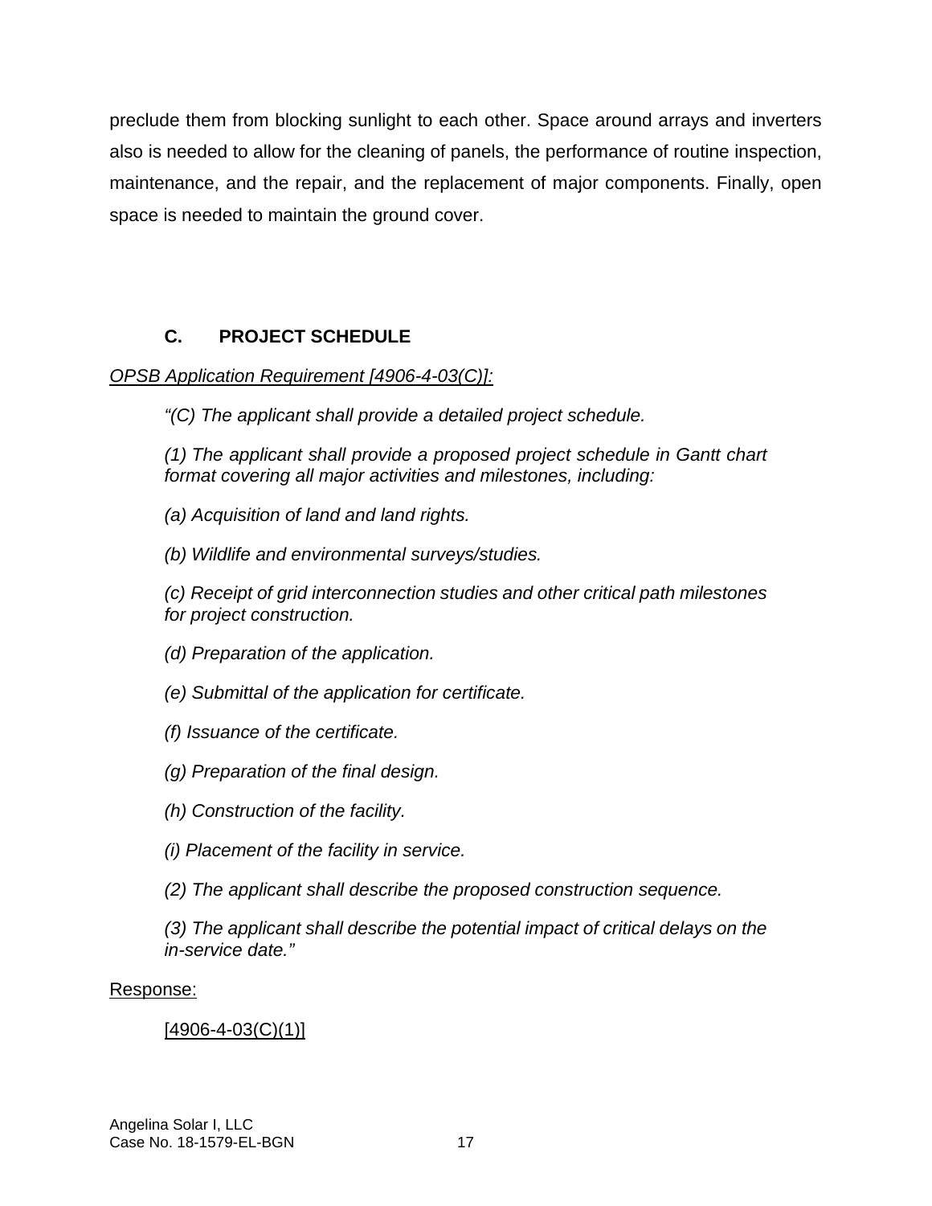preclude them from blocking sunlight to each other. Space around arrays and inverters also is needed to allow for the cleaning of panels, the performance of routine inspection, maintenance, and the repair, and the replacement of major components. Finally, open space is needed to maintain the ground cover.

## C. PROJECT SCHEDULE

OPSB Application Requirement [4906-4-03(C)]:

> *"(C) The applicant shall provide a detailed project schedule.*
>
> *(1) The applicant shall provide a proposed project schedule in Gantt chart format covering all major activities and milestones, including:*
>
> *(a) Acquisition of land and land rights.*
>
> *(b) Wildlife and environmental surveys/studies.*
>
> *(c) Receipt of grid interconnection studies and other critical path milestones for project construction.*
>
> *(d) Preparation of the application.*
>
> *(e) Submittal of the application for certificate.*
>
> *(f) Issuance of the certificate.*
>
> *(g) Preparation of the final design.*
>
> *(h) Construction of the facility.*
>
> *(i) Placement of the facility in service.*
>
> *(2) The applicant shall describe the proposed construction sequence.*
>
> *(3) The applicant shall describe the potential impact of critical delays on the in-service date."*

Response:

[4906-4-03(C)(1)]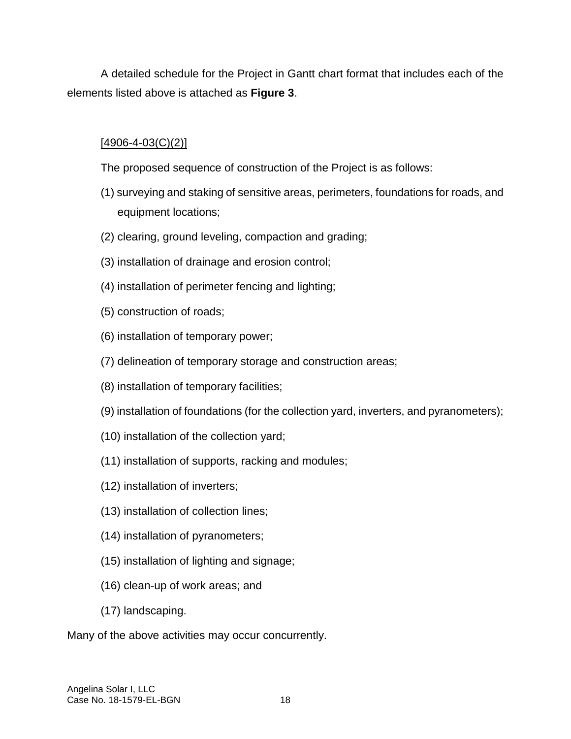A detailed schedule for the Project in Gantt chart format that includes each of the elements listed above is attached as **Figure 3**.

[4906-4-03(C)(2)]

The proposed sequence of construction of the Project is as follows:

(1) surveying and staking of sensitive areas, perimeters, foundations for roads, and equipment locations;

(2) clearing, ground leveling, compaction and grading;

(3) installation of drainage and erosion control;

(4) installation of perimeter fencing and lighting;

(5) construction of roads;

(6) installation of temporary power;

(7) delineation of temporary storage and construction areas;

(8) installation of temporary facilities;

(9) installation of foundations (for the collection yard, inverters, and pyranometers);

(10) installation of the collection yard;

(11) installation of supports, racking and modules;

(12) installation of inverters;

(13) installation of collection lines;

(14) installation of pyranometers;

(15) installation of lighting and signage;

(16) clean-up of work areas; and

(17) landscaping.

Many of the above activities may occur concurrently.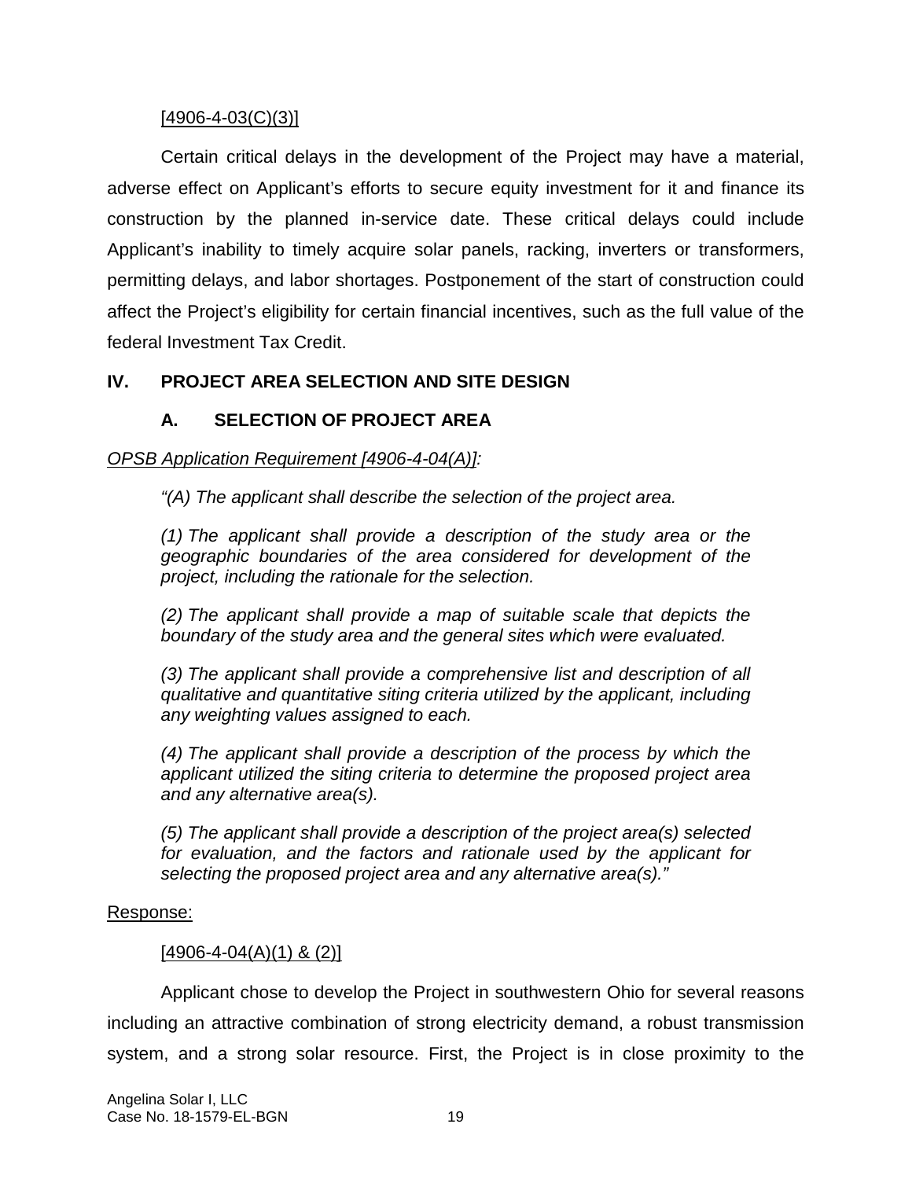[4906-4-03(C)(3)]

Certain critical delays in the development of the Project may have a material, adverse effect on Applicant's efforts to secure equity investment for it and finance its construction by the planned in-service date. These critical delays could include Applicant's inability to timely acquire solar panels, racking, inverters or transformers, permitting delays, and labor shortages. Postponement of the start of construction could affect the Project's eligibility for certain financial incentives, such as the full value of the federal Investment Tax Credit.

## IV. PROJECT AREA SELECTION AND SITE DESIGN

### A. SELECTION OF PROJECT AREA

*OPSB Application Requirement [4906-4-04(A)]:*

*"(A) The applicant shall describe the selection of the project area.*

*(1) The applicant shall provide a description of the study area or the geographic boundaries of the area considered for development of the project, including the rationale for the selection.*

*(2) The applicant shall provide a map of suitable scale that depicts the boundary of the study area and the general sites which were evaluated.*

*(3) The applicant shall provide a comprehensive list and description of all qualitative and quantitative siting criteria utilized by the applicant, including any weighting values assigned to each.*

*(4) The applicant shall provide a description of the process by which the applicant utilized the siting criteria to determine the proposed project area and any alternative area(s).*

*(5) The applicant shall provide a description of the project area(s) selected for evaluation, and the factors and rationale used by the applicant for selecting the proposed project area and any alternative area(s)."*

Response:

[4906-4-04(A)(1) & (2)]

Applicant chose to develop the Project in southwestern Ohio for several reasons including an attractive combination of strong electricity demand, a robust transmission system, and a strong solar resource. First, the Project is in close proximity to the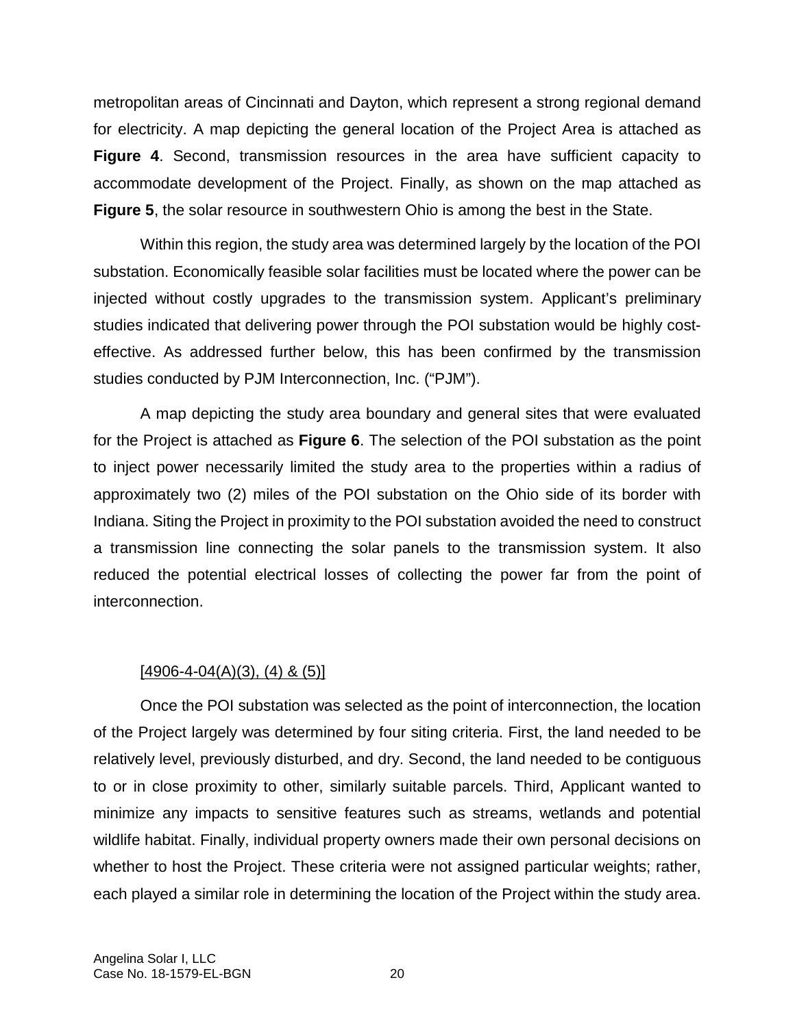metropolitan areas of Cincinnati and Dayton, which represent a strong regional demand for electricity. A map depicting the general location of the Project Area is attached as **Figure 4**. Second, transmission resources in the area have sufficient capacity to accommodate development of the Project. Finally, as shown on the map attached as **Figure 5**, the solar resource in southwestern Ohio is among the best in the State.

Within this region, the study area was determined largely by the location of the POI substation. Economically feasible solar facilities must be located where the power can be injected without costly upgrades to the transmission system. Applicant's preliminary studies indicated that delivering power through the POI substation would be highly cost-effective. As addressed further below, this has been confirmed by the transmission studies conducted by PJM Interconnection, Inc. ("PJM").

A map depicting the study area boundary and general sites that were evaluated for the Project is attached as **Figure 6**. The selection of the POI substation as the point to inject power necessarily limited the study area to the properties within a radius of approximately two (2) miles of the POI substation on the Ohio side of its border with Indiana. Siting the Project in proximity to the POI substation avoided the need to construct a transmission line connecting the solar panels to the transmission system. It also reduced the potential electrical losses of collecting the power far from the point of interconnection.

[4906-4-04(A)(3), (4) & (5)]

Once the POI substation was selected as the point of interconnection, the location of the Project largely was determined by four siting criteria. First, the land needed to be relatively level, previously disturbed, and dry. Second, the land needed to be contiguous to or in close proximity to other, similarly suitable parcels. Third, Applicant wanted to minimize any impacts to sensitive features such as streams, wetlands and potential wildlife habitat. Finally, individual property owners made their own personal decisions on whether to host the Project. These criteria were not assigned particular weights; rather, each played a similar role in determining the location of the Project within the study area.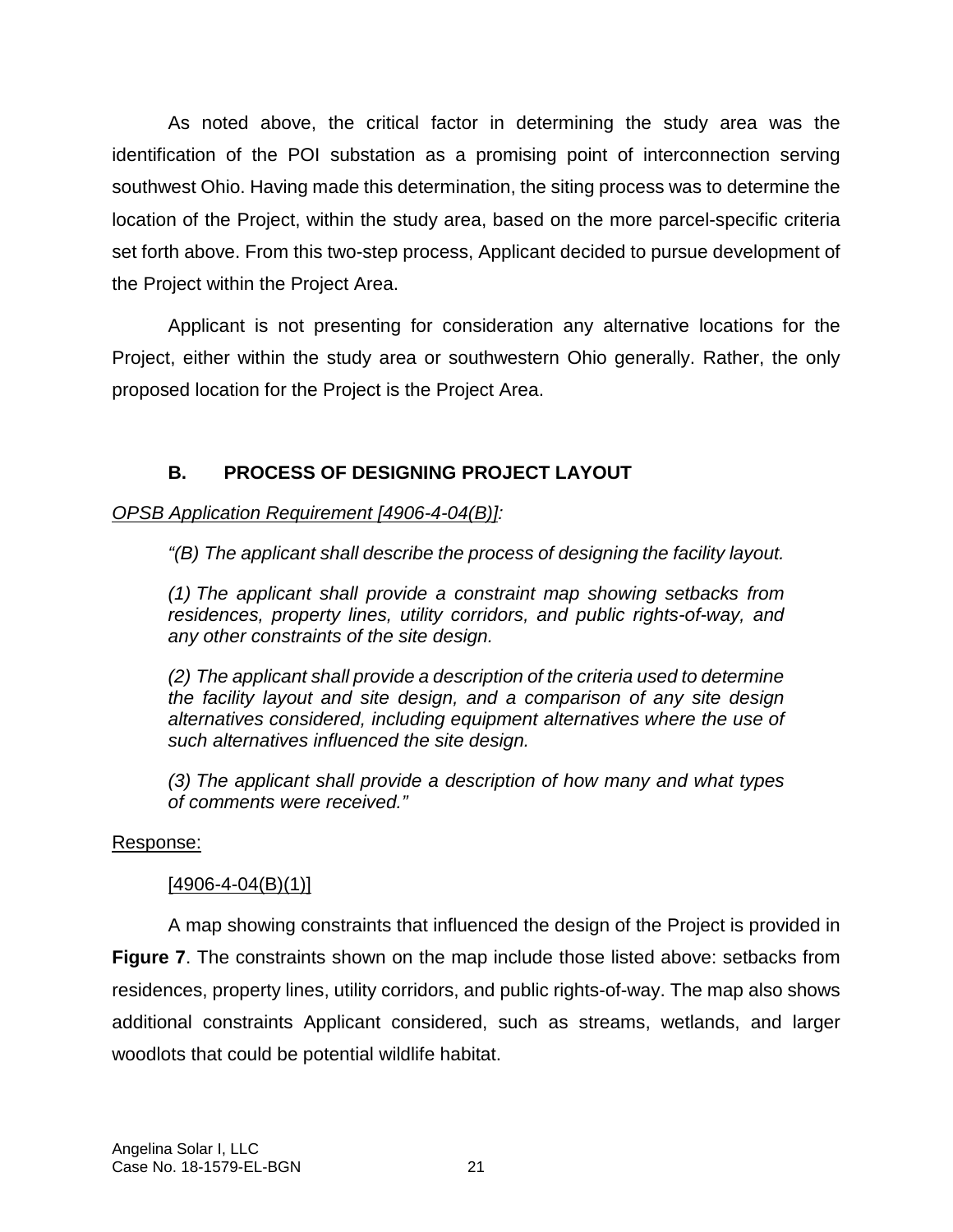As noted above, the critical factor in determining the study area was the identification of the POI substation as a promising point of interconnection serving southwest Ohio. Having made this determination, the siting process was to determine the location of the Project, within the study area, based on the more parcel-specific criteria set forth above. From this two-step process, Applicant decided to pursue development of the Project within the Project Area.

Applicant is not presenting for consideration any alternative locations for the Project, either within the study area or southwestern Ohio generally. Rather, the only proposed location for the Project is the Project Area.

## B. PROCESS OF DESIGNING PROJECT LAYOUT

_OPSB Application Requirement [4906-4-04(B)]:_

> *"(B) The applicant shall describe the process of designing the facility layout.*
>
> *(1) The applicant shall provide a constraint map showing setbacks from residences, property lines, utility corridors, and public rights-of-way, and any other constraints of the site design.*
>
> *(2) The applicant shall provide a description of the criteria used to determine the facility layout and site design, and a comparison of any site design alternatives considered, including equipment alternatives where the use of such alternatives influenced the site design.*
>
> *(3) The applicant shall provide a description of how many and what types of comments were received."*

Response:

[4906-4-04(B)(1)]

A map showing constraints that influenced the design of the Project is provided in **Figure 7**. The constraints shown on the map include those listed above: setbacks from residences, property lines, utility corridors, and public rights-of-way. The map also shows additional constraints Applicant considered, such as streams, wetlands, and larger woodlots that could be potential wildlife habitat.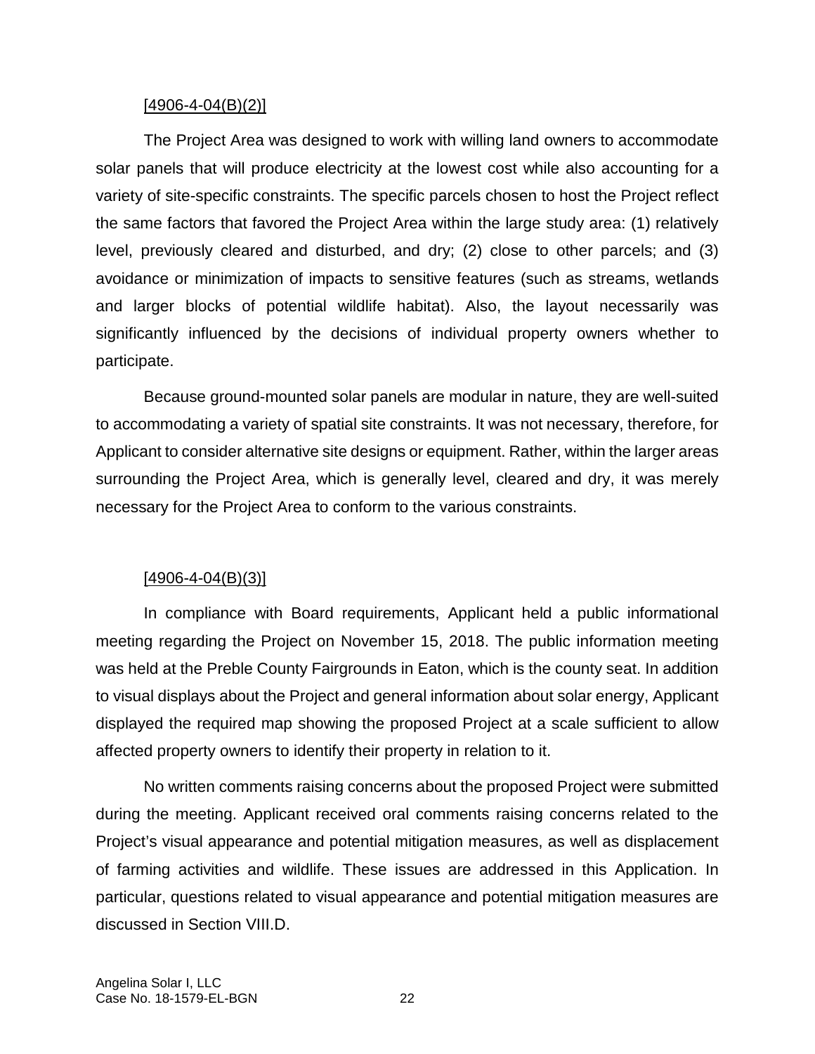[4906-4-04(B)(2)]

The Project Area was designed to work with willing land owners to accommodate solar panels that will produce electricity at the lowest cost while also accounting for a variety of site-specific constraints. The specific parcels chosen to host the Project reflect the same factors that favored the Project Area within the large study area: (1) relatively level, previously cleared and disturbed, and dry; (2) close to other parcels; and (3) avoidance or minimization of impacts to sensitive features (such as streams, wetlands and larger blocks of potential wildlife habitat). Also, the layout necessarily was significantly influenced by the decisions of individual property owners whether to participate.

Because ground-mounted solar panels are modular in nature, they are well-suited to accommodating a variety of spatial site constraints. It was not necessary, therefore, for Applicant to consider alternative site designs or equipment. Rather, within the larger areas surrounding the Project Area, which is generally level, cleared and dry, it was merely necessary for the Project Area to conform to the various constraints.

[4906-4-04(B)(3)]

In compliance with Board requirements, Applicant held a public informational meeting regarding the Project on November 15, 2018. The public information meeting was held at the Preble County Fairgrounds in Eaton, which is the county seat. In addition to visual displays about the Project and general information about solar energy, Applicant displayed the required map showing the proposed Project at a scale sufficient to allow affected property owners to identify their property in relation to it.

No written comments raising concerns about the proposed Project were submitted during the meeting. Applicant received oral comments raising concerns related to the Project's visual appearance and potential mitigation measures, as well as displacement of farming activities and wildlife. These issues are addressed in this Application. In particular, questions related to visual appearance and potential mitigation measures are discussed in Section VIII.D.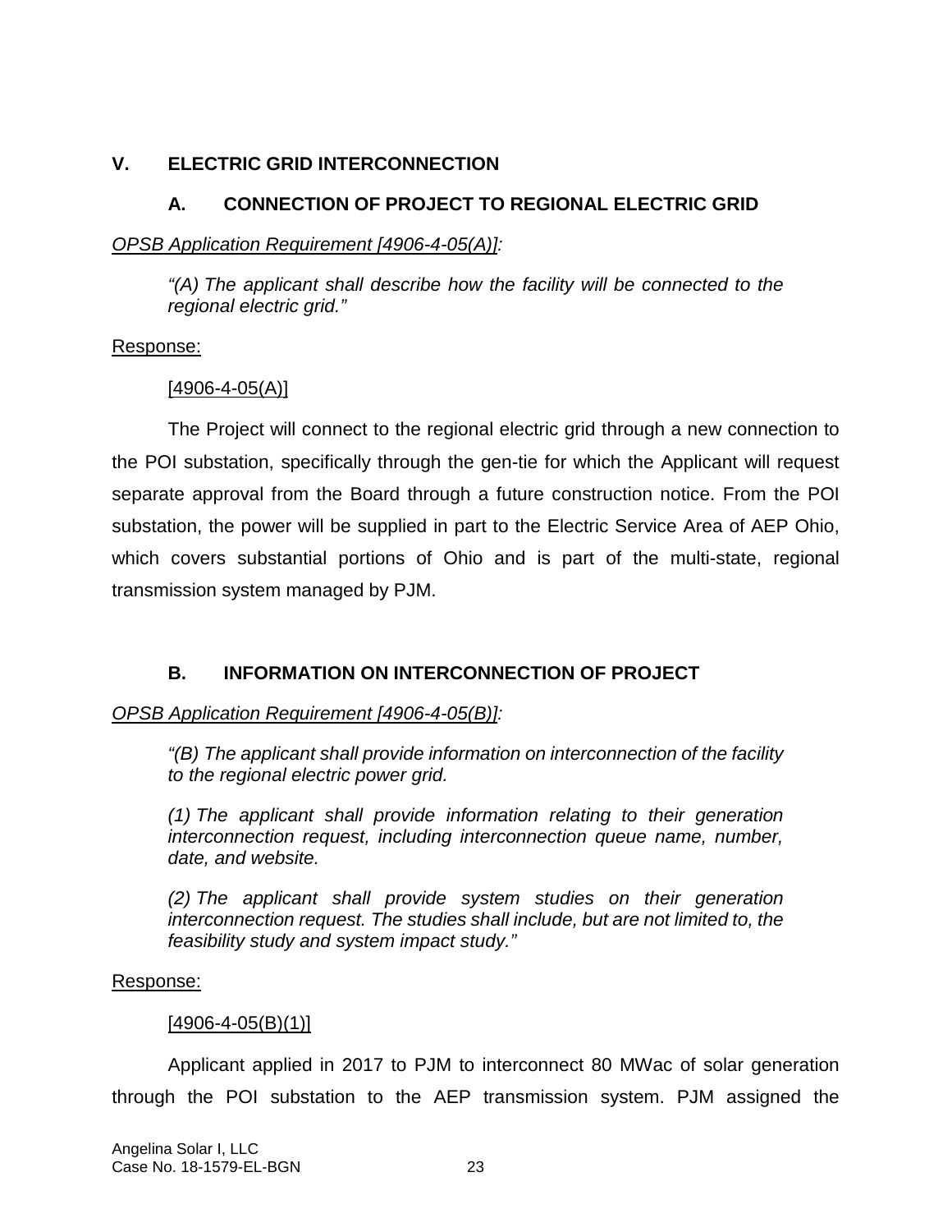# V. ELECTRIC GRID INTERCONNECTION

## A. CONNECTION OF PROJECT TO REGIONAL ELECTRIC GRID

*OPSB Application Requirement [4906-4-05(A)]:*

> *"(A) The applicant shall describe how the facility will be connected to the regional electric grid."*

Response:

[4906-4-05(A)]

The Project will connect to the regional electric grid through a new connection to the POI substation, specifically through the gen-tie for which the Applicant will request separate approval from the Board through a future construction notice. From the POI substation, the power will be supplied in part to the Electric Service Area of AEP Ohio, which covers substantial portions of Ohio and is part of the multi-state, regional transmission system managed by PJM.

## B. INFORMATION ON INTERCONNECTION OF PROJECT

*OPSB Application Requirement [4906-4-05(B)]:*

> *"(B) The applicant shall provide information on interconnection of the facility to the regional electric power grid.*
>
> *(1) The applicant shall provide information relating to their generation interconnection request, including interconnection queue name, number, date, and website.*
>
> *(2) The applicant shall provide system studies on their generation interconnection request. The studies shall include, but are not limited to, the feasibility study and system impact study."*

Response:

[4906-4-05(B)(1)]

Applicant applied in 2017 to PJM to interconnect 80 MWac of solar generation through the POI substation to the AEP transmission system. PJM assigned the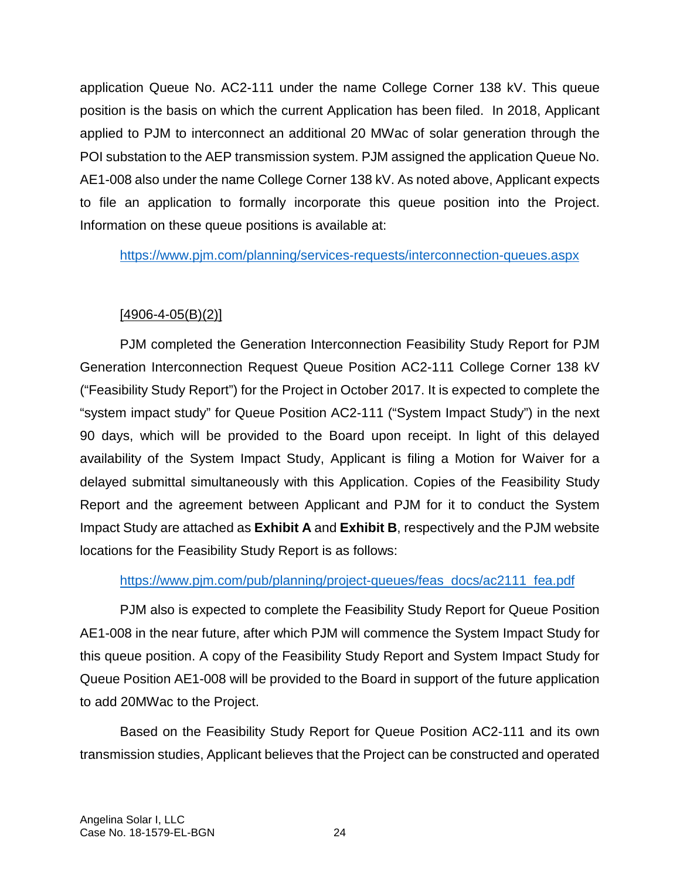application Queue No. AC2-111 under the name College Corner 138 kV. This queue position is the basis on which the current Application has been filed. In 2018, Applicant applied to PJM to interconnect an additional 20 MWac of solar generation through the POI substation to the AEP transmission system. PJM assigned the application Queue No. AE1-008 also under the name College Corner 138 kV. As noted above, Applicant expects to file an application to formally incorporate this queue position into the Project. Information on these queue positions is available at:

https://www.pjm.com/planning/services-requests/interconnection-queues.aspx

[4906-4-05(B)(2)]

PJM completed the Generation Interconnection Feasibility Study Report for PJM Generation Interconnection Request Queue Position AC2-111 College Corner 138 kV ("Feasibility Study Report") for the Project in October 2017. It is expected to complete the "system impact study" for Queue Position AC2-111 ("System Impact Study") in the next 90 days, which will be provided to the Board upon receipt. In light of this delayed availability of the System Impact Study, Applicant is filing a Motion for Waiver for a delayed submittal simultaneously with this Application. Copies of the Feasibility Study Report and the agreement between Applicant and PJM for it to conduct the System Impact Study are attached as **Exhibit A** and **Exhibit B**, respectively and the PJM website locations for the Feasibility Study Report is as follows:

https://www.pjm.com/pub/planning/project-queues/feas_docs/ac2111_fea.pdf

PJM also is expected to complete the Feasibility Study Report for Queue Position AE1-008 in the near future, after which PJM will commence the System Impact Study for this queue position. A copy of the Feasibility Study Report and System Impact Study for Queue Position AE1-008 will be provided to the Board in support of the future application to add 20MWac to the Project.

Based on the Feasibility Study Report for Queue Position AC2-111 and its own transmission studies, Applicant believes that the Project can be constructed and operated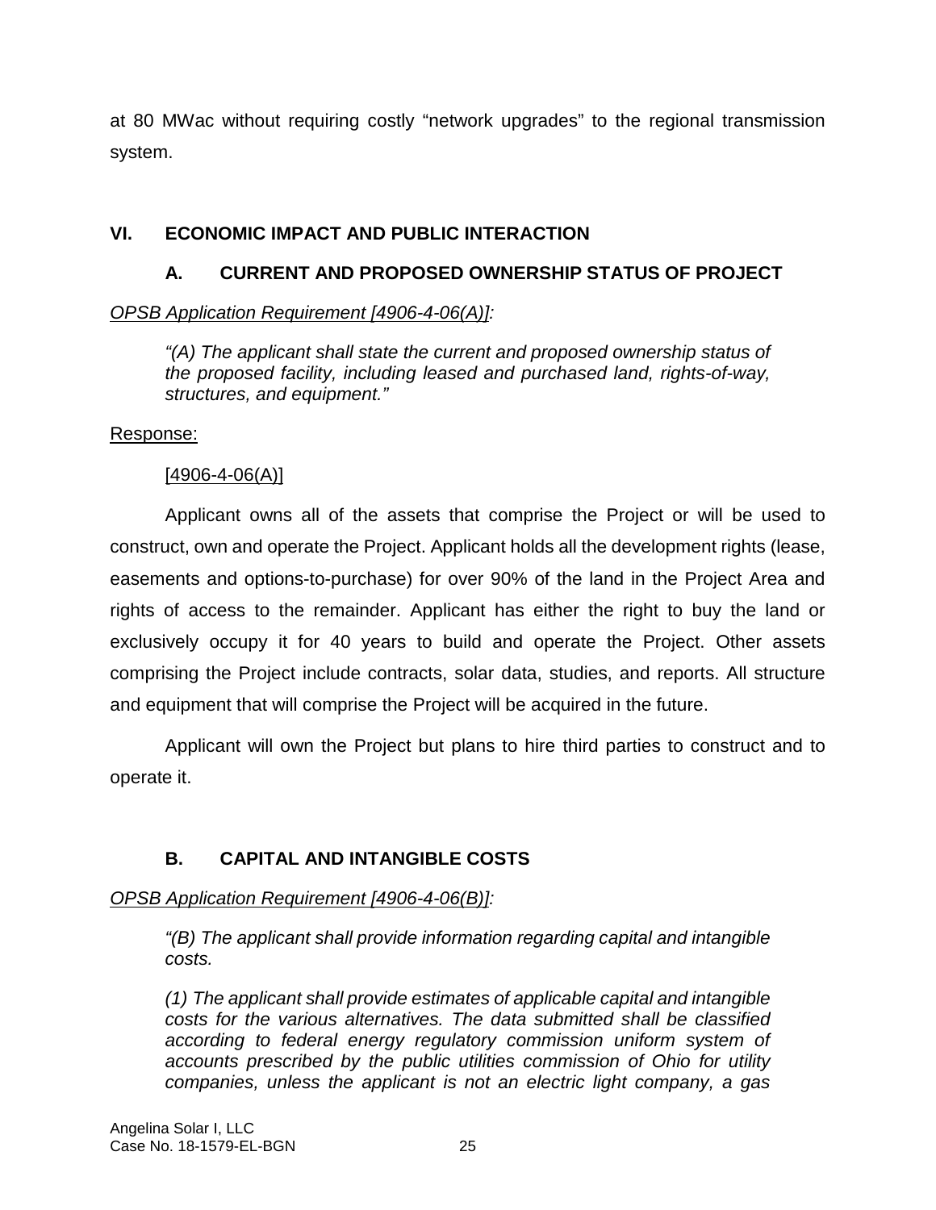at 80 MWac without requiring costly "network upgrades" to the regional transmission system.

## VI. ECONOMIC IMPACT AND PUBLIC INTERACTION

### A. CURRENT AND PROPOSED OWNERSHIP STATUS OF PROJECT

*OPSB Application Requirement [4906-4-06(A)]:*

> *"(A) The applicant shall state the current and proposed ownership status of the proposed facility, including leased and purchased land, rights-of-way, structures, and equipment."*

Response:

[4906-4-06(A)]

Applicant owns all of the assets that comprise the Project or will be used to construct, own and operate the Project. Applicant holds all the development rights (lease, easements and options-to-purchase) for over 90% of the land in the Project Area and rights of access to the remainder. Applicant has either the right to buy the land or exclusively occupy it for 40 years to build and operate the Project. Other assets comprising the Project include contracts, solar data, studies, and reports. All structure and equipment that will comprise the Project will be acquired in the future.

Applicant will own the Project but plans to hire third parties to construct and to operate it.

### B. CAPITAL AND INTANGIBLE COSTS

*OPSB Application Requirement [4906-4-06(B)]:*

> *"(B) The applicant shall provide information regarding capital and intangible costs.*
>
> *(1) The applicant shall provide estimates of applicable capital and intangible costs for the various alternatives. The data submitted shall be classified according to federal energy regulatory commission uniform system of accounts prescribed by the public utilities commission of Ohio for utility companies, unless the applicant is not an electric light company, a gas*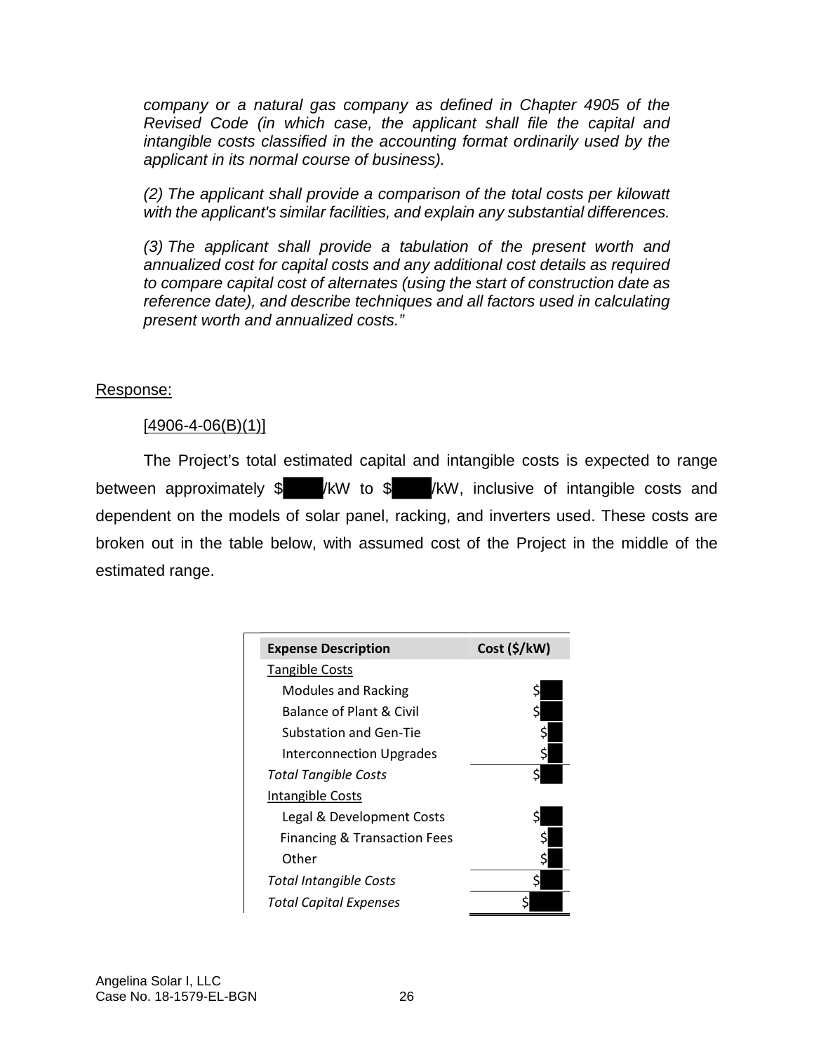*company or a natural gas company as defined in Chapter 4905 of the Revised Code (in which case, the applicant shall file the capital and intangible costs classified in the accounting format ordinarily used by the applicant in its normal course of business).*

*(2) The applicant shall provide a comparison of the total costs per kilowatt with the applicant's similar facilities, and explain any substantial differences.*

*(3) The applicant shall provide a tabulation of the present worth and annualized cost for capital costs and any additional cost details as required to compare capital cost of alternates (using the start of construction date as reference date), and describe techniques and all factors used in calculating present worth and annualized costs."*

Response:

[4906-4-06(B)(1)]

The Project's total estimated capital and intangible costs is expected to range between approximately $ /kW to $ /kW, inclusive of intangible costs and dependent on the models of solar panel, racking, and inverters used. These costs are broken out in the table below, with assumed cost of the Project in the middle of the estimated range.

| Expense Description | Cost ($/kW) |
|---|---|
| Tangible Costs | |
| Modules and Racking | $ |
| Balance of Plant & Civil | $ |
| Substation and Gen-Tie | $ |
| Interconnection Upgrades | $ |
| *Total Tangible Costs* | $ |
| Intangible Costs | |
| Legal & Development Costs | $ |
| Financing & Transaction Fees | $ |
| Other | $ |
| *Total Intangible Costs* | $ |
| *Total Capital Expenses* | $ |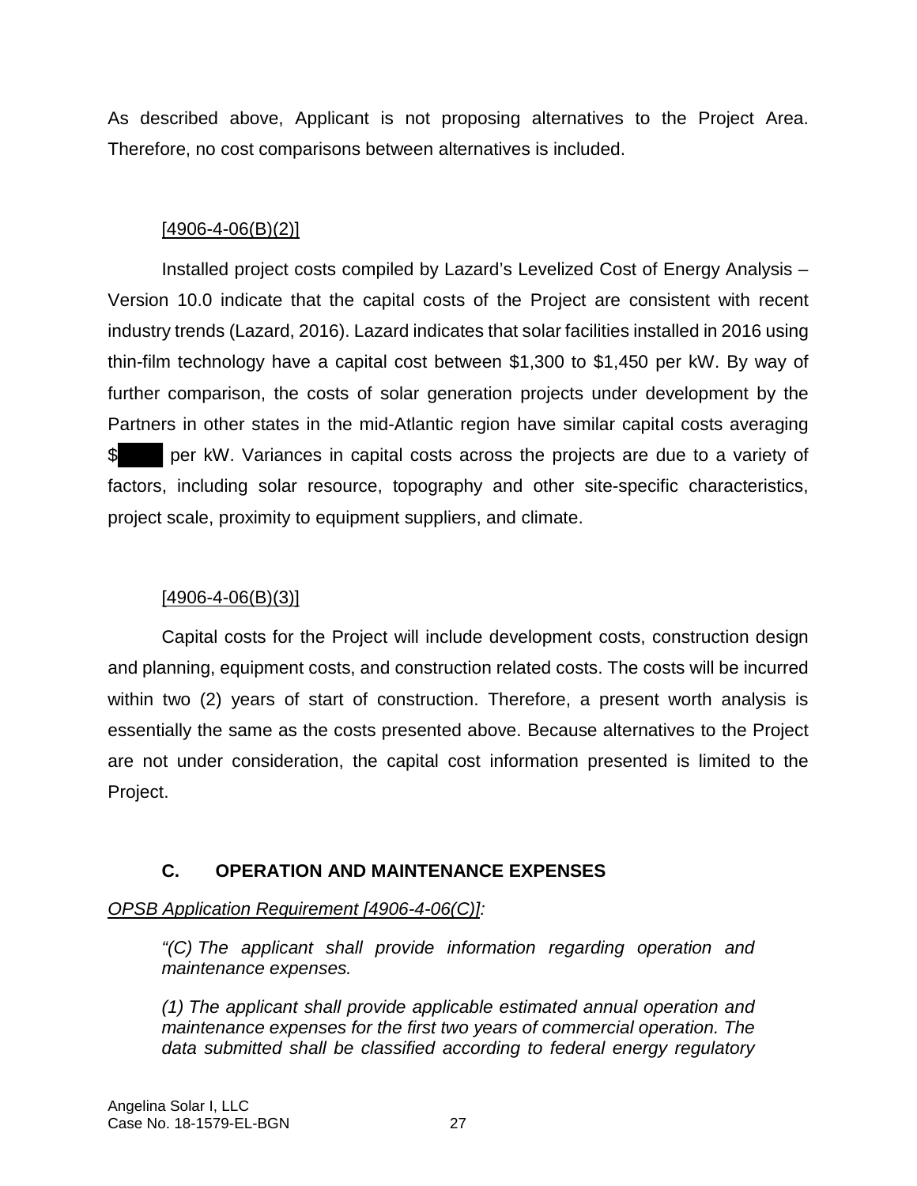As described above, Applicant is not proposing alternatives to the Project Area. Therefore, no cost comparisons between alternatives is included.

[4906-4-06(B)(2)]

Installed project costs compiled by Lazard's Levelized Cost of Energy Analysis – Version 10.0 indicate that the capital costs of the Project are consistent with recent industry trends (Lazard, 2016). Lazard indicates that solar facilities installed in 2016 using thin-film technology have a capital cost between $1,300 to $1,450 per kW. By way of further comparison, the costs of solar generation projects under development by the Partners in other states in the mid-Atlantic region have similar capital costs averaging $█████ per kW. Variances in capital costs across the projects are due to a variety of factors, including solar resource, topography and other site-specific characteristics, project scale, proximity to equipment suppliers, and climate.

[4906-4-06(B)(3)]

Capital costs for the Project will include development costs, construction design and planning, equipment costs, and construction related costs. The costs will be incurred within two (2) years of start of construction. Therefore, a present worth analysis is essentially the same as the costs presented above. Because alternatives to the Project are not under consideration, the capital cost information presented is limited to the Project.

### C. OPERATION AND MAINTENANCE EXPENSES

*OPSB Application Requirement [4906-4-06(C)]:*

> *"(C) The applicant shall provide information regarding operation and maintenance expenses.*
>
> *(1) The applicant shall provide applicable estimated annual operation and maintenance expenses for the first two years of commercial operation. The data submitted shall be classified according to federal energy regulatory*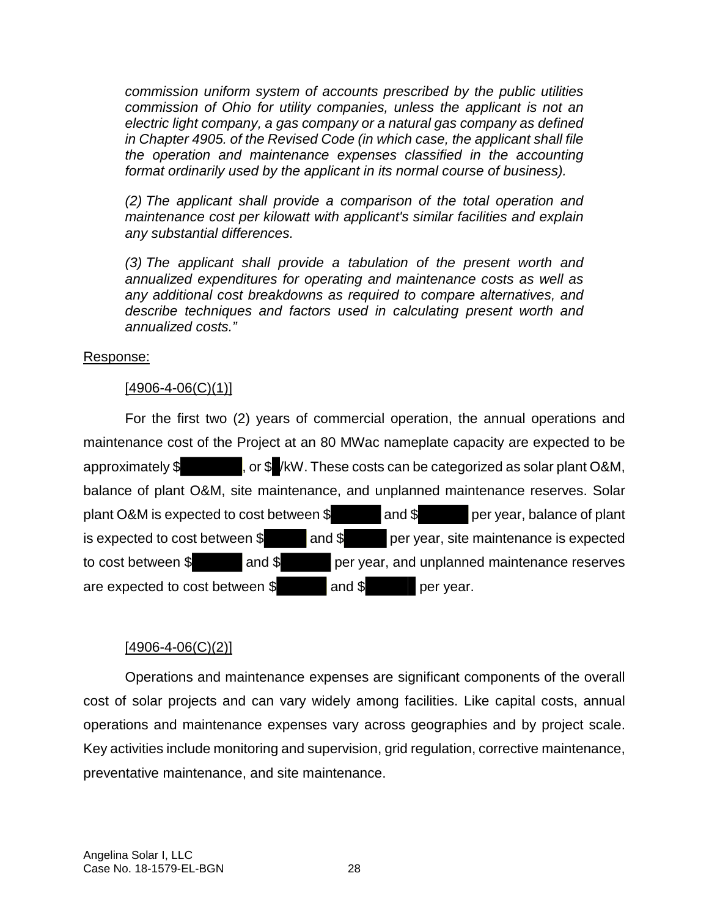*commission uniform system of accounts prescribed by the public utilities commission of Ohio for utility companies, unless the applicant is not an electric light company, a gas company or a natural gas company as defined in Chapter 4905. of the Revised Code (in which case, the applicant shall file the operation and maintenance expenses classified in the accounting format ordinarily used by the applicant in its normal course of business).*

*(2) The applicant shall provide a comparison of the total operation and maintenance cost per kilowatt with applicant's similar facilities and explain any substantial differences.*

*(3) The applicant shall provide a tabulation of the present worth and annualized expenditures for operating and maintenance costs as well as any additional cost breakdowns as required to compare alternatives, and describe techniques and factors used in calculating present worth and annualized costs."*

Response:

[4906-4-06(C)(1)]

For the first two (2) years of commercial operation, the annual operations and maintenance cost of the Project at an 80 MWac nameplate capacity are expected to be approximately $█████, or $█/kW. These costs can be categorized as solar plant O&M, balance of plant O&M, site maintenance, and unplanned maintenance reserves. Solar plant O&M is expected to cost between $█████ and $█████ per year, balance of plant is expected to cost between $█████ and $█████ per year, site maintenance is expected to cost between $█████ and $█████ per year, and unplanned maintenance reserves are expected to cost between $█████ and $█████ per year.

[4906-4-06(C)(2)]

Operations and maintenance expenses are significant components of the overall cost of solar projects and can vary widely among facilities. Like capital costs, annual operations and maintenance expenses vary across geographies and by project scale. Key activities include monitoring and supervision, grid regulation, corrective maintenance, preventative maintenance, and site maintenance.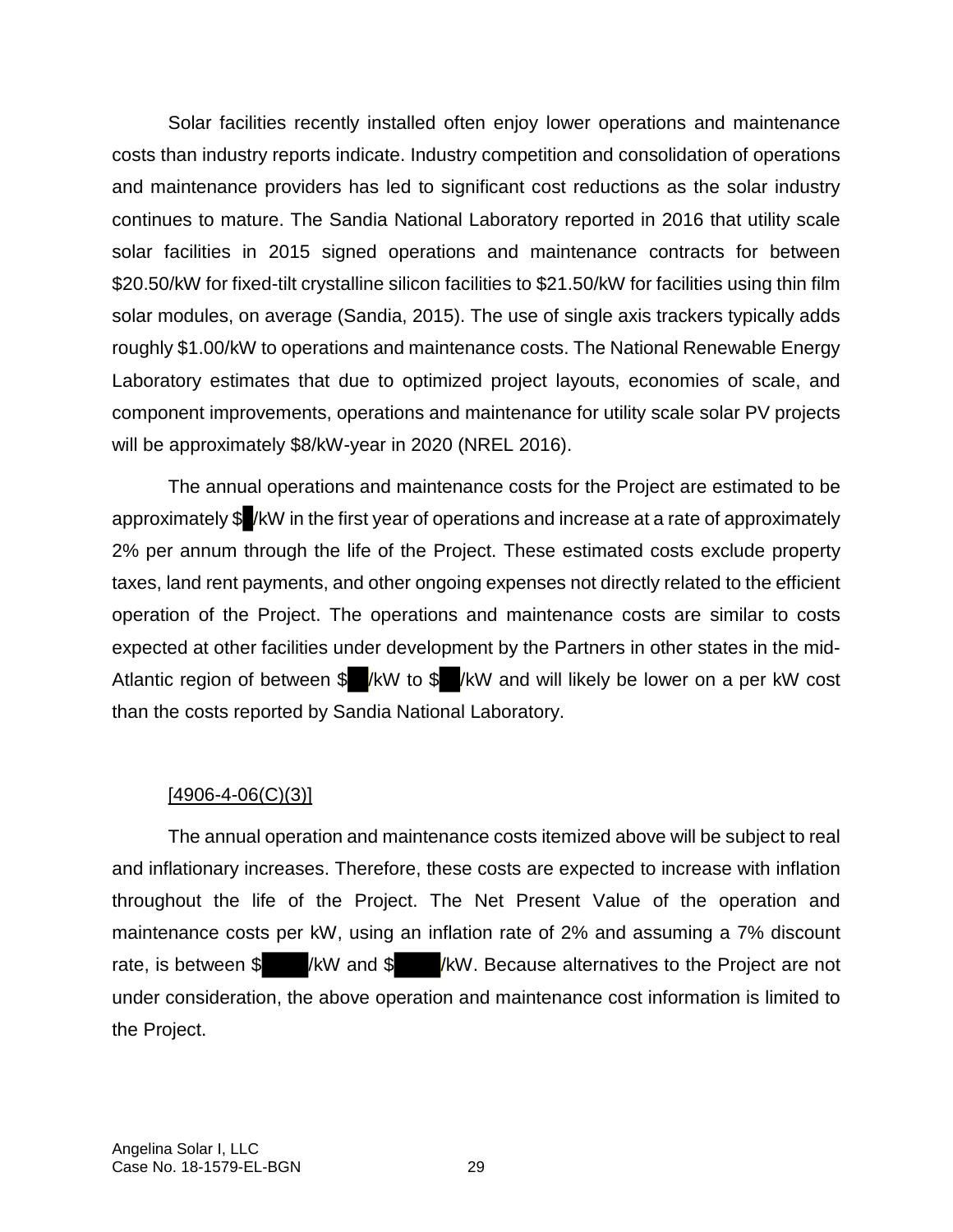Solar facilities recently installed often enjoy lower operations and maintenance costs than industry reports indicate. Industry competition and consolidation of operations and maintenance providers has led to significant cost reductions as the solar industry continues to mature. The Sandia National Laboratory reported in 2016 that utility scale solar facilities in 2015 signed operations and maintenance contracts for between $20.50/kW for fixed-tilt crystalline silicon facilities to $21.50/kW for facilities using thin film solar modules, on average (Sandia, 2015). The use of single axis trackers typically adds roughly $1.00/kW to operations and maintenance costs. The National Renewable Energy Laboratory estimates that due to optimized project layouts, economies of scale, and component improvements, operations and maintenance for utility scale solar PV projects will be approximately $8/kW-year in 2020 (NREL 2016).

The annual operations and maintenance costs for the Project are estimated to be approximately $█/kW in the first year of operations and increase at a rate of approximately 2% per annum through the life of the Project. These estimated costs exclude property taxes, land rent payments, and other ongoing expenses not directly related to the efficient operation of the Project. The operations and maintenance costs are similar to costs expected at other facilities under development by the Partners in other states in the mid-Atlantic region of between $██/kW to $██/kW and will likely be lower on a per kW cost than the costs reported by Sandia National Laboratory.

[4906-4-06(C)(3)]

The annual operation and maintenance costs itemized above will be subject to real and inflationary increases. Therefore, these costs are expected to increase with inflation throughout the life of the Project. The Net Present Value of the operation and maintenance costs per kW, using an inflation rate of 2% and assuming a 7% discount rate, is between $████/kW and $████/kW. Because alternatives to the Project are not under consideration, the above operation and maintenance cost information is limited to the Project.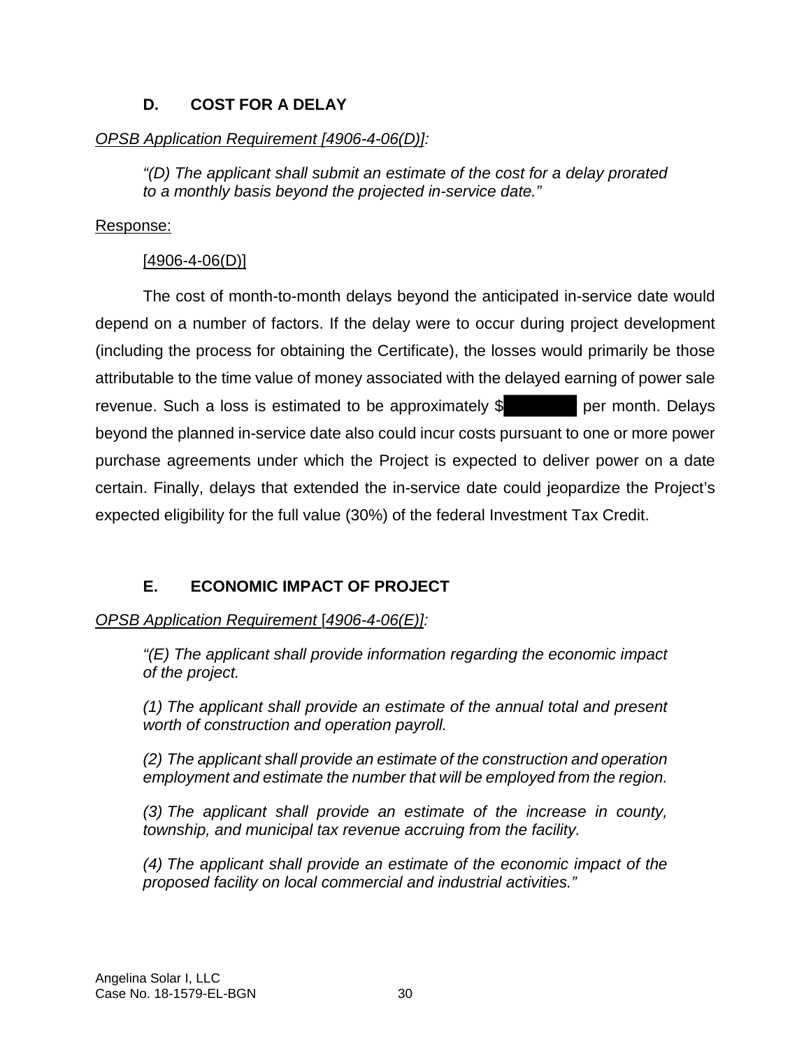### D. COST FOR A DELAY

*OPSB Application Requirement [4906-4-06(D)]:*

> *"(D) The applicant shall submit an estimate of the cost for a delay prorated to a monthly basis beyond the projected in-service date."*

Response:

[4906-4-06(D)]

The cost of month-to-month delays beyond the anticipated in-service date would depend on a number of factors. If the delay were to occur during project development (including the process for obtaining the Certificate), the losses would primarily be those attributable to the time value of money associated with the delayed earning of power sale revenue. Such a loss is estimated to be approximately $[REDACTED] per month. Delays beyond the planned in-service date also could incur costs pursuant to one or more power purchase agreements under which the Project is expected to deliver power on a date certain. Finally, delays that extended the in-service date could jeopardize the Project's expected eligibility for the full value (30%) of the federal Investment Tax Credit.

### E. ECONOMIC IMPACT OF PROJECT

*OPSB Application Requirement [4906-4-06(E)]:*

> *"(E) The applicant shall provide information regarding the economic impact of the project.*
>
> *(1) The applicant shall provide an estimate of the annual total and present worth of construction and operation payroll.*
>
> *(2) The applicant shall provide an estimate of the construction and operation employment and estimate the number that will be employed from the region.*
>
> *(3) The applicant shall provide an estimate of the increase in county, township, and municipal tax revenue accruing from the facility.*
>
> *(4) The applicant shall provide an estimate of the economic impact of the proposed facility on local commercial and industrial activities."*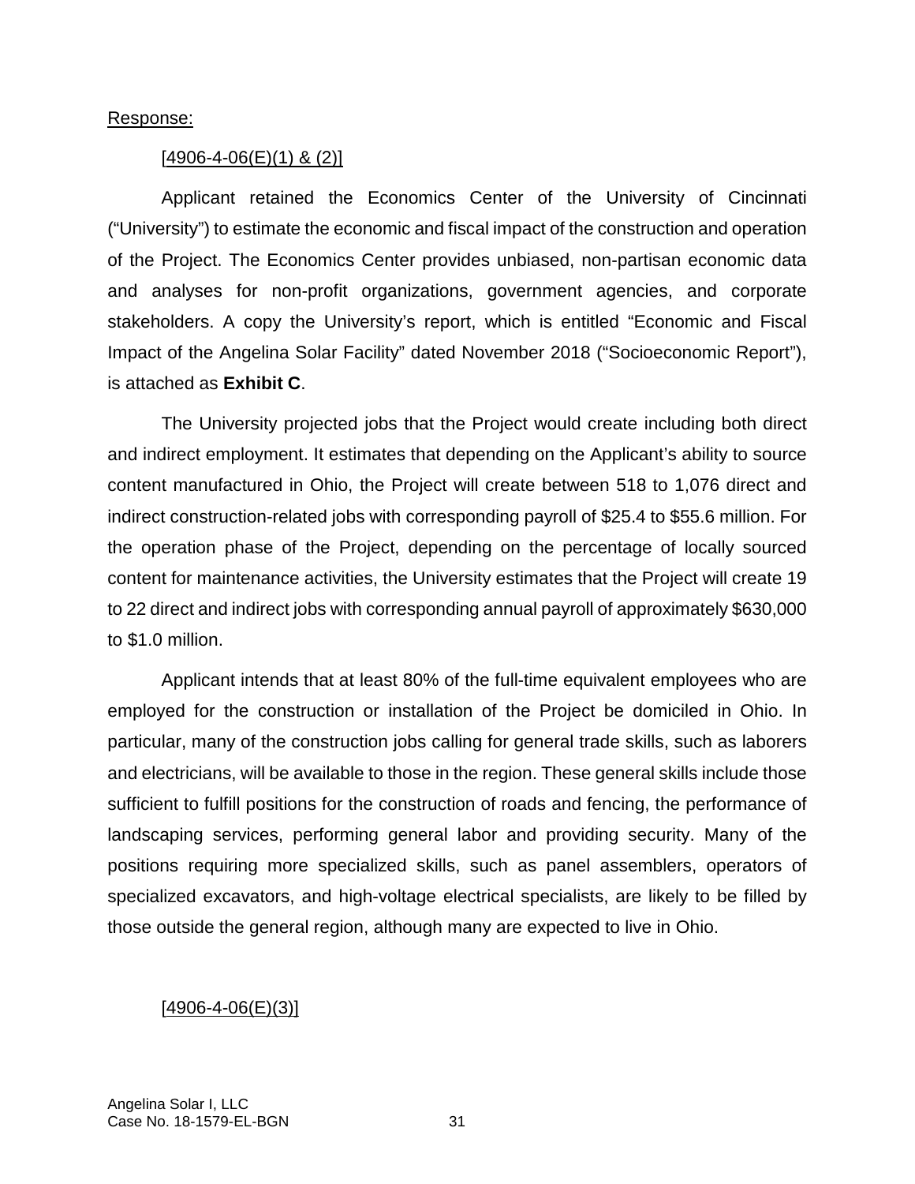Response:

[4906-4-06(E)(1) & (2)]

Applicant retained the Economics Center of the University of Cincinnati ("University") to estimate the economic and fiscal impact of the construction and operation of the Project. The Economics Center provides unbiased, non-partisan economic data and analyses for non-profit organizations, government agencies, and corporate stakeholders. A copy the University's report, which is entitled "Economic and Fiscal Impact of the Angelina Solar Facility" dated November 2018 ("Socioeconomic Report"), is attached as **Exhibit C**.

The University projected jobs that the Project would create including both direct and indirect employment. It estimates that depending on the Applicant's ability to source content manufactured in Ohio, the Project will create between 518 to 1,076 direct and indirect construction-related jobs with corresponding payroll of $25.4 to $55.6 million. For the operation phase of the Project, depending on the percentage of locally sourced content for maintenance activities, the University estimates that the Project will create 19 to 22 direct and indirect jobs with corresponding annual payroll of approximately $630,000 to $1.0 million.

Applicant intends that at least 80% of the full-time equivalent employees who are employed for the construction or installation of the Project be domiciled in Ohio. In particular, many of the construction jobs calling for general trade skills, such as laborers and electricians, will be available to those in the region. These general skills include those sufficient to fulfill positions for the construction of roads and fencing, the performance of landscaping services, performing general labor and providing security. Many of the positions requiring more specialized skills, such as panel assemblers, operators of specialized excavators, and high-voltage electrical specialists, are likely to be filled by those outside the general region, although many are expected to live in Ohio.

[4906-4-06(E)(3)]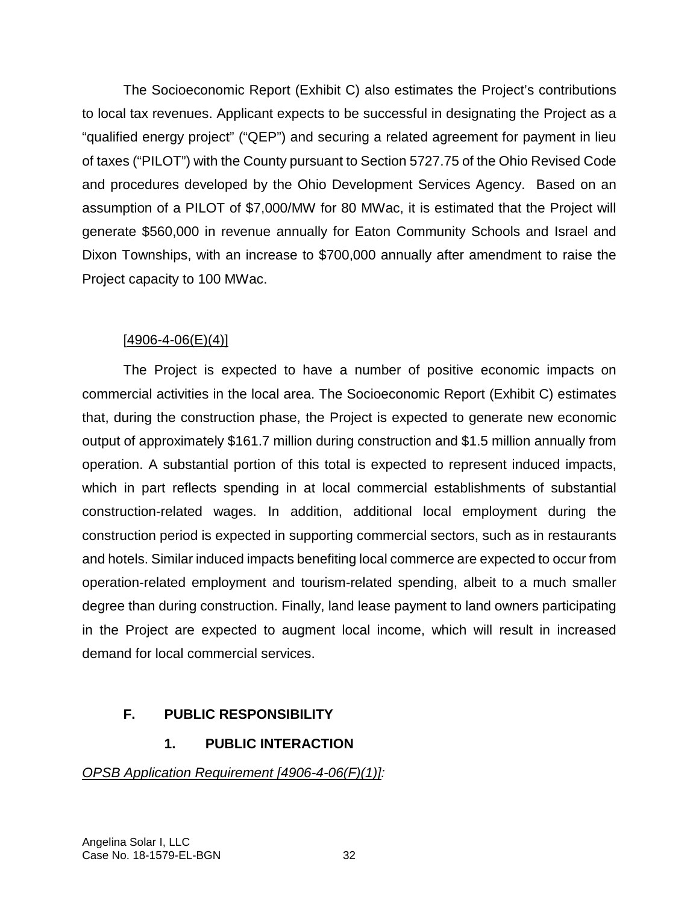The Socioeconomic Report (Exhibit C) also estimates the Project's contributions to local tax revenues. Applicant expects to be successful in designating the Project as a "qualified energy project" ("QEP") and securing a related agreement for payment in lieu of taxes ("PILOT") with the County pursuant to Section 5727.75 of the Ohio Revised Code and procedures developed by the Ohio Development Services Agency. Based on an assumption of a PILOT of $7,000/MW for 80 MWac, it is estimated that the Project will generate $560,000 in revenue annually for Eaton Community Schools and Israel and Dixon Townships, with an increase to $700,000 annually after amendment to raise the Project capacity to 100 MWac.

[4906-4-06(E)(4)]

The Project is expected to have a number of positive economic impacts on commercial activities in the local area. The Socioeconomic Report (Exhibit C) estimates that, during the construction phase, the Project is expected to generate new economic output of approximately $161.7 million during construction and $1.5 million annually from operation. A substantial portion of this total is expected to represent induced impacts, which in part reflects spending in at local commercial establishments of substantial construction-related wages. In addition, additional local employment during the construction period is expected in supporting commercial sectors, such as in restaurants and hotels. Similar induced impacts benefiting local commerce are expected to occur from operation-related employment and tourism-related spending, albeit to a much smaller degree than during construction. Finally, land lease payment to land owners participating in the Project are expected to augment local income, which will result in increased demand for local commercial services.

## F. PUBLIC RESPONSIBILITY

### 1. PUBLIC INTERACTION

*OPSB Application Requirement [4906-4-06(F)(1)]:*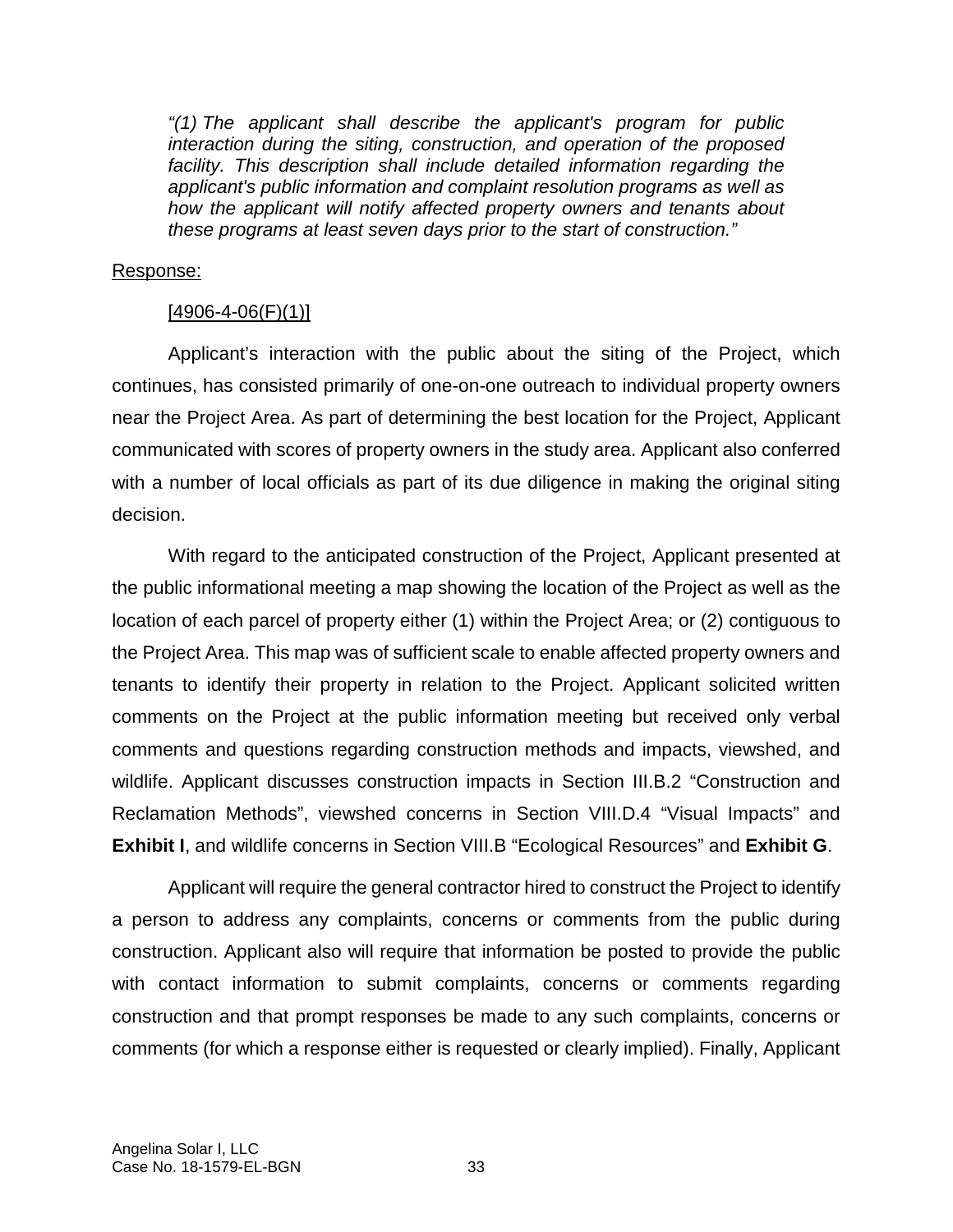*"(1) The applicant shall describe the applicant's program for public interaction during the siting, construction, and operation of the proposed facility. This description shall include detailed information regarding the applicant's public information and complaint resolution programs as well as how the applicant will notify affected property owners and tenants about these programs at least seven days prior to the start of construction."*

Response:

[4906-4-06(F)(1)]

Applicant's interaction with the public about the siting of the Project, which continues, has consisted primarily of one-on-one outreach to individual property owners near the Project Area. As part of determining the best location for the Project, Applicant communicated with scores of property owners in the study area. Applicant also conferred with a number of local officials as part of its due diligence in making the original siting decision.

With regard to the anticipated construction of the Project, Applicant presented at the public informational meeting a map showing the location of the Project as well as the location of each parcel of property either (1) within the Project Area; or (2) contiguous to the Project Area. This map was of sufficient scale to enable affected property owners and tenants to identify their property in relation to the Project. Applicant solicited written comments on the Project at the public information meeting but received only verbal comments and questions regarding construction methods and impacts, viewshed, and wildlife. Applicant discusses construction impacts in Section III.B.2 "Construction and Reclamation Methods", viewshed concerns in Section VIII.D.4 "Visual Impacts" and **Exhibit I**, and wildlife concerns in Section VIII.B "Ecological Resources" and **Exhibit G**.

Applicant will require the general contractor hired to construct the Project to identify a person to address any complaints, concerns or comments from the public during construction. Applicant also will require that information be posted to provide the public with contact information to submit complaints, concerns or comments regarding construction and that prompt responses be made to any such complaints, concerns or comments (for which a response either is requested or clearly implied). Finally, Applicant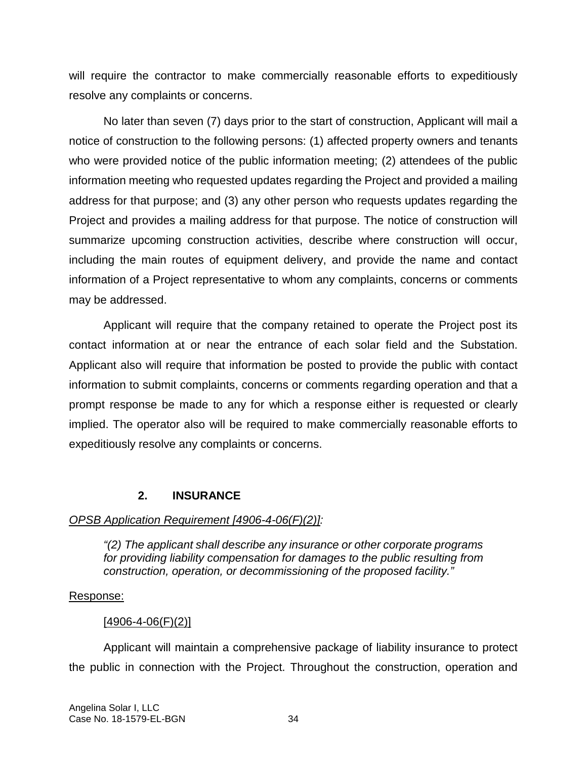will require the contractor to make commercially reasonable efforts to expeditiously resolve any complaints or concerns.

No later than seven (7) days prior to the start of construction, Applicant will mail a notice of construction to the following persons: (1) affected property owners and tenants who were provided notice of the public information meeting; (2) attendees of the public information meeting who requested updates regarding the Project and provided a mailing address for that purpose; and (3) any other person who requests updates regarding the Project and provides a mailing address for that purpose. The notice of construction will summarize upcoming construction activities, describe where construction will occur, including the main routes of equipment delivery, and provide the name and contact information of a Project representative to whom any complaints, concerns or comments may be addressed.

Applicant will require that the company retained to operate the Project post its contact information at or near the entrance of each solar field and the Substation. Applicant also will require that information be posted to provide the public with contact information to submit complaints, concerns or comments regarding operation and that a prompt response be made to any for which a response either is requested or clearly implied. The operator also will be required to make commercially reasonable efforts to expeditiously resolve any complaints or concerns.

### 2. INSURANCE

*OPSB Application Requirement [4906-4-06(F)(2)]:*

> *"(2) The applicant shall describe any insurance or other corporate programs for providing liability compensation for damages to the public resulting from construction, operation, or decommissioning of the proposed facility."*

Response:

[4906-4-06(F)(2)]

Applicant will maintain a comprehensive package of liability insurance to protect the public in connection with the Project. Throughout the construction, operation and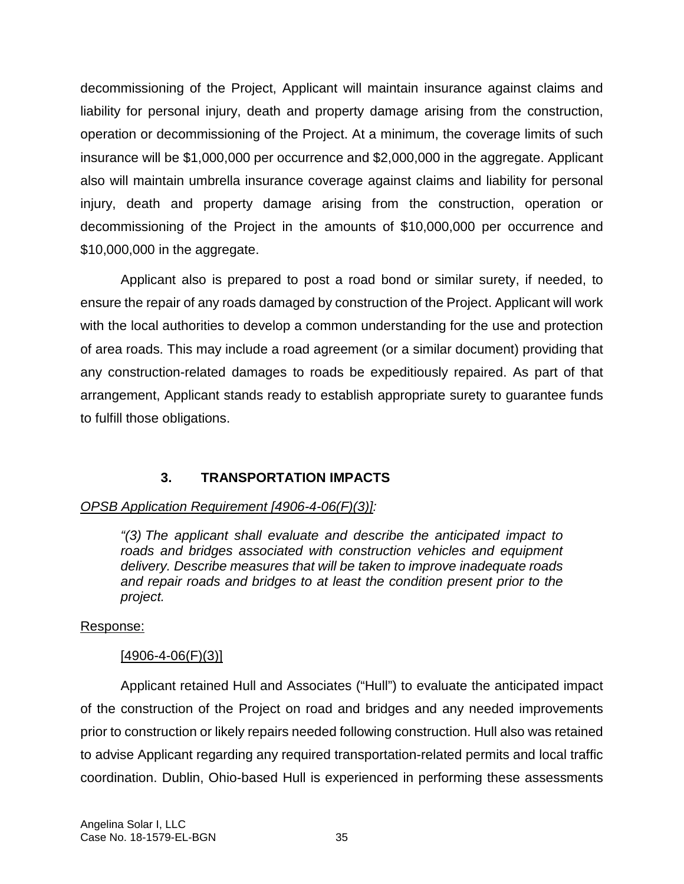decommissioning of the Project, Applicant will maintain insurance against claims and liability for personal injury, death and property damage arising from the construction, operation or decommissioning of the Project. At a minimum, the coverage limits of such insurance will be $1,000,000 per occurrence and $2,000,000 in the aggregate. Applicant also will maintain umbrella insurance coverage against claims and liability for personal injury, death and property damage arising from the construction, operation or decommissioning of the Project in the amounts of $10,000,000 per occurrence and $10,000,000 in the aggregate.

Applicant also is prepared to post a road bond or similar surety, if needed, to ensure the repair of any roads damaged by construction of the Project. Applicant will work with the local authorities to develop a common understanding for the use and protection of area roads. This may include a road agreement (or a similar document) providing that any construction-related damages to roads be expeditiously repaired. As part of that arrangement, Applicant stands ready to establish appropriate surety to guarantee funds to fulfill those obligations.

### 3. TRANSPORTATION IMPACTS

*OPSB Application Requirement [4906-4-06(F)(3)]:*

> *"(3) The applicant shall evaluate and describe the anticipated impact to roads and bridges associated with construction vehicles and equipment delivery. Describe measures that will be taken to improve inadequate roads and repair roads and bridges to at least the condition present prior to the project.*

Response:

[4906-4-06(F)(3)]

Applicant retained Hull and Associates ("Hull") to evaluate the anticipated impact of the construction of the Project on road and bridges and any needed improvements prior to construction or likely repairs needed following construction. Hull also was retained to advise Applicant regarding any required transportation-related permits and local traffic coordination. Dublin, Ohio-based Hull is experienced in performing these assessments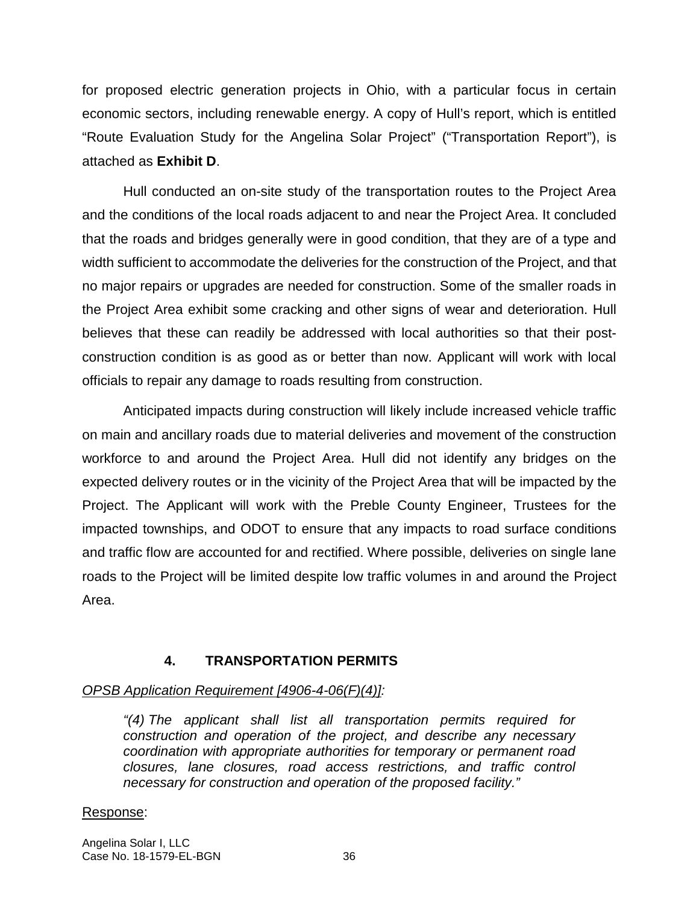for proposed electric generation projects in Ohio, with a particular focus in certain economic sectors, including renewable energy. A copy of Hull's report, which is entitled "Route Evaluation Study for the Angelina Solar Project" ("Transportation Report"), is attached as **Exhibit D**.

Hull conducted an on-site study of the transportation routes to the Project Area and the conditions of the local roads adjacent to and near the Project Area. It concluded that the roads and bridges generally were in good condition, that they are of a type and width sufficient to accommodate the deliveries for the construction of the Project, and that no major repairs or upgrades are needed for construction. Some of the smaller roads in the Project Area exhibit some cracking and other signs of wear and deterioration. Hull believes that these can readily be addressed with local authorities so that their post-construction condition is as good as or better than now. Applicant will work with local officials to repair any damage to roads resulting from construction.

Anticipated impacts during construction will likely include increased vehicle traffic on main and ancillary roads due to material deliveries and movement of the construction workforce to and around the Project Area. Hull did not identify any bridges on the expected delivery routes or in the vicinity of the Project Area that will be impacted by the Project. The Applicant will work with the Preble County Engineer, Trustees for the impacted townships, and ODOT to ensure that any impacts to road surface conditions and traffic flow are accounted for and rectified. Where possible, deliveries on single lane roads to the Project will be limited despite low traffic volumes in and around the Project Area.

### 4. TRANSPORTATION PERMITS

*OPSB Application Requirement [4906-4-06(F)(4)]:*

> *"(4) The applicant shall list all transportation permits required for construction and operation of the project, and describe any necessary coordination with appropriate authorities for temporary or permanent road closures, lane closures, road access restrictions, and traffic control necessary for construction and operation of the proposed facility."*

Response: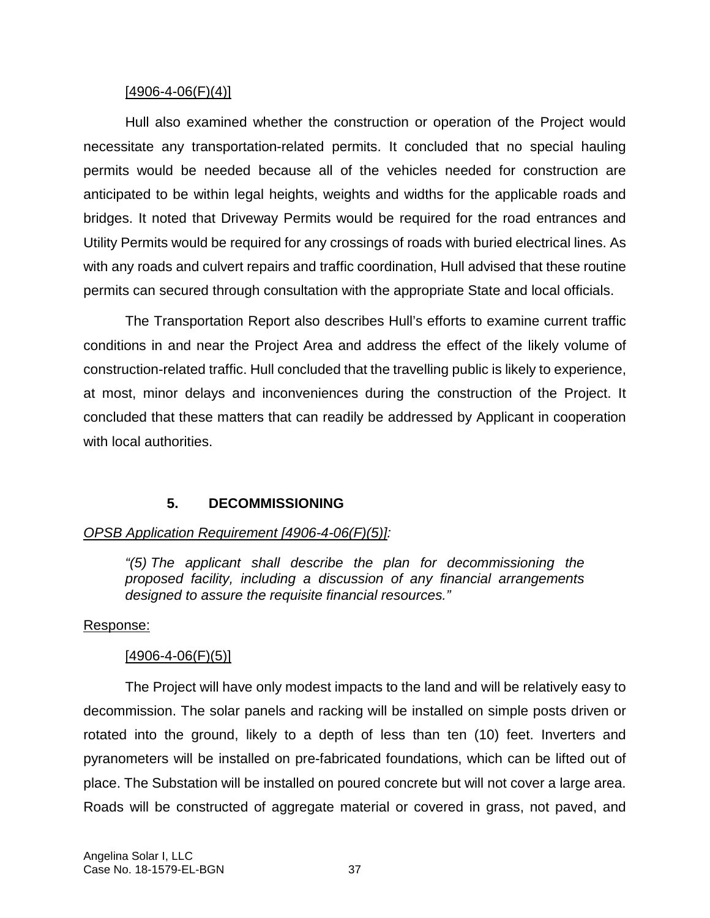[4906-4-06(F)(4)]

Hull also examined whether the construction or operation of the Project would necessitate any transportation-related permits. It concluded that no special hauling permits would be needed because all of the vehicles needed for construction are anticipated to be within legal heights, weights and widths for the applicable roads and bridges. It noted that Driveway Permits would be required for the road entrances and Utility Permits would be required for any crossings of roads with buried electrical lines. As with any roads and culvert repairs and traffic coordination, Hull advised that these routine permits can secured through consultation with the appropriate State and local officials.

The Transportation Report also describes Hull's efforts to examine current traffic conditions in and near the Project Area and address the effect of the likely volume of construction-related traffic. Hull concluded that the travelling public is likely to experience, at most, minor delays and inconveniences during the construction of the Project. It concluded that these matters that can readily be addressed by Applicant in cooperation with local authorities.

### 5. DECOMMISSIONING

*OPSB Application Requirement [4906-4-06(F)(5)]:*

> *"(5) The applicant shall describe the plan for decommissioning the proposed facility, including a discussion of any financial arrangements designed to assure the requisite financial resources."*

Response:

[4906-4-06(F)(5)]

The Project will have only modest impacts to the land and will be relatively easy to decommission. The solar panels and racking will be installed on simple posts driven or rotated into the ground, likely to a depth of less than ten (10) feet. Inverters and pyranometers will be installed on pre-fabricated foundations, which can be lifted out of place. The Substation will be installed on poured concrete but will not cover a large area. Roads will be constructed of aggregate material or covered in grass, not paved, and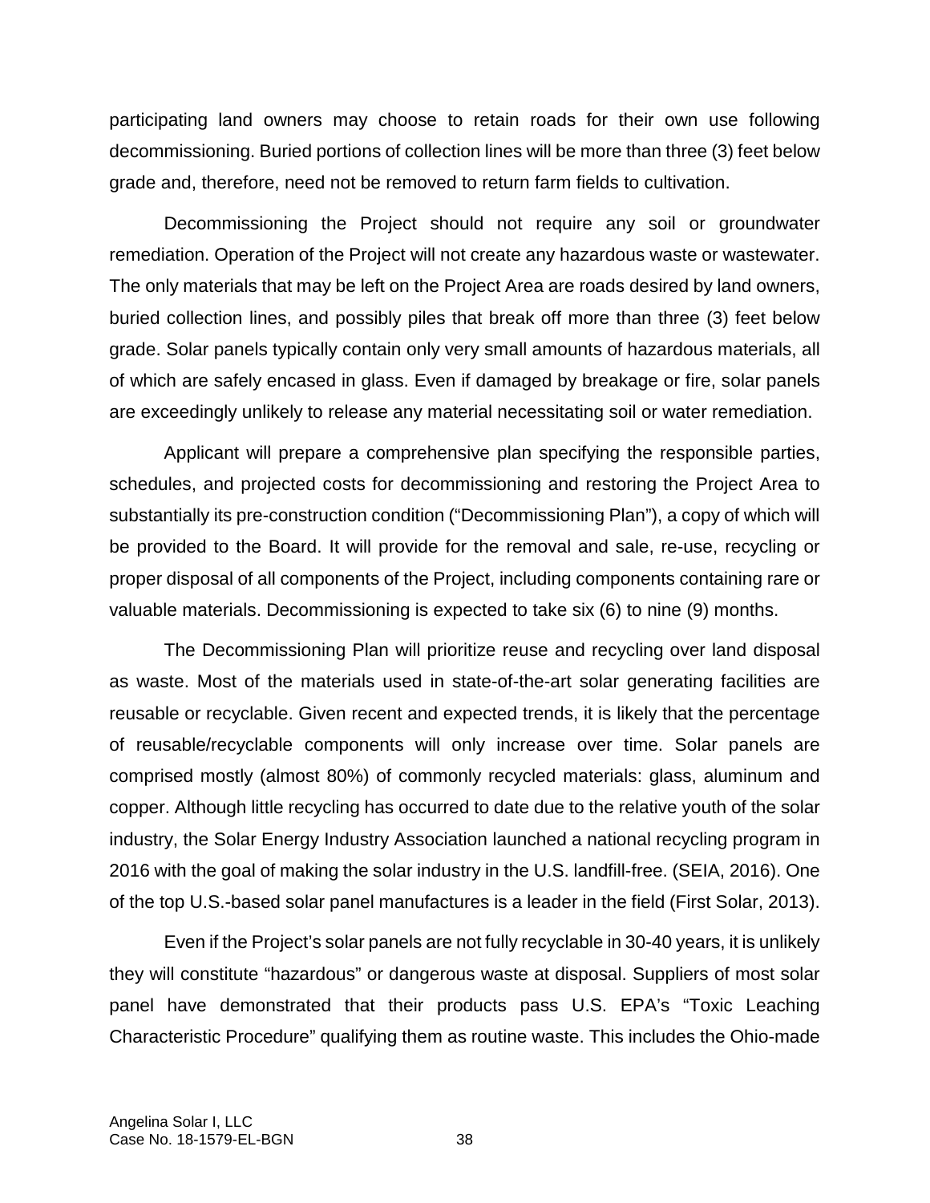participating land owners may choose to retain roads for their own use following decommissioning. Buried portions of collection lines will be more than three (3) feet below grade and, therefore, need not be removed to return farm fields to cultivation.

Decommissioning the Project should not require any soil or groundwater remediation. Operation of the Project will not create any hazardous waste or wastewater. The only materials that may be left on the Project Area are roads desired by land owners, buried collection lines, and possibly piles that break off more than three (3) feet below grade. Solar panels typically contain only very small amounts of hazardous materials, all of which are safely encased in glass. Even if damaged by breakage or fire, solar panels are exceedingly unlikely to release any material necessitating soil or water remediation.

Applicant will prepare a comprehensive plan specifying the responsible parties, schedules, and projected costs for decommissioning and restoring the Project Area to substantially its pre-construction condition ("Decommissioning Plan"), a copy of which will be provided to the Board. It will provide for the removal and sale, re-use, recycling or proper disposal of all components of the Project, including components containing rare or valuable materials. Decommissioning is expected to take six (6) to nine (9) months.

The Decommissioning Plan will prioritize reuse and recycling over land disposal as waste. Most of the materials used in state-of-the-art solar generating facilities are reusable or recyclable. Given recent and expected trends, it is likely that the percentage of reusable/recyclable components will only increase over time. Solar panels are comprised mostly (almost 80%) of commonly recycled materials: glass, aluminum and copper. Although little recycling has occurred to date due to the relative youth of the solar industry, the Solar Energy Industry Association launched a national recycling program in 2016 with the goal of making the solar industry in the U.S. landfill-free. (SEIA, 2016). One of the top U.S.-based solar panel manufactures is a leader in the field (First Solar, 2013).

Even if the Project's solar panels are not fully recyclable in 30-40 years, it is unlikely they will constitute "hazardous" or dangerous waste at disposal. Suppliers of most solar panel have demonstrated that their products pass U.S. EPA's "Toxic Leaching Characteristic Procedure" qualifying them as routine waste. This includes the Ohio-made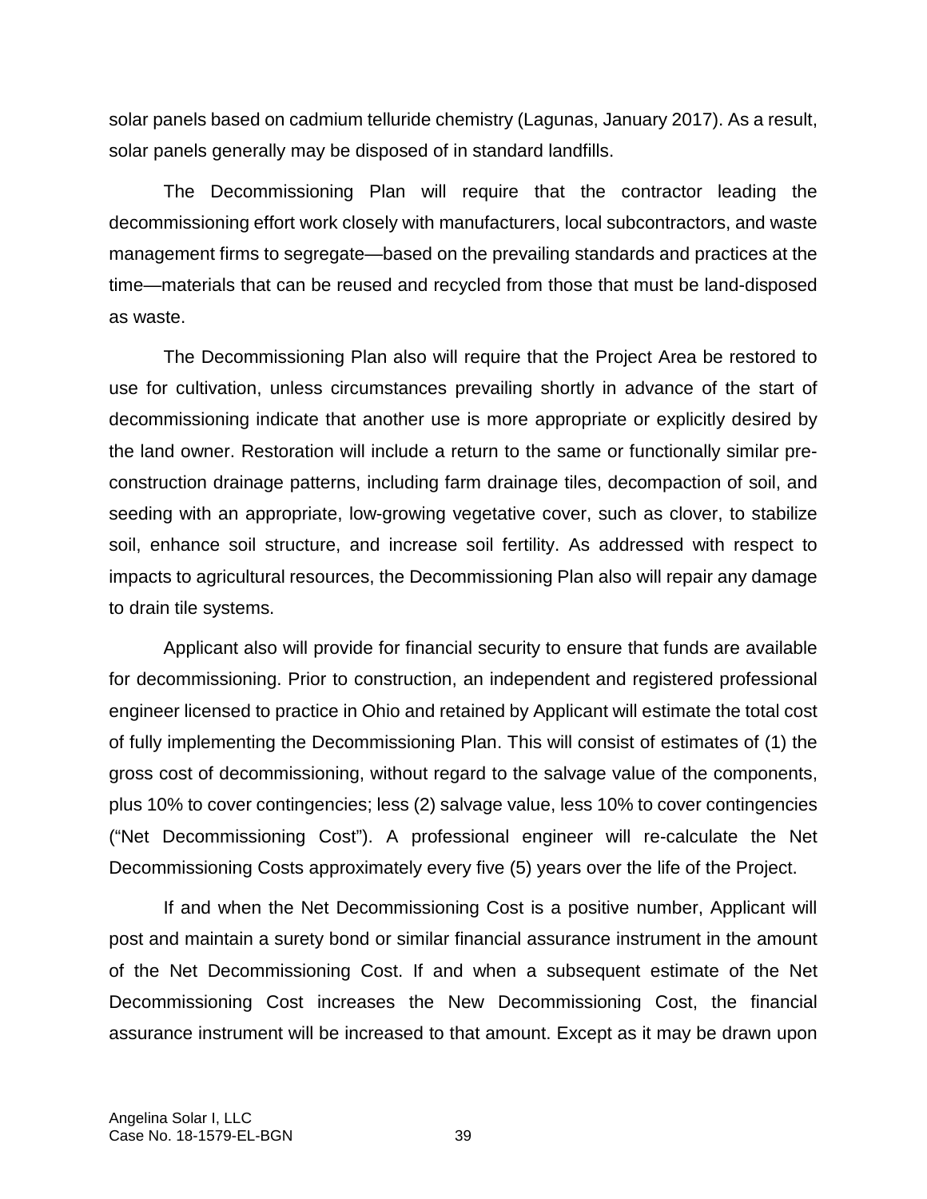solar panels based on cadmium telluride chemistry (Lagunas, January 2017). As a result, solar panels generally may be disposed of in standard landfills.

The Decommissioning Plan will require that the contractor leading the decommissioning effort work closely with manufacturers, local subcontractors, and waste management firms to segregate—based on the prevailing standards and practices at the time—materials that can be reused and recycled from those that must be land-disposed as waste.

The Decommissioning Plan also will require that the Project Area be restored to use for cultivation, unless circumstances prevailing shortly in advance of the start of decommissioning indicate that another use is more appropriate or explicitly desired by the land owner. Restoration will include a return to the same or functionally similar pre-construction drainage patterns, including farm drainage tiles, decompaction of soil, and seeding with an appropriate, low-growing vegetative cover, such as clover, to stabilize soil, enhance soil structure, and increase soil fertility. As addressed with respect to impacts to agricultural resources, the Decommissioning Plan also will repair any damage to drain tile systems.

Applicant also will provide for financial security to ensure that funds are available for decommissioning. Prior to construction, an independent and registered professional engineer licensed to practice in Ohio and retained by Applicant will estimate the total cost of fully implementing the Decommissioning Plan. This will consist of estimates of (1) the gross cost of decommissioning, without regard to the salvage value of the components, plus 10% to cover contingencies; less (2) salvage value, less 10% to cover contingencies ("Net Decommissioning Cost"). A professional engineer will re-calculate the Net Decommissioning Costs approximately every five (5) years over the life of the Project.

If and when the Net Decommissioning Cost is a positive number, Applicant will post and maintain a surety bond or similar financial assurance instrument in the amount of the Net Decommissioning Cost. If and when a subsequent estimate of the Net Decommissioning Cost increases the New Decommissioning Cost, the financial assurance instrument will be increased to that amount. Except as it may be drawn upon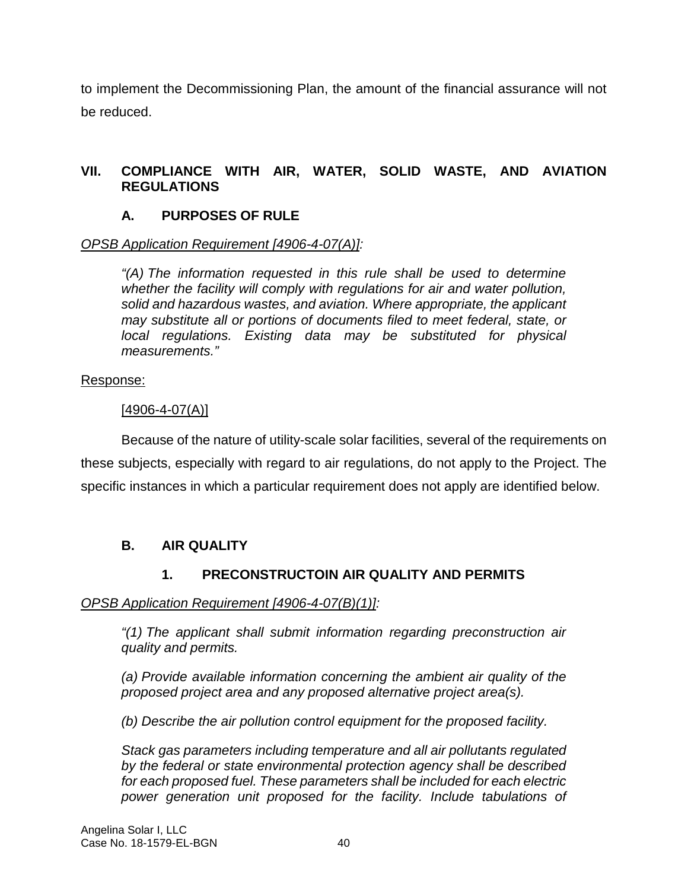to implement the Decommissioning Plan, the amount of the financial assurance will not be reduced.

## VII. COMPLIANCE WITH AIR, WATER, SOLID WASTE, AND AVIATION REGULATIONS

### A. PURPOSES OF RULE

*OPSB Application Requirement [4906-4-07(A)]:*

> *"(A) The information requested in this rule shall be used to determine whether the facility will comply with regulations for air and water pollution, solid and hazardous wastes, and aviation. Where appropriate, the applicant may substitute all or portions of documents filed to meet federal, state, or local regulations. Existing data may be substituted for physical measurements."*

Response:

[4906-4-07(A)]

Because of the nature of utility-scale solar facilities, several of the requirements on these subjects, especially with regard to air regulations, do not apply to the Project. The specific instances in which a particular requirement does not apply are identified below.

### B. AIR QUALITY

#### 1. PRECONSTRUCTOIN AIR QUALITY AND PERMITS

*OPSB Application Requirement [4906-4-07(B)(1)]:*

> *"(1) The applicant shall submit information regarding preconstruction air quality and permits.*
>
> *(a) Provide available information concerning the ambient air quality of the proposed project area and any proposed alternative project area(s).*
>
> *(b) Describe the air pollution control equipment for the proposed facility.*
>
> *Stack gas parameters including temperature and all air pollutants regulated by the federal or state environmental protection agency shall be described for each proposed fuel. These parameters shall be included for each electric power generation unit proposed for the facility. Include tabulations of*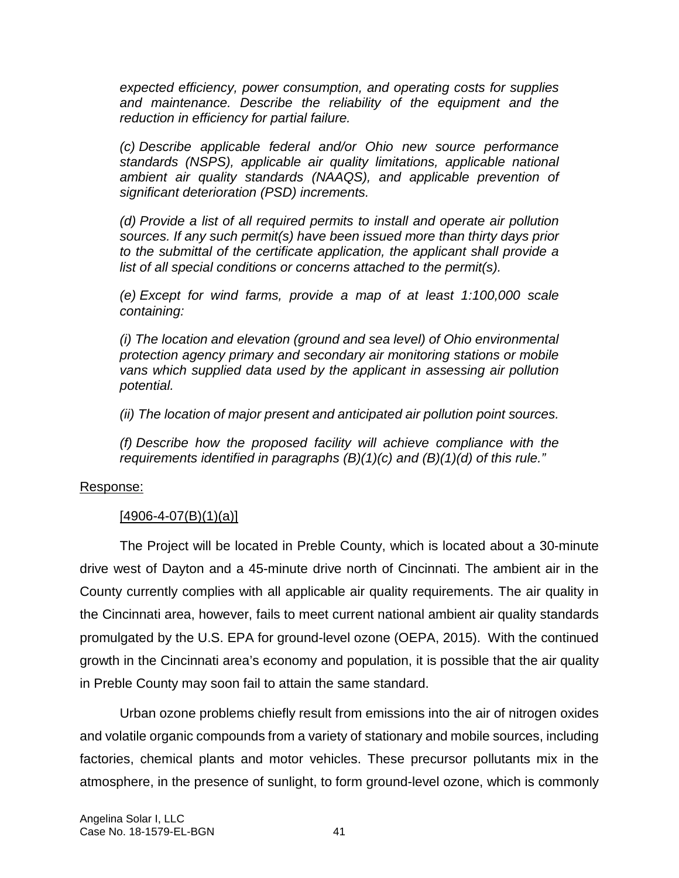*expected efficiency, power consumption, and operating costs for supplies and maintenance. Describe the reliability of the equipment and the reduction in efficiency for partial failure.*

*(c) Describe applicable federal and/or Ohio new source performance standards (NSPS), applicable air quality limitations, applicable national ambient air quality standards (NAAQS), and applicable prevention of significant deterioration (PSD) increments.*

*(d) Provide a list of all required permits to install and operate air pollution sources. If any such permit(s) have been issued more than thirty days prior to the submittal of the certificate application, the applicant shall provide a list of all special conditions or concerns attached to the permit(s).*

*(e) Except for wind farms, provide a map of at least 1:100,000 scale containing:*

*(i) The location and elevation (ground and sea level) of Ohio environmental protection agency primary and secondary air monitoring stations or mobile vans which supplied data used by the applicant in assessing air pollution potential.*

*(ii) The location of major present and anticipated air pollution point sources.*

*(f) Describe how the proposed facility will achieve compliance with the requirements identified in paragraphs (B)(1)(c) and (B)(1)(d) of this rule."*

Response:

[4906-4-07(B)(1)(a)]

The Project will be located in Preble County, which is located about a 30-minute drive west of Dayton and a 45-minute drive north of Cincinnati. The ambient air in the County currently complies with all applicable air quality requirements. The air quality in the Cincinnati area, however, fails to meet current national ambient air quality standards promulgated by the U.S. EPA for ground-level ozone (OEPA, 2015). With the continued growth in the Cincinnati area's economy and population, it is possible that the air quality in Preble County may soon fail to attain the same standard.

Urban ozone problems chiefly result from emissions into the air of nitrogen oxides and volatile organic compounds from a variety of stationary and mobile sources, including factories, chemical plants and motor vehicles. These precursor pollutants mix in the atmosphere, in the presence of sunlight, to form ground-level ozone, which is commonly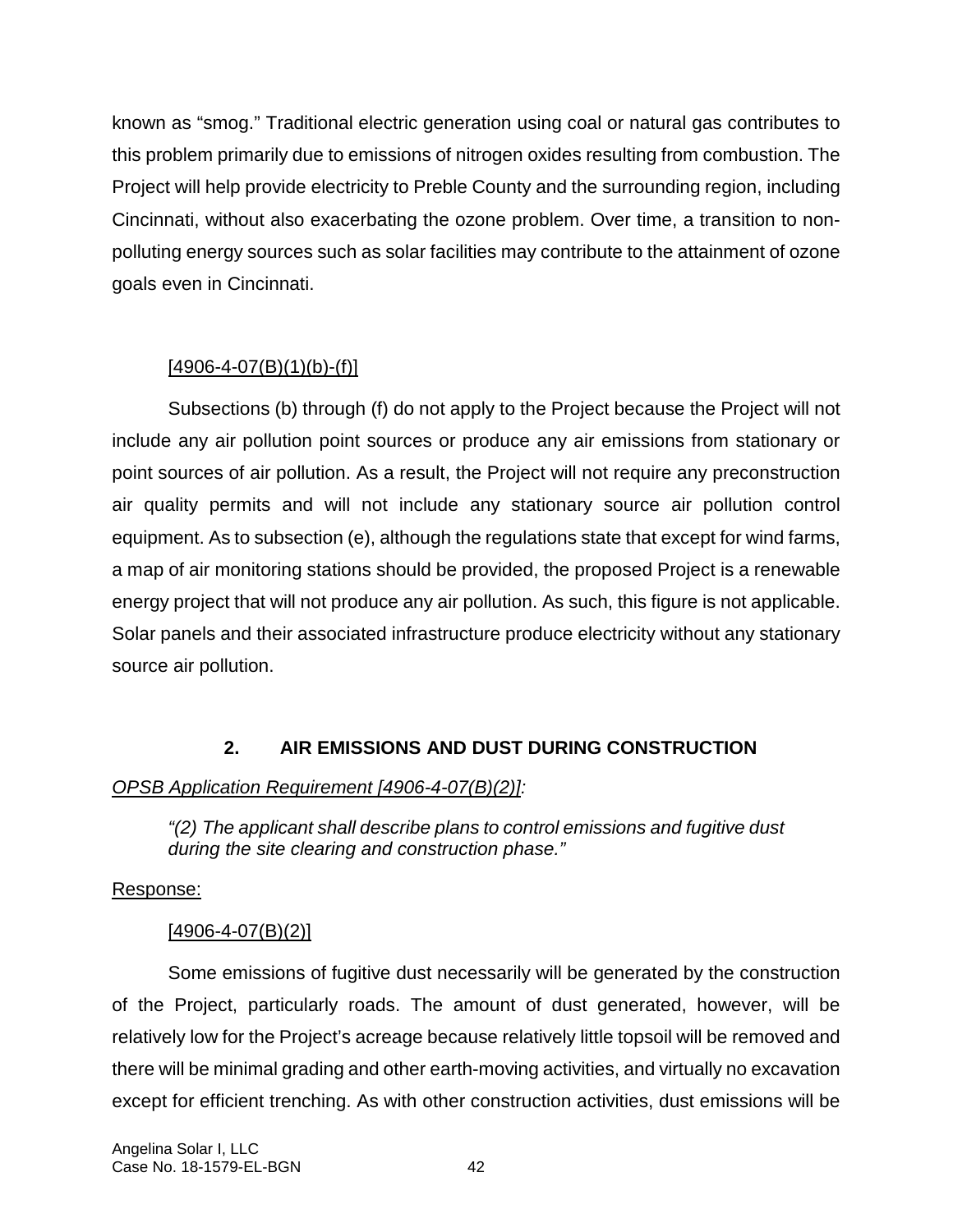known as "smog." Traditional electric generation using coal or natural gas contributes to this problem primarily due to emissions of nitrogen oxides resulting from combustion. The Project will help provide electricity to Preble County and the surrounding region, including Cincinnati, without also exacerbating the ozone problem. Over time, a transition to non-polluting energy sources such as solar facilities may contribute to the attainment of ozone goals even in Cincinnati.

[4906-4-07(B)(1)(b)-(f)]

Subsections (b) through (f) do not apply to the Project because the Project will not include any air pollution point sources or produce any air emissions from stationary or point sources of air pollution. As a result, the Project will not require any preconstruction air quality permits and will not include any stationary source air pollution control equipment. As to subsection (e), although the regulations state that except for wind farms, a map of air monitoring stations should be provided, the proposed Project is a renewable energy project that will not produce any air pollution. As such, this figure is not applicable. Solar panels and their associated infrastructure produce electricity without any stationary source air pollution.

## 2. AIR EMISSIONS AND DUST DURING CONSTRUCTION

*OPSB Application Requirement [4906-4-07(B)(2)]:*

*"(2) The applicant shall describe plans to control emissions and fugitive dust during the site clearing and construction phase."*

Response:

[4906-4-07(B)(2)]

Some emissions of fugitive dust necessarily will be generated by the construction of the Project, particularly roads. The amount of dust generated, however, will be relatively low for the Project's acreage because relatively little topsoil will be removed and there will be minimal grading and other earth-moving activities, and virtually no excavation except for efficient trenching. As with other construction activities, dust emissions will be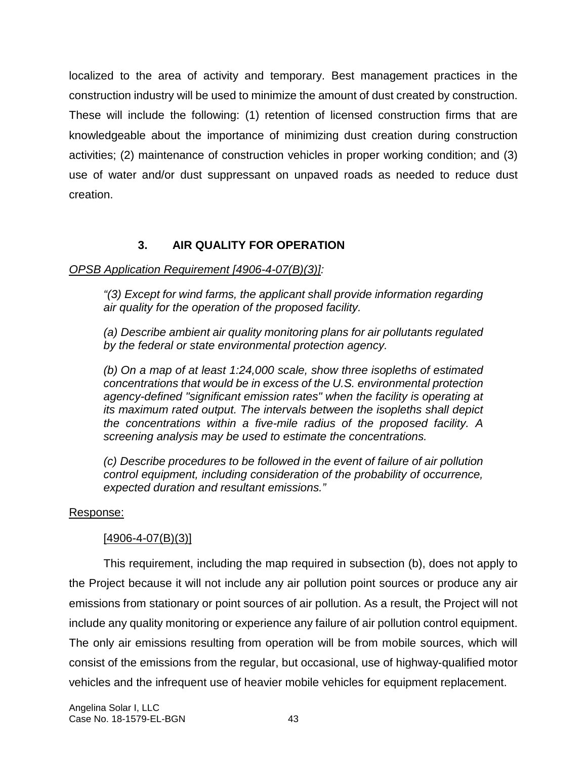localized to the area of activity and temporary. Best management practices in the construction industry will be used to minimize the amount of dust created by construction. These will include the following: (1) retention of licensed construction firms that are knowledgeable about the importance of minimizing dust creation during construction activities; (2) maintenance of construction vehicles in proper working condition; and (3) use of water and/or dust suppressant on unpaved roads as needed to reduce dust creation.

### 3. AIR QUALITY FOR OPERATION

*OPSB Application Requirement [4906-4-07(B)(3)]:*

> *"(3) Except for wind farms, the applicant shall provide information regarding air quality for the operation of the proposed facility.*
>
> *(a) Describe ambient air quality monitoring plans for air pollutants regulated by the federal or state environmental protection agency.*
>
> *(b) On a map of at least 1:24,000 scale, show three isopleths of estimated concentrations that would be in excess of the U.S. environmental protection agency-defined "significant emission rates" when the facility is operating at its maximum rated output. The intervals between the isopleths shall depict the concentrations within a five-mile radius of the proposed facility. A screening analysis may be used to estimate the concentrations.*
>
> *(c) Describe procedures to be followed in the event of failure of air pollution control equipment, including consideration of the probability of occurrence, expected duration and resultant emissions."*

Response:

[4906-4-07(B)(3)]

This requirement, including the map required in subsection (b), does not apply to the Project because it will not include any air pollution point sources or produce any air emissions from stationary or point sources of air pollution. As a result, the Project will not include any quality monitoring or experience any failure of air pollution control equipment. The only air emissions resulting from operation will be from mobile sources, which will consist of the emissions from the regular, but occasional, use of highway-qualified motor vehicles and the infrequent use of heavier mobile vehicles for equipment replacement.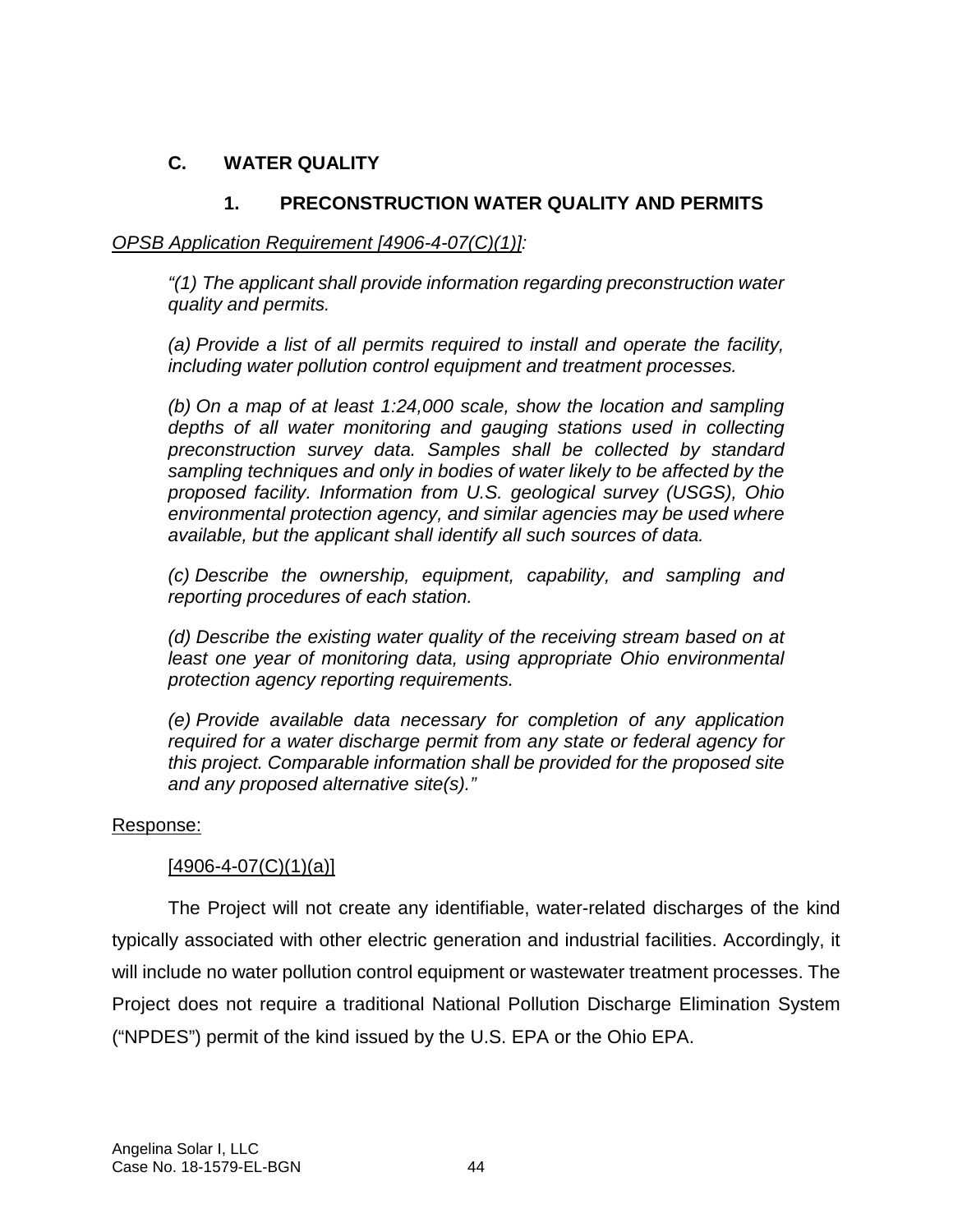## C. WATER QUALITY

### 1. PRECONSTRUCTION WATER QUALITY AND PERMITS

*OPSB Application Requirement [4906-4-07(C)(1)]:*

> *"(1) The applicant shall provide information regarding preconstruction water quality and permits.*
>
> *(a) Provide a list of all permits required to install and operate the facility, including water pollution control equipment and treatment processes.*
>
> *(b) On a map of at least 1:24,000 scale, show the location and sampling depths of all water monitoring and gauging stations used in collecting preconstruction survey data. Samples shall be collected by standard sampling techniques and only in bodies of water likely to be affected by the proposed facility. Information from U.S. geological survey (USGS), Ohio environmental protection agency, and similar agencies may be used where available, but the applicant shall identify all such sources of data.*
>
> *(c) Describe the ownership, equipment, capability, and sampling and reporting procedures of each station.*
>
> *(d) Describe the existing water quality of the receiving stream based on at least one year of monitoring data, using appropriate Ohio environmental protection agency reporting requirements.*
>
> *(e) Provide available data necessary for completion of any application required for a water discharge permit from any state or federal agency for this project. Comparable information shall be provided for the proposed site and any proposed alternative site(s)."*

Response:

[4906-4-07(C)(1)(a)]

The Project will not create any identifiable, water-related discharges of the kind typically associated with other electric generation and industrial facilities. Accordingly, it will include no water pollution control equipment or wastewater treatment processes. The Project does not require a traditional National Pollution Discharge Elimination System ("NPDES") permit of the kind issued by the U.S. EPA or the Ohio EPA.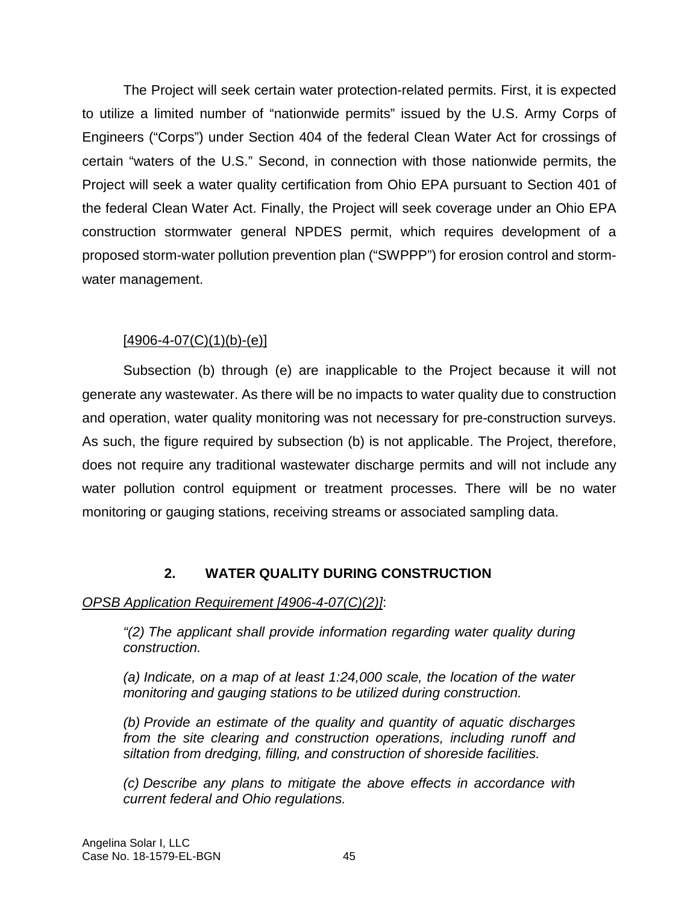The Project will seek certain water protection-related permits. First, it is expected to utilize a limited number of "nationwide permits" issued by the U.S. Army Corps of Engineers ("Corps") under Section 404 of the federal Clean Water Act for crossings of certain "waters of the U.S." Second, in connection with those nationwide permits, the Project will seek a water quality certification from Ohio EPA pursuant to Section 401 of the federal Clean Water Act. Finally, the Project will seek coverage under an Ohio EPA construction stormwater general NPDES permit, which requires development of a proposed storm-water pollution prevention plan ("SWPPP") for erosion control and storm-water management.

[4906-4-07(C)(1)(b)-(e)]

Subsection (b) through (e) are inapplicable to the Project because it will not generate any wastewater. As there will be no impacts to water quality due to construction and operation, water quality monitoring was not necessary for pre-construction surveys. As such, the figure required by subsection (b) is not applicable. The Project, therefore, does not require any traditional wastewater discharge permits and will not include any water pollution control equipment or treatment processes. There will be no water monitoring or gauging stations, receiving streams or associated sampling data.

## 2. WATER QUALITY DURING CONSTRUCTION

*OPSB Application Requirement [4906-4-07(C)(2)]*:

> *"(2) The applicant shall provide information regarding water quality during construction.*
>
> *(a) Indicate, on a map of at least 1:24,000 scale, the location of the water monitoring and gauging stations to be utilized during construction.*
>
> *(b) Provide an estimate of the quality and quantity of aquatic discharges from the site clearing and construction operations, including runoff and siltation from dredging, filling, and construction of shoreside facilities.*
>
> *(c) Describe any plans to mitigate the above effects in accordance with current federal and Ohio regulations.*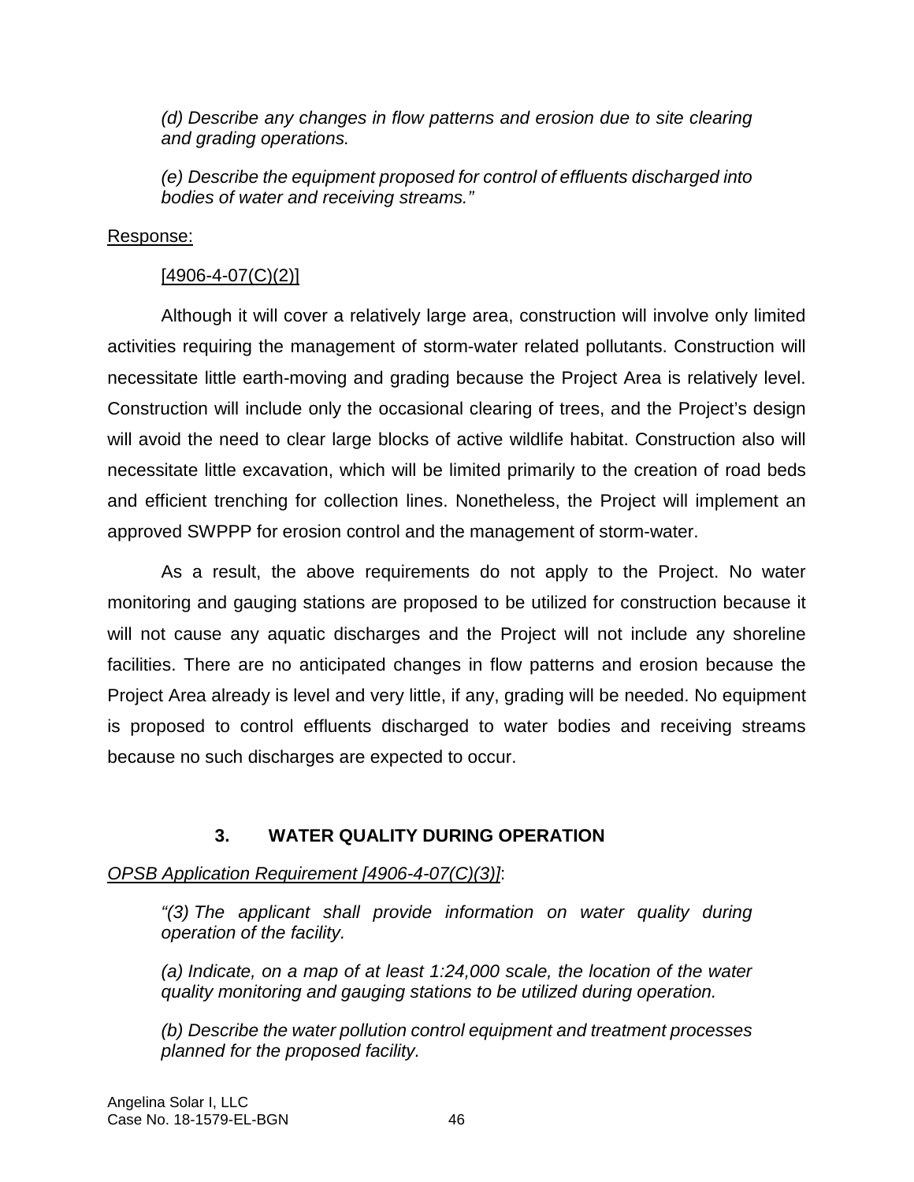*(d) Describe any changes in flow patterns and erosion due to site clearing and grading operations.*

*(e) Describe the equipment proposed for control of effluents discharged into bodies of water and receiving streams."*

Response:

[4906-4-07(C)(2)]

Although it will cover a relatively large area, construction will involve only limited activities requiring the management of storm-water related pollutants. Construction will necessitate little earth-moving and grading because the Project Area is relatively level. Construction will include only the occasional clearing of trees, and the Project's design will avoid the need to clear large blocks of active wildlife habitat. Construction also will necessitate little excavation, which will be limited primarily to the creation of road beds and efficient trenching for collection lines. Nonetheless, the Project will implement an approved SWPPP for erosion control and the management of storm-water.

As a result, the above requirements do not apply to the Project. No water monitoring and gauging stations are proposed to be utilized for construction because it will not cause any aquatic discharges and the Project will not include any shoreline facilities. There are no anticipated changes in flow patterns and erosion because the Project Area already is level and very little, if any, grading will be needed. No equipment is proposed to control effluents discharged to water bodies and receiving streams because no such discharges are expected to occur.

### 3. WATER QUALITY DURING OPERATION

*OPSB Application Requirement [4906-4-07(C)(3)]*:

*"(3) The applicant shall provide information on water quality during operation of the facility.*

*(a) Indicate, on a map of at least 1:24,000 scale, the location of the water quality monitoring and gauging stations to be utilized during operation.*

*(b) Describe the water pollution control equipment and treatment processes planned for the proposed facility.*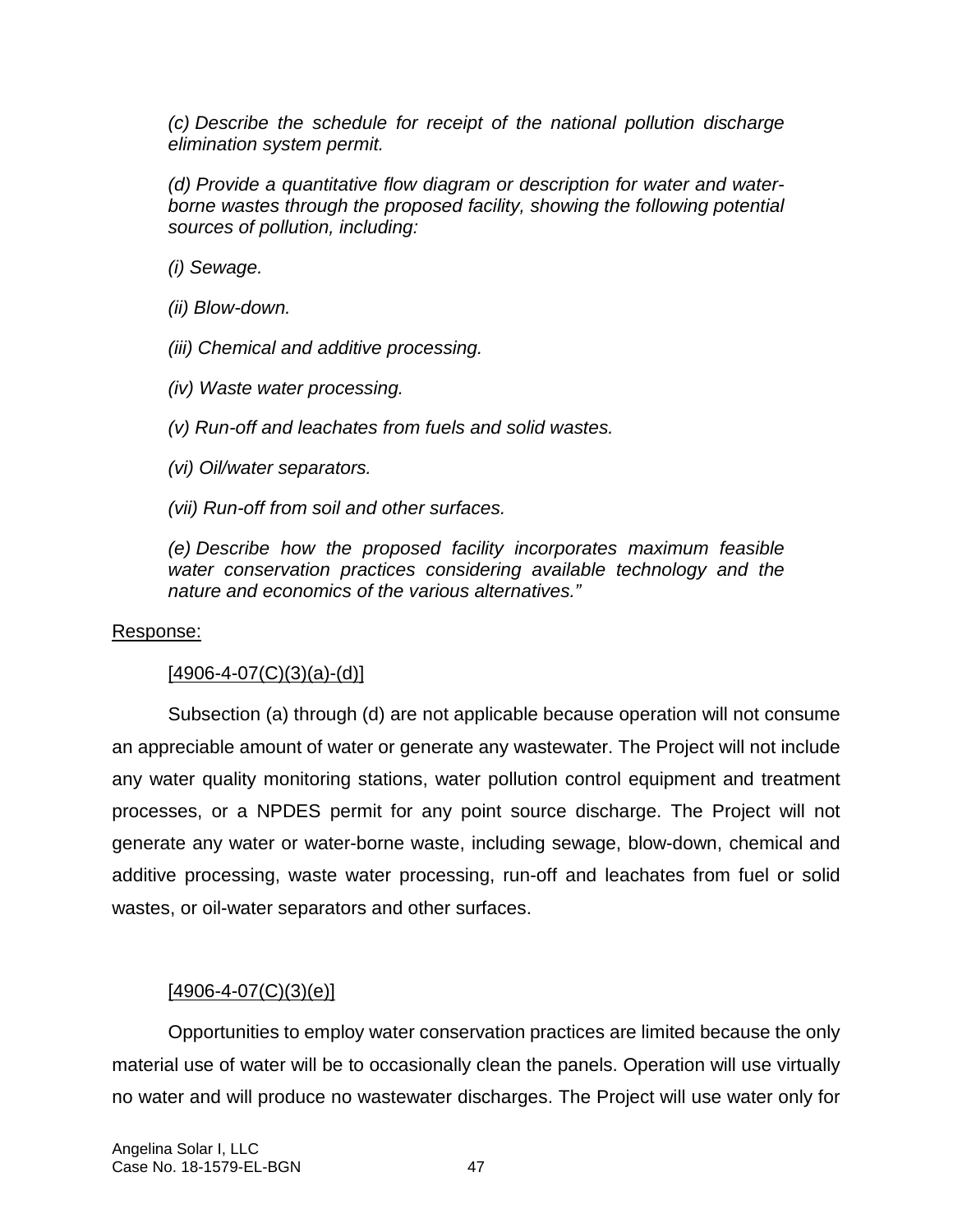*(c) Describe the schedule for receipt of the national pollution discharge elimination system permit.*

*(d) Provide a quantitative flow diagram or description for water and water-borne wastes through the proposed facility, showing the following potential sources of pollution, including:*

*(i) Sewage.*

*(ii) Blow-down.*

*(iii) Chemical and additive processing.*

*(iv) Waste water processing.*

*(v) Run-off and leachates from fuels and solid wastes.*

*(vi) Oil/water separators.*

*(vii) Run-off from soil and other surfaces.*

*(e) Describe how the proposed facility incorporates maximum feasible water conservation practices considering available technology and the nature and economics of the various alternatives."*

<u>Response:</u>

<u>[4906-4-07(C)(3)(a)-(d)]</u>

Subsection (a) through (d) are not applicable because operation will not consume an appreciable amount of water or generate any wastewater. The Project will not include any water quality monitoring stations, water pollution control equipment and treatment processes, or a NPDES permit for any point source discharge. The Project will not generate any water or water-borne waste, including sewage, blow-down, chemical and additive processing, waste water processing, run-off and leachates from fuel or solid wastes, or oil-water separators and other surfaces.

<u>[4906-4-07(C)(3)(e)]</u>

Opportunities to employ water conservation practices are limited because the only material use of water will be to occasionally clean the panels. Operation will use virtually no water and will produce no wastewater discharges. The Project will use water only for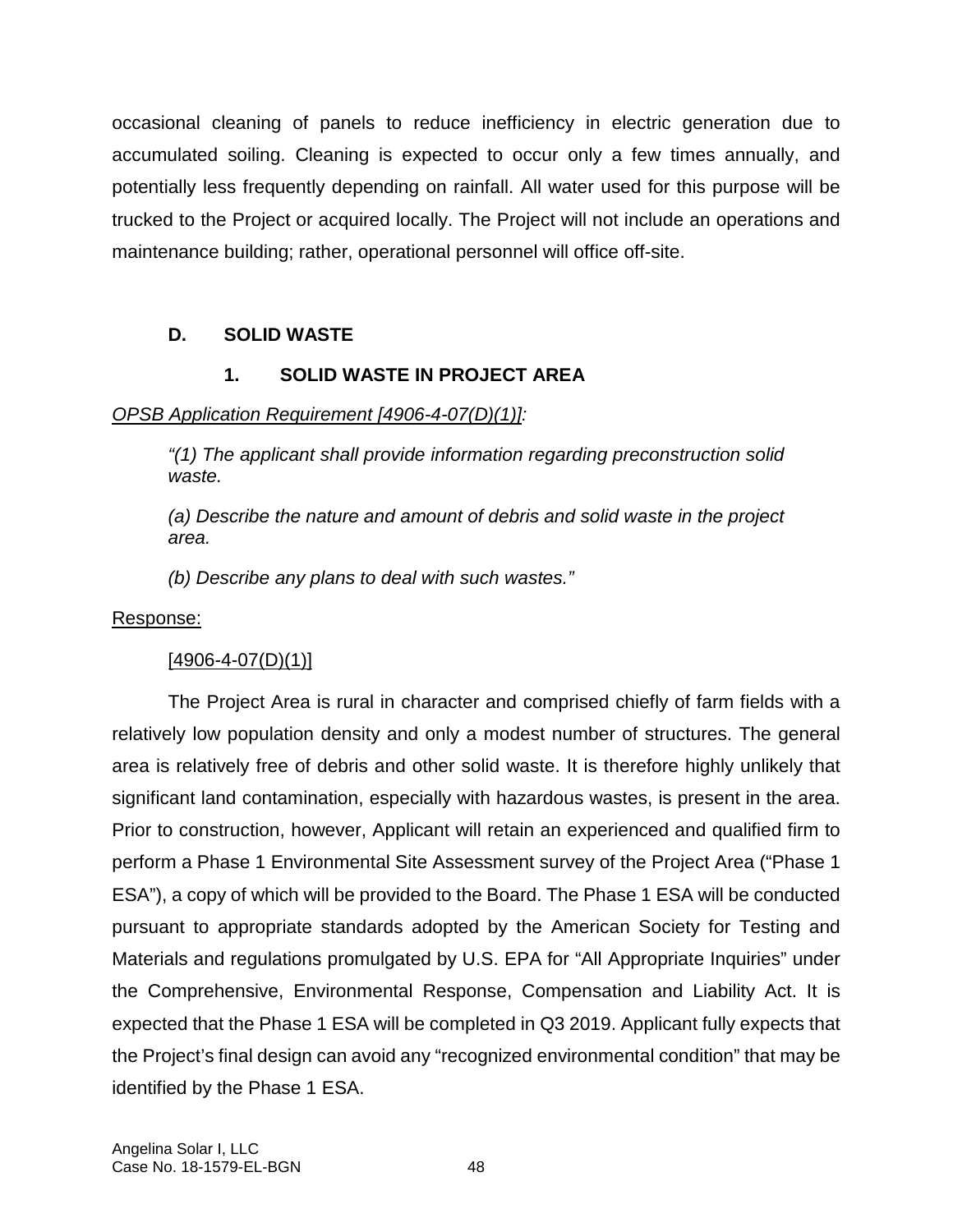occasional cleaning of panels to reduce inefficiency in electric generation due to accumulated soiling. Cleaning is expected to occur only a few times annually, and potentially less frequently depending on rainfall. All water used for this purpose will be trucked to the Project or acquired locally. The Project will not include an operations and maintenance building; rather, operational personnel will office off-site.

## D. SOLID WASTE

### 1. SOLID WASTE IN PROJECT AREA

*OPSB Application Requirement [4906-4-07(D)(1)]:*

*"(1) The applicant shall provide information regarding preconstruction solid waste.*

*(a) Describe the nature and amount of debris and solid waste in the project area.*

*(b) Describe any plans to deal with such wastes."*

Response:

[4906-4-07(D)(1)]

The Project Area is rural in character and comprised chiefly of farm fields with a relatively low population density and only a modest number of structures. The general area is relatively free of debris and other solid waste. It is therefore highly unlikely that significant land contamination, especially with hazardous wastes, is present in the area. Prior to construction, however, Applicant will retain an experienced and qualified firm to perform a Phase 1 Environmental Site Assessment survey of the Project Area ("Phase 1 ESA"), a copy of which will be provided to the Board. The Phase 1 ESA will be conducted pursuant to appropriate standards adopted by the American Society for Testing and Materials and regulations promulgated by U.S. EPA for "All Appropriate Inquiries" under the Comprehensive, Environmental Response, Compensation and Liability Act. It is expected that the Phase 1 ESA will be completed in Q3 2019. Applicant fully expects that the Project's final design can avoid any "recognized environmental condition" that may be identified by the Phase 1 ESA.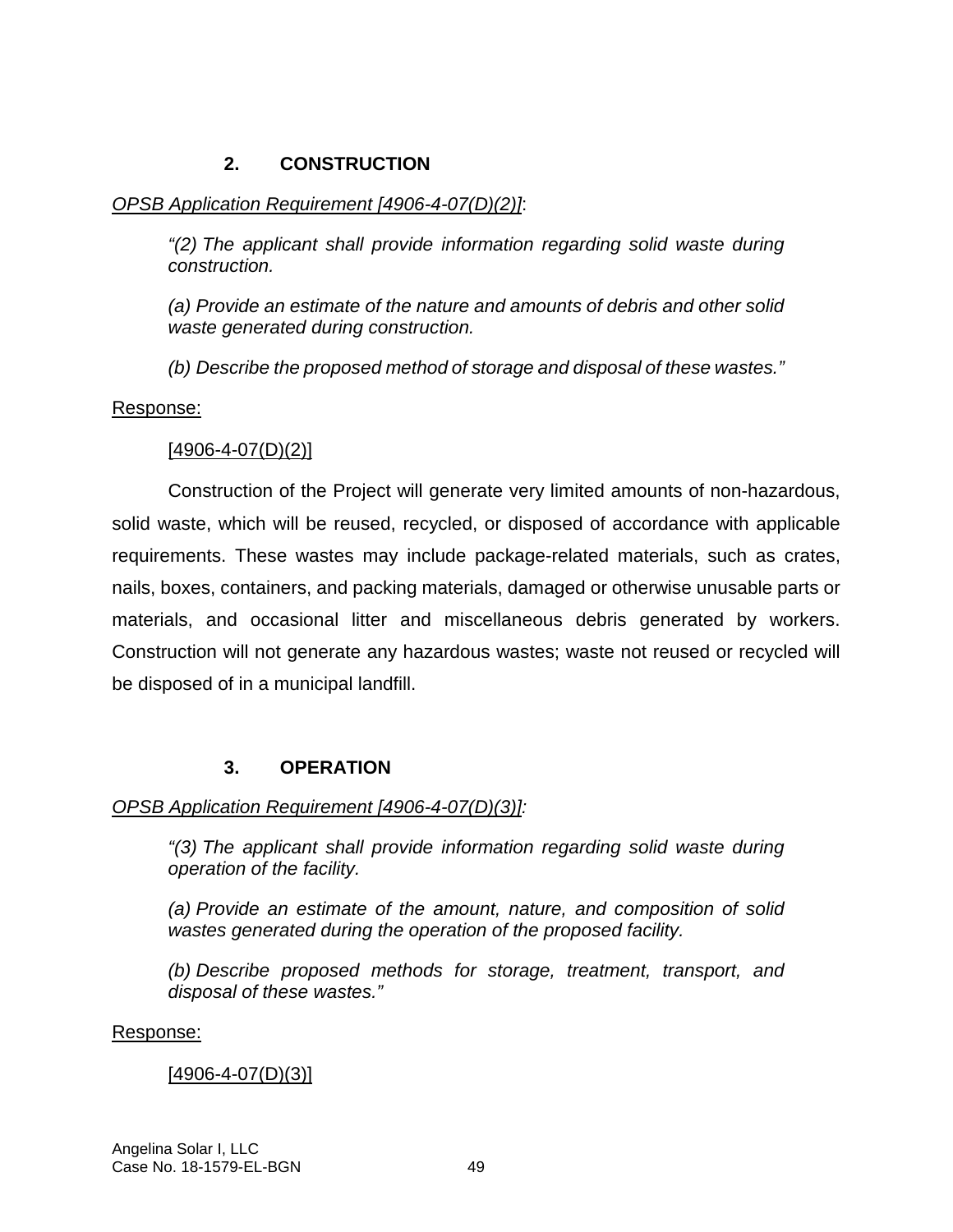## 2. CONSTRUCTION

*OPSB Application Requirement [4906-4-07(D)(2)]*:

> *"(2) The applicant shall provide information regarding solid waste during construction.*
>
> *(a) Provide an estimate of the nature and amounts of debris and other solid waste generated during construction.*
>
> *(b) Describe the proposed method of storage and disposal of these wastes."*

Response:

[4906-4-07(D)(2)]

Construction of the Project will generate very limited amounts of non-hazardous, solid waste, which will be reused, recycled, or disposed of accordance with applicable requirements. These wastes may include package-related materials, such as crates, nails, boxes, containers, and packing materials, damaged or otherwise unusable parts or materials, and occasional litter and miscellaneous debris generated by workers. Construction will not generate any hazardous wastes; waste not reused or recycled will be disposed of in a municipal landfill.

## 3. OPERATION

*OPSB Application Requirement [4906-4-07(D)(3)]:*

> *"(3) The applicant shall provide information regarding solid waste during operation of the facility.*
>
> *(a) Provide an estimate of the amount, nature, and composition of solid wastes generated during the operation of the proposed facility.*
>
> *(b) Describe proposed methods for storage, treatment, transport, and disposal of these wastes."*

Response:

[4906-4-07(D)(3)]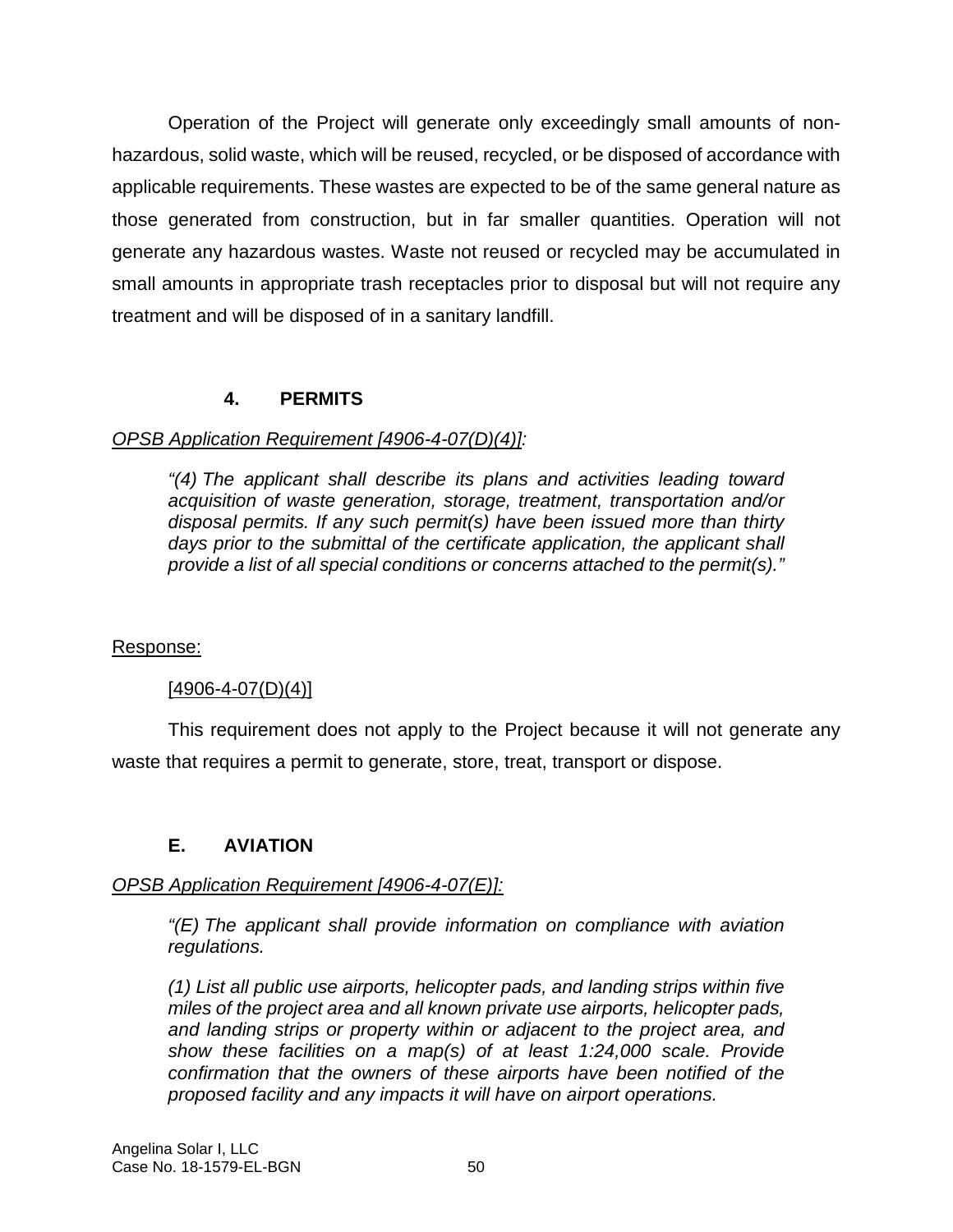Operation of the Project will generate only exceedingly small amounts of non-hazardous, solid waste, which will be reused, recycled, or be disposed of accordance with applicable requirements. These wastes are expected to be of the same general nature as those generated from construction, but in far smaller quantities. Operation will not generate any hazardous wastes. Waste not reused or recycled may be accumulated in small amounts in appropriate trash receptacles prior to disposal but will not require any treatment and will be disposed of in a sanitary landfill.

### 4. PERMITS

*OPSB Application Requirement [4906-4-07(D)(4)]:*

> *"(4) The applicant shall describe its plans and activities leading toward acquisition of waste generation, storage, treatment, transportation and/or disposal permits. If any such permit(s) have been issued more than thirty days prior to the submittal of the certificate application, the applicant shall provide a list of all special conditions or concerns attached to the permit(s)."*

Response:

[4906-4-07(D)(4)]

This requirement does not apply to the Project because it will not generate any waste that requires a permit to generate, store, treat, transport or dispose.

## E. AVIATION

*OPSB Application Requirement [4906-4-07(E)]:*

> *"(E) The applicant shall provide information on compliance with aviation regulations.*
>
> *(1) List all public use airports, helicopter pads, and landing strips within five miles of the project area and all known private use airports, helicopter pads, and landing strips or property within or adjacent to the project area, and show these facilities on a map(s) of at least 1:24,000 scale. Provide confirmation that the owners of these airports have been notified of the proposed facility and any impacts it will have on airport operations.*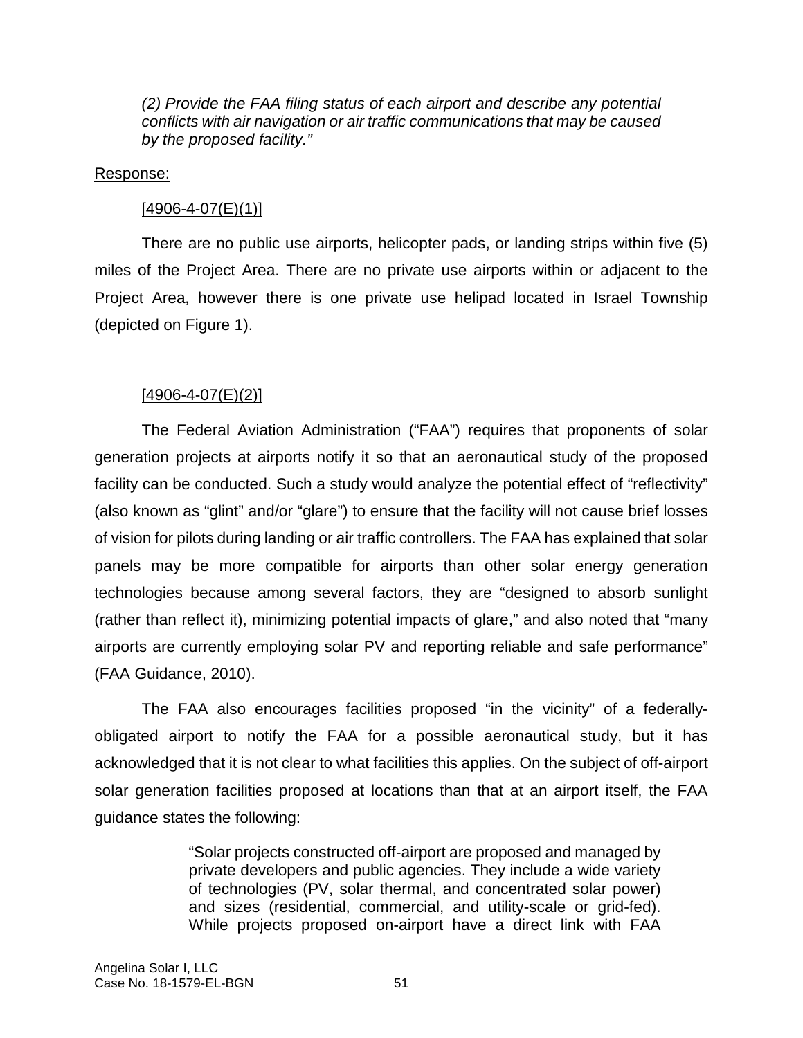*(2) Provide the FAA filing status of each airport and describe any potential conflicts with air navigation or air traffic communications that may be caused by the proposed facility."*

Response:

[4906-4-07(E)(1)]

There are no public use airports, helicopter pads, or landing strips within five (5) miles of the Project Area. There are no private use airports within or adjacent to the Project Area, however there is one private use helipad located in Israel Township (depicted on Figure 1).

[4906-4-07(E)(2)]

The Federal Aviation Administration ("FAA") requires that proponents of solar generation projects at airports notify it so that an aeronautical study of the proposed facility can be conducted. Such a study would analyze the potential effect of "reflectivity" (also known as "glint" and/or "glare") to ensure that the facility will not cause brief losses of vision for pilots during landing or air traffic controllers. The FAA has explained that solar panels may be more compatible for airports than other solar energy generation technologies because among several factors, they are "designed to absorb sunlight (rather than reflect it), minimizing potential impacts of glare," and also noted that "many airports are currently employing solar PV and reporting reliable and safe performance" (FAA Guidance, 2010).

The FAA also encourages facilities proposed "in the vicinity" of a federally-obligated airport to notify the FAA for a possible aeronautical study, but it has acknowledged that it is not clear to what facilities this applies. On the subject of off-airport solar generation facilities proposed at locations than that at an airport itself, the FAA guidance states the following:

> "Solar projects constructed off-airport are proposed and managed by private developers and public agencies. They include a wide variety of technologies (PV, solar thermal, and concentrated solar power) and sizes (residential, commercial, and utility-scale or grid-fed). While projects proposed on-airport have a direct link with FAA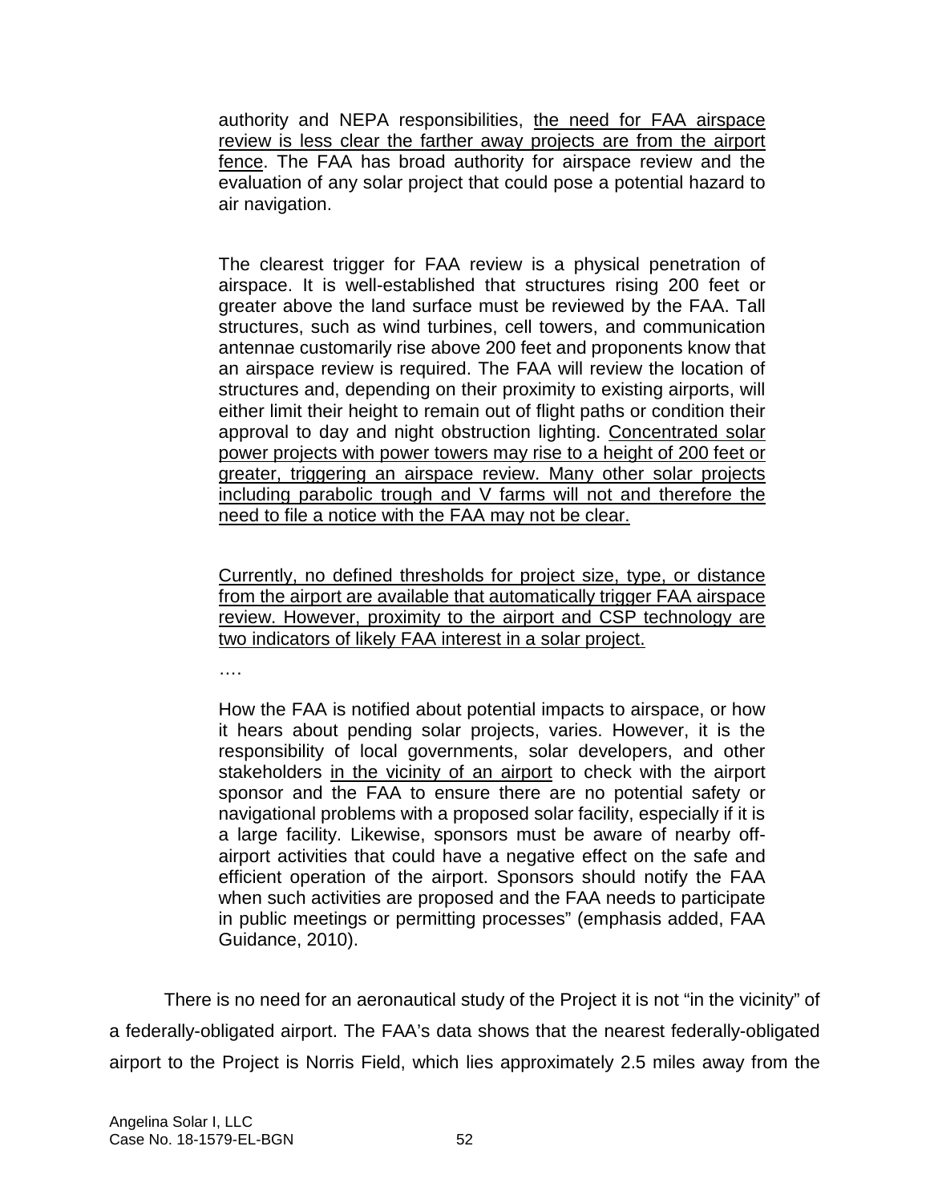> authority and NEPA responsibilities, <u>the need for FAA airspace review is less clear the farther away projects are from the airport fence</u>. The FAA has broad authority for airspace review and the evaluation of any solar project that could pose a potential hazard to air navigation.
>
> The clearest trigger for FAA review is a physical penetration of airspace. It is well-established that structures rising 200 feet or greater above the land surface must be reviewed by the FAA. Tall structures, such as wind turbines, cell towers, and communication antennae customarily rise above 200 feet and proponents know that an airspace review is required. The FAA will review the location of structures and, depending on their proximity to existing airports, will either limit their height to remain out of flight paths or condition their approval to day and night obstruction lighting. <u>Concentrated solar power projects with power towers may rise to a height of 200 feet or greater, triggering an airspace review. Many other solar projects including parabolic trough and V farms will not and therefore the need to file a notice with the FAA may not be clear.</u>
>
> <u>Currently, no defined thresholds for project size, type, or distance from the airport are available that automatically trigger FAA airspace review. However, proximity to the airport and CSP technology are two indicators of likely FAA interest in a solar project.</u>
>
> ….
>
> How the FAA is notified about potential impacts to airspace, or how it hears about pending solar projects, varies. However, it is the responsibility of local governments, solar developers, and other stakeholders <u>in the vicinity of an airport</u> to check with the airport sponsor and the FAA to ensure there are no potential safety or navigational problems with a proposed solar facility, especially if it is a large facility. Likewise, sponsors must be aware of nearby off-airport activities that could have a negative effect on the safe and efficient operation of the airport. Sponsors should notify the FAA when such activities are proposed and the FAA needs to participate in public meetings or permitting processes" (emphasis added, FAA Guidance, 2010).

There is no need for an aeronautical study of the Project it is not "in the vicinity" of a federally-obligated airport. The FAA's data shows that the nearest federally-obligated airport to the Project is Norris Field, which lies approximately 2.5 miles away from the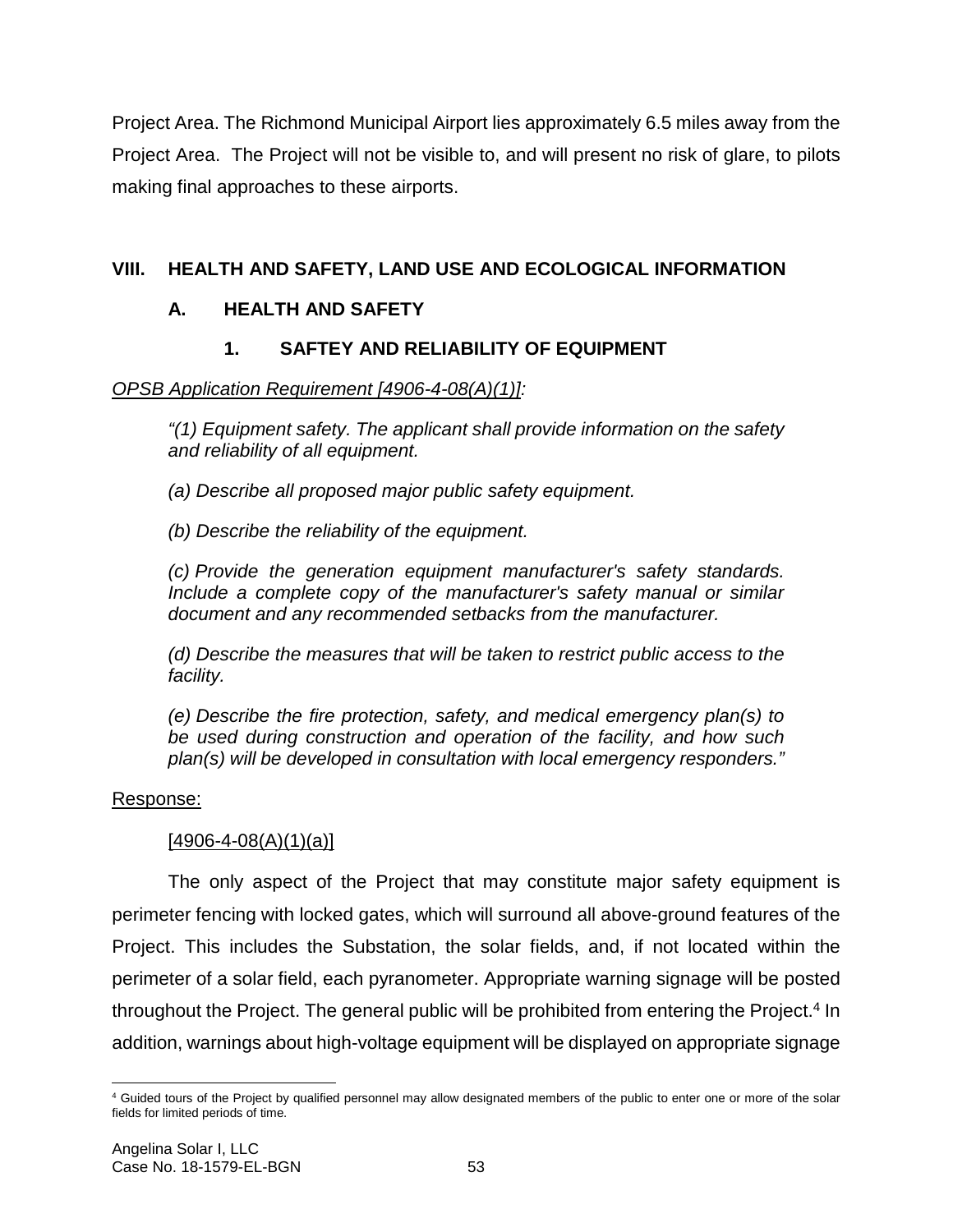Project Area. The Richmond Municipal Airport lies approximately 6.5 miles away from the Project Area. The Project will not be visible to, and will present no risk of glare, to pilots making final approaches to these airports.

# VIII. HEALTH AND SAFETY, LAND USE AND ECOLOGICAL INFORMATION

## A. HEALTH AND SAFETY

### 1. SAFTEY AND RELIABILITY OF EQUIPMENT

*OPSB Application Requirement [4906-4-08(A)(1)]:*

> *"(1) Equipment safety. The applicant shall provide information on the safety and reliability of all equipment.*
>
> *(a) Describe all proposed major public safety equipment.*
>
> *(b) Describe the reliability of the equipment.*
>
> *(c) Provide the generation equipment manufacturer's safety standards. Include a complete copy of the manufacturer's safety manual or similar document and any recommended setbacks from the manufacturer.*
>
> *(d) Describe the measures that will be taken to restrict public access to the facility.*
>
> *(e) Describe the fire protection, safety, and medical emergency plan(s) to be used during construction and operation of the facility, and how such plan(s) will be developed in consultation with local emergency responders."*

Response:

[4906-4-08(A)(1)(a)]

The only aspect of the Project that may constitute major safety equipment is perimeter fencing with locked gates, which will surround all above-ground features of the Project. This includes the Substation, the solar fields, and, if not located within the perimeter of a solar field, each pyranometer. Appropriate warning signage will be posted throughout the Project. The general public will be prohibited from entering the Project.[4] In addition, warnings about high-voltage equipment will be displayed on appropriate signage

[4] Guided tours of the Project by qualified personnel may allow designated members of the public to enter one or more of the solar fields for limited periods of time.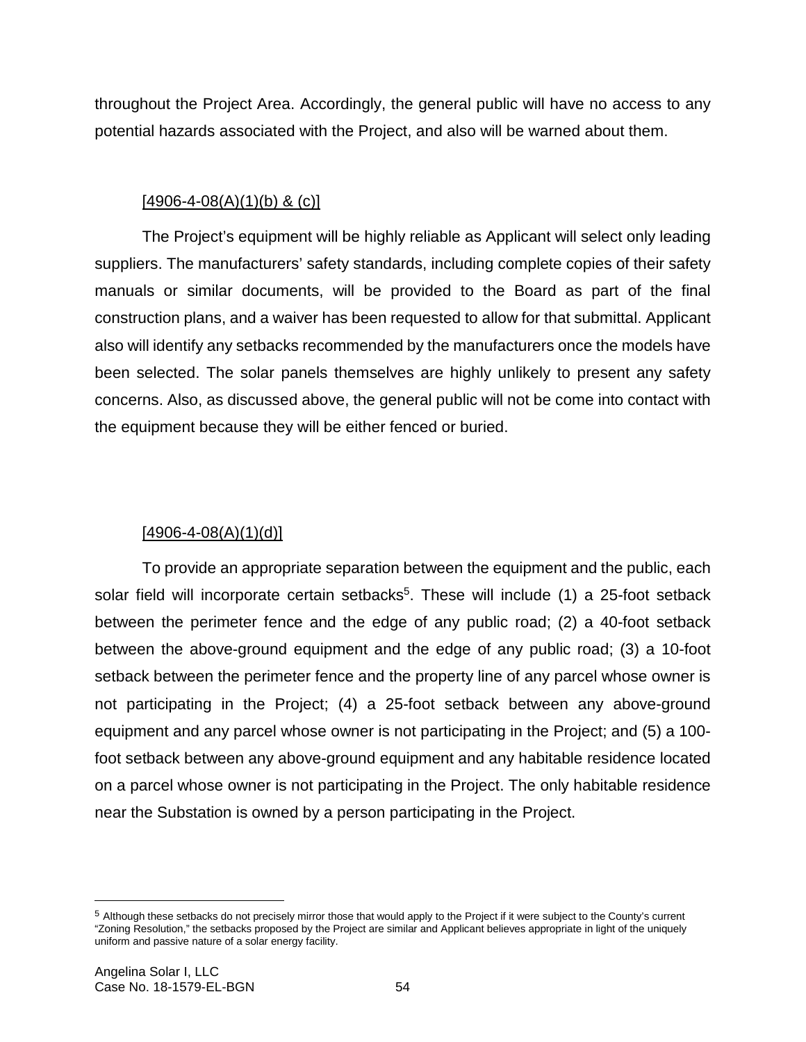throughout the Project Area. Accordingly, the general public will have no access to any potential hazards associated with the Project, and also will be warned about them.

[4906-4-08(A)(1)(b) & (c)]

The Project's equipment will be highly reliable as Applicant will select only leading suppliers. The manufacturers' safety standards, including complete copies of their safety manuals or similar documents, will be provided to the Board as part of the final construction plans, and a waiver has been requested to allow for that submittal. Applicant also will identify any setbacks recommended by the manufacturers once the models have been selected. The solar panels themselves are highly unlikely to present any safety concerns. Also, as discussed above, the general public will not be come into contact with the equipment because they will be either fenced or buried.

[4906-4-08(A)(1)(d)]

To provide an appropriate separation between the equipment and the public, each solar field will incorporate certain setbacks[5]. These will include (1) a 25-foot setback between the perimeter fence and the edge of any public road; (2) a 40-foot setback between the above-ground equipment and the edge of any public road; (3) a 10-foot setback between the perimeter fence and the property line of any parcel whose owner is not participating in the Project; (4) a 25-foot setback between any above-ground equipment and any parcel whose owner is not participating in the Project; and (5) a 100-foot setback between any above-ground equipment and any habitable residence located on a parcel whose owner is not participating in the Project. The only habitable residence near the Substation is owned by a person participating in the Project.

[5] Although these setbacks do not precisely mirror those that would apply to the Project if it were subject to the County's current "Zoning Resolution," the setbacks proposed by the Project are similar and Applicant believes appropriate in light of the uniquely uniform and passive nature of a solar energy facility.

Angelina Solar I, LLC
Case No. 18-1579-EL-BGN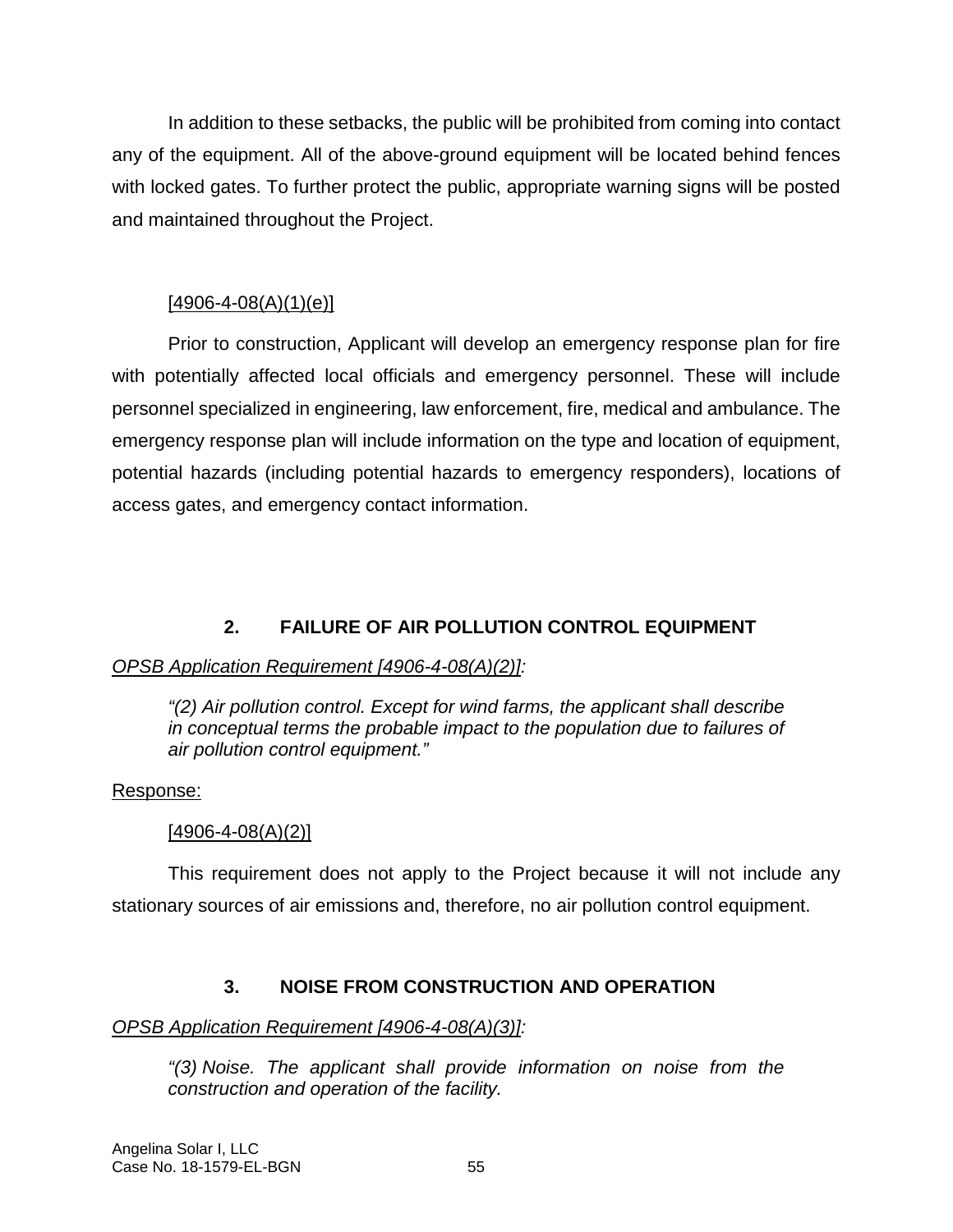In addition to these setbacks, the public will be prohibited from coming into contact any of the equipment. All of the above-ground equipment will be located behind fences with locked gates. To further protect the public, appropriate warning signs will be posted and maintained throughout the Project.

[4906-4-08(A)(1)(e)]

Prior to construction, Applicant will develop an emergency response plan for fire with potentially affected local officials and emergency personnel. These will include personnel specialized in engineering, law enforcement, fire, medical and ambulance. The emergency response plan will include information on the type and location of equipment, potential hazards (including potential hazards to emergency responders), locations of access gates, and emergency contact information.

## 2. FAILURE OF AIR POLLUTION CONTROL EQUIPMENT

*OPSB Application Requirement [4906-4-08(A)(2)]:*

> *"(2) Air pollution control. Except for wind farms, the applicant shall describe in conceptual terms the probable impact to the population due to failures of air pollution control equipment."*

Response:

[4906-4-08(A)(2)]

This requirement does not apply to the Project because it will not include any stationary sources of air emissions and, therefore, no air pollution control equipment.

## 3. NOISE FROM CONSTRUCTION AND OPERATION

*OPSB Application Requirement [4906-4-08(A)(3)]:*

> *"(3) Noise. The applicant shall provide information on noise from the construction and operation of the facility.*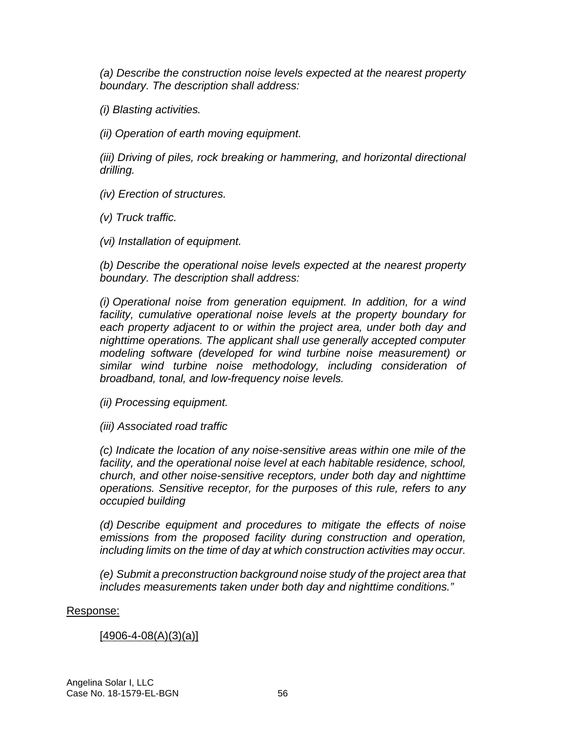*(a) Describe the construction noise levels expected at the nearest property boundary. The description shall address:*

*(i) Blasting activities.*

*(ii) Operation of earth moving equipment.*

*(iii) Driving of piles, rock breaking or hammering, and horizontal directional drilling.*

*(iv) Erection of structures.*

*(v) Truck traffic.*

*(vi) Installation of equipment.*

*(b) Describe the operational noise levels expected at the nearest property boundary. The description shall address:*

*(i) Operational noise from generation equipment. In addition, for a wind facility, cumulative operational noise levels at the property boundary for each property adjacent to or within the project area, under both day and nighttime operations. The applicant shall use generally accepted computer modeling software (developed for wind turbine noise measurement) or similar wind turbine noise methodology, including consideration of broadband, tonal, and low-frequency noise levels.*

*(ii) Processing equipment.*

*(iii) Associated road traffic*

*(c) Indicate the location of any noise-sensitive areas within one mile of the facility, and the operational noise level at each habitable residence, school, church, and other noise-sensitive receptors, under both day and nighttime operations. Sensitive receptor, for the purposes of this rule, refers to any occupied building*

*(d) Describe equipment and procedures to mitigate the effects of noise emissions from the proposed facility during construction and operation, including limits on the time of day at which construction activities may occur.*

*(e) Submit a preconstruction background noise study of the project area that includes measurements taken under both day and nighttime conditions."*

<u>Response:</u>

<u>[4906-4-08(A)(3)(a)]</u>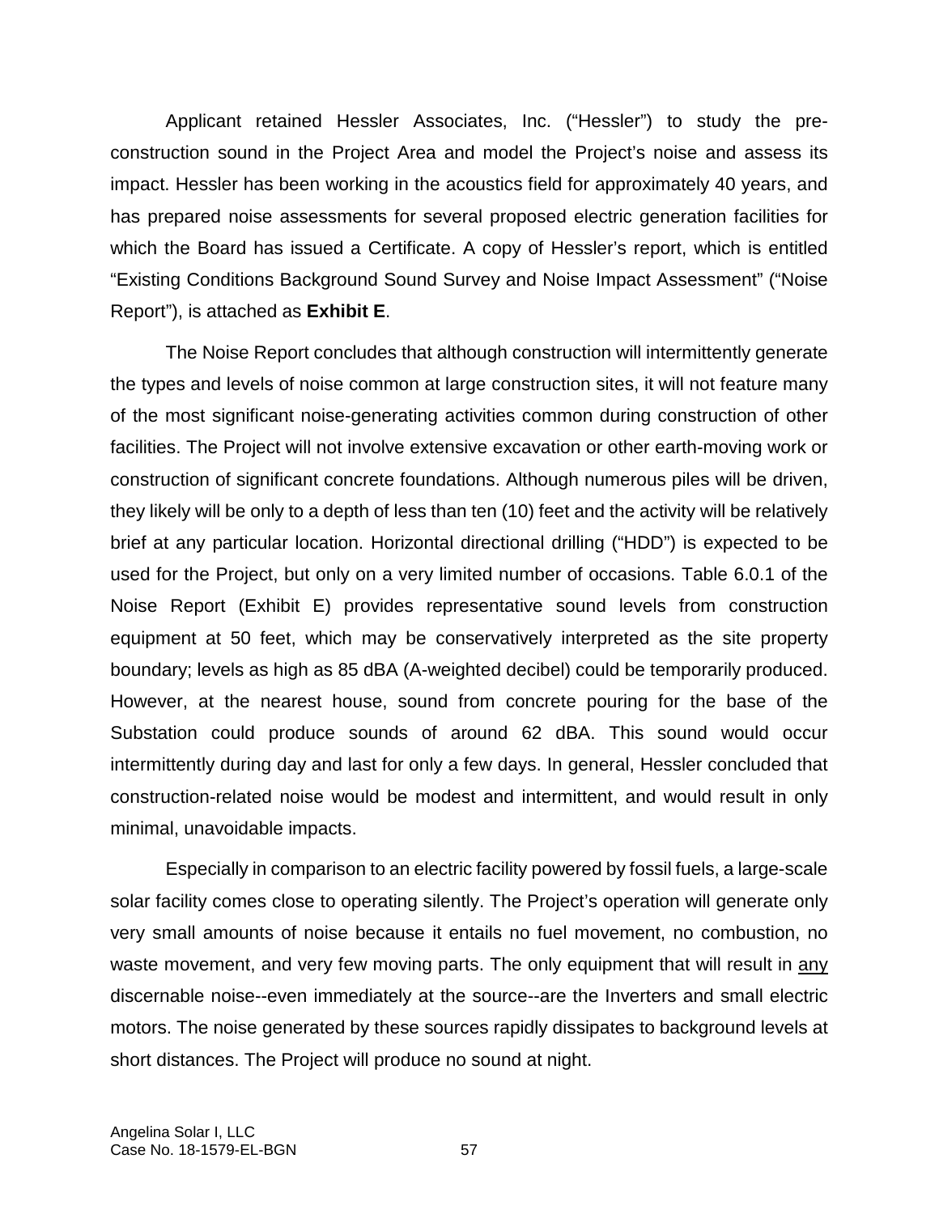Applicant retained Hessler Associates, Inc. ("Hessler") to study the pre-construction sound in the Project Area and model the Project's noise and assess its impact. Hessler has been working in the acoustics field for approximately 40 years, and has prepared noise assessments for several proposed electric generation facilities for which the Board has issued a Certificate. A copy of Hessler's report, which is entitled "Existing Conditions Background Sound Survey and Noise Impact Assessment" ("Noise Report"), is attached as **Exhibit E**.

The Noise Report concludes that although construction will intermittently generate the types and levels of noise common at large construction sites, it will not feature many of the most significant noise-generating activities common during construction of other facilities. The Project will not involve extensive excavation or other earth-moving work or construction of significant concrete foundations. Although numerous piles will be driven, they likely will be only to a depth of less than ten (10) feet and the activity will be relatively brief at any particular location. Horizontal directional drilling ("HDD") is expected to be used for the Project, but only on a very limited number of occasions. Table 6.0.1 of the Noise Report (Exhibit E) provides representative sound levels from construction equipment at 50 feet, which may be conservatively interpreted as the site property boundary; levels as high as 85 dBA (A-weighted decibel) could be temporarily produced. However, at the nearest house, sound from concrete pouring for the base of the Substation could produce sounds of around 62 dBA. This sound would occur intermittently during day and last for only a few days. In general, Hessler concluded that construction-related noise would be modest and intermittent, and would result in only minimal, unavoidable impacts.

Especially in comparison to an electric facility powered by fossil fuels, a large-scale solar facility comes close to operating silently. The Project's operation will generate only very small amounts of noise because it entails no fuel movement, no combustion, no waste movement, and very few moving parts. The only equipment that will result in <u>any</u> discernable noise--even immediately at the source--are the Inverters and small electric motors. The noise generated by these sources rapidly dissipates to background levels at short distances. The Project will produce no sound at night.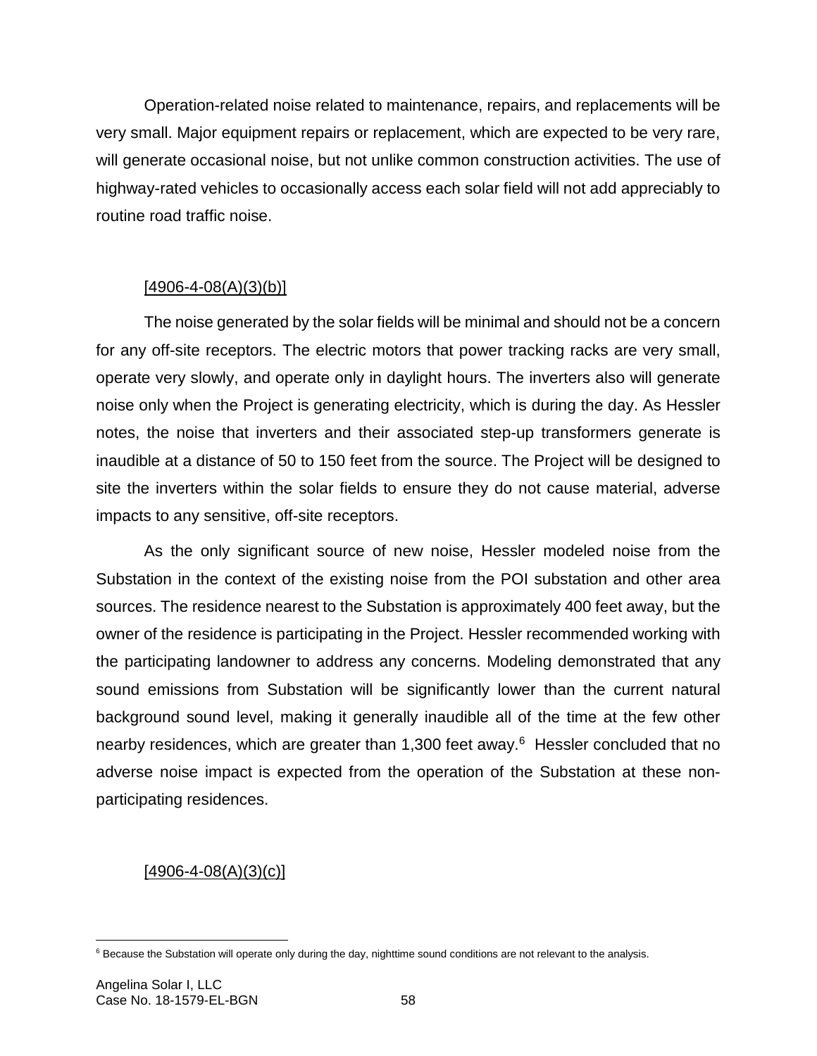Operation-related noise related to maintenance, repairs, and replacements will be very small. Major equipment repairs or replacement, which are expected to be very rare, will generate occasional noise, but not unlike common construction activities. The use of highway-rated vehicles to occasionally access each solar field will not add appreciably to routine road traffic noise.

[4906-4-08(A)(3)(b)]

The noise generated by the solar fields will be minimal and should not be a concern for any off-site receptors. The electric motors that power tracking racks are very small, operate very slowly, and operate only in daylight hours. The inverters also will generate noise only when the Project is generating electricity, which is during the day. As Hessler notes, the noise that inverters and their associated step-up transformers generate is inaudible at a distance of 50 to 150 feet from the source. The Project will be designed to site the inverters within the solar fields to ensure they do not cause material, adverse impacts to any sensitive, off-site receptors.

As the only significant source of new noise, Hessler modeled noise from the Substation in the context of the existing noise from the POI substation and other area sources. The residence nearest to the Substation is approximately 400 feet away, but the owner of the residence is participating in the Project. Hessler recommended working with the participating landowner to address any concerns. Modeling demonstrated that any sound emissions from Substation will be significantly lower than the current natural background sound level, making it generally inaudible all of the time at the few other nearby residences, which are greater than 1,300 feet away.[6] Hessler concluded that no adverse noise impact is expected from the operation of the Substation at these non-participating residences.

[4906-4-08(A)(3)(c)]

[6] Because the Substation will operate only during the day, nighttime sound conditions are not relevant to the analysis.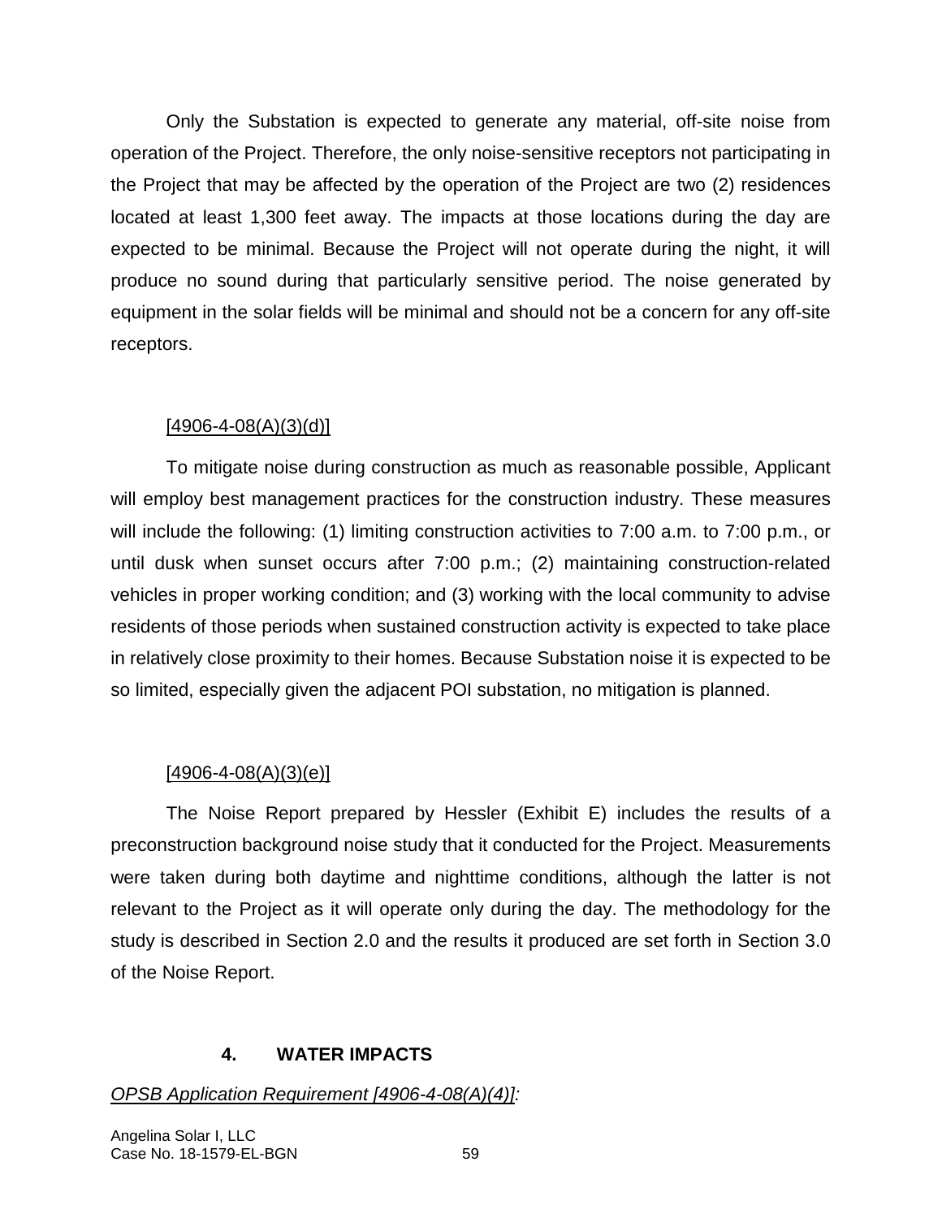Only the Substation is expected to generate any material, off-site noise from operation of the Project. Therefore, the only noise-sensitive receptors not participating in the Project that may be affected by the operation of the Project are two (2) residences located at least 1,300 feet away. The impacts at those locations during the day are expected to be minimal. Because the Project will not operate during the night, it will produce no sound during that particularly sensitive period. The noise generated by equipment in the solar fields will be minimal and should not be a concern for any off-site receptors.

[4906-4-08(A)(3)(d)]

To mitigate noise during construction as much as reasonable possible, Applicant will employ best management practices for the construction industry. These measures will include the following: (1) limiting construction activities to 7:00 a.m. to 7:00 p.m., or until dusk when sunset occurs after 7:00 p.m.; (2) maintaining construction-related vehicles in proper working condition; and (3) working with the local community to advise residents of those periods when sustained construction activity is expected to take place in relatively close proximity to their homes. Because Substation noise it is expected to be so limited, especially given the adjacent POI substation, no mitigation is planned.

[4906-4-08(A)(3)(e)]

The Noise Report prepared by Hessler (Exhibit E) includes the results of a preconstruction background noise study that it conducted for the Project. Measurements were taken during both daytime and nighttime conditions, although the latter is not relevant to the Project as it will operate only during the day. The methodology for the study is described in Section 2.0 and the results it produced are set forth in Section 3.0 of the Noise Report.

### 4. WATER IMPACTS

*OPSB Application Requirement [4906-4-08(A)(4)]:*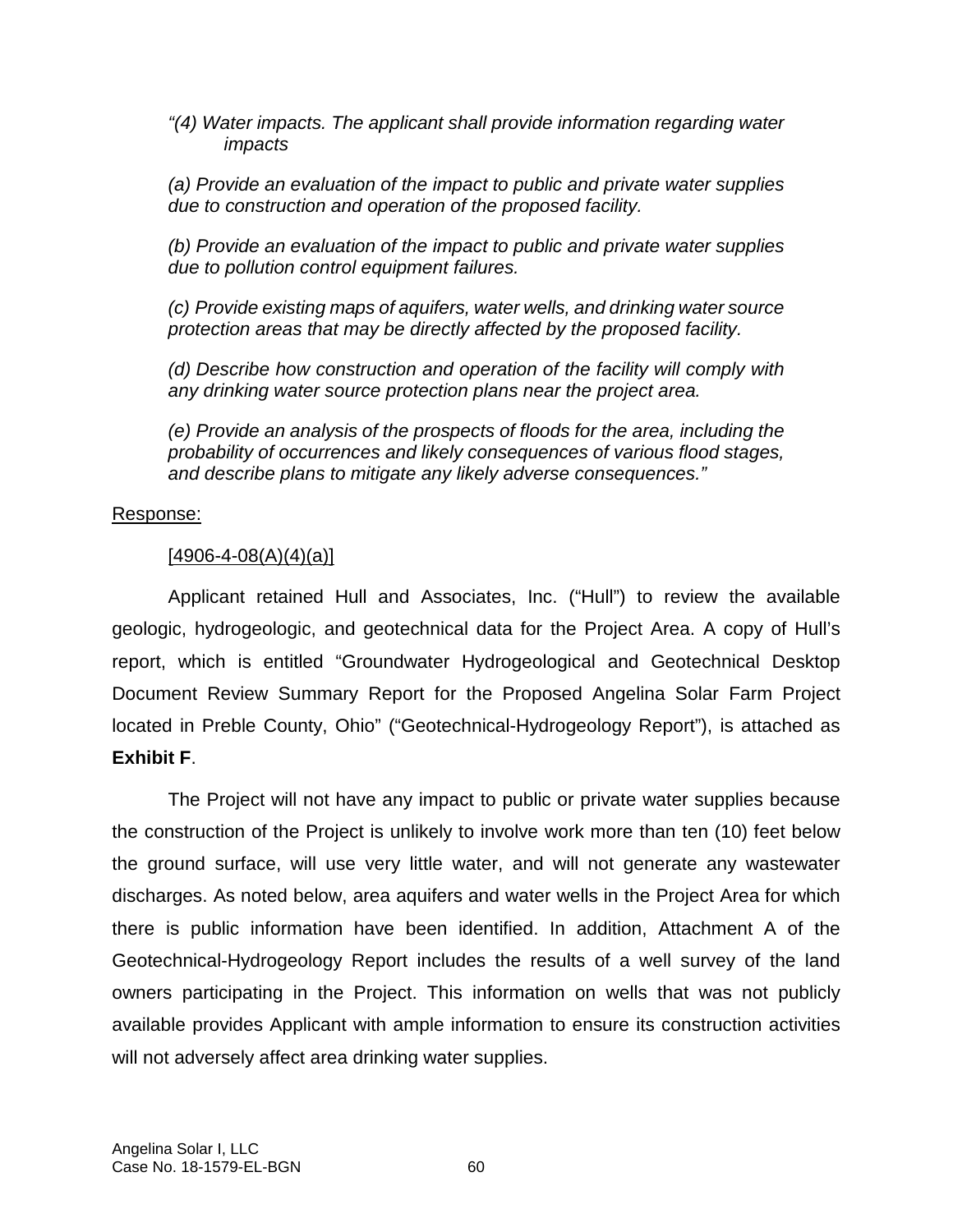*"(4) Water impacts. The applicant shall provide information regarding water impacts*

*(a) Provide an evaluation of the impact to public and private water supplies due to construction and operation of the proposed facility.*

*(b) Provide an evaluation of the impact to public and private water supplies due to pollution control equipment failures.*

*(c) Provide existing maps of aquifers, water wells, and drinking water source protection areas that may be directly affected by the proposed facility.*

*(d) Describe how construction and operation of the facility will comply with any drinking water source protection plans near the project area.*

*(e) Provide an analysis of the prospects of floods for the area, including the probability of occurrences and likely consequences of various flood stages, and describe plans to mitigate any likely adverse consequences."*

<u>Response:</u>

<u>[4906-4-08(A)(4)(a)]</u>

Applicant retained Hull and Associates, Inc. ("Hull") to review the available geologic, hydrogeologic, and geotechnical data for the Project Area. A copy of Hull's report, which is entitled "Groundwater Hydrogeological and Geotechnical Desktop Document Review Summary Report for the Proposed Angelina Solar Farm Project located in Preble County, Ohio" ("Geotechnical-Hydrogeology Report"), is attached as **Exhibit F**.

The Project will not have any impact to public or private water supplies because the construction of the Project is unlikely to involve work more than ten (10) feet below the ground surface, will use very little water, and will not generate any wastewater discharges. As noted below, area aquifers and water wells in the Project Area for which there is public information have been identified. In addition, Attachment A of the Geotechnical-Hydrogeology Report includes the results of a well survey of the land owners participating in the Project. This information on wells that was not publicly available provides Applicant with ample information to ensure its construction activities will not adversely affect area drinking water supplies.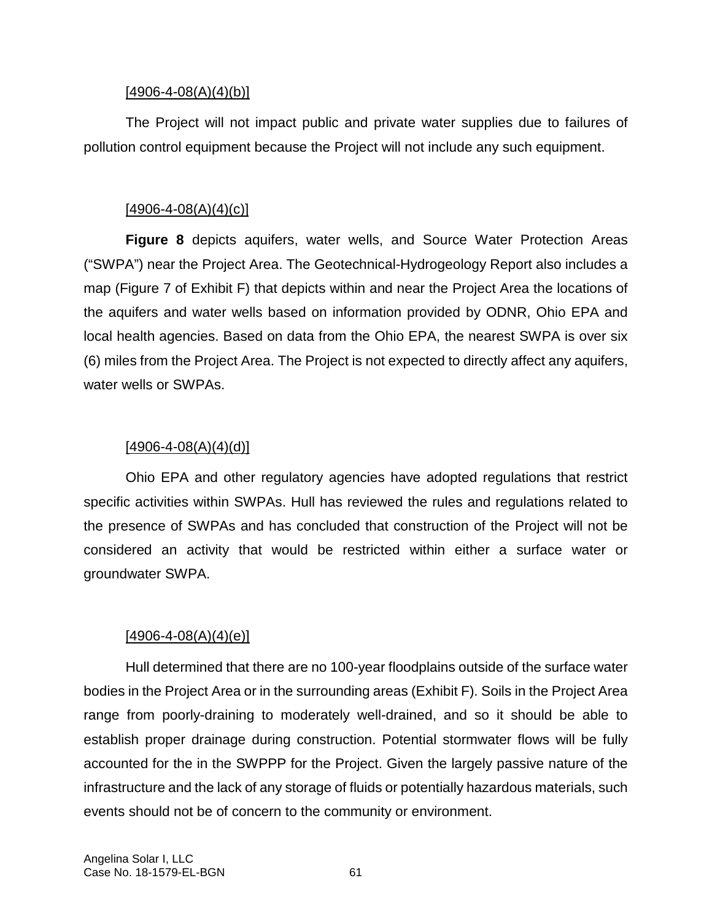[4906-4-08(A)(4)(b)]

The Project will not impact public and private water supplies due to failures of pollution control equipment because the Project will not include any such equipment.

[4906-4-08(A)(4)(c)]

**Figure 8** depicts aquifers, water wells, and Source Water Protection Areas ("SWPA") near the Project Area. The Geotechnical-Hydrogeology Report also includes a map (Figure 7 of Exhibit F) that depicts within and near the Project Area the locations of the aquifers and water wells based on information provided by ODNR, Ohio EPA and local health agencies. Based on data from the Ohio EPA, the nearest SWPA is over six (6) miles from the Project Area. The Project is not expected to directly affect any aquifers, water wells or SWPAs.

[4906-4-08(A)(4)(d)]

Ohio EPA and other regulatory agencies have adopted regulations that restrict specific activities within SWPAs. Hull has reviewed the rules and regulations related to the presence of SWPAs and has concluded that construction of the Project will not be considered an activity that would be restricted within either a surface water or groundwater SWPA.

[4906-4-08(A)(4)(e)]

Hull determined that there are no 100-year floodplains outside of the surface water bodies in the Project Area or in the surrounding areas (Exhibit F). Soils in the Project Area range from poorly-draining to moderately well-drained, and so it should be able to establish proper drainage during construction. Potential stormwater flows will be fully accounted for the in the SWPPP for the Project. Given the largely passive nature of the infrastructure and the lack of any storage of fluids or potentially hazardous materials, such events should not be of concern to the community or environment.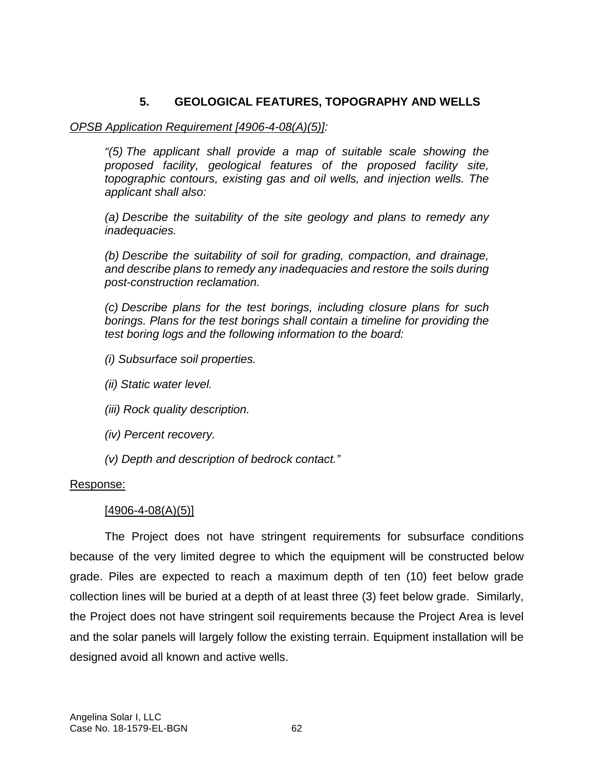## 5. GEOLOGICAL FEATURES, TOPOGRAPHY AND WELLS

*OPSB Application Requirement [4906-4-08(A)(5)]:*

> *"(5) The applicant shall provide a map of suitable scale showing the proposed facility, geological features of the proposed facility site, topographic contours, existing gas and oil wells, and injection wells. The applicant shall also:*
>
> *(a) Describe the suitability of the site geology and plans to remedy any inadequacies.*
>
> *(b) Describe the suitability of soil for grading, compaction, and drainage, and describe plans to remedy any inadequacies and restore the soils during post-construction reclamation.*
>
> *(c) Describe plans for the test borings, including closure plans for such borings. Plans for the test borings shall contain a timeline for providing the test boring logs and the following information to the board:*
>
> *(i) Subsurface soil properties.*
>
> *(ii) Static water level.*
>
> *(iii) Rock quality description.*
>
> *(iv) Percent recovery.*
>
> *(v) Depth and description of bedrock contact."*

Response:

[4906-4-08(A)(5)]

The Project does not have stringent requirements for subsurface conditions because of the very limited degree to which the equipment will be constructed below grade. Piles are expected to reach a maximum depth of ten (10) feet below grade collection lines will be buried at a depth of at least three (3) feet below grade. Similarly, the Project does not have stringent soil requirements because the Project Area is level and the solar panels will largely follow the existing terrain. Equipment installation will be designed avoid all known and active wells.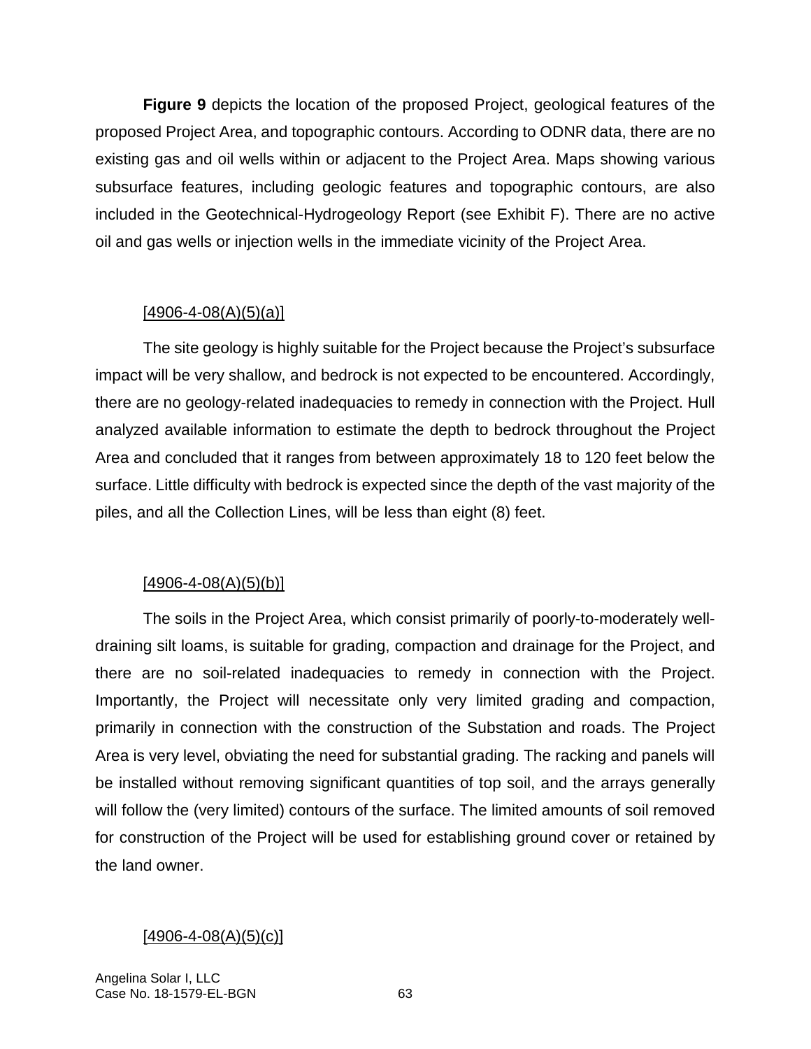**Figure 9** depicts the location of the proposed Project, geological features of the proposed Project Area, and topographic contours. According to ODNR data, there are no existing gas and oil wells within or adjacent to the Project Area. Maps showing various subsurface features, including geologic features and topographic contours, are also included in the Geotechnical-Hydrogeology Report (see Exhibit F). There are no active oil and gas wells or injection wells in the immediate vicinity of the Project Area.

[4906-4-08(A)(5)(a)]

The site geology is highly suitable for the Project because the Project's subsurface impact will be very shallow, and bedrock is not expected to be encountered. Accordingly, there are no geology-related inadequacies to remedy in connection with the Project. Hull analyzed available information to estimate the depth to bedrock throughout the Project Area and concluded that it ranges from between approximately 18 to 120 feet below the surface. Little difficulty with bedrock is expected since the depth of the vast majority of the piles, and all the Collection Lines, will be less than eight (8) feet.

[4906-4-08(A)(5)(b)]

The soils in the Project Area, which consist primarily of poorly-to-moderately well-draining silt loams, is suitable for grading, compaction and drainage for the Project, and there are no soil-related inadequacies to remedy in connection with the Project. Importantly, the Project will necessitate only very limited grading and compaction, primarily in connection with the construction of the Substation and roads. The Project Area is very level, obviating the need for substantial grading. The racking and panels will be installed without removing significant quantities of top soil, and the arrays generally will follow the (very limited) contours of the surface. The limited amounts of soil removed for construction of the Project will be used for establishing ground cover or retained by the land owner.

[4906-4-08(A)(5)(c)]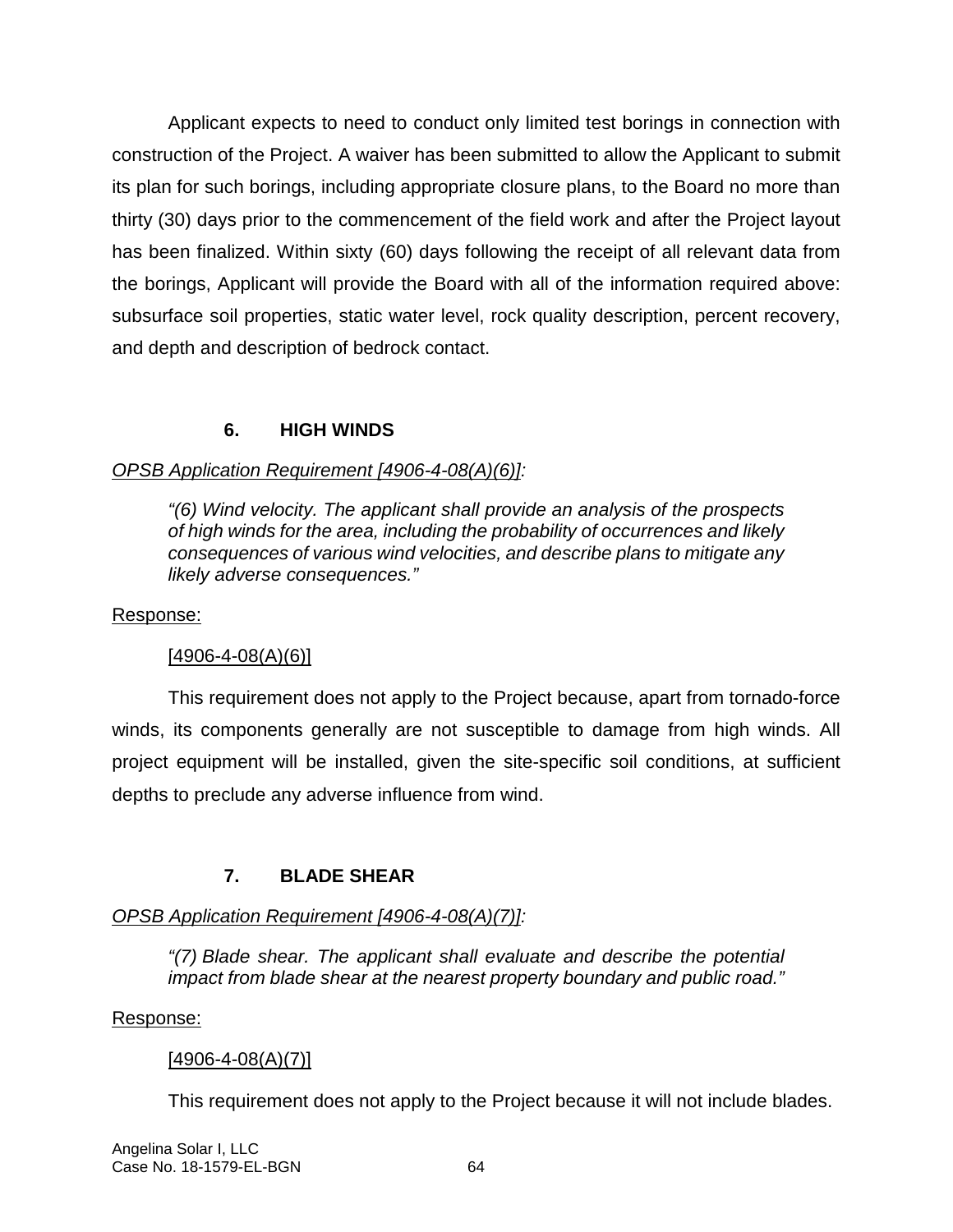Applicant expects to need to conduct only limited test borings in connection with construction of the Project. A waiver has been submitted to allow the Applicant to submit its plan for such borings, including appropriate closure plans, to the Board no more than thirty (30) days prior to the commencement of the field work and after the Project layout has been finalized. Within sixty (60) days following the receipt of all relevant data from the borings, Applicant will provide the Board with all of the information required above: subsurface soil properties, static water level, rock quality description, percent recovery, and depth and description of bedrock contact.

## 6. HIGH WINDS

*OPSB Application Requirement [4906-4-08(A)(6)]:*

> *"(6) Wind velocity. The applicant shall provide an analysis of the prospects of high winds for the area, including the probability of occurrences and likely consequences of various wind velocities, and describe plans to mitigate any likely adverse consequences."*

Response:

[4906-4-08(A)(6)]

This requirement does not apply to the Project because, apart from tornado-force winds, its components generally are not susceptible to damage from high winds. All project equipment will be installed, given the site-specific soil conditions, at sufficient depths to preclude any adverse influence from wind.

## 7. BLADE SHEAR

*OPSB Application Requirement [4906-4-08(A)(7)]:*

> *"(7) Blade shear. The applicant shall evaluate and describe the potential impact from blade shear at the nearest property boundary and public road."*

Response:

[4906-4-08(A)(7)]

This requirement does not apply to the Project because it will not include blades.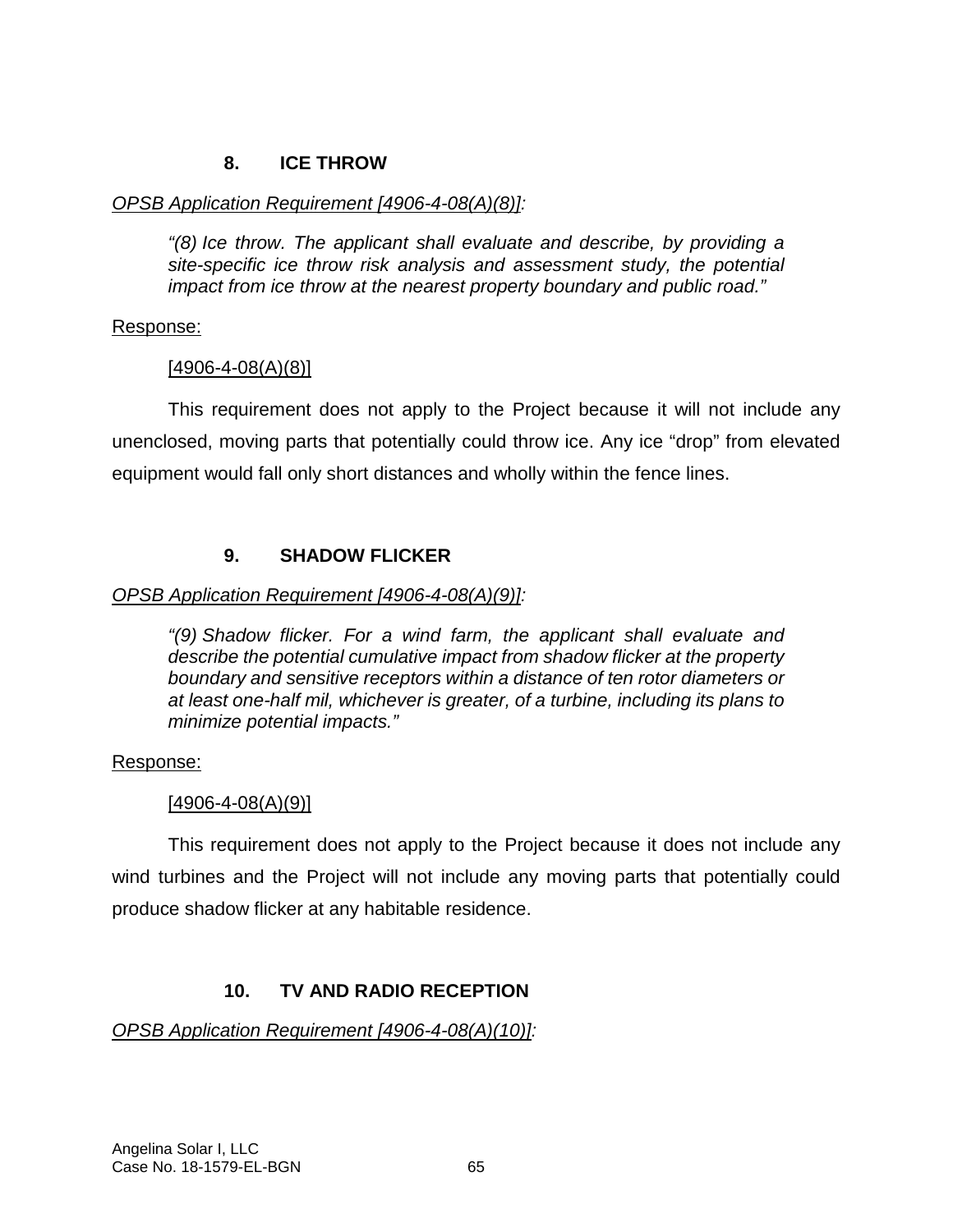### 8. ICE THROW

*OPSB Application Requirement [4906-4-08(A)(8)]:*

> *"(8) Ice throw. The applicant shall evaluate and describe, by providing a site-specific ice throw risk analysis and assessment study, the potential impact from ice throw at the nearest property boundary and public road."*

Response:

[4906-4-08(A)(8)]

This requirement does not apply to the Project because it will not include any unenclosed, moving parts that potentially could throw ice. Any ice "drop" from elevated equipment would fall only short distances and wholly within the fence lines.

### 9. SHADOW FLICKER

*OPSB Application Requirement [4906-4-08(A)(9)]:*

> *"(9) Shadow flicker. For a wind farm, the applicant shall evaluate and describe the potential cumulative impact from shadow flicker at the property boundary and sensitive receptors within a distance of ten rotor diameters or at least one-half mil, whichever is greater, of a turbine, including its plans to minimize potential impacts."*

Response:

[4906-4-08(A)(9)]

This requirement does not apply to the Project because it does not include any wind turbines and the Project will not include any moving parts that potentially could produce shadow flicker at any habitable residence.

### 10. TV AND RADIO RECEPTION

*OPSB Application Requirement [4906-4-08(A)(10)]:*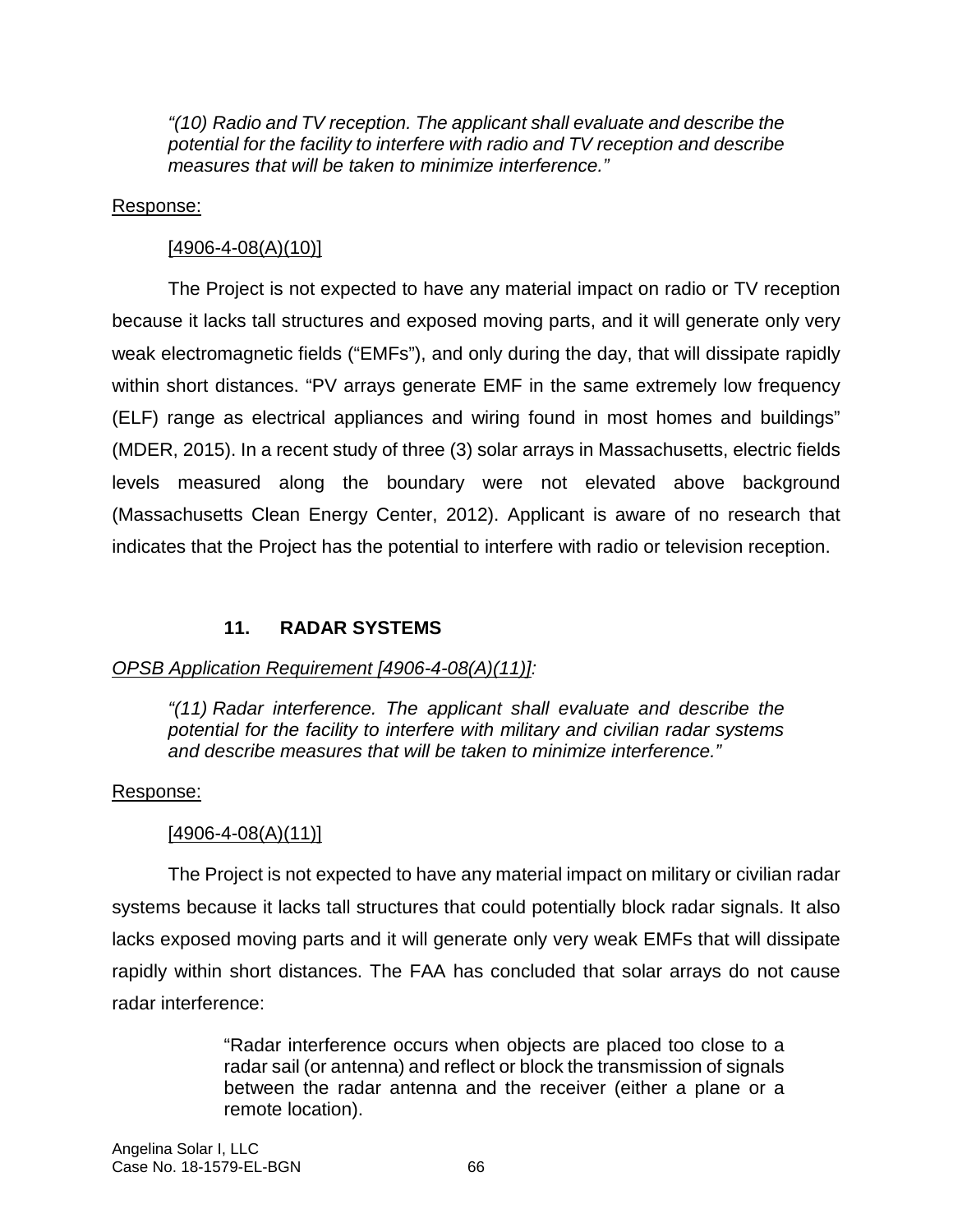*"(10) Radio and TV reception. The applicant shall evaluate and describe the potential for the facility to interfere with radio and TV reception and describe measures that will be taken to minimize interference."*

Response:

[4906-4-08(A)(10)]

The Project is not expected to have any material impact on radio or TV reception because it lacks tall structures and exposed moving parts, and it will generate only very weak electromagnetic fields ("EMFs"), and only during the day, that will dissipate rapidly within short distances. "PV arrays generate EMF in the same extremely low frequency (ELF) range as electrical appliances and wiring found in most homes and buildings" (MDER, 2015). In a recent study of three (3) solar arrays in Massachusetts, electric fields levels measured along the boundary were not elevated above background (Massachusetts Clean Energy Center, 2012). Applicant is aware of no research that indicates that the Project has the potential to interfere with radio or television reception.

### 11. RADAR SYSTEMS

*OPSB Application Requirement [4906-4-08(A)(11)]:*

*"(11) Radar interference. The applicant shall evaluate and describe the potential for the facility to interfere with military and civilian radar systems and describe measures that will be taken to minimize interference."*

Response:

[4906-4-08(A)(11)]

The Project is not expected to have any material impact on military or civilian radar systems because it lacks tall structures that could potentially block radar signals. It also lacks exposed moving parts and it will generate only very weak EMFs that will dissipate rapidly within short distances. The FAA has concluded that solar arrays do not cause radar interference:

> "Radar interference occurs when objects are placed too close to a radar sail (or antenna) and reflect or block the transmission of signals between the radar antenna and the receiver (either a plane or a remote location).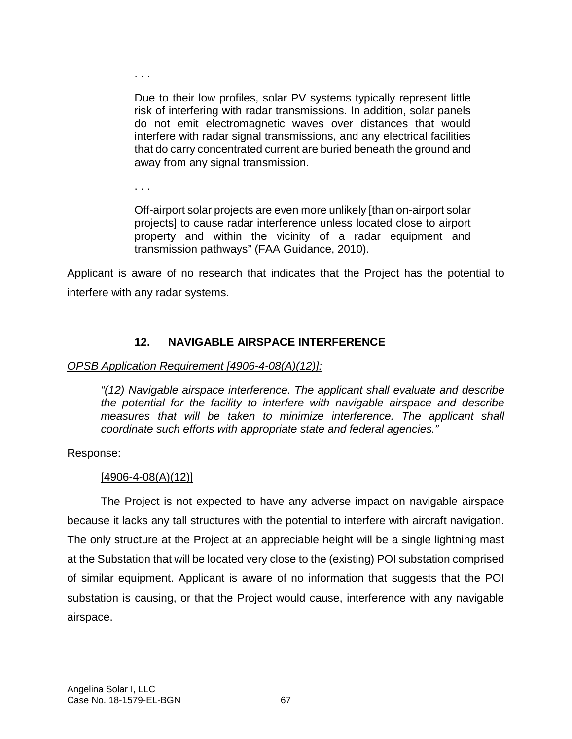> . . .
>
> Due to their low profiles, solar PV systems typically represent little risk of interfering with radar transmissions. In addition, solar panels do not emit electromagnetic waves over distances that would interfere with radar signal transmissions, and any electrical facilities that do carry concentrated current are buried beneath the ground and away from any signal transmission.
>
> . . .
>
> Off-airport solar projects are even more unlikely [than on-airport solar projects] to cause radar interference unless located close to airport property and within the vicinity of a radar equipment and transmission pathways" (FAA Guidance, 2010).

Applicant is aware of no research that indicates that the Project has the potential to interfere with any radar systems.

## 12. NAVIGABLE AIRSPACE INTERFERENCE

*OPSB Application Requirement [4906-4-08(A)(12)]:*

> *"(12) Navigable airspace interference. The applicant shall evaluate and describe the potential for the facility to interfere with navigable airspace and describe measures that will be taken to minimize interference. The applicant shall coordinate such efforts with appropriate state and federal agencies."*

Response:

[4906-4-08(A)(12)]

The Project is not expected to have any adverse impact on navigable airspace because it lacks any tall structures with the potential to interfere with aircraft navigation. The only structure at the Project at an appreciable height will be a single lightning mast at the Substation that will be located very close to the (existing) POI substation comprised of similar equipment. Applicant is aware of no information that suggests that the POI substation is causing, or that the Project would cause, interference with any navigable airspace.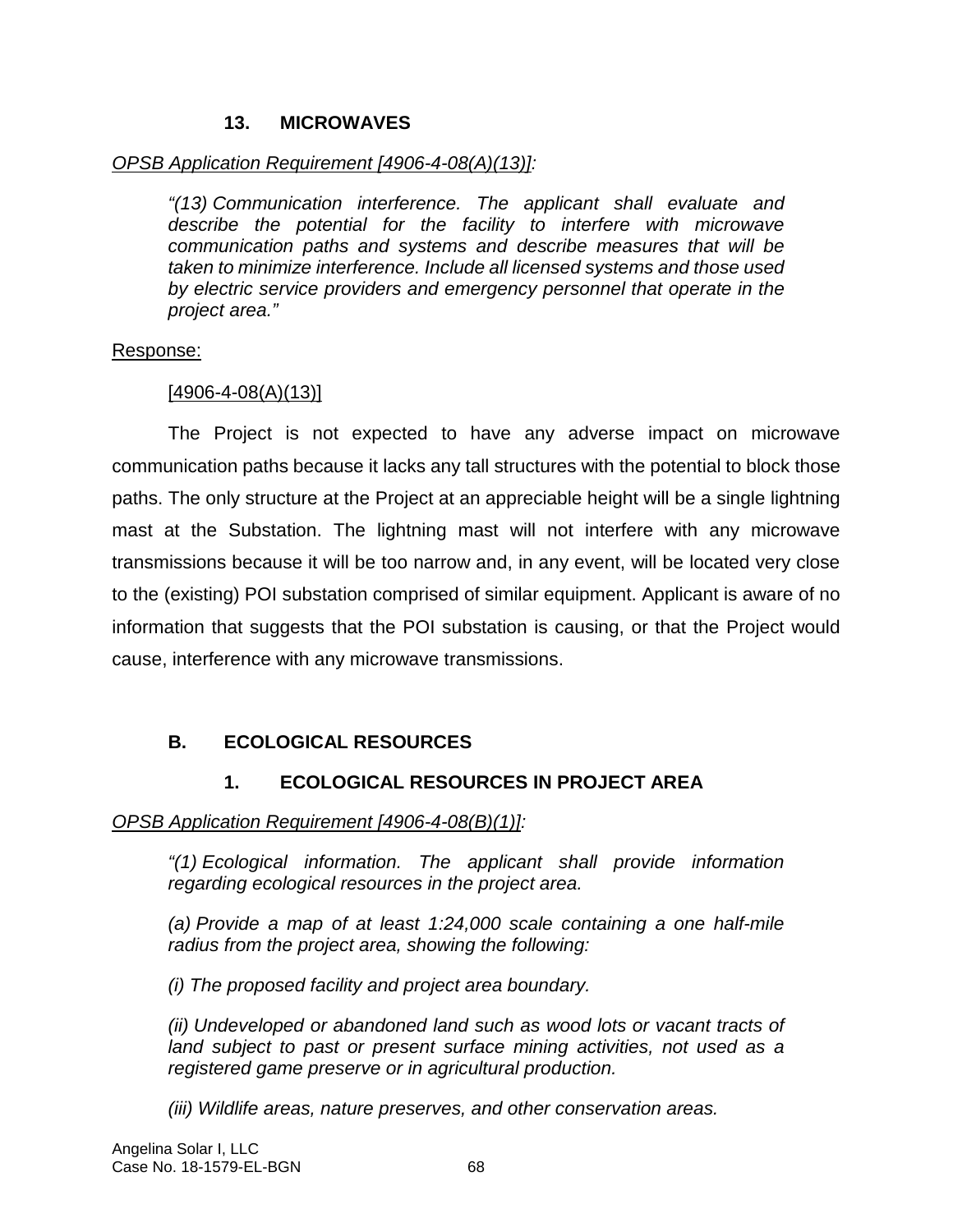### 13. MICROWAVES

*<u>OPSB Application Requirement [4906-4-08(A)(13)]</u>:*

> *"(13) Communication interference. The applicant shall evaluate and describe the potential for the facility to interfere with microwave communication paths and systems and describe measures that will be taken to minimize interference. Include all licensed systems and those used by electric service providers and emergency personnel that operate in the project area."*

<u>Response:</u>

<u>[4906-4-08(A)(13)]</u>

The Project is not expected to have any adverse impact on microwave communication paths because it lacks any tall structures with the potential to block those paths. The only structure at the Project at an appreciable height will be a single lightning mast at the Substation. The lightning mast will not interfere with any microwave transmissions because it will be too narrow and, in any event, will be located very close to the (existing) POI substation comprised of similar equipment. Applicant is aware of no information that suggests that the POI substation is causing, or that the Project would cause, interference with any microwave transmissions.

## B. ECOLOGICAL RESOURCES

### 1. ECOLOGICAL RESOURCES IN PROJECT AREA

*<u>OPSB Application Requirement [4906-4-08(B)(1)]</u>:*

> *"(1) Ecological information. The applicant shall provide information regarding ecological resources in the project area.*
>
> *(a) Provide a map of at least 1:24,000 scale containing a one half-mile radius from the project area, showing the following:*
>
> *(i) The proposed facility and project area boundary.*
>
> *(ii) Undeveloped or abandoned land such as wood lots or vacant tracts of land subject to past or present surface mining activities, not used as a registered game preserve or in agricultural production.*
>
> *(iii) Wildlife areas, nature preserves, and other conservation areas.*

Angelina Solar I, LLC
Case No. 18-1579-EL-BGN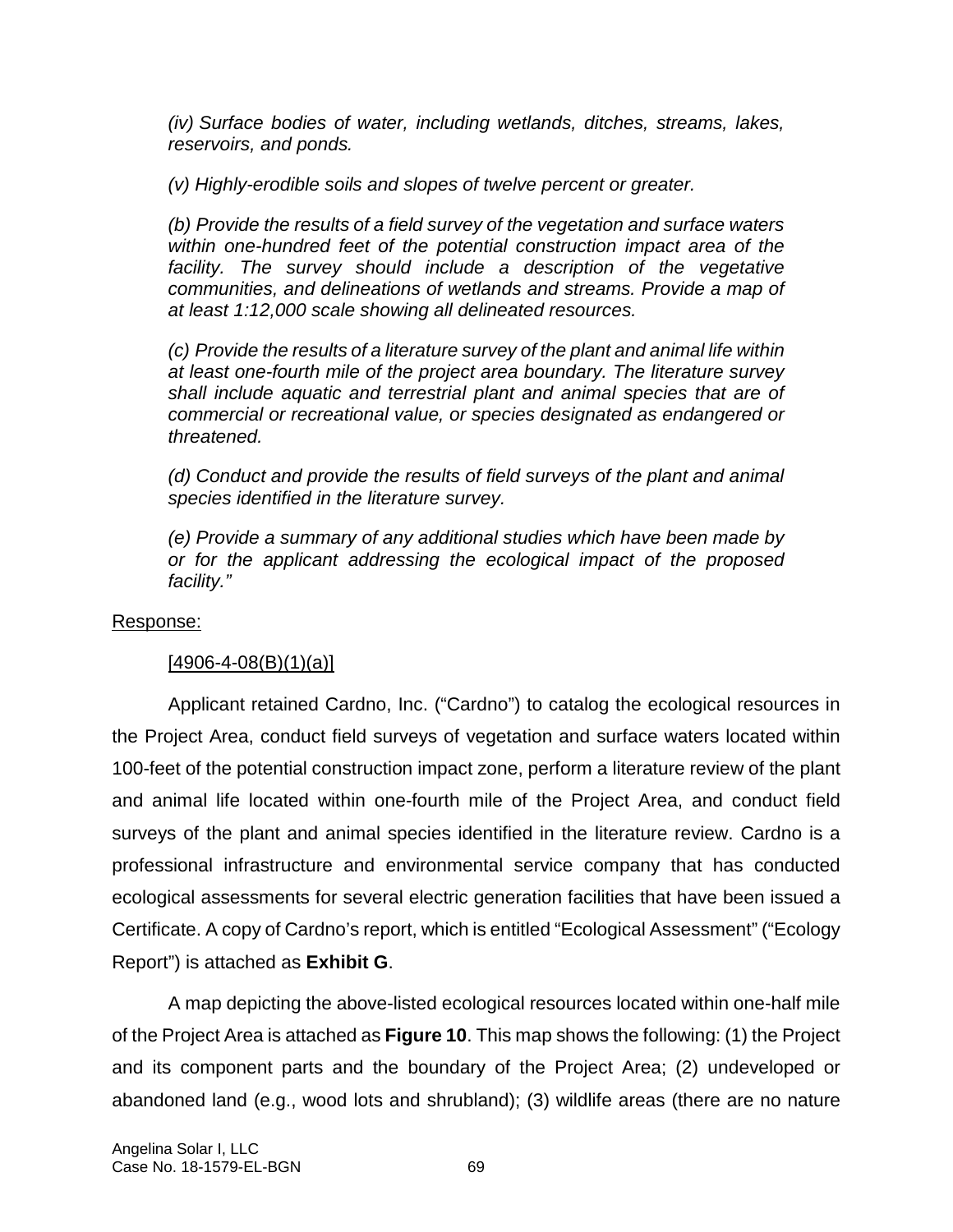*(iv) Surface bodies of water, including wetlands, ditches, streams, lakes, reservoirs, and ponds.*

*(v) Highly-erodible soils and slopes of twelve percent or greater.*

*(b) Provide the results of a field survey of the vegetation and surface waters within one-hundred feet of the potential construction impact area of the facility. The survey should include a description of the vegetative communities, and delineations of wetlands and streams. Provide a map of at least 1:12,000 scale showing all delineated resources.*

*(c) Provide the results of a literature survey of the plant and animal life within at least one-fourth mile of the project area boundary. The literature survey shall include aquatic and terrestrial plant and animal species that are of commercial or recreational value, or species designated as endangered or threatened.*

*(d) Conduct and provide the results of field surveys of the plant and animal species identified in the literature survey.*

*(e) Provide a summary of any additional studies which have been made by or for the applicant addressing the ecological impact of the proposed facility."*

Response:

[4906-4-08(B)(1)(a)]

Applicant retained Cardno, Inc. ("Cardno") to catalog the ecological resources in the Project Area, conduct field surveys of vegetation and surface waters located within 100-feet of the potential construction impact zone, perform a literature review of the plant and animal life located within one-fourth mile of the Project Area, and conduct field surveys of the plant and animal species identified in the literature review. Cardno is a professional infrastructure and environmental service company that has conducted ecological assessments for several electric generation facilities that have been issued a Certificate. A copy of Cardno's report, which is entitled "Ecological Assessment" ("Ecology Report") is attached as **Exhibit G**.

A map depicting the above-listed ecological resources located within one-half mile of the Project Area is attached as **Figure 10**. This map shows the following: (1) the Project and its component parts and the boundary of the Project Area; (2) undeveloped or abandoned land (e.g., wood lots and shrubland); (3) wildlife areas (there are no nature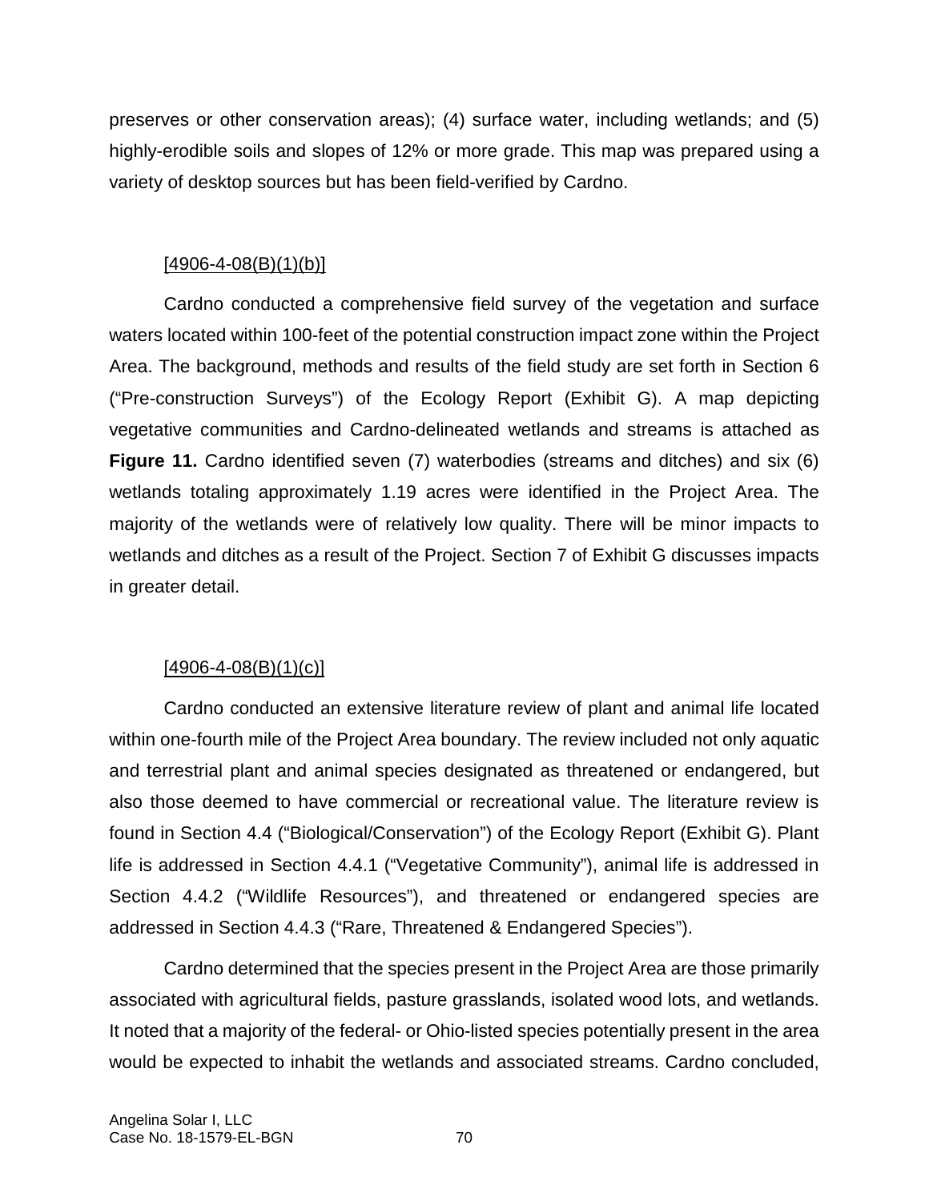preserves or other conservation areas); (4) surface water, including wetlands; and (5) highly-erodible soils and slopes of 12% or more grade. This map was prepared using a variety of desktop sources but has been field-verified by Cardno.

[4906-4-08(B)(1)(b)]

Cardno conducted a comprehensive field survey of the vegetation and surface waters located within 100-feet of the potential construction impact zone within the Project Area. The background, methods and results of the field study are set forth in Section 6 ("Pre-construction Surveys") of the Ecology Report (Exhibit G). A map depicting vegetative communities and Cardno-delineated wetlands and streams is attached as **Figure 11.** Cardno identified seven (7) waterbodies (streams and ditches) and six (6) wetlands totaling approximately 1.19 acres were identified in the Project Area. The majority of the wetlands were of relatively low quality. There will be minor impacts to wetlands and ditches as a result of the Project. Section 7 of Exhibit G discusses impacts in greater detail.

[4906-4-08(B)(1)(c)]

Cardno conducted an extensive literature review of plant and animal life located within one-fourth mile of the Project Area boundary. The review included not only aquatic and terrestrial plant and animal species designated as threatened or endangered, but also those deemed to have commercial or recreational value. The literature review is found in Section 4.4 ("Biological/Conservation") of the Ecology Report (Exhibit G). Plant life is addressed in Section 4.4.1 ("Vegetative Community"), animal life is addressed in Section 4.4.2 ("Wildlife Resources"), and threatened or endangered species are addressed in Section 4.4.3 ("Rare, Threatened & Endangered Species").

Cardno determined that the species present in the Project Area are those primarily associated with agricultural fields, pasture grasslands, isolated wood lots, and wetlands. It noted that a majority of the federal- or Ohio-listed species potentially present in the area would be expected to inhabit the wetlands and associated streams. Cardno concluded,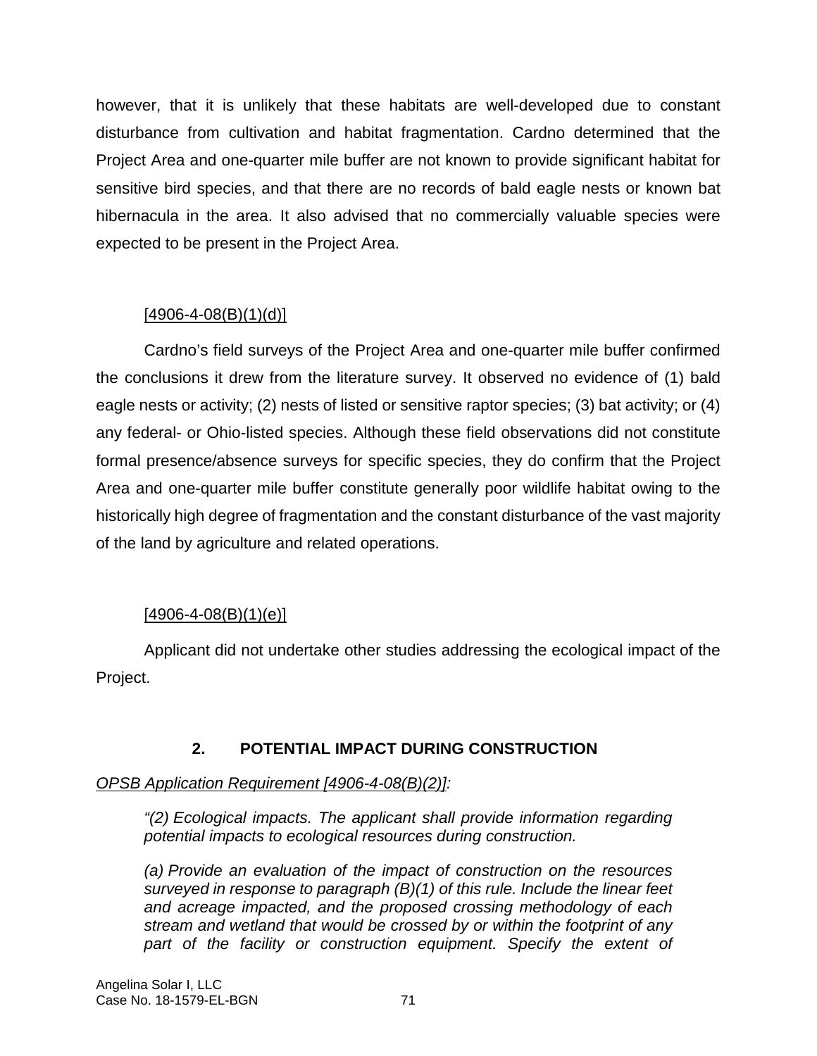however, that it is unlikely that these habitats are well-developed due to constant disturbance from cultivation and habitat fragmentation. Cardno determined that the Project Area and one-quarter mile buffer are not known to provide significant habitat for sensitive bird species, and that there are no records of bald eagle nests or known bat hibernacula in the area. It also advised that no commercially valuable species were expected to be present in the Project Area.

[4906-4-08(B)(1)(d)]

Cardno's field surveys of the Project Area and one-quarter mile buffer confirmed the conclusions it drew from the literature survey. It observed no evidence of (1) bald eagle nests or activity; (2) nests of listed or sensitive raptor species; (3) bat activity; or (4) any federal- or Ohio-listed species. Although these field observations did not constitute formal presence/absence surveys for specific species, they do confirm that the Project Area and one-quarter mile buffer constitute generally poor wildlife habitat owing to the historically high degree of fragmentation and the constant disturbance of the vast majority of the land by agriculture and related operations.

[4906-4-08(B)(1)(e)]

Applicant did not undertake other studies addressing the ecological impact of the Project.

## 2. POTENTIAL IMPACT DURING CONSTRUCTION

*OPSB Application Requirement [4906-4-08(B)(2)]:*

*"(2) Ecological impacts. The applicant shall provide information regarding potential impacts to ecological resources during construction.*

*(a) Provide an evaluation of the impact of construction on the resources surveyed in response to paragraph (B)(1) of this rule. Include the linear feet and acreage impacted, and the proposed crossing methodology of each stream and wetland that would be crossed by or within the footprint of any part of the facility or construction equipment. Specify the extent of*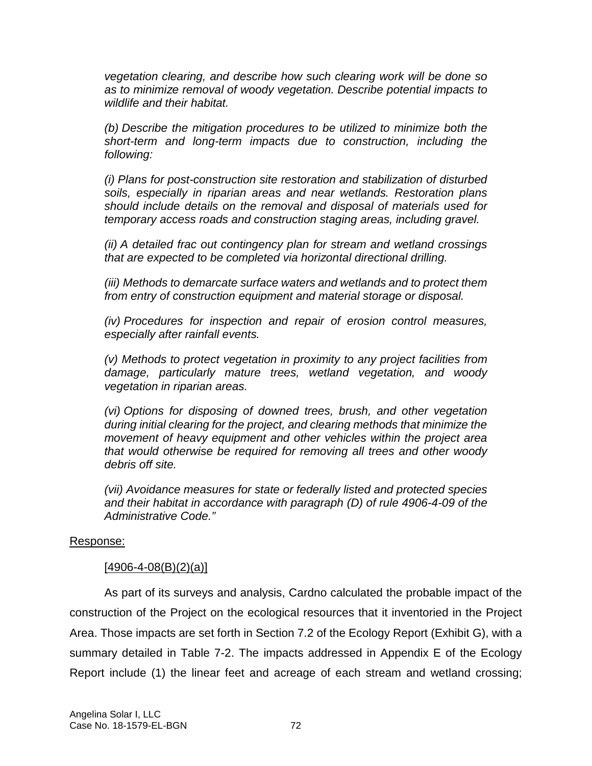*vegetation clearing, and describe how such clearing work will be done so as to minimize removal of woody vegetation. Describe potential impacts to wildlife and their habitat.*

*(b) Describe the mitigation procedures to be utilized to minimize both the short-term and long-term impacts due to construction, including the following:*

*(i) Plans for post-construction site restoration and stabilization of disturbed soils, especially in riparian areas and near wetlands. Restoration plans should include details on the removal and disposal of materials used for temporary access roads and construction staging areas, including gravel.*

*(ii) A detailed frac out contingency plan for stream and wetland crossings that are expected to be completed via horizontal directional drilling.*

*(iii) Methods to demarcate surface waters and wetlands and to protect them from entry of construction equipment and material storage or disposal.*

*(iv) Procedures for inspection and repair of erosion control measures, especially after rainfall events.*

*(v) Methods to protect vegetation in proximity to any project facilities from damage, particularly mature trees, wetland vegetation, and woody vegetation in riparian areas.*

*(vi) Options for disposing of downed trees, brush, and other vegetation during initial clearing for the project, and clearing methods that minimize the movement of heavy equipment and other vehicles within the project area that would otherwise be required for removing all trees and other woody debris off site.*

*(vii) Avoidance measures for state or federally listed and protected species and their habitat in accordance with paragraph (D) of rule 4906-4-09 of the Administrative Code."*

Response:

[4906-4-08(B)(2)(a)]

As part of its surveys and analysis, Cardno calculated the probable impact of the construction of the Project on the ecological resources that it inventoried in the Project Area. Those impacts are set forth in Section 7.2 of the Ecology Report (Exhibit G), with a summary detailed in Table 7-2. The impacts addressed in Appendix E of the Ecology Report include (1) the linear feet and acreage of each stream and wetland crossing;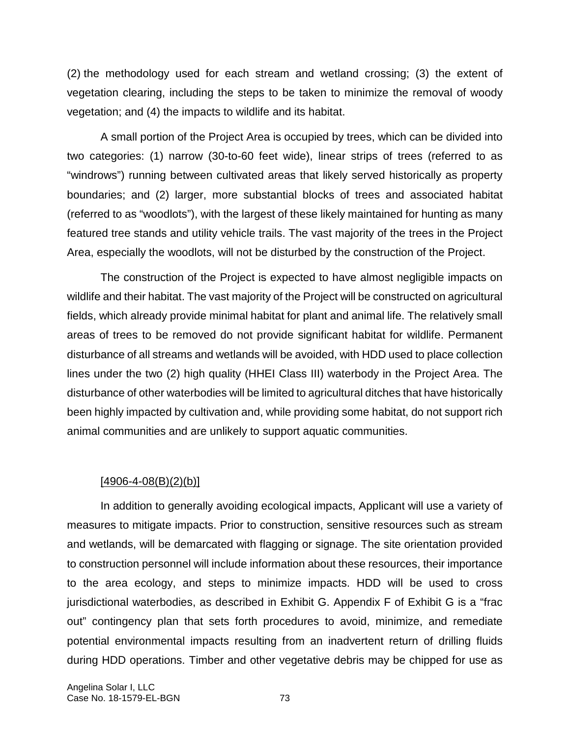(2) the methodology used for each stream and wetland crossing; (3) the extent of vegetation clearing, including the steps to be taken to minimize the removal of woody vegetation; and (4) the impacts to wildlife and its habitat.

A small portion of the Project Area is occupied by trees, which can be divided into two categories: (1) narrow (30-to-60 feet wide), linear strips of trees (referred to as "windrows") running between cultivated areas that likely served historically as property boundaries; and (2) larger, more substantial blocks of trees and associated habitat (referred to as "woodlots"), with the largest of these likely maintained for hunting as many featured tree stands and utility vehicle trails. The vast majority of the trees in the Project Area, especially the woodlots, will not be disturbed by the construction of the Project.

The construction of the Project is expected to have almost negligible impacts on wildlife and their habitat. The vast majority of the Project will be constructed on agricultural fields, which already provide minimal habitat for plant and animal life. The relatively small areas of trees to be removed do not provide significant habitat for wildlife. Permanent disturbance of all streams and wetlands will be avoided, with HDD used to place collection lines under the two (2) high quality (HHEI Class III) waterbody in the Project Area. The disturbance of other waterbodies will be limited to agricultural ditches that have historically been highly impacted by cultivation and, while providing some habitat, do not support rich animal communities and are unlikely to support aquatic communities.

[4906-4-08(B)(2)(b)]

In addition to generally avoiding ecological impacts, Applicant will use a variety of measures to mitigate impacts. Prior to construction, sensitive resources such as stream and wetlands, will be demarcated with flagging or signage. The site orientation provided to construction personnel will include information about these resources, their importance to the area ecology, and steps to minimize impacts. HDD will be used to cross jurisdictional waterbodies, as described in Exhibit G. Appendix F of Exhibit G is a "frac out" contingency plan that sets forth procedures to avoid, minimize, and remediate potential environmental impacts resulting from an inadvertent return of drilling fluids during HDD operations. Timber and other vegetative debris may be chipped for use as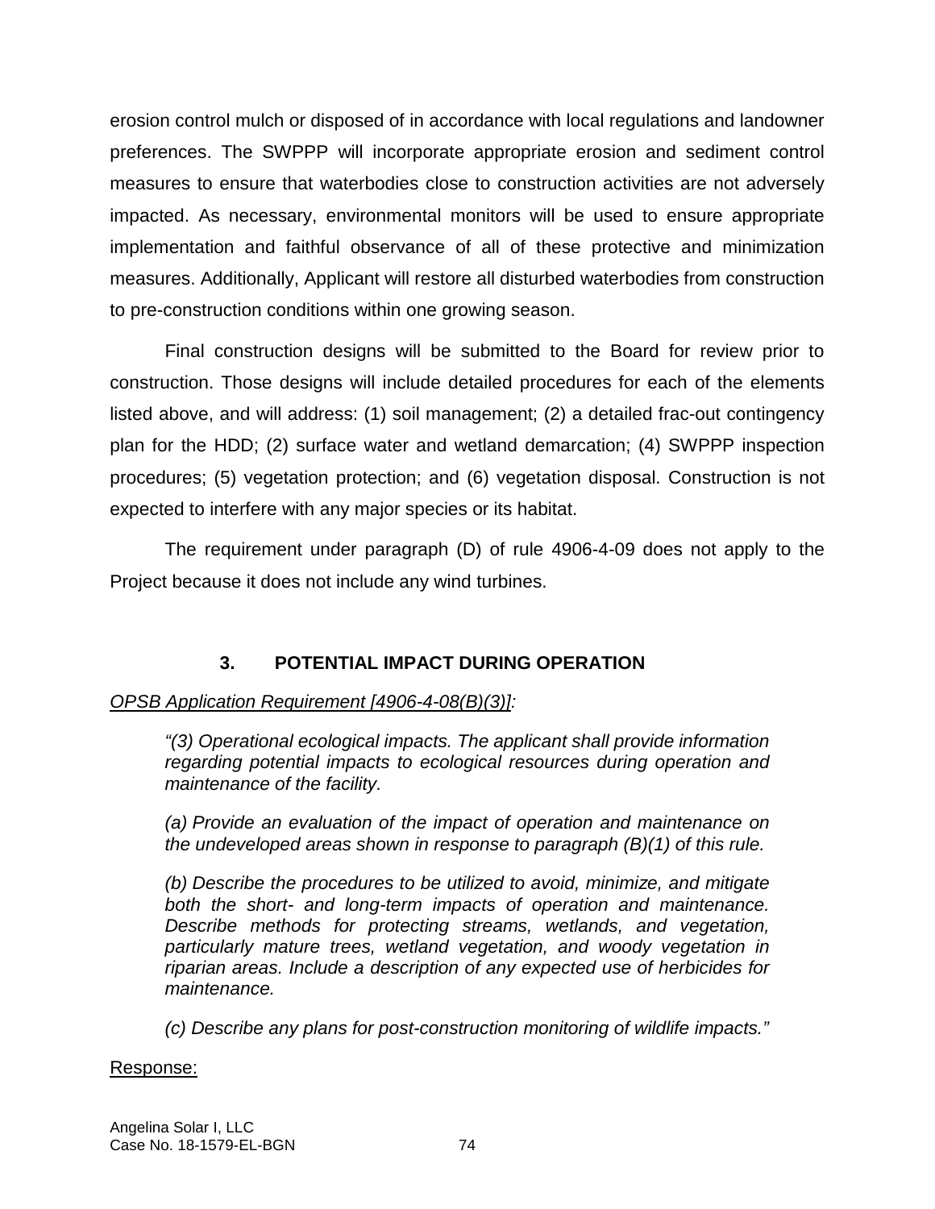erosion control mulch or disposed of in accordance with local regulations and landowner preferences. The SWPPP will incorporate appropriate erosion and sediment control measures to ensure that waterbodies close to construction activities are not adversely impacted. As necessary, environmental monitors will be used to ensure appropriate implementation and faithful observance of all of these protective and minimization measures. Additionally, Applicant will restore all disturbed waterbodies from construction to pre-construction conditions within one growing season.

Final construction designs will be submitted to the Board for review prior to construction. Those designs will include detailed procedures for each of the elements listed above, and will address: (1) soil management; (2) a detailed frac-out contingency plan for the HDD; (2) surface water and wetland demarcation; (4) SWPPP inspection procedures; (5) vegetation protection; and (6) vegetation disposal. Construction is not expected to interfere with any major species or its habitat.

The requirement under paragraph (D) of rule 4906-4-09 does not apply to the Project because it does not include any wind turbines.

### 3. POTENTIAL IMPACT DURING OPERATION

*OPSB Application Requirement [4906-4-08(B)(3)]:*

> *"(3) Operational ecological impacts. The applicant shall provide information regarding potential impacts to ecological resources during operation and maintenance of the facility.*
>
> *(a) Provide an evaluation of the impact of operation and maintenance on the undeveloped areas shown in response to paragraph (B)(1) of this rule.*
>
> *(b) Describe the procedures to be utilized to avoid, minimize, and mitigate both the short- and long-term impacts of operation and maintenance. Describe methods for protecting streams, wetlands, and vegetation, particularly mature trees, wetland vegetation, and woody vegetation in riparian areas. Include a description of any expected use of herbicides for maintenance.*
>
> *(c) Describe any plans for post-construction monitoring of wildlife impacts."*

Response: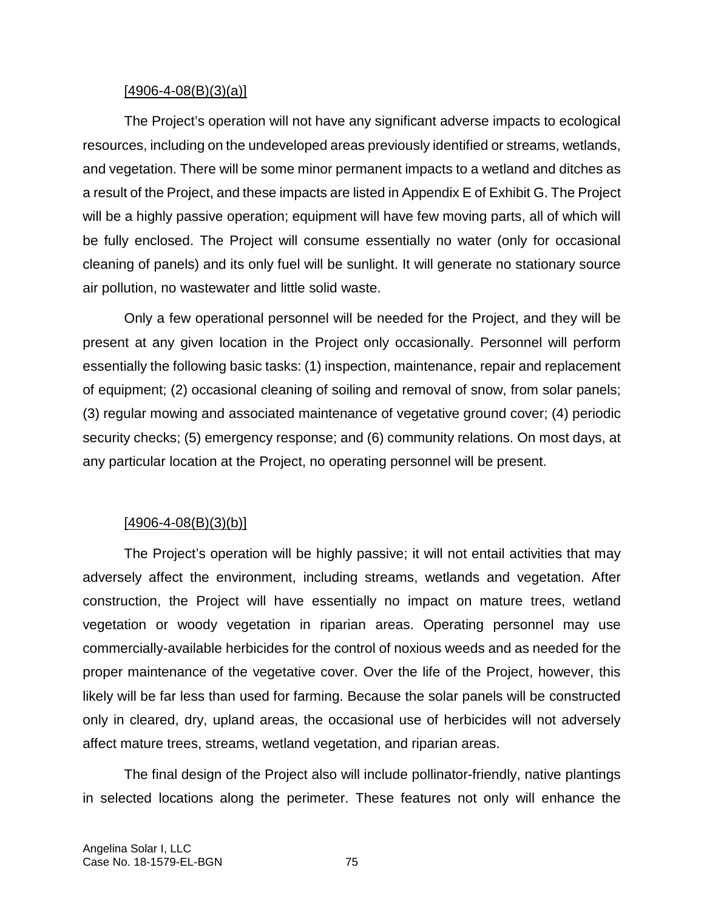[4906-4-08(B)(3)(a)]

The Project's operation will not have any significant adverse impacts to ecological resources, including on the undeveloped areas previously identified or streams, wetlands, and vegetation. There will be some minor permanent impacts to a wetland and ditches as a result of the Project, and these impacts are listed in Appendix E of Exhibit G. The Project will be a highly passive operation; equipment will have few moving parts, all of which will be fully enclosed. The Project will consume essentially no water (only for occasional cleaning of panels) and its only fuel will be sunlight. It will generate no stationary source air pollution, no wastewater and little solid waste.

Only a few operational personnel will be needed for the Project, and they will be present at any given location in the Project only occasionally. Personnel will perform essentially the following basic tasks: (1) inspection, maintenance, repair and replacement of equipment; (2) occasional cleaning of soiling and removal of snow, from solar panels; (3) regular mowing and associated maintenance of vegetative ground cover; (4) periodic security checks; (5) emergency response; and (6) community relations. On most days, at any particular location at the Project, no operating personnel will be present.

[4906-4-08(B)(3)(b)]

The Project's operation will be highly passive; it will not entail activities that may adversely affect the environment, including streams, wetlands and vegetation. After construction, the Project will have essentially no impact on mature trees, wetland vegetation or woody vegetation in riparian areas. Operating personnel may use commercially-available herbicides for the control of noxious weeds and as needed for the proper maintenance of the vegetative cover. Over the life of the Project, however, this likely will be far less than used for farming. Because the solar panels will be constructed only in cleared, dry, upland areas, the occasional use of herbicides will not adversely affect mature trees, streams, wetland vegetation, and riparian areas.

The final design of the Project also will include pollinator-friendly, native plantings in selected locations along the perimeter. These features not only will enhance the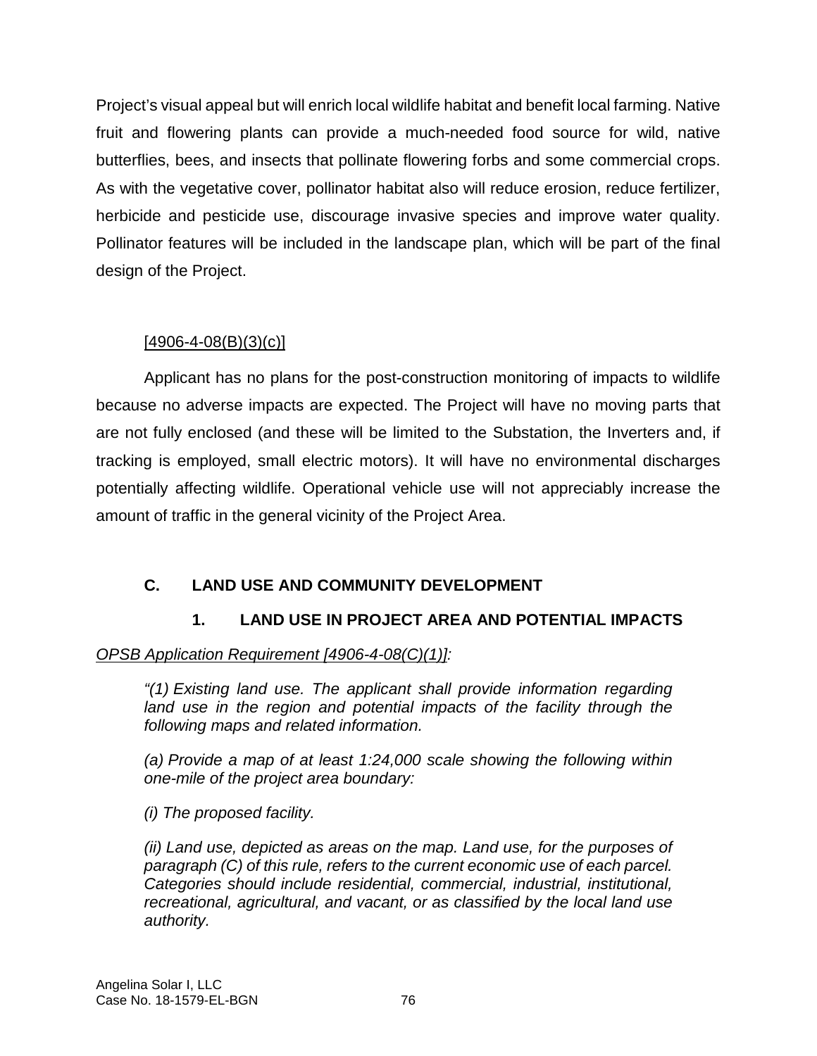Project's visual appeal but will enrich local wildlife habitat and benefit local farming. Native fruit and flowering plants can provide a much-needed food source for wild, native butterflies, bees, and insects that pollinate flowering forbs and some commercial crops. As with the vegetative cover, pollinator habitat also will reduce erosion, reduce fertilizer, herbicide and pesticide use, discourage invasive species and improve water quality. Pollinator features will be included in the landscape plan, which will be part of the final design of the Project.

[4906-4-08(B)(3)(c)]

Applicant has no plans for the post-construction monitoring of impacts to wildlife because no adverse impacts are expected. The Project will have no moving parts that are not fully enclosed (and these will be limited to the Substation, the Inverters and, if tracking is employed, small electric motors). It will have no environmental discharges potentially affecting wildlife. Operational vehicle use will not appreciably increase the amount of traffic in the general vicinity of the Project Area.

## C. LAND USE AND COMMUNITY DEVELOPMENT

### 1. LAND USE IN PROJECT AREA AND POTENTIAL IMPACTS

*OPSB Application Requirement [4906-4-08(C)(1)]:*

> *"(1) Existing land use. The applicant shall provide information regarding land use in the region and potential impacts of the facility through the following maps and related information.*
>
> *(a) Provide a map of at least 1:24,000 scale showing the following within one-mile of the project area boundary:*
>
> *(i) The proposed facility.*
>
> *(ii) Land use, depicted as areas on the map. Land use, for the purposes of paragraph (C) of this rule, refers to the current economic use of each parcel. Categories should include residential, commercial, industrial, institutional, recreational, agricultural, and vacant, or as classified by the local land use authority.*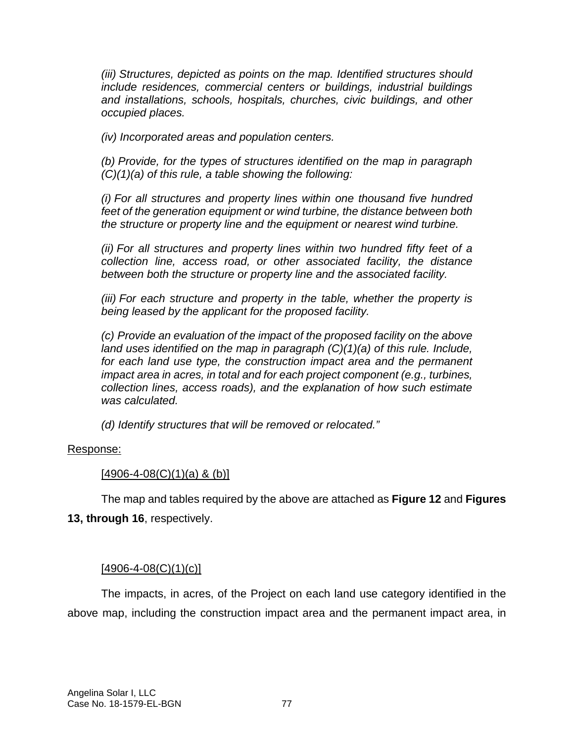*(iii) Structures, depicted as points on the map. Identified structures should include residences, commercial centers or buildings, industrial buildings and installations, schools, hospitals, churches, civic buildings, and other occupied places.*

*(iv) Incorporated areas and population centers.*

*(b) Provide, for the types of structures identified on the map in paragraph (C)(1)(a) of this rule, a table showing the following:*

*(i) For all structures and property lines within one thousand five hundred feet of the generation equipment or wind turbine, the distance between both the structure or property line and the equipment or nearest wind turbine.*

*(ii) For all structures and property lines within two hundred fifty feet of a collection line, access road, or other associated facility, the distance between both the structure or property line and the associated facility.*

*(iii) For each structure and property in the table, whether the property is being leased by the applicant for the proposed facility.*

*(c) Provide an evaluation of the impact of the proposed facility on the above land uses identified on the map in paragraph (C)(1)(a) of this rule. Include, for each land use type, the construction impact area and the permanent impact area in acres, in total and for each project component (e.g., turbines, collection lines, access roads), and the explanation of how such estimate was calculated.*

*(d) Identify structures that will be removed or relocated."*

Response:

[4906-4-08(C)(1)(a) & (b)]

The map and tables required by the above are attached as **Figure 12** and **Figures 13, through 16**, respectively.

[4906-4-08(C)(1)(c)]

The impacts, in acres, of the Project on each land use category identified in the above map, including the construction impact area and the permanent impact area, in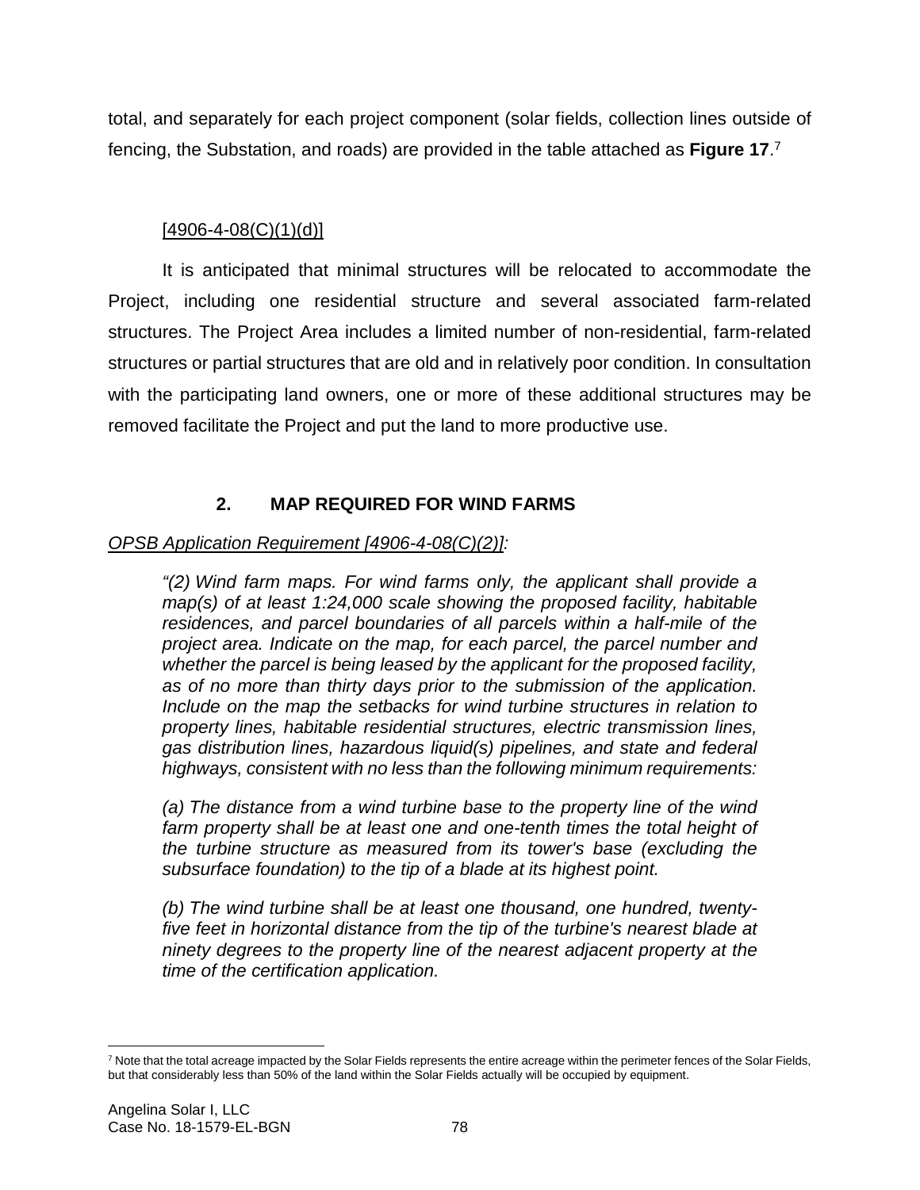total, and separately for each project component (solar fields, collection lines outside of fencing, the Substation, and roads) are provided in the table attached as **Figure 17**.[7]

[4906-4-08(C)(1)(d)]

It is anticipated that minimal structures will be relocated to accommodate the Project, including one residential structure and several associated farm-related structures. The Project Area includes a limited number of non-residential, farm-related structures or partial structures that are old and in relatively poor condition. In consultation with the participating land owners, one or more of these additional structures may be removed facilitate the Project and put the land to more productive use.

## 2. MAP REQUIRED FOR WIND FARMS

*OPSB Application Requirement [4906-4-08(C)(2)]:*

> *"(2) Wind farm maps. For wind farms only, the applicant shall provide a map(s) of at least 1:24,000 scale showing the proposed facility, habitable residences, and parcel boundaries of all parcels within a half-mile of the project area. Indicate on the map, for each parcel, the parcel number and whether the parcel is being leased by the applicant for the proposed facility, as of no more than thirty days prior to the submission of the application. Include on the map the setbacks for wind turbine structures in relation to property lines, habitable residential structures, electric transmission lines, gas distribution lines, hazardous liquid(s) pipelines, and state and federal highways, consistent with no less than the following minimum requirements:*
>
> *(a) The distance from a wind turbine base to the property line of the wind farm property shall be at least one and one-tenth times the total height of the turbine structure as measured from its tower's base (excluding the subsurface foundation) to the tip of a blade at its highest point.*
>
> *(b) The wind turbine shall be at least one thousand, one hundred, twenty-five feet in horizontal distance from the tip of the turbine's nearest blade at ninety degrees to the property line of the nearest adjacent property at the time of the certification application.*

[7] Note that the total acreage impacted by the Solar Fields represents the entire acreage within the perimeter fences of the Solar Fields, but that considerably less than 50% of the land within the Solar Fields actually will be occupied by equipment.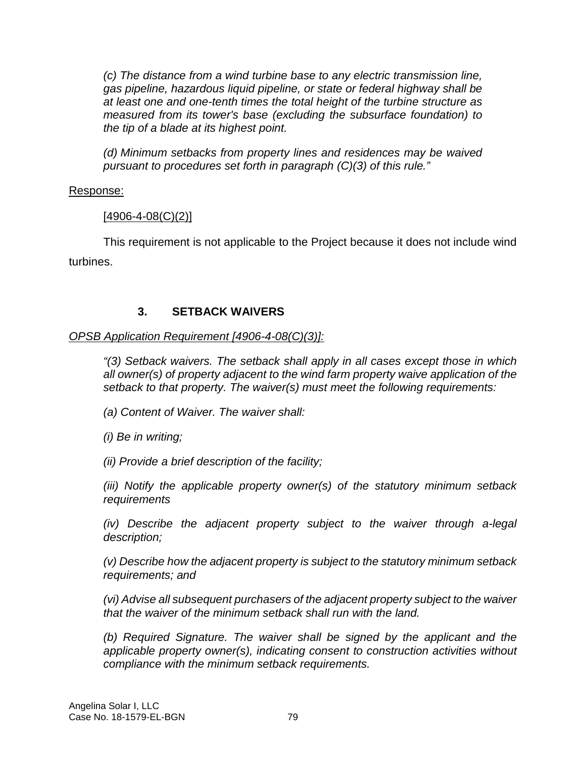*(c) The distance from a wind turbine base to any electric transmission line, gas pipeline, hazardous liquid pipeline, or state or federal highway shall be at least one and one-tenth times the total height of the turbine structure as measured from its tower's base (excluding the subsurface foundation) to the tip of a blade at its highest point.*

*(d) Minimum setbacks from property lines and residences may be waived pursuant to procedures set forth in paragraph (C)(3) of this rule."*

Response:

[4906-4-08(C)(2)]

This requirement is not applicable to the Project because it does not include wind turbines.

### 3. SETBACK WAIVERS

*OPSB Application Requirement [4906-4-08(C)(3)]:*

*"(3) Setback waivers. The setback shall apply in all cases except those in which all owner(s) of property adjacent to the wind farm property waive application of the setback to that property. The waiver(s) must meet the following requirements:*

*(a) Content of Waiver. The waiver shall:*

*(i) Be in writing;*

*(ii) Provide a brief description of the facility;*

*(iii) Notify the applicable property owner(s) of the statutory minimum setback requirements*

*(iv) Describe the adjacent property subject to the waiver through a-legal description;*

*(v) Describe how the adjacent property is subject to the statutory minimum setback requirements; and*

*(vi) Advise all subsequent purchasers of the adjacent property subject to the waiver that the waiver of the minimum setback shall run with the land.*

*(b) Required Signature. The waiver shall be signed by the applicant and the applicable property owner(s), indicating consent to construction activities without compliance with the minimum setback requirements.*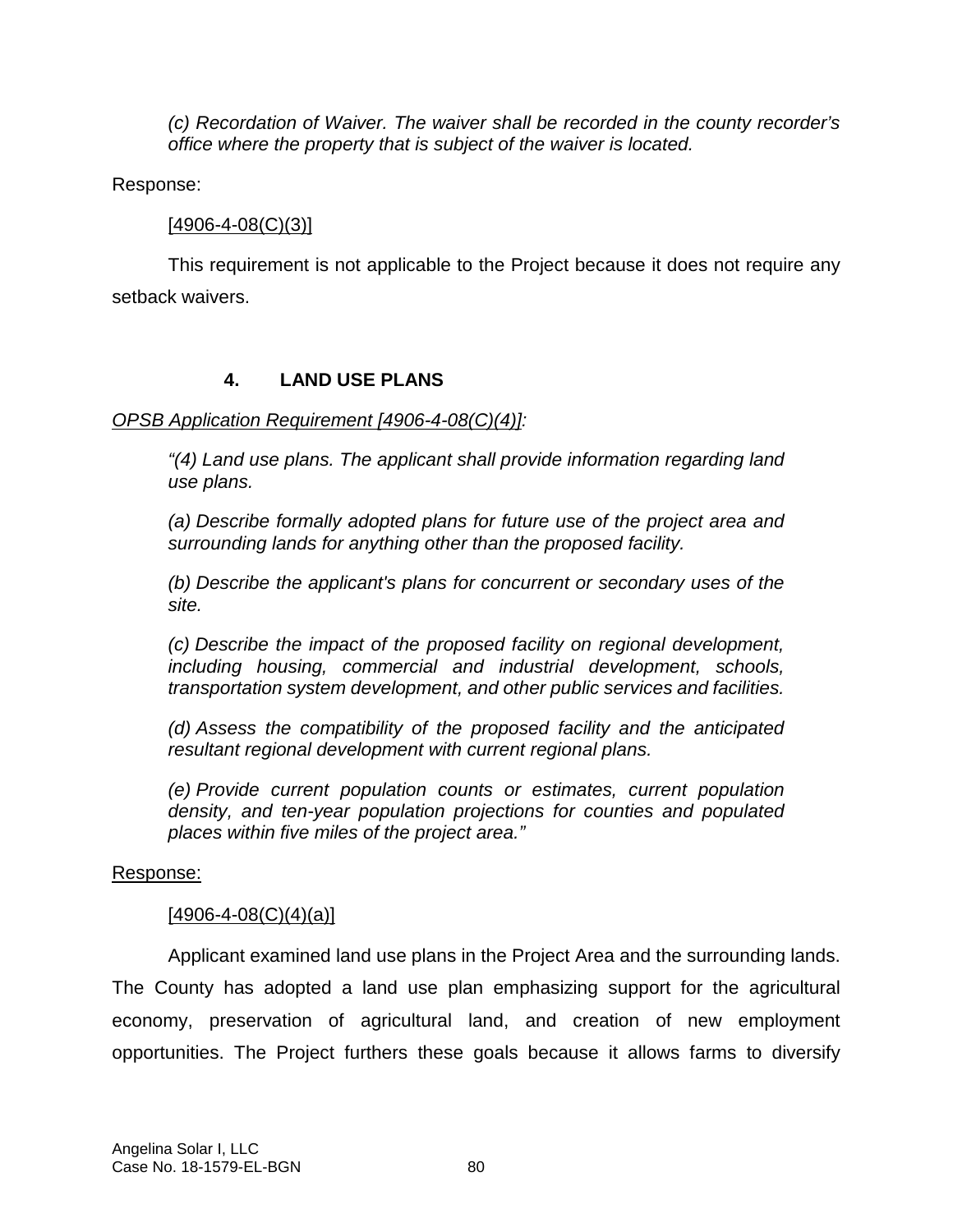*(c) Recordation of Waiver. The waiver shall be recorded in the county recorder's office where the property that is subject of the waiver is located.*

Response:

[4906-4-08(C)(3)]

This requirement is not applicable to the Project because it does not require any setback waivers.

#### 4. LAND USE PLANS

*OPSB Application Requirement [4906-4-08(C)(4)]:*

*"(4) Land use plans. The applicant shall provide information regarding land use plans.*

*(a) Describe formally adopted plans for future use of the project area and surrounding lands for anything other than the proposed facility.*

*(b) Describe the applicant's plans for concurrent or secondary uses of the site.*

*(c) Describe the impact of the proposed facility on regional development, including housing, commercial and industrial development, schools, transportation system development, and other public services and facilities.*

*(d) Assess the compatibility of the proposed facility and the anticipated resultant regional development with current regional plans.*

*(e) Provide current population counts or estimates, current population density, and ten-year population projections for counties and populated places within five miles of the project area."*

Response:

[4906-4-08(C)(4)(a)]

Applicant examined land use plans in the Project Area and the surrounding lands. The County has adopted a land use plan emphasizing support for the agricultural economy, preservation of agricultural land, and creation of new employment opportunities. The Project furthers these goals because it allows farms to diversify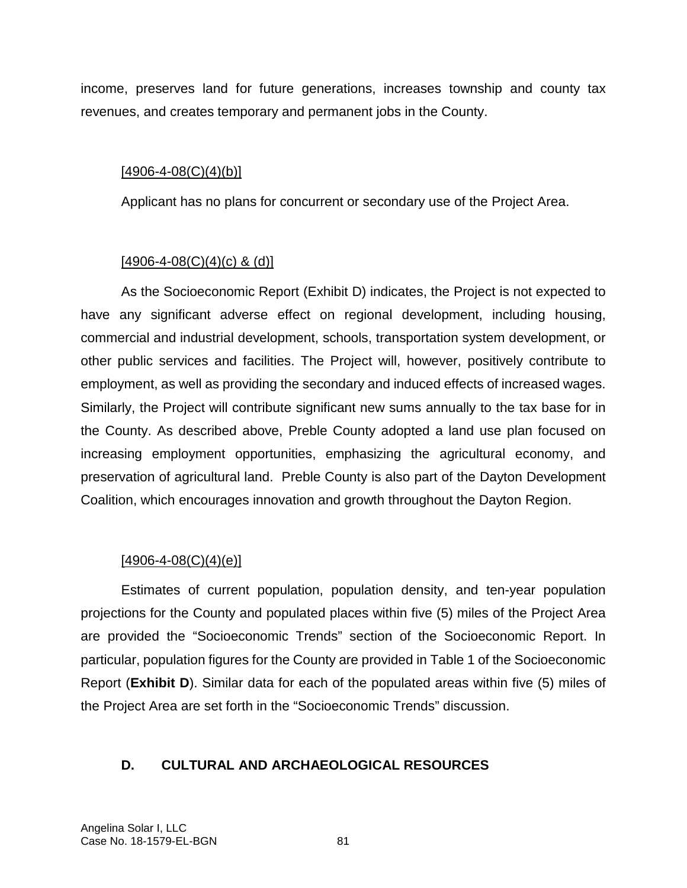income, preserves land for future generations, increases township and county tax revenues, and creates temporary and permanent jobs in the County.

[4906-4-08(C)(4)(b)]

Applicant has no plans for concurrent or secondary use of the Project Area.

[4906-4-08(C)(4)(c) & (d)]

As the Socioeconomic Report (Exhibit D) indicates, the Project is not expected to have any significant adverse effect on regional development, including housing, commercial and industrial development, schools, transportation system development, or other public services and facilities. The Project will, however, positively contribute to employment, as well as providing the secondary and induced effects of increased wages. Similarly, the Project will contribute significant new sums annually to the tax base for in the County. As described above, Preble County adopted a land use plan focused on increasing employment opportunities, emphasizing the agricultural economy, and preservation of agricultural land. Preble County is also part of the Dayton Development Coalition, which encourages innovation and growth throughout the Dayton Region.

[4906-4-08(C)(4)(e)]

Estimates of current population, population density, and ten-year population projections for the County and populated places within five (5) miles of the Project Area are provided the "Socioeconomic Trends" section of the Socioeconomic Report. In particular, population figures for the County are provided in Table 1 of the Socioeconomic Report (**Exhibit D**). Similar data for each of the populated areas within five (5) miles of the Project Area are set forth in the "Socioeconomic Trends" discussion.

## D. CULTURAL AND ARCHAEOLOGICAL RESOURCES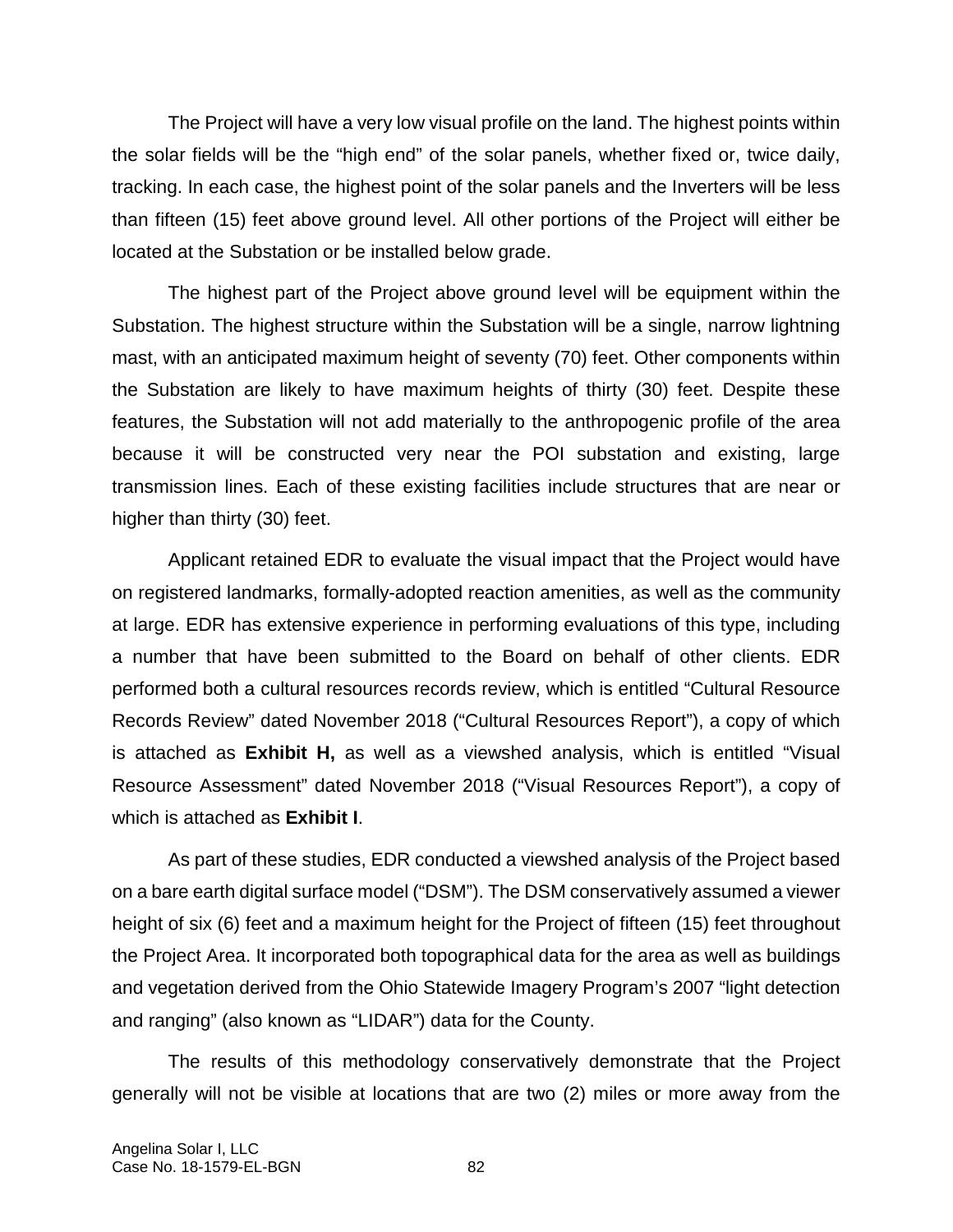The Project will have a very low visual profile on the land. The highest points within the solar fields will be the "high end" of the solar panels, whether fixed or, twice daily, tracking. In each case, the highest point of the solar panels and the Inverters will be less than fifteen (15) feet above ground level. All other portions of the Project will either be located at the Substation or be installed below grade.

The highest part of the Project above ground level will be equipment within the Substation. The highest structure within the Substation will be a single, narrow lightning mast, with an anticipated maximum height of seventy (70) feet. Other components within the Substation are likely to have maximum heights of thirty (30) feet. Despite these features, the Substation will not add materially to the anthropogenic profile of the area because it will be constructed very near the POI substation and existing, large transmission lines. Each of these existing facilities include structures that are near or higher than thirty (30) feet.

Applicant retained EDR to evaluate the visual impact that the Project would have on registered landmarks, formally-adopted reaction amenities, as well as the community at large. EDR has extensive experience in performing evaluations of this type, including a number that have been submitted to the Board on behalf of other clients. EDR performed both a cultural resources records review, which is entitled "Cultural Resource Records Review" dated November 2018 ("Cultural Resources Report"), a copy of which is attached as **Exhibit H,** as well as a viewshed analysis, which is entitled "Visual Resource Assessment" dated November 2018 ("Visual Resources Report"), a copy of which is attached as **Exhibit I**.

As part of these studies, EDR conducted a viewshed analysis of the Project based on a bare earth digital surface model ("DSM"). The DSM conservatively assumed a viewer height of six (6) feet and a maximum height for the Project of fifteen (15) feet throughout the Project Area. It incorporated both topographical data for the area as well as buildings and vegetation derived from the Ohio Statewide Imagery Program's 2007 "light detection and ranging" (also known as "LIDAR") data for the County.

The results of this methodology conservatively demonstrate that the Project generally will not be visible at locations that are two (2) miles or more away from the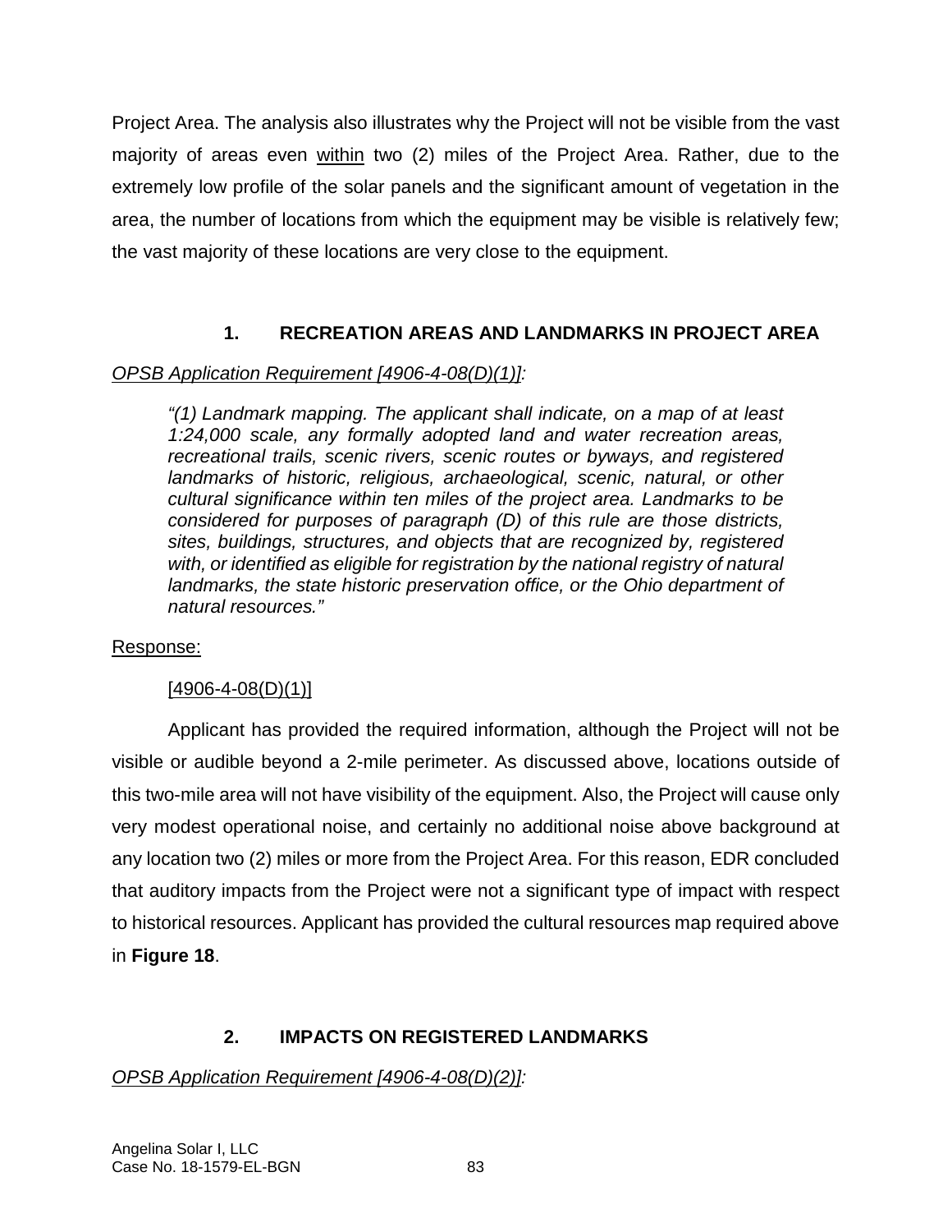Project Area. The analysis also illustrates why the Project will not be visible from the vast majority of areas even <u>within</u> two (2) miles of the Project Area. Rather, due to the extremely low profile of the solar panels and the significant amount of vegetation in the area, the number of locations from which the equipment may be visible is relatively few; the vast majority of these locations are very close to the equipment.

### 1. RECREATION AREAS AND LANDMARKS IN PROJECT AREA

*<u>OPSB Application Requirement [4906-4-08(D)(1)]</u>:*

> *"(1) Landmark mapping. The applicant shall indicate, on a map of at least 1:24,000 scale, any formally adopted land and water recreation areas, recreational trails, scenic rivers, scenic routes or byways, and registered landmarks of historic, religious, archaeological, scenic, natural, or other cultural significance within ten miles of the project area. Landmarks to be considered for purposes of paragraph (D) of this rule are those districts, sites, buildings, structures, and objects that are recognized by, registered with, or identified as eligible for registration by the national registry of natural landmarks, the state historic preservation office, or the Ohio department of natural resources."*

<u>Response:</u>

<u>[4906-4-08(D)(1)]</u>

Applicant has provided the required information, although the Project will not be visible or audible beyond a 2-mile perimeter. As discussed above, locations outside of this two-mile area will not have visibility of the equipment. Also, the Project will cause only very modest operational noise, and certainly no additional noise above background at any location two (2) miles or more from the Project Area. For this reason, EDR concluded that auditory impacts from the Project were not a significant type of impact with respect to historical resources. Applicant has provided the cultural resources map required above in **Figure 18**.

### 2. IMPACTS ON REGISTERED LANDMARKS

*<u>OPSB Application Requirement [4906-4-08(D)(2)]</u>:*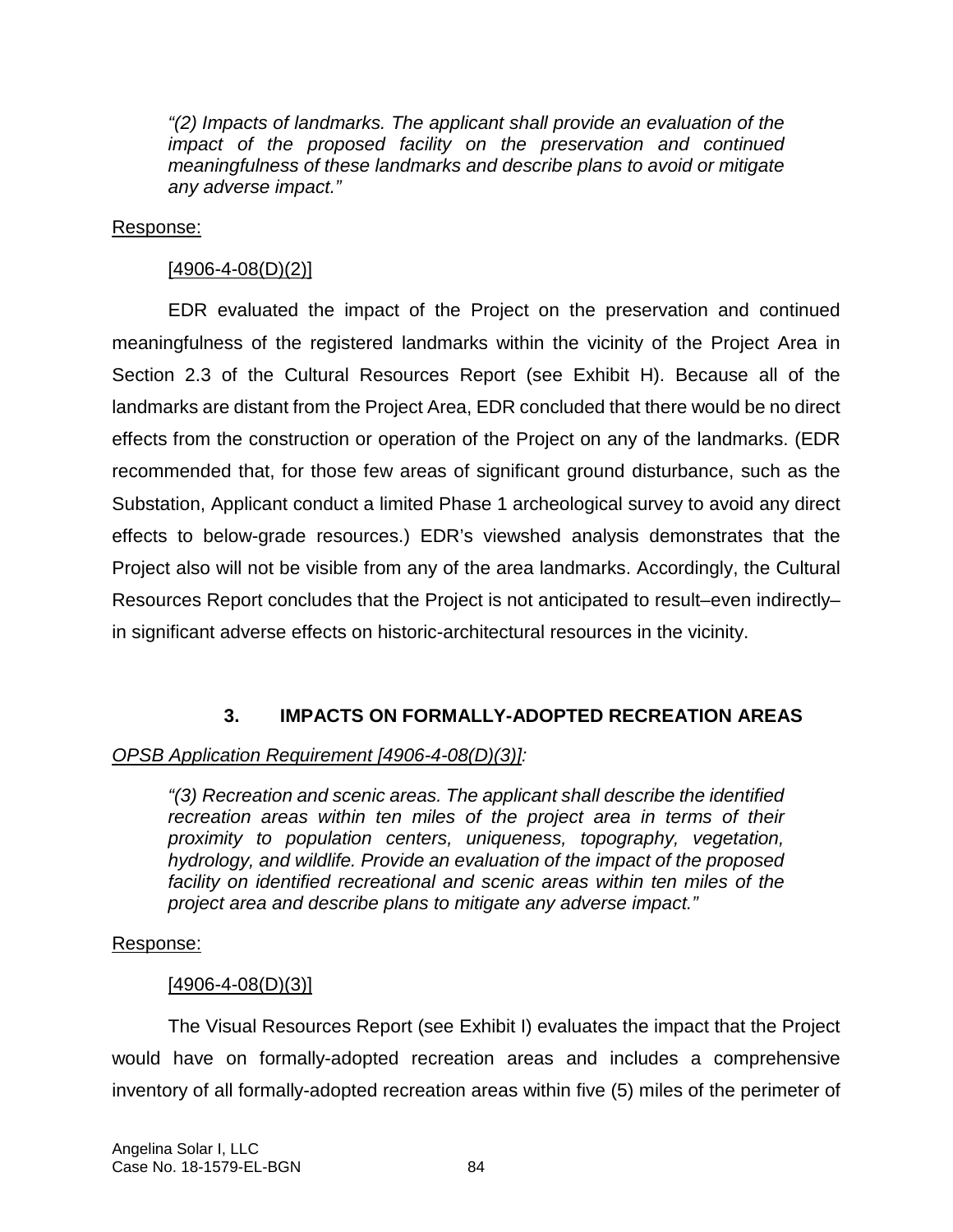*"(2) Impacts of landmarks. The applicant shall provide an evaluation of the impact of the proposed facility on the preservation and continued meaningfulness of these landmarks and describe plans to avoid or mitigate any adverse impact."*

Response:

[4906-4-08(D)(2)]

EDR evaluated the impact of the Project on the preservation and continued meaningfulness of the registered landmarks within the vicinity of the Project Area in Section 2.3 of the Cultural Resources Report (see Exhibit H). Because all of the landmarks are distant from the Project Area, EDR concluded that there would be no direct effects from the construction or operation of the Project on any of the landmarks. (EDR recommended that, for those few areas of significant ground disturbance, such as the Substation, Applicant conduct a limited Phase 1 archeological survey to avoid any direct effects to below-grade resources.) EDR's viewshed analysis demonstrates that the Project also will not be visible from any of the area landmarks. Accordingly, the Cultural Resources Report concludes that the Project is not anticipated to result–even indirectly–in significant adverse effects on historic-architectural resources in the vicinity.

### 3. IMPACTS ON FORMALLY-ADOPTED RECREATION AREAS

*OPSB Application Requirement [4906-4-08(D)(3)]:*

*"(3) Recreation and scenic areas. The applicant shall describe the identified recreation areas within ten miles of the project area in terms of their proximity to population centers, uniqueness, topography, vegetation, hydrology, and wildlife. Provide an evaluation of the impact of the proposed facility on identified recreational and scenic areas within ten miles of the project area and describe plans to mitigate any adverse impact."*

Response:

[4906-4-08(D)(3)]

The Visual Resources Report (see Exhibit I) evaluates the impact that the Project would have on formally-adopted recreation areas and includes a comprehensive inventory of all formally-adopted recreation areas within five (5) miles of the perimeter of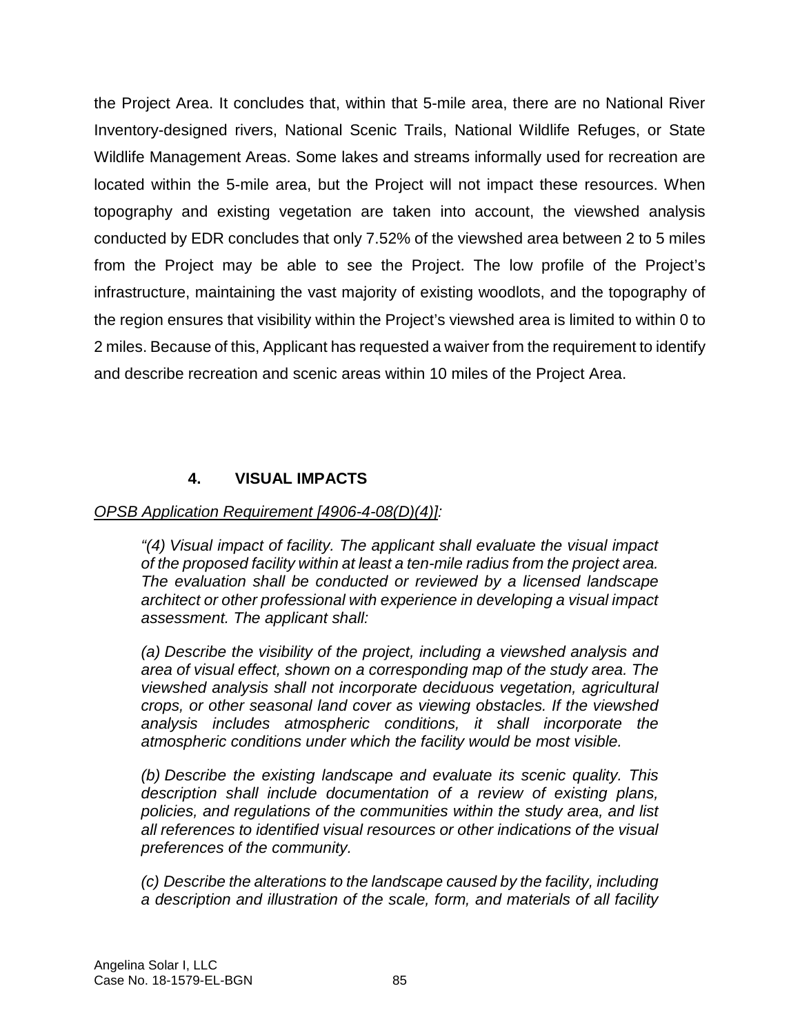the Project Area. It concludes that, within that 5-mile area, there are no National River Inventory-designed rivers, National Scenic Trails, National Wildlife Refuges, or State Wildlife Management Areas. Some lakes and streams informally used for recreation are located within the 5-mile area, but the Project will not impact these resources. When topography and existing vegetation are taken into account, the viewshed analysis conducted by EDR concludes that only 7.52% of the viewshed area between 2 to 5 miles from the Project may be able to see the Project. The low profile of the Project's infrastructure, maintaining the vast majority of existing woodlots, and the topography of the region ensures that visibility within the Project's viewshed area is limited to within 0 to 2 miles. Because of this, Applicant has requested a waiver from the requirement to identify and describe recreation and scenic areas within 10 miles of the Project Area.

### 4. VISUAL IMPACTS

<u>*OPSB Application Requirement [4906-4-08(D)(4)]*</u>*:*

> *"(4) Visual impact of facility. The applicant shall evaluate the visual impact of the proposed facility within at least a ten-mile radius from the project area. The evaluation shall be conducted or reviewed by a licensed landscape architect or other professional with experience in developing a visual impact assessment. The applicant shall:*
>
> *(a) Describe the visibility of the project, including a viewshed analysis and area of visual effect, shown on a corresponding map of the study area. The viewshed analysis shall not incorporate deciduous vegetation, agricultural crops, or other seasonal land cover as viewing obstacles. If the viewshed analysis includes atmospheric conditions, it shall incorporate the atmospheric conditions under which the facility would be most visible.*
>
> *(b) Describe the existing landscape and evaluate its scenic quality. This description shall include documentation of a review of existing plans, policies, and regulations of the communities within the study area, and list all references to identified visual resources or other indications of the visual preferences of the community.*
>
> *(c) Describe the alterations to the landscape caused by the facility, including a description and illustration of the scale, form, and materials of all facility*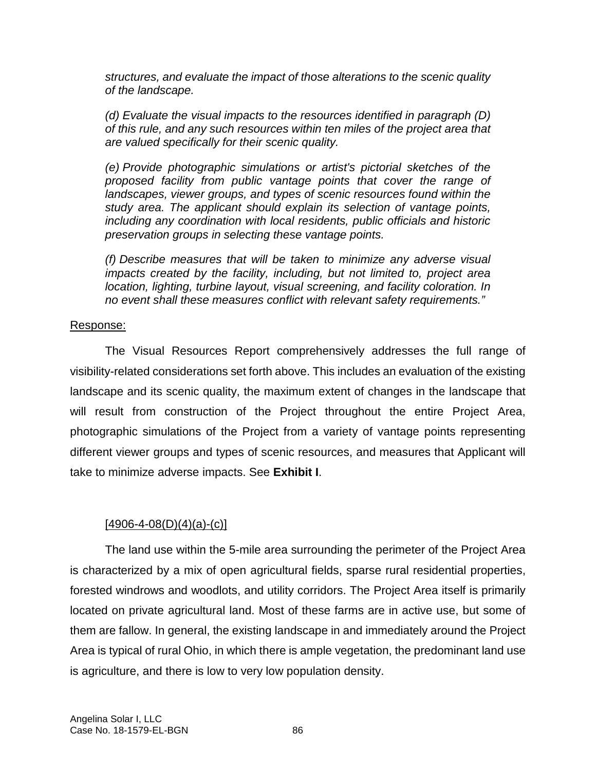*structures, and evaluate the impact of those alterations to the scenic quality of the landscape.*

*(d) Evaluate the visual impacts to the resources identified in paragraph (D) of this rule, and any such resources within ten miles of the project area that are valued specifically for their scenic quality.*

*(e) Provide photographic simulations or artist's pictorial sketches of the proposed facility from public vantage points that cover the range of landscapes, viewer groups, and types of scenic resources found within the study area. The applicant should explain its selection of vantage points, including any coordination with local residents, public officials and historic preservation groups in selecting these vantage points.*

*(f) Describe measures that will be taken to minimize any adverse visual impacts created by the facility, including, but not limited to, project area location, lighting, turbine layout, visual screening, and facility coloration. In no event shall these measures conflict with relevant safety requirements."*

Response:

The Visual Resources Report comprehensively addresses the full range of visibility-related considerations set forth above. This includes an evaluation of the existing landscape and its scenic quality, the maximum extent of changes in the landscape that will result from construction of the Project throughout the entire Project Area, photographic simulations of the Project from a variety of vantage points representing different viewer groups and types of scenic resources, and measures that Applicant will take to minimize adverse impacts. See **Exhibit I**.

[4906-4-08(D)(4)(a)-(c)]

The land use within the 5-mile area surrounding the perimeter of the Project Area is characterized by a mix of open agricultural fields, sparse rural residential properties, forested windrows and woodlots, and utility corridors. The Project Area itself is primarily located on private agricultural land. Most of these farms are in active use, but some of them are fallow. In general, the existing landscape in and immediately around the Project Area is typical of rural Ohio, in which there is ample vegetation, the predominant land use is agriculture, and there is low to very low population density.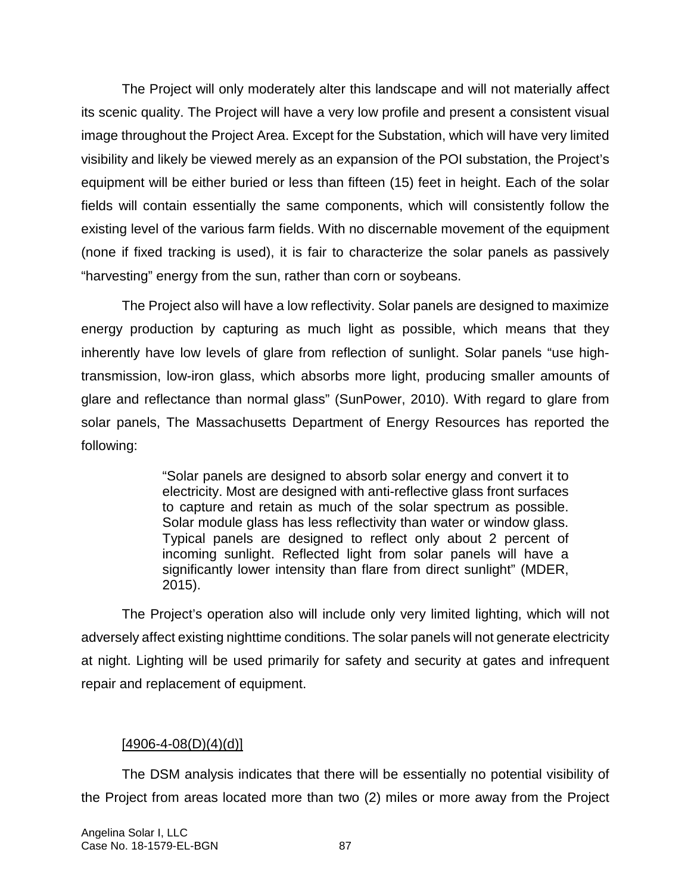The Project will only moderately alter this landscape and will not materially affect its scenic quality. The Project will have a very low profile and present a consistent visual image throughout the Project Area. Except for the Substation, which will have very limited visibility and likely be viewed merely as an expansion of the POI substation, the Project's equipment will be either buried or less than fifteen (15) feet in height. Each of the solar fields will contain essentially the same components, which will consistently follow the existing level of the various farm fields. With no discernable movement of the equipment (none if fixed tracking is used), it is fair to characterize the solar panels as passively "harvesting" energy from the sun, rather than corn or soybeans.

The Project also will have a low reflectivity. Solar panels are designed to maximize energy production by capturing as much light as possible, which means that they inherently have low levels of glare from reflection of sunlight. Solar panels "use high-transmission, low-iron glass, which absorbs more light, producing smaller amounts of glare and reflectance than normal glass" (SunPower, 2010). With regard to glare from solar panels, The Massachusetts Department of Energy Resources has reported the following:

> "Solar panels are designed to absorb solar energy and convert it to electricity. Most are designed with anti-reflective glass front surfaces to capture and retain as much of the solar spectrum as possible. Solar module glass has less reflectivity than water or window glass. Typical panels are designed to reflect only about 2 percent of incoming sunlight. Reflected light from solar panels will have a significantly lower intensity than flare from direct sunlight" (MDER, 2015).

The Project's operation also will include only very limited lighting, which will not adversely affect existing nighttime conditions. The solar panels will not generate electricity at night. Lighting will be used primarily for safety and security at gates and infrequent repair and replacement of equipment.

[4906-4-08(D)(4)(d)]

The DSM analysis indicates that there will be essentially no potential visibility of the Project from areas located more than two (2) miles or more away from the Project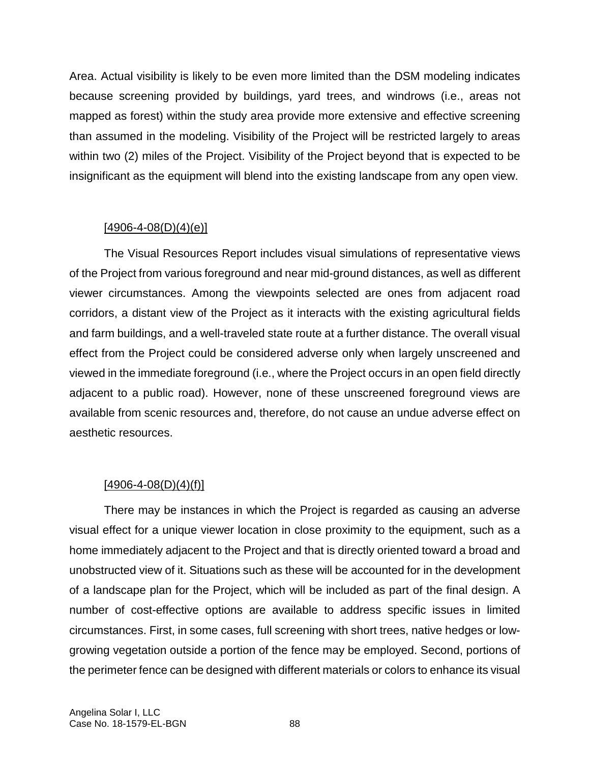Area. Actual visibility is likely to be even more limited than the DSM modeling indicates because screening provided by buildings, yard trees, and windrows (i.e., areas not mapped as forest) within the study area provide more extensive and effective screening than assumed in the modeling. Visibility of the Project will be restricted largely to areas within two (2) miles of the Project. Visibility of the Project beyond that is expected to be insignificant as the equipment will blend into the existing landscape from any open view.

[4906-4-08(D)(4)(e)]

The Visual Resources Report includes visual simulations of representative views of the Project from various foreground and near mid-ground distances, as well as different viewer circumstances. Among the viewpoints selected are ones from adjacent road corridors, a distant view of the Project as it interacts with the existing agricultural fields and farm buildings, and a well-traveled state route at a further distance. The overall visual effect from the Project could be considered adverse only when largely unscreened and viewed in the immediate foreground (i.e., where the Project occurs in an open field directly adjacent to a public road). However, none of these unscreened foreground views are available from scenic resources and, therefore, do not cause an undue adverse effect on aesthetic resources.

[4906-4-08(D)(4)(f)]

There may be instances in which the Project is regarded as causing an adverse visual effect for a unique viewer location in close proximity to the equipment, such as a home immediately adjacent to the Project and that is directly oriented toward a broad and unobstructed view of it. Situations such as these will be accounted for in the development of a landscape plan for the Project, which will be included as part of the final design. A number of cost-effective options are available to address specific issues in limited circumstances. First, in some cases, full screening with short trees, native hedges or low-growing vegetation outside a portion of the fence may be employed. Second, portions of the perimeter fence can be designed with different materials or colors to enhance its visual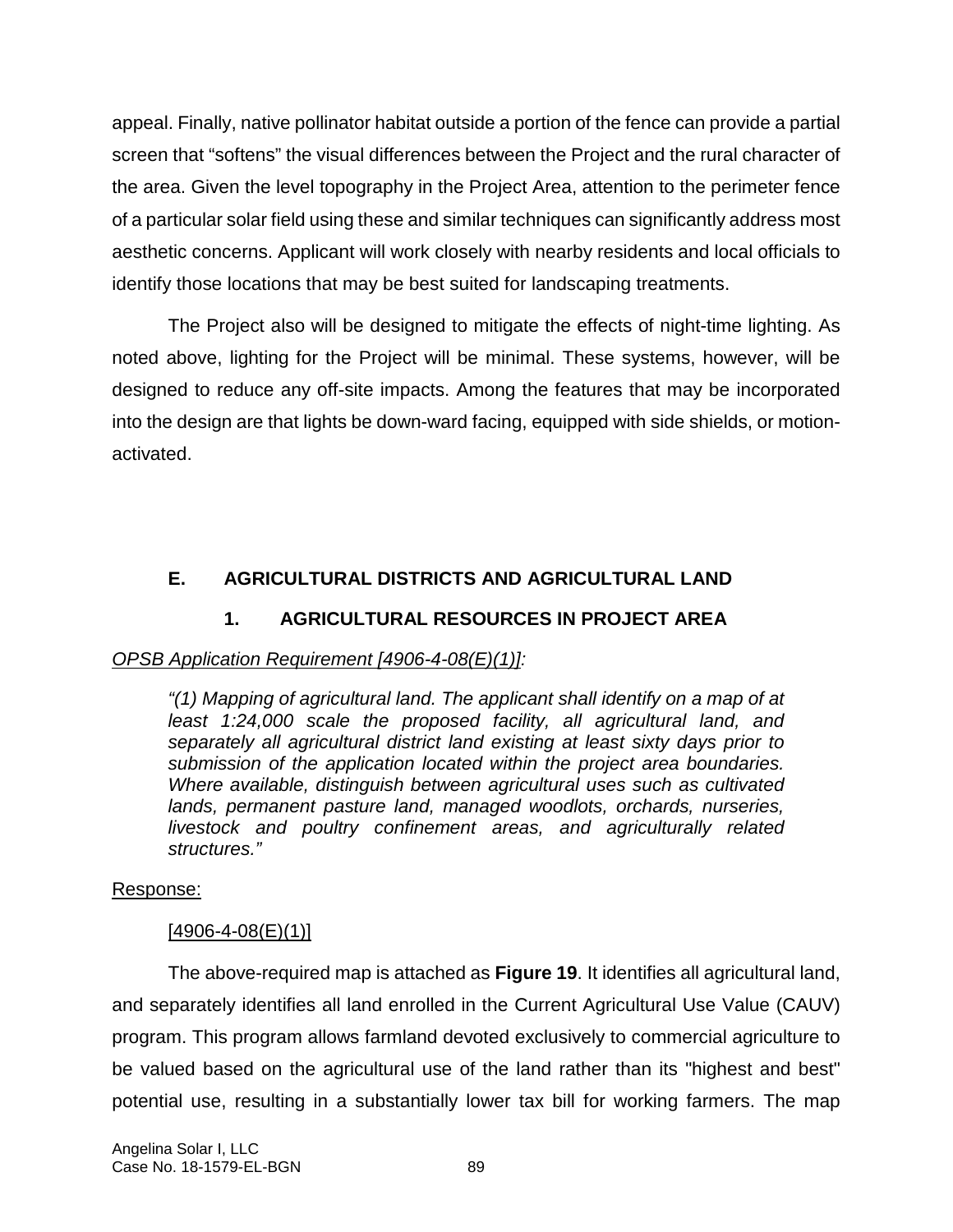appeal. Finally, native pollinator habitat outside a portion of the fence can provide a partial screen that "softens" the visual differences between the Project and the rural character of the area. Given the level topography in the Project Area, attention to the perimeter fence of a particular solar field using these and similar techniques can significantly address most aesthetic concerns. Applicant will work closely with nearby residents and local officials to identify those locations that may be best suited for landscaping treatments.

The Project also will be designed to mitigate the effects of night-time lighting. As noted above, lighting for the Project will be minimal. These systems, however, will be designed to reduce any off-site impacts. Among the features that may be incorporated into the design are that lights be down-ward facing, equipped with side shields, or motion-activated.

## E. AGRICULTURAL DISTRICTS AND AGRICULTURAL LAND

### 1. AGRICULTURAL RESOURCES IN PROJECT AREA

*OPSB Application Requirement [4906-4-08(E)(1)]:*

> *"(1) Mapping of agricultural land. The applicant shall identify on a map of at least 1:24,000 scale the proposed facility, all agricultural land, and separately all agricultural district land existing at least sixty days prior to submission of the application located within the project area boundaries. Where available, distinguish between agricultural uses such as cultivated lands, permanent pasture land, managed woodlots, orchards, nurseries, livestock and poultry confinement areas, and agriculturally related structures."*

Response:

[4906-4-08(E)(1)]

The above-required map is attached as **Figure 19**. It identifies all agricultural land, and separately identifies all land enrolled in the Current Agricultural Use Value (CAUV) program. This program allows farmland devoted exclusively to commercial agriculture to be valued based on the agricultural use of the land rather than its "highest and best" potential use, resulting in a substantially lower tax bill for working farmers. The map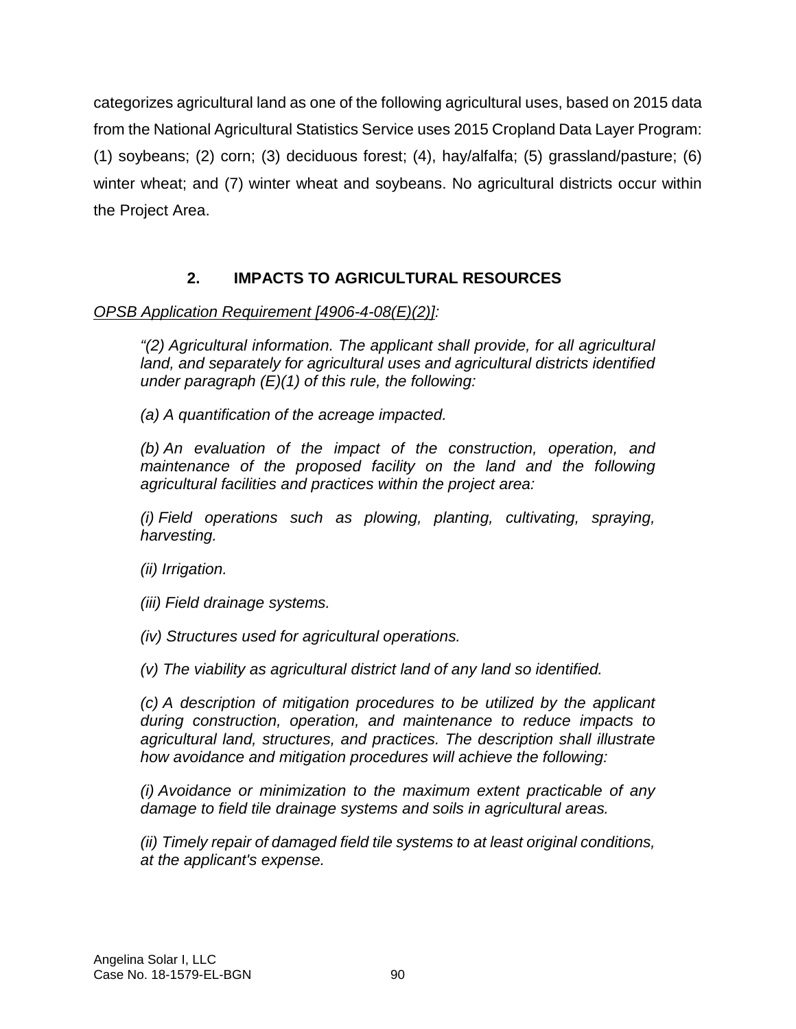categorizes agricultural land as one of the following agricultural uses, based on 2015 data from the National Agricultural Statistics Service uses 2015 Cropland Data Layer Program: (1) soybeans; (2) corn; (3) deciduous forest; (4), hay/alfalfa; (5) grassland/pasture; (6) winter wheat; and (7) winter wheat and soybeans. No agricultural districts occur within the Project Area.

## 2. IMPACTS TO AGRICULTURAL RESOURCES

<u>OPSB Application Requirement [4906-4-08(E)(2)]</u>:

> *"(2) Agricultural information. The applicant shall provide, for all agricultural land, and separately for agricultural uses and agricultural districts identified under paragraph (E)(1) of this rule, the following:*
>
> *(a) A quantification of the acreage impacted.*
>
> *(b) An evaluation of the impact of the construction, operation, and maintenance of the proposed facility on the land and the following agricultural facilities and practices within the project area:*
>
> *(i) Field operations such as plowing, planting, cultivating, spraying, harvesting.*
>
> *(ii) Irrigation.*
>
> *(iii) Field drainage systems.*
>
> *(iv) Structures used for agricultural operations.*
>
> *(v) The viability as agricultural district land of any land so identified.*
>
> *(c) A description of mitigation procedures to be utilized by the applicant during construction, operation, and maintenance to reduce impacts to agricultural land, structures, and practices. The description shall illustrate how avoidance and mitigation procedures will achieve the following:*
>
> *(i) Avoidance or minimization to the maximum extent practicable of any damage to field tile drainage systems and soils in agricultural areas.*
>
> *(ii) Timely repair of damaged field tile systems to at least original conditions, at the applicant's expense.*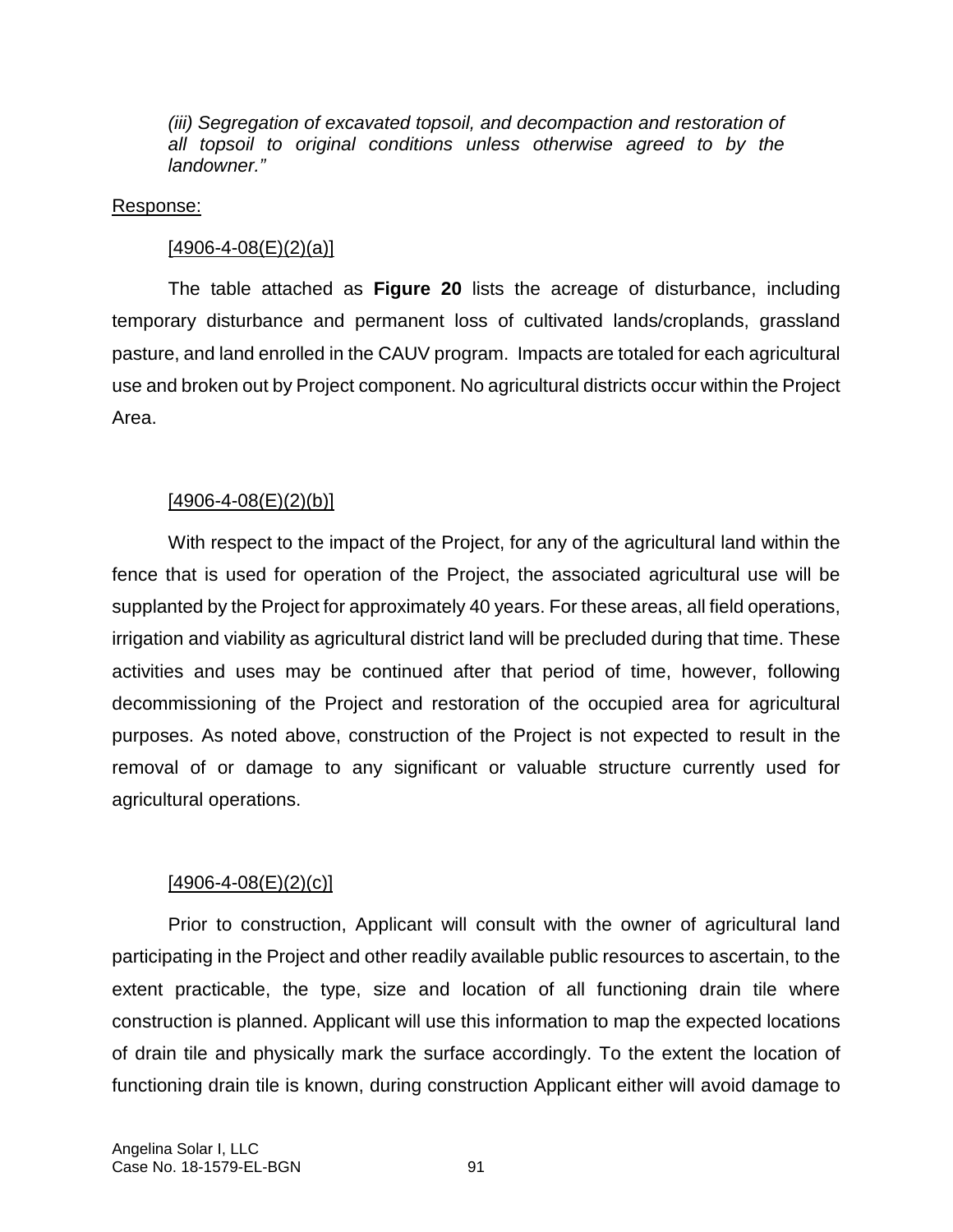*(iii) Segregation of excavated topsoil, and decompaction and restoration of all topsoil to original conditions unless otherwise agreed to by the landowner."*

Response:

[4906-4-08(E)(2)(a)]

The table attached as **Figure 20** lists the acreage of disturbance, including temporary disturbance and permanent loss of cultivated lands/croplands, grassland pasture, and land enrolled in the CAUV program. Impacts are totaled for each agricultural use and broken out by Project component. No agricultural districts occur within the Project Area.

[4906-4-08(E)(2)(b)]

With respect to the impact of the Project, for any of the agricultural land within the fence that is used for operation of the Project, the associated agricultural use will be supplanted by the Project for approximately 40 years. For these areas, all field operations, irrigation and viability as agricultural district land will be precluded during that time. These activities and uses may be continued after that period of time, however, following decommissioning of the Project and restoration of the occupied area for agricultural purposes. As noted above, construction of the Project is not expected to result in the removal of or damage to any significant or valuable structure currently used for agricultural operations.

[4906-4-08(E)(2)(c)]

Prior to construction, Applicant will consult with the owner of agricultural land participating in the Project and other readily available public resources to ascertain, to the extent practicable, the type, size and location of all functioning drain tile where construction is planned. Applicant will use this information to map the expected locations of drain tile and physically mark the surface accordingly. To the extent the location of functioning drain tile is known, during construction Applicant either will avoid damage to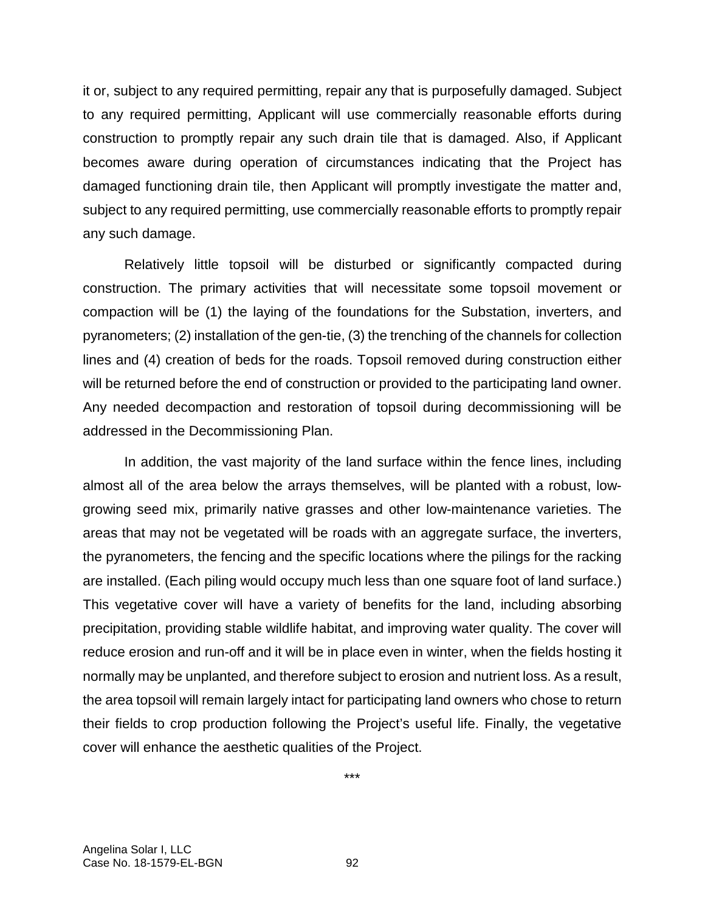it or, subject to any required permitting, repair any that is purposefully damaged. Subject to any required permitting, Applicant will use commercially reasonable efforts during construction to promptly repair any such drain tile that is damaged. Also, if Applicant becomes aware during operation of circumstances indicating that the Project has damaged functioning drain tile, then Applicant will promptly investigate the matter and, subject to any required permitting, use commercially reasonable efforts to promptly repair any such damage.

Relatively little topsoil will be disturbed or significantly compacted during construction. The primary activities that will necessitate some topsoil movement or compaction will be (1) the laying of the foundations for the Substation, inverters, and pyranometers; (2) installation of the gen-tie, (3) the trenching of the channels for collection lines and (4) creation of beds for the roads. Topsoil removed during construction either will be returned before the end of construction or provided to the participating land owner. Any needed decompaction and restoration of topsoil during decommissioning will be addressed in the Decommissioning Plan.

In addition, the vast majority of the land surface within the fence lines, including almost all of the area below the arrays themselves, will be planted with a robust, low-growing seed mix, primarily native grasses and other low-maintenance varieties. The areas that may not be vegetated will be roads with an aggregate surface, the inverters, the pyranometers, the fencing and the specific locations where the pilings for the racking are installed. (Each piling would occupy much less than one square foot of land surface.) This vegetative cover will have a variety of benefits for the land, including absorbing precipitation, providing stable wildlife habitat, and improving water quality. The cover will reduce erosion and run-off and it will be in place even in winter, when the fields hosting it normally may be unplanted, and therefore subject to erosion and nutrient loss. As a result, the area topsoil will remain largely intact for participating land owners who chose to return their fields to crop production following the Project's useful life. Finally, the vegetative cover will enhance the aesthetic qualities of the Project.

***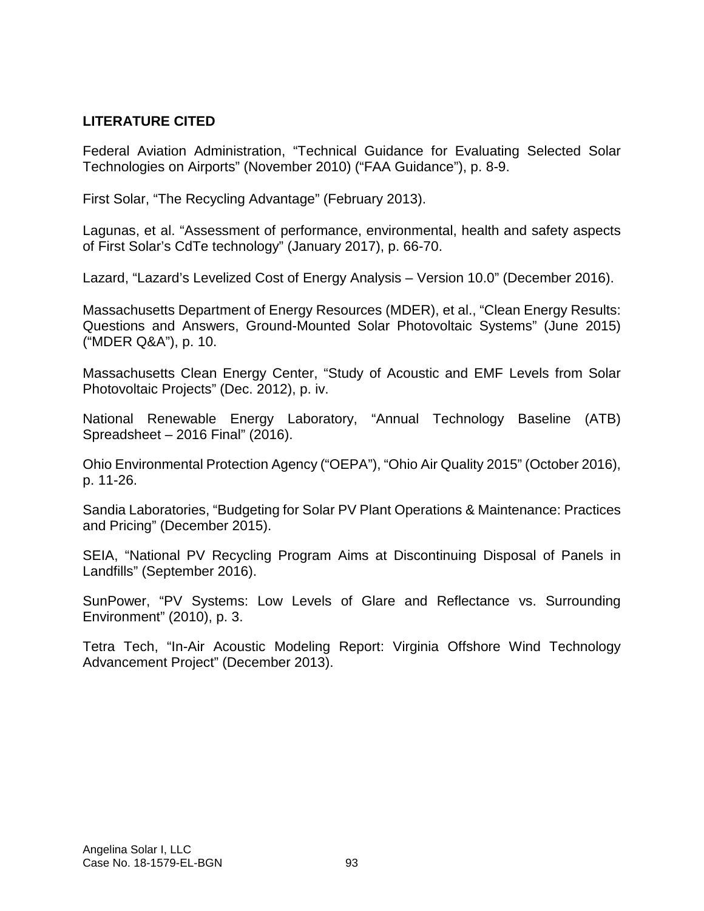## LITERATURE CITED

Federal Aviation Administration, "Technical Guidance for Evaluating Selected Solar Technologies on Airports" (November 2010) ("FAA Guidance"), p. 8-9.

First Solar, "The Recycling Advantage" (February 2013).

Lagunas, et al. "Assessment of performance, environmental, health and safety aspects of First Solar's CdTe technology" (January 2017), p. 66-70.

Lazard, "Lazard's Levelized Cost of Energy Analysis – Version 10.0" (December 2016).

Massachusetts Department of Energy Resources (MDER), et al., "Clean Energy Results: Questions and Answers, Ground-Mounted Solar Photovoltaic Systems" (June 2015) ("MDER Q&A"), p. 10.

Massachusetts Clean Energy Center, "Study of Acoustic and EMF Levels from Solar Photovoltaic Projects" (Dec. 2012), p. iv.

National Renewable Energy Laboratory, "Annual Technology Baseline (ATB) Spreadsheet – 2016 Final" (2016).

Ohio Environmental Protection Agency ("OEPA"), "Ohio Air Quality 2015" (October 2016), p. 11-26.

Sandia Laboratories, "Budgeting for Solar PV Plant Operations & Maintenance: Practices and Pricing" (December 2015).

SEIA, "National PV Recycling Program Aims at Discontinuing Disposal of Panels in Landfills" (September 2016).

SunPower, "PV Systems: Low Levels of Glare and Reflectance vs. Surrounding Environment" (2010), p. 3.

Tetra Tech, "In-Air Acoustic Modeling Report: Virginia Offshore Wind Technology Advancement Project" (December 2013).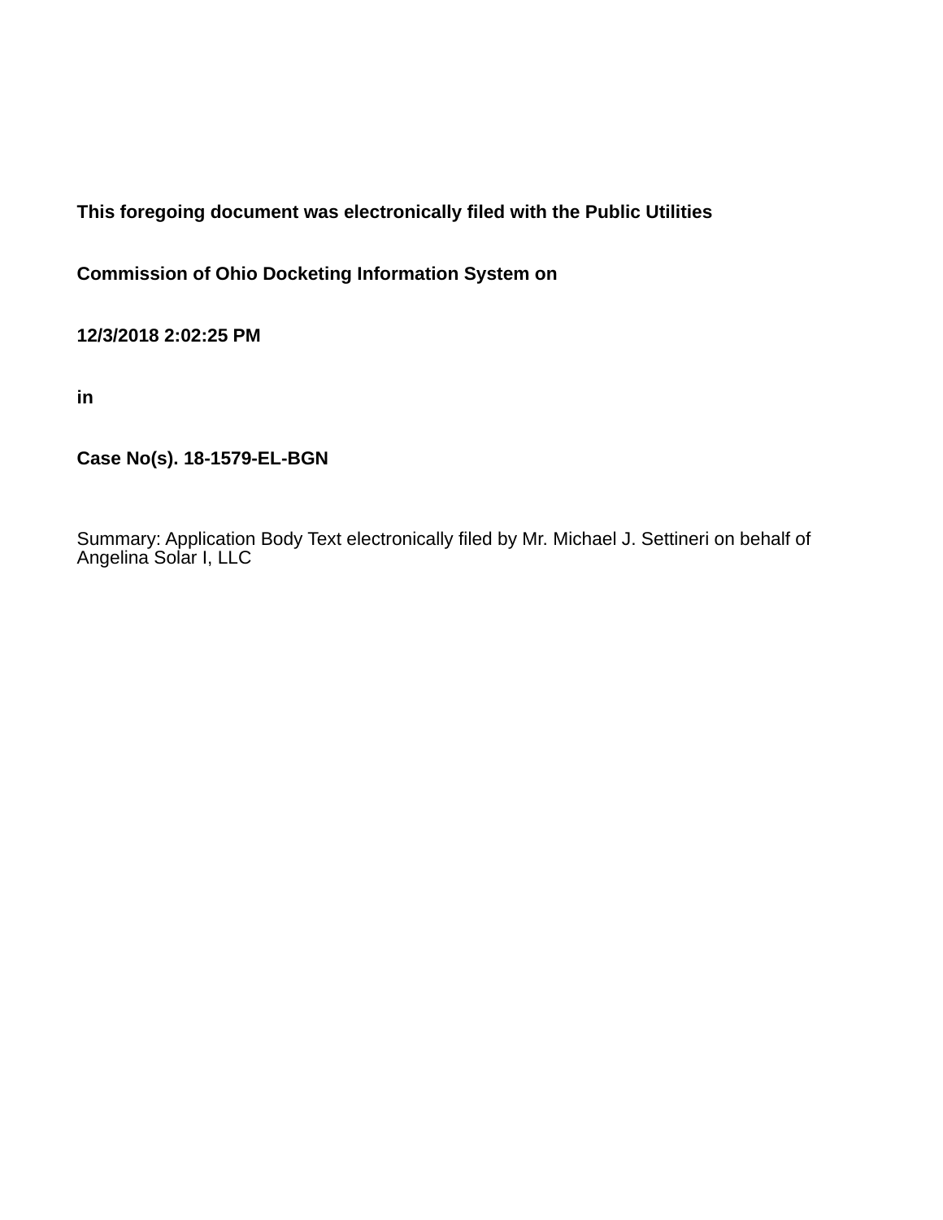**This foregoing document was electronically filed with the Public Utilities**

**Commission of Ohio Docketing Information System on**

**12/3/2018 2:02:25 PM**

**in**

**Case No(s). 18-1579-EL-BGN**

Summary: Application Body Text electronically filed by Mr. Michael J. Settineri on behalf of Angelina Solar I, LLC